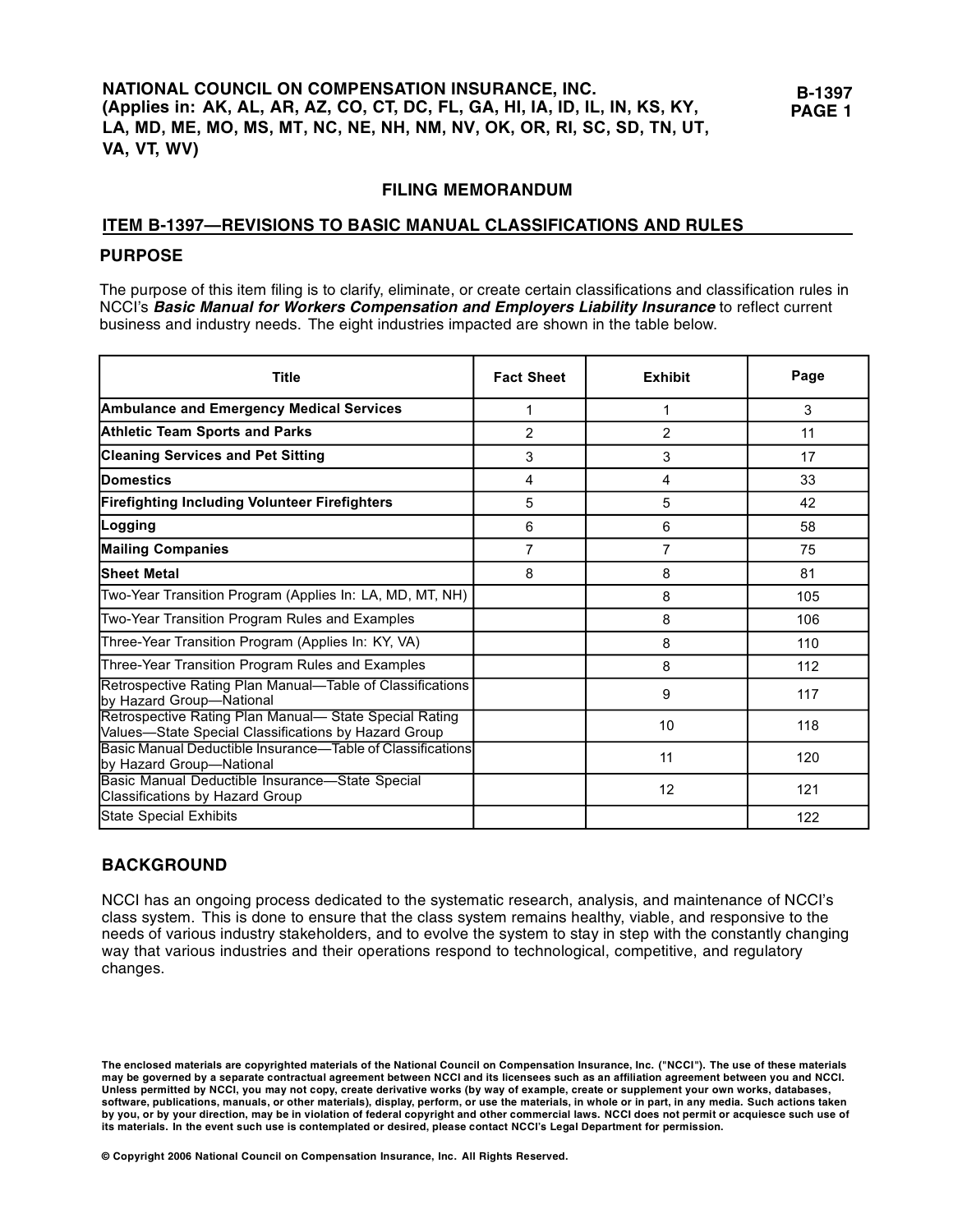**NATIONAL COUNCIL ON COMPENSATION INSURANCE, INC.**
**(Applies in: AK, AL, AR, AZ, CO, CT, DC, FL, GA, HI, IA, ID, IL, IN, KS, KY, LA, MD, ME, MO, MS, MT, NC, NE, NH, NM, NV, OK, OR, RI, SC, SD, TN, UT, VA, VT, WV)**

**B-1397**
**PAGE 1**

## FILING MEMORANDUM

## ITEM B-1397—REVISIONS TO BASIC MANUAL CLASSIFICATIONS AND RULES

### PURPOSE

The purpose of this item filing is to clarify, eliminate, or create certain classifications and classification rules in NCCI's ***Basic Manual for Workers Compensation and Employers Liability Insurance*** to reflect current business and industry needs. The eight industries impacted are shown in the table below.

| Title | Fact Sheet | Exhibit | Page |
|---|---|---|---|
| **Ambulance and Emergency Medical Services** | 1 | 1 | 3 |
| **Athletic Team Sports and Parks** | 2 | 2 | 11 |
| **Cleaning Services and Pet Sitting** | 3 | 3 | 17 |
| **Domestics** | 4 | 4 | 33 |
| **Firefighting Including Volunteer Firefighters** | 5 | 5 | 42 |
| **Logging** | 6 | 6 | 58 |
| **Mailing Companies** | 7 | 7 | 75 |
| **Sheet Metal** | 8 | 8 | 81 |
| Two-Year Transition Program (Applies In: LA, MD, MT, NH) | | 8 | 105 |
| Two-Year Transition Program Rules and Examples | | 8 | 106 |
| Three-Year Transition Program (Applies In: KY, VA) | | 8 | 110 |
| Three-Year Transition Program Rules and Examples | | 8 | 112 |
| Retrospective Rating Plan Manual—Table of Classifications by Hazard Group—National | | 9 | 117 |
| Retrospective Rating Plan Manual— State Special Rating Values—State Special Classifications by Hazard Group | | 10 | 118 |
| Basic Manual Deductible Insurance—Table of Classifications by Hazard Group—National | | 11 | 120 |
| Basic Manual Deductible Insurance—State Special Classifications by Hazard Group | | 12 | 121 |
| State Special Exhibits | | | 122 |

### BACKGROUND

NCCI has an ongoing process dedicated to the systematic research, analysis, and maintenance of NCCI's class system. This is done to ensure that the class system remains healthy, viable, and responsive to the needs of various industry stakeholders, and to evolve the system to stay in step with the constantly changing way that various industries and their operations respond to technological, competitive, and regulatory changes.

**The enclosed materials are copyrighted materials of the National Council on Compensation Insurance, Inc. ("NCCI"). The use of these materials may be governed by a separate contractual agreement between NCCI and its licensees such as an affiliation agreement between you and NCCI. Unless permitted by NCCI, you may not copy, create derivative works (by way of example, create or supplement your own works, databases, software, publications, manuals, or other materials), display, perform, or use the materials, in whole or in part, in any media. Such actions taken by you, or by your direction, may be in violation of federal copyright and other commercial laws. NCCI does not permit or acquiesce such use of its materials. In the event such use is contemplated or desired, please contact NCCI's Legal Department for permission.**

**© Copyright 2006 National Council on Compensation Insurance, Inc. All Rights Reserved.**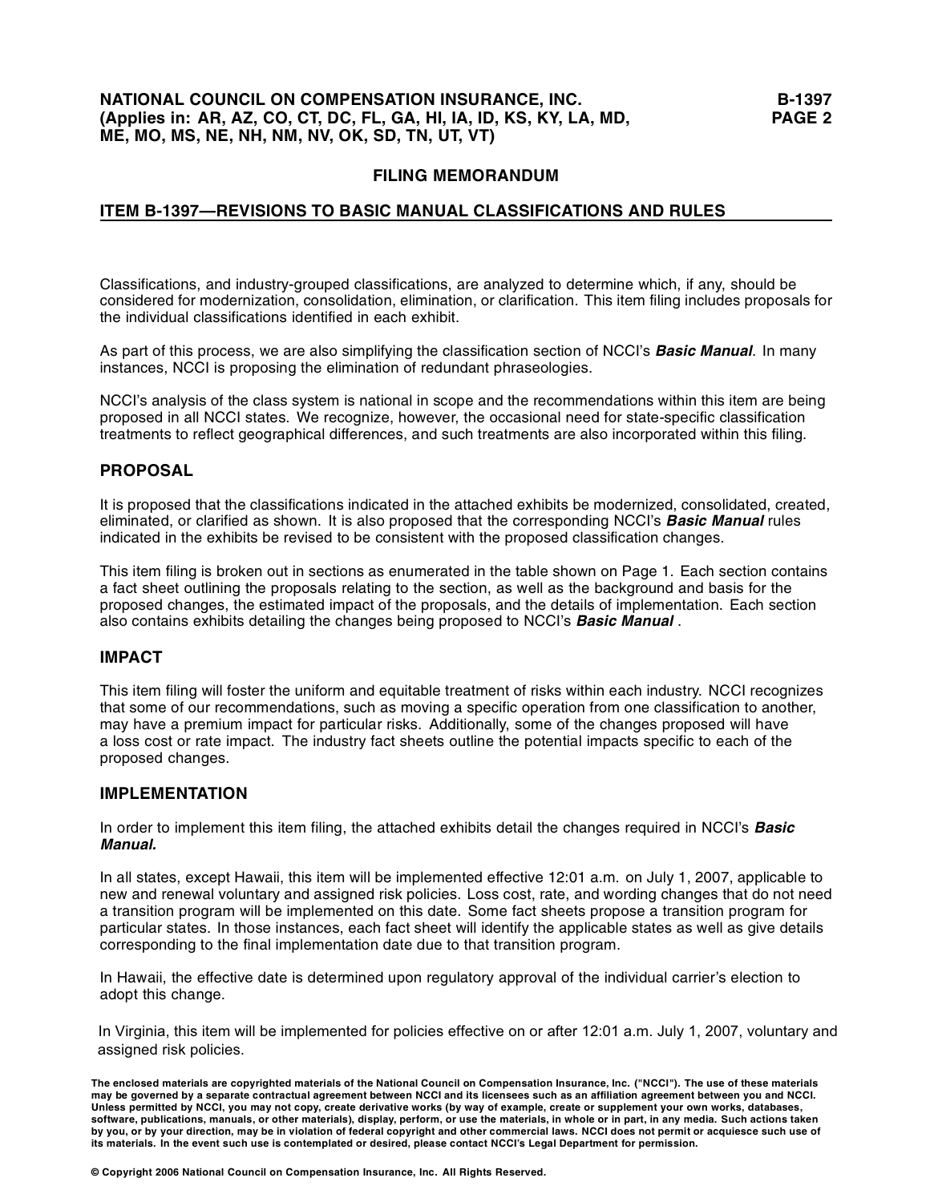# FILING MEMORANDUM

## ITEM B-1397—REVISIONS TO BASIC MANUAL CLASSIFICATIONS AND RULES

Classifications, and industry-grouped classifications, are analyzed to determine which, if any, should be considered for modernization, consolidation, elimination, or clarification. This item filing includes proposals for the individual classifications identified in each exhibit.

As part of this process, we are also simplifying the classification section of NCCI's ***Basic Manual***. In many instances, NCCI is proposing the elimination of redundant phraseologies.

NCCI's analysis of the class system is national in scope and the recommendations within this item are being proposed in all NCCI states. We recognize, however, the occasional need for state-specific classification treatments to reflect geographical differences, and such treatments are also incorporated within this filing.

### PROPOSAL

It is proposed that the classifications indicated in the attached exhibits be modernized, consolidated, created, eliminated, or clarified as shown. It is also proposed that the corresponding NCCI's ***Basic Manual*** rules indicated in the exhibits be revised to be consistent with the proposed classification changes.

This item filing is broken out in sections as enumerated in the table shown on Page 1. Each section contains a fact sheet outlining the proposals relating to the section, as well as the background and basis for the proposed changes, the estimated impact of the proposals, and the details of implementation. Each section also contains exhibits detailing the changes being proposed to NCCI's ***Basic Manual*** .

### IMPACT

This item filing will foster the uniform and equitable treatment of risks within each industry. NCCI recognizes that some of our recommendations, such as moving a specific operation from one classification to another, may have a premium impact for particular risks. Additionally, some of the changes proposed will have a loss cost or rate impact. The industry fact sheets outline the potential impacts specific to each of the proposed changes.

### IMPLEMENTATION

In order to implement this item filing, the attached exhibits detail the changes required in NCCI's ***Basic Manual.***

In all states, except Hawaii, this item will be implemented effective 12:01 a.m. on July 1, 2007, applicable to new and renewal voluntary and assigned risk policies. Loss cost, rate, and wording changes that do not need a transition program will be implemented on this date. Some fact sheets propose a transition program for particular states. In those instances, each fact sheet will identify the applicable states as well as give details corresponding to the final implementation date due to that transition program.

In Hawaii, the effective date is determined upon regulatory approval of the individual carrier's election to adopt this change.

In Virginia, this item will be implemented for policies effective on or after 12:01 a.m. July 1, 2007, voluntary and assigned risk policies.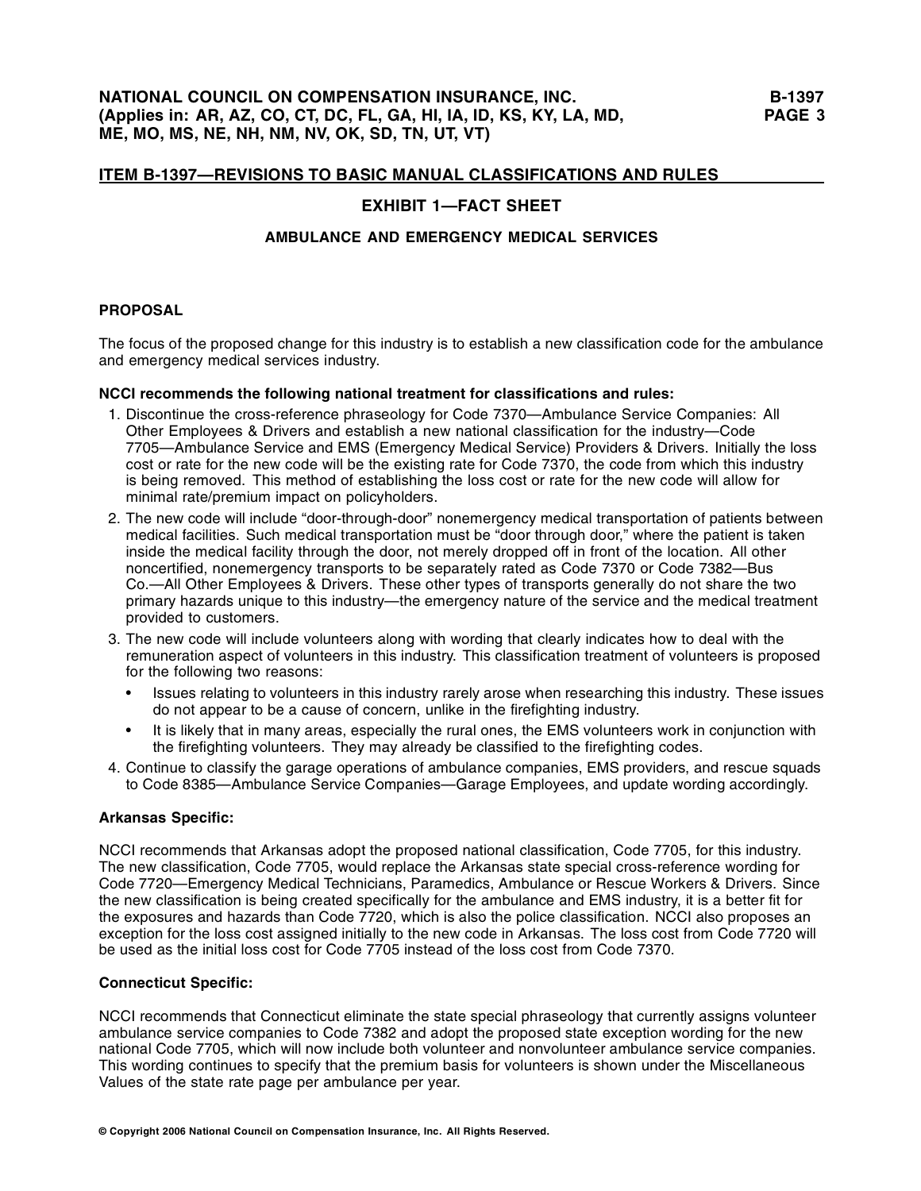## ITEM B-1397—REVISIONS TO BASIC MANUAL CLASSIFICATIONS AND RULES

### EXHIBIT 1—FACT SHEET

#### AMBULANCE AND EMERGENCY MEDICAL SERVICES

**PROPOSAL**

The focus of the proposed change for this industry is to establish a new classification code for the ambulance and emergency medical services industry.

**NCCI recommends the following national treatment for classifications and rules:**

1. Discontinue the cross-reference phraseology for Code 7370—Ambulance Service Companies: All Other Employees & Drivers and establish a new national classification for the industry—Code 7705—Ambulance Service and EMS (Emergency Medical Service) Providers & Drivers. Initially the loss cost or rate for the new code will be the existing rate for Code 7370, the code from which this industry is being removed. This method of establishing the loss cost or rate for the new code will allow for minimal rate/premium impact on policyholders.
2. The new code will include "door-through-door" nonemergency medical transportation of patients between medical facilities. Such medical transportation must be "door through door," where the patient is taken inside the medical facility through the door, not merely dropped off in front of the location. All other noncertified, nonemergency transports to be separately rated as Code 7370 or Code 7382—Bus Co.—All Other Employees & Drivers. These other types of transports generally do not share the two primary hazards unique to this industry—the emergency nature of the service and the medical treatment provided to customers.
3. The new code will include volunteers along with wording that clearly indicates how to deal with the remuneration aspect of volunteers in this industry. This classification treatment of volunteers is proposed for the following two reasons:
   - Issues relating to volunteers in this industry rarely arose when researching this industry. These issues do not appear to be a cause of concern, unlike in the firefighting industry.
   - It is likely that in many areas, especially the rural ones, the EMS volunteers work in conjunction with the firefighting volunteers. They may already be classified to the firefighting codes.
4. Continue to classify the garage operations of ambulance companies, EMS providers, and rescue squads to Code 8385—Ambulance Service Companies—Garage Employees, and update wording accordingly.

**Arkansas Specific:**

NCCI recommends that Arkansas adopt the proposed national classification, Code 7705, for this industry. The new classification, Code 7705, would replace the Arkansas state special cross-reference wording for Code 7720—Emergency Medical Technicians, Paramedics, Ambulance or Rescue Workers & Drivers. Since the new classification is being created specifically for the ambulance and EMS industry, it is a better fit for the exposures and hazards than Code 7720, which is also the police classification. NCCI also proposes an exception for the loss cost assigned initially to the new code in Arkansas. The loss cost from Code 7720 will be used as the initial loss cost for Code 7705 instead of the loss cost from Code 7370.

**Connecticut Specific:**

NCCI recommends that Connecticut eliminate the state special phraseology that currently assigns volunteer ambulance service companies to Code 7382 and adopt the proposed state exception wording for the new national Code 7705, which will now include both volunteer and nonvolunteer ambulance service companies. This wording continues to specify that the premium basis for volunteers is shown under the Miscellaneous Values of the state rate page per ambulance per year.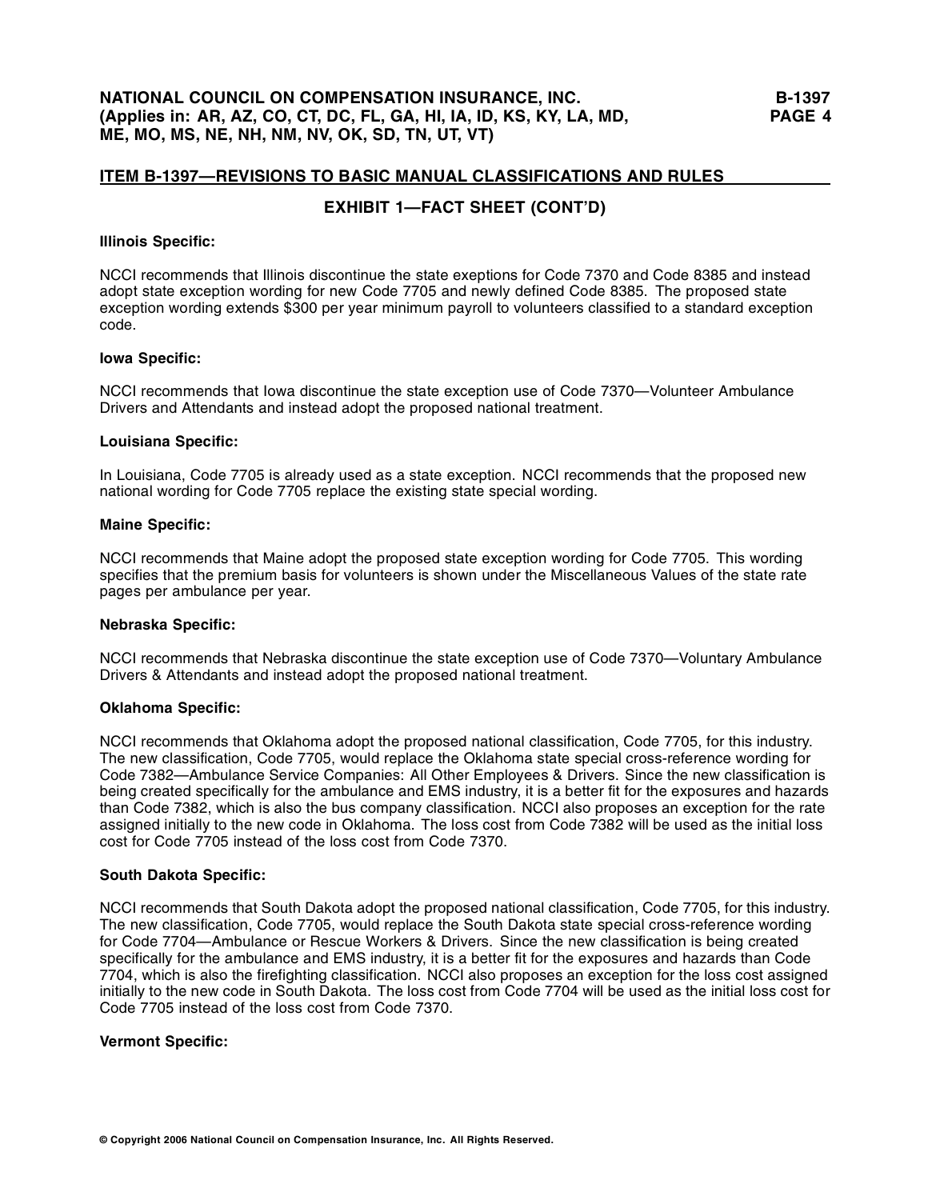## ITEM B-1397—REVISIONS TO BASIC MANUAL CLASSIFICATIONS AND RULES

### EXHIBIT 1—FACT SHEET (CONT'D)

**Illinois Specific:**

NCCI recommends that Illinois discontinue the state exeptions for Code 7370 and Code 8385 and instead adopt state exception wording for new Code 7705 and newly defined Code 8385. The proposed state exception wording extends $300 per year minimum payroll to volunteers classified to a standard exception code.

**Iowa Specific:**

NCCI recommends that Iowa discontinue the state exception use of Code 7370—Volunteer Ambulance Drivers and Attendants and instead adopt the proposed national treatment.

**Louisiana Specific:**

In Louisiana, Code 7705 is already used as a state exception. NCCI recommends that the proposed new national wording for Code 7705 replace the existing state special wording.

**Maine Specific:**

NCCI recommends that Maine adopt the proposed state exception wording for Code 7705. This wording specifies that the premium basis for volunteers is shown under the Miscellaneous Values of the state rate pages per ambulance per year.

**Nebraska Specific:**

NCCI recommends that Nebraska discontinue the state exception use of Code 7370—Voluntary Ambulance Drivers & Attendants and instead adopt the proposed national treatment.

**Oklahoma Specific:**

NCCI recommends that Oklahoma adopt the proposed national classification, Code 7705, for this industry. The new classification, Code 7705, would replace the Oklahoma state special cross-reference wording for Code 7382—Ambulance Service Companies: All Other Employees & Drivers. Since the new classification is being created specifically for the ambulance and EMS industry, it is a better fit for the exposures and hazards than Code 7382, which is also the bus company classification. NCCI also proposes an exception for the rate assigned initially to the new code in Oklahoma. The loss cost from Code 7382 will be used as the initial loss cost for Code 7705 instead of the loss cost from Code 7370.

**South Dakota Specific:**

NCCI recommends that South Dakota adopt the proposed national classification, Code 7705, for this industry. The new classification, Code 7705, would replace the South Dakota state special cross-reference wording for Code 7704—Ambulance or Rescue Workers & Drivers. Since the new classification is being created specifically for the ambulance and EMS industry, it is a better fit for the exposures and hazards than Code 7704, which is also the firefighting classification. NCCI also proposes an exception for the loss cost assigned initially to the new code in South Dakota. The loss cost from Code 7704 will be used as the initial loss cost for Code 7705 instead of the loss cost from Code 7370.

**Vermont Specific:**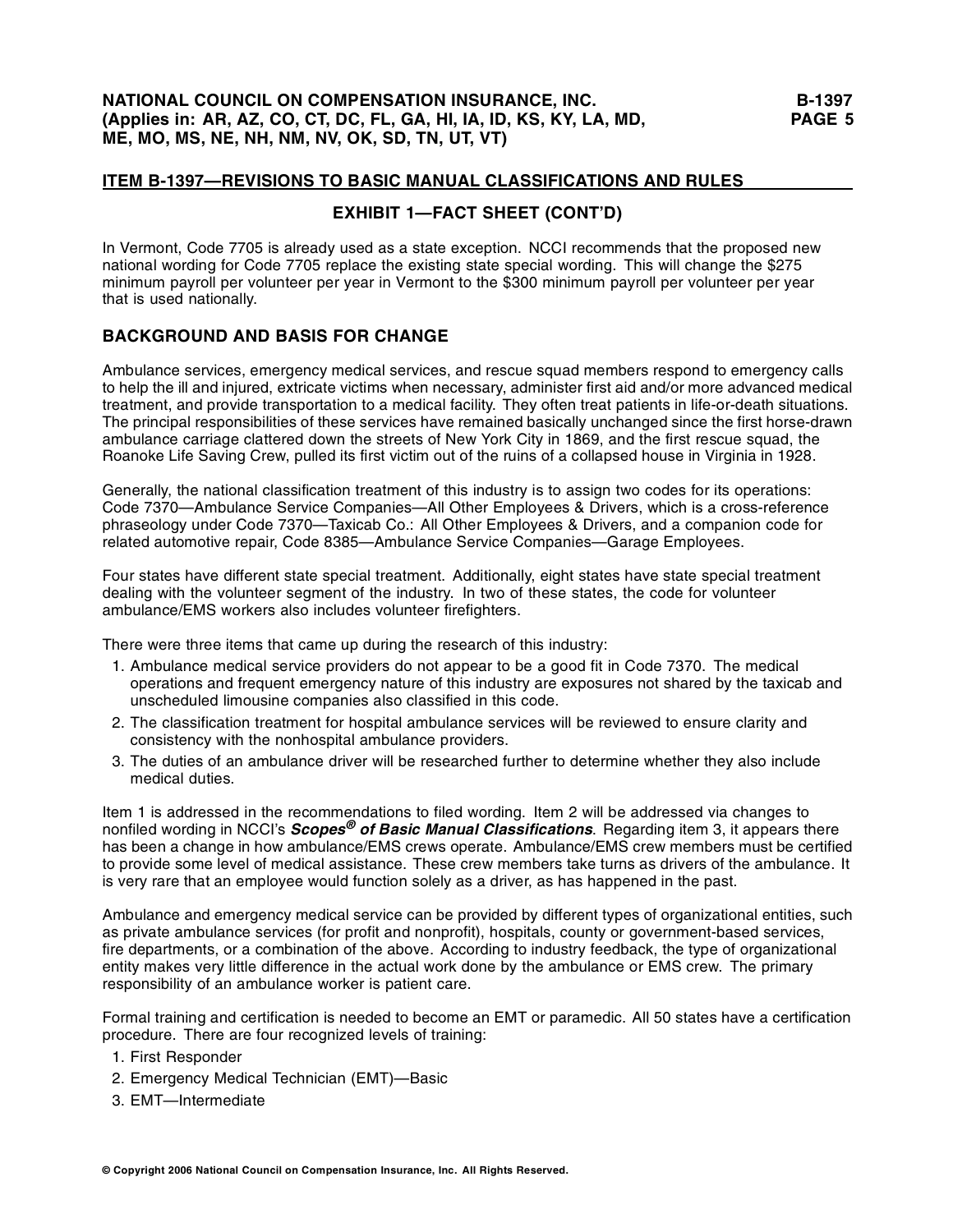## ITEM B-1397—REVISIONS TO BASIC MANUAL CLASSIFICATIONS AND RULES

### EXHIBIT 1—FACT SHEET (CONT'D)

In Vermont, Code 7705 is already used as a state exception. NCCI recommends that the proposed new national wording for Code 7705 replace the existing state special wording. This will change the $275 minimum payroll per volunteer per year in Vermont to the $300 minimum payroll per volunteer per year that is used nationally.

### BACKGROUND AND BASIS FOR CHANGE

Ambulance services, emergency medical services, and rescue squad members respond to emergency calls to help the ill and injured, extricate victims when necessary, administer first aid and/or more advanced medical treatment, and provide transportation to a medical facility. They often treat patients in life-or-death situations. The principal responsibilities of these services have remained basically unchanged since the first horse-drawn ambulance carriage clattered down the streets of New York City in 1869, and the first rescue squad, the Roanoke Life Saving Crew, pulled its first victim out of the ruins of a collapsed house in Virginia in 1928.

Generally, the national classification treatment of this industry is to assign two codes for its operations: Code 7370—Ambulance Service Companies—All Other Employees & Drivers, which is a cross-reference phraseology under Code 7370—Taxicab Co.: All Other Employees & Drivers, and a companion code for related automotive repair, Code 8385—Ambulance Service Companies—Garage Employees.

Four states have different state special treatment. Additionally, eight states have state special treatment dealing with the volunteer segment of the industry. In two of these states, the code for volunteer ambulance/EMS workers also includes volunteer firefighters.

There were three items that came up during the research of this industry:

1. Ambulance medical service providers do not appear to be a good fit in Code 7370. The medical operations and frequent emergency nature of this industry are exposures not shared by the taxicab and unscheduled limousine companies also classified in this code.
2. The classification treatment for hospital ambulance services will be reviewed to ensure clarity and consistency with the nonhospital ambulance providers.
3. The duties of an ambulance driver will be researched further to determine whether they also include medical duties.

Item 1 is addressed in the recommendations to filed wording. Item 2 will be addressed via changes to nonfiled wording in NCCI's ***Scopes® of Basic Manual Classifications***. Regarding item 3, it appears there has been a change in how ambulance/EMS crews operate. Ambulance/EMS crew members must be certified to provide some level of medical assistance. These crew members take turns as drivers of the ambulance. It is very rare that an employee would function solely as a driver, as has happened in the past.

Ambulance and emergency medical service can be provided by different types of organizational entities, such as private ambulance services (for profit and nonprofit), hospitals, county or government-based services, fire departments, or a combination of the above. According to industry feedback, the type of organizational entity makes very little difference in the actual work done by the ambulance or EMS crew. The primary responsibility of an ambulance worker is patient care.

Formal training and certification is needed to become an EMT or paramedic. All 50 states have a certification procedure. There are four recognized levels of training:

1. First Responder
2. Emergency Medical Technician (EMT)—Basic
3. EMT—Intermediate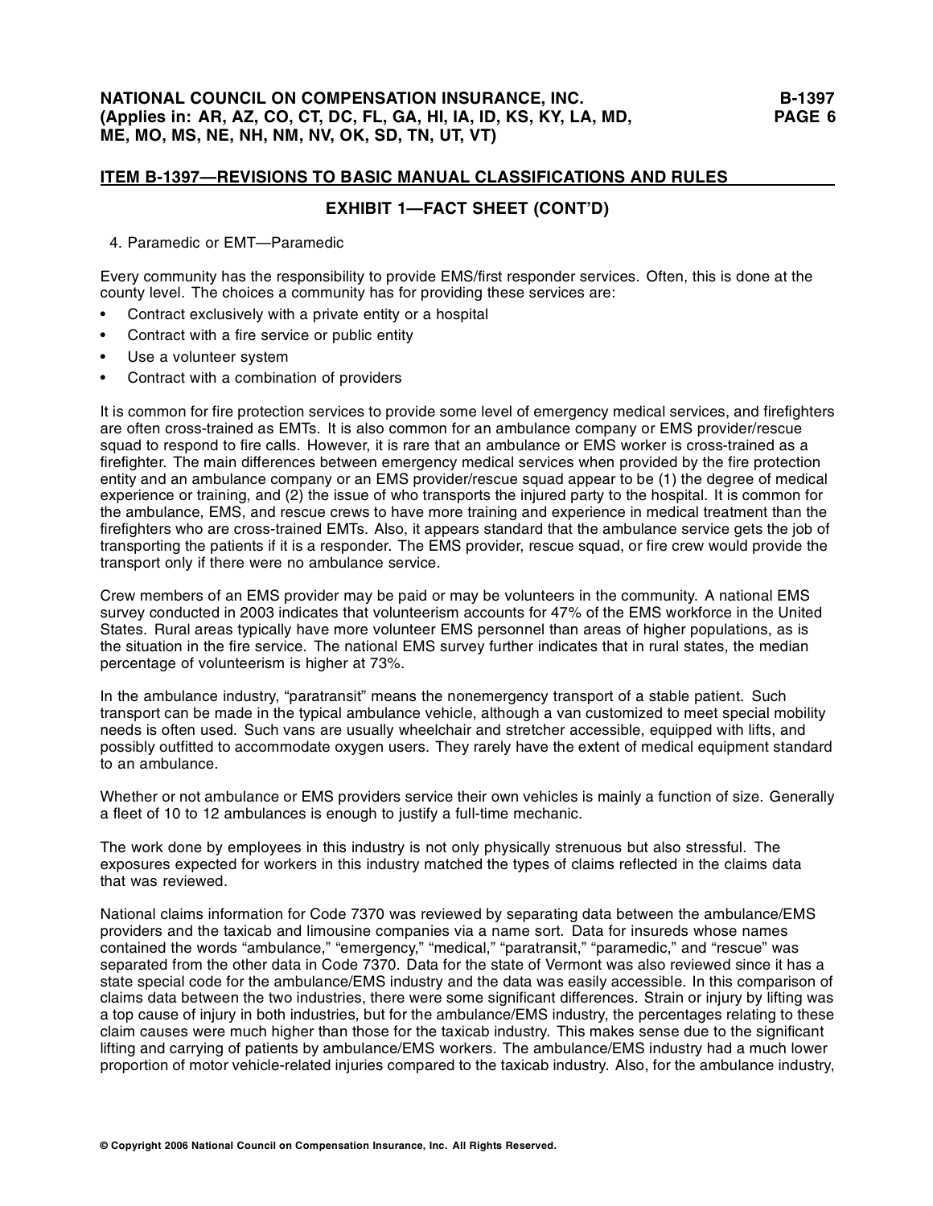## ITEM B-1397—REVISIONS TO BASIC MANUAL CLASSIFICATIONS AND RULES

### EXHIBIT 1—FACT SHEET (CONT'D)

4. Paramedic or EMT—Paramedic

Every community has the responsibility to provide EMS/first responder services. Often, this is done at the county level. The choices a community has for providing these services are:

- Contract exclusively with a private entity or a hospital
- Contract with a fire service or public entity
- Use a volunteer system
- Contract with a combination of providers

It is common for fire protection services to provide some level of emergency medical services, and firefighters are often cross-trained as EMTs. It is also common for an ambulance company or EMS provider/rescue squad to respond to fire calls. However, it is rare that an ambulance or EMS worker is cross-trained as a firefighter. The main differences between emergency medical services when provided by the fire protection entity and an ambulance company or an EMS provider/rescue squad appear to be (1) the degree of medical experience or training, and (2) the issue of who transports the injured party to the hospital. It is common for the ambulance, EMS, and rescue crews to have more training and experience in medical treatment than the firefighters who are cross-trained EMTs. Also, it appears standard that the ambulance service gets the job of transporting the patients if it is a responder. The EMS provider, rescue squad, or fire crew would provide the transport only if there were no ambulance service.

Crew members of an EMS provider may be paid or may be volunteers in the community. A national EMS survey conducted in 2003 indicates that volunteerism accounts for 47% of the EMS workforce in the United States. Rural areas typically have more volunteer EMS personnel than areas of higher populations, as is the situation in the fire service. The national EMS survey further indicates that in rural states, the median percentage of volunteerism is higher at 73%.

In the ambulance industry, "paratransit" means the nonemergency transport of a stable patient. Such transport can be made in the typical ambulance vehicle, although a van customized to meet special mobility needs is often used. Such vans are usually wheelchair and stretcher accessible, equipped with lifts, and possibly outfitted to accommodate oxygen users. They rarely have the extent of medical equipment standard to an ambulance.

Whether or not ambulance or EMS providers service their own vehicles is mainly a function of size. Generally a fleet of 10 to 12 ambulances is enough to justify a full-time mechanic.

The work done by employees in this industry is not only physically strenuous but also stressful. The exposures expected for workers in this industry matched the types of claims reflected in the claims data that was reviewed.

National claims information for Code 7370 was reviewed by separating data between the ambulance/EMS providers and the taxicab and limousine companies via a name sort. Data for insureds whose names contained the words "ambulance," "emergency," "medical," "paratransit," "paramedic," and "rescue" was separated from the other data in Code 7370. Data for the state of Vermont was also reviewed since it has a state special code for the ambulance/EMS industry and the data was easily accessible. In this comparison of claims data between the two industries, there were some significant differences. Strain or injury by lifting was a top cause of injury in both industries, but for the ambulance/EMS industry, the percentages relating to these claim causes were much higher than those for the taxicab industry. This makes sense due to the significant lifting and carrying of patients by ambulance/EMS workers. The ambulance/EMS industry had a much lower proportion of motor vehicle-related injuries compared to the taxicab industry. Also, for the ambulance industry,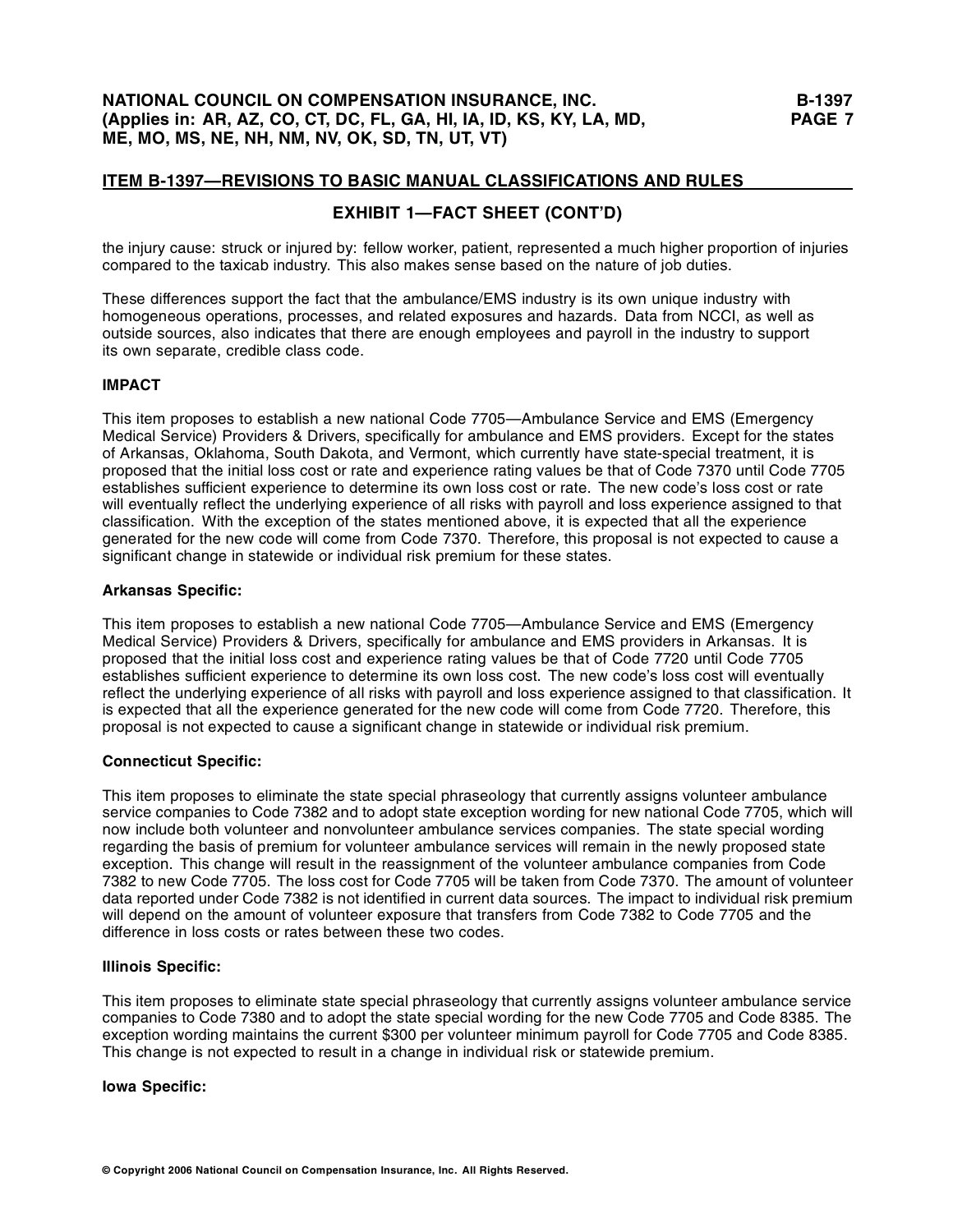## ITEM B-1397—REVISIONS TO BASIC MANUAL CLASSIFICATIONS AND RULES

### EXHIBIT 1—FACT SHEET (CONT'D)

the injury cause: struck or injured by: fellow worker, patient, represented a much higher proportion of injuries compared to the taxicab industry. This also makes sense based on the nature of job duties.

These differences support the fact that the ambulance/EMS industry is its own unique industry with homogeneous operations, processes, and related exposures and hazards. Data from NCCI, as well as outside sources, also indicates that there are enough employees and payroll in the industry to support its own separate, credible class code.

**IMPACT**

This item proposes to establish a new national Code 7705—Ambulance Service and EMS (Emergency Medical Service) Providers & Drivers, specifically for ambulance and EMS providers. Except for the states of Arkansas, Oklahoma, South Dakota, and Vermont, which currently have state-special treatment, it is proposed that the initial loss cost or rate and experience rating values be that of Code 7370 until Code 7705 establishes sufficient experience to determine its own loss cost or rate. The new code's loss cost or rate will eventually reflect the underlying experience of all risks with payroll and loss experience assigned to that classification. With the exception of the states mentioned above, it is expected that all the experience generated for the new code will come from Code 7370. Therefore, this proposal is not expected to cause a significant change in statewide or individual risk premium for these states.

**Arkansas Specific:**

This item proposes to establish a new national Code 7705—Ambulance Service and EMS (Emergency Medical Service) Providers & Drivers, specifically for ambulance and EMS providers in Arkansas. It is proposed that the initial loss cost and experience rating values be that of Code 7720 until Code 7705 establishes sufficient experience to determine its own loss cost. The new code's loss cost will eventually reflect the underlying experience of all risks with payroll and loss experience assigned to that classification. It is expected that all the experience generated for the new code will come from Code 7720. Therefore, this proposal is not expected to cause a significant change in statewide or individual risk premium.

**Connecticut Specific:**

This item proposes to eliminate the state special phraseology that currently assigns volunteer ambulance service companies to Code 7382 and to adopt state exception wording for new national Code 7705, which will now include both volunteer and nonvolunteer ambulance services companies. The state special wording regarding the basis of premium for volunteer ambulance services will remain in the newly proposed state exception. This change will result in the reassignment of the volunteer ambulance companies from Code 7382 to new Code 7705. The loss cost for Code 7705 will be taken from Code 7370. The amount of volunteer data reported under Code 7382 is not identified in current data sources. The impact to individual risk premium will depend on the amount of volunteer exposure that transfers from Code 7382 to Code 7705 and the difference in loss costs or rates between these two codes.

**Illinois Specific:**

This item proposes to eliminate state special phraseology that currently assigns volunteer ambulance service companies to Code 7380 and to adopt the state special wording for the new Code 7705 and Code 8385. The exception wording maintains the current $300 per volunteer minimum payroll for Code 7705 and Code 8385. This change is not expected to result in a change in individual risk or statewide premium.

**Iowa Specific:**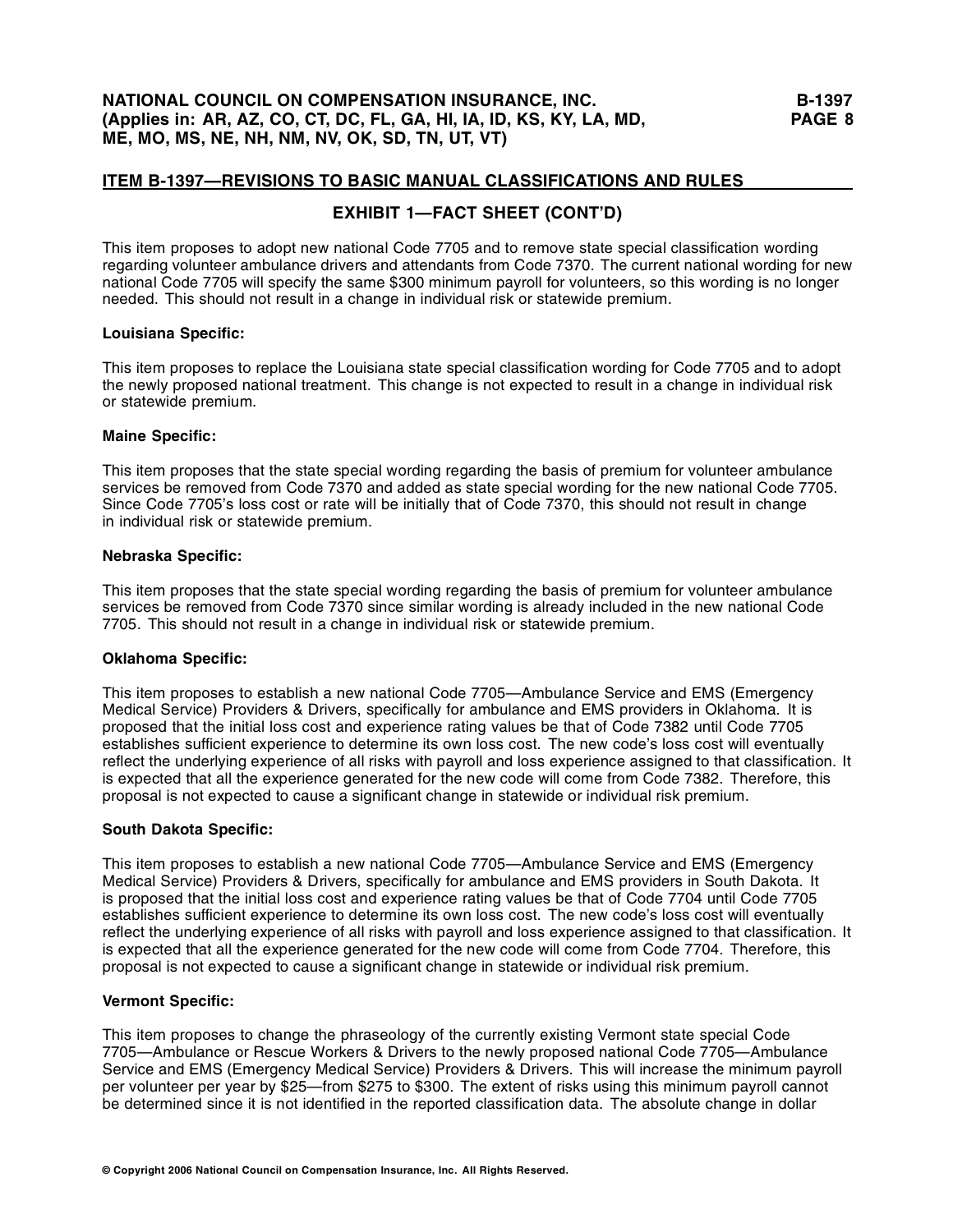## ITEM B-1397—REVISIONS TO BASIC MANUAL CLASSIFICATIONS AND RULES

### EXHIBIT 1—FACT SHEET (CONT'D)

This item proposes to adopt new national Code 7705 and to remove state special classification wording regarding volunteer ambulance drivers and attendants from Code 7370. The current national wording for new national Code 7705 will specify the same $300 minimum payroll for volunteers, so this wording is no longer needed. This should not result in a change in individual risk or statewide premium.

**Louisiana Specific:**

This item proposes to replace the Louisiana state special classification wording for Code 7705 and to adopt the newly proposed national treatment. This change is not expected to result in a change in individual risk or statewide premium.

**Maine Specific:**

This item proposes that the state special wording regarding the basis of premium for volunteer ambulance services be removed from Code 7370 and added as state special wording for the new national Code 7705. Since Code 7705's loss cost or rate will be initially that of Code 7370, this should not result in change in individual risk or statewide premium.

**Nebraska Specific:**

This item proposes that the state special wording regarding the basis of premium for volunteer ambulance services be removed from Code 7370 since similar wording is already included in the new national Code 7705. This should not result in a change in individual risk or statewide premium.

**Oklahoma Specific:**

This item proposes to establish a new national Code 7705—Ambulance Service and EMS (Emergency Medical Service) Providers & Drivers, specifically for ambulance and EMS providers in Oklahoma. It is proposed that the initial loss cost and experience rating values be that of Code 7382 until Code 7705 establishes sufficient experience to determine its own loss cost. The new code's loss cost will eventually reflect the underlying experience of all risks with payroll and loss experience assigned to that classification. It is expected that all the experience generated for the new code will come from Code 7382. Therefore, this proposal is not expected to cause a significant change in statewide or individual risk premium.

**South Dakota Specific:**

This item proposes to establish a new national Code 7705—Ambulance Service and EMS (Emergency Medical Service) Providers & Drivers, specifically for ambulance and EMS providers in South Dakota. It is proposed that the initial loss cost and experience rating values be that of Code 7704 until Code 7705 establishes sufficient experience to determine its own loss cost. The new code's loss cost will eventually reflect the underlying experience of all risks with payroll and loss experience assigned to that classification. It is expected that all the experience generated for the new code will come from Code 7704. Therefore, this proposal is not expected to cause a significant change in statewide or individual risk premium.

**Vermont Specific:**

This item proposes to change the phraseology of the currently existing Vermont state special Code 7705—Ambulance or Rescue Workers & Drivers to the newly proposed national Code 7705—Ambulance Service and EMS (Emergency Medical Service) Providers & Drivers. This will increase the minimum payroll per volunteer per year by $25—from $275 to $300. The extent of risks using this minimum payroll cannot be determined since it is not identified in the reported classification data. The absolute change in dollar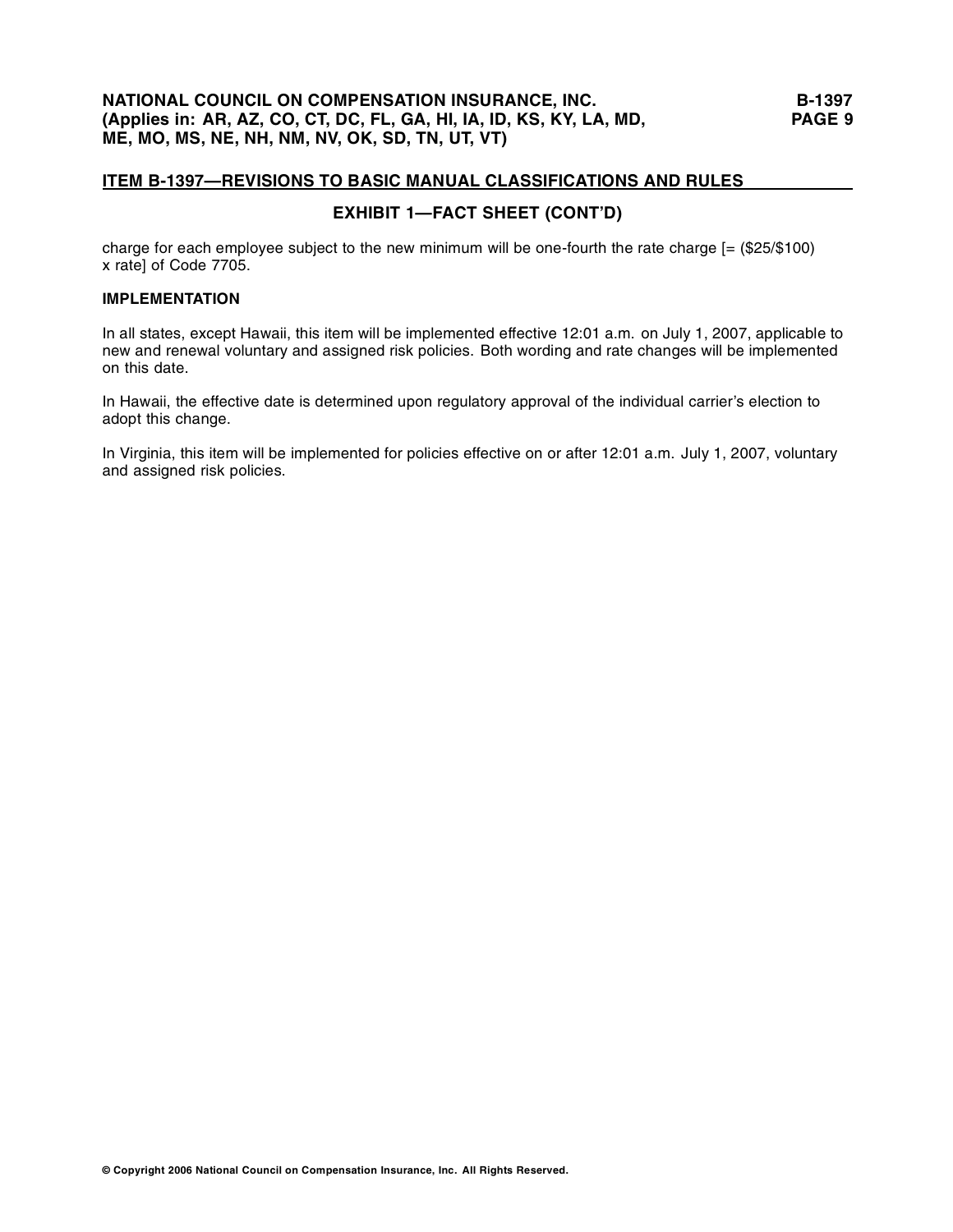## ITEM B-1397—REVISIONS TO BASIC MANUAL CLASSIFICATIONS AND RULES

### EXHIBIT 1—FACT SHEET (CONT'D)

charge for each employee subject to the new minimum will be one-fourth the rate charge [= ($25/$100) x rate] of Code 7705.

**IMPLEMENTATION**

In all states, except Hawaii, this item will be implemented effective 12:01 a.m. on July 1, 2007, applicable to new and renewal voluntary and assigned risk policies. Both wording and rate changes will be implemented on this date.

In Hawaii, the effective date is determined upon regulatory approval of the individual carrier's election to adopt this change.

In Virginia, this item will be implemented for policies effective on or after 12:01 a.m. July 1, 2007, voluntary and assigned risk policies.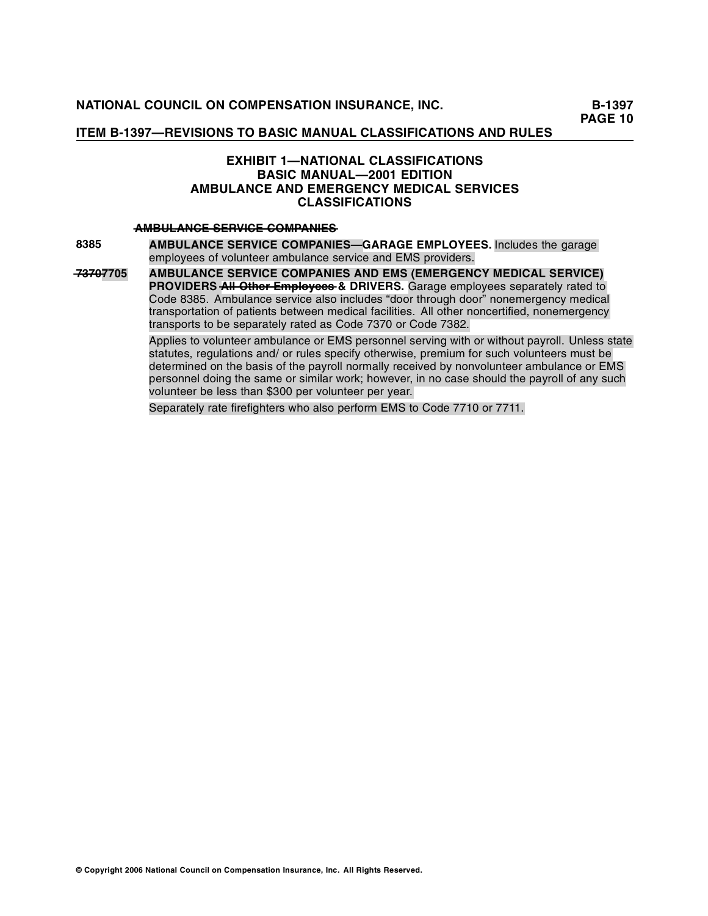## EXHIBIT 1—NATIONAL CLASSIFICATIONS
## BASIC MANUAL—2001 EDITION
## AMBULANCE AND EMERGENCY MEDICAL SERVICES CLASSIFICATIONS

~~**AMBULANCE SERVICE COMPANIES**~~

**8385** **AMBULANCE SERVICE COMPANIES—GARAGE EMPLOYEES.** Includes the garage employees of volunteer ambulance service and EMS providers.

~~7370~~**7705** **AMBULANCE SERVICE COMPANIES AND EMS (EMERGENCY MEDICAL SERVICE) PROVIDERS** ~~**All Other Employees**~~ **& DRIVERS.** Garage employees separately rated to Code 8385. Ambulance service also includes "door through door" nonemergency medical transportation of patients between medical facilities. All other noncertified, nonemergency transports to be separately rated as Code 7370 or Code 7382.

Applies to volunteer ambulance or EMS personnel serving with or without payroll. Unless state statutes, regulations and/ or rules specify otherwise, premium for such volunteers must be determined on the basis of the payroll normally received by nonvolunteer ambulance or EMS personnel doing the same or similar work; however, in no case should the payroll of any such volunteer be less than $300 per volunteer per year.

Separately rate firefighters who also perform EMS to Code 7710 or 7711.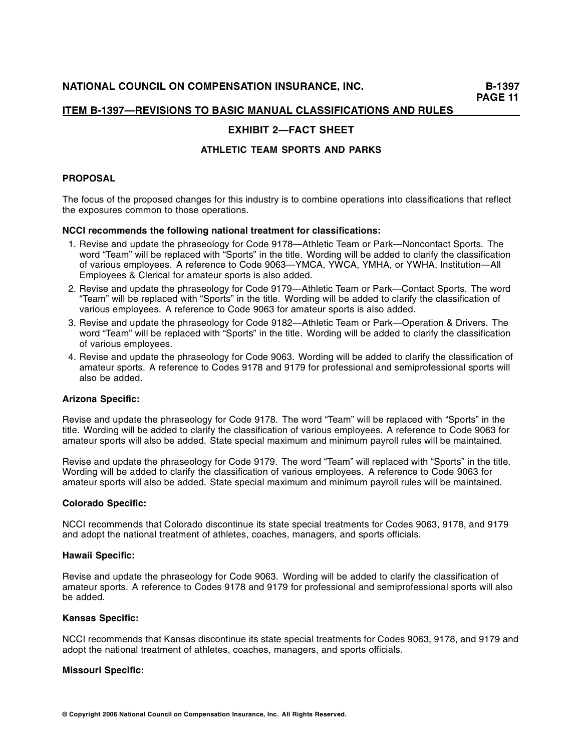## ITEM B-1397—REVISIONS TO BASIC MANUAL CLASSIFICATIONS AND RULES

### EXHIBIT 2—FACT SHEET

#### ATHLETIC TEAM SPORTS AND PARKS

**PROPOSAL**

The focus of the proposed changes for this industry is to combine operations into classifications that reflect the exposures common to those operations.

**NCCI recommends the following national treatment for classifications:**

1. Revise and update the phraseology for Code 9178—Athletic Team or Park—Noncontact Sports. The word "Team" will be replaced with "Sports" in the title. Wording will be added to clarify the classification of various employees. A reference to Code 9063—YMCA, YWCA, YMHA, or YWHA, Institution—All Employees & Clerical for amateur sports is also added.
2. Revise and update the phraseology for Code 9179—Athletic Team or Park—Contact Sports. The word "Team" will be replaced with "Sports" in the title. Wording will be added to clarify the classification of various employees. A reference to Code 9063 for amateur sports is also added.
3. Revise and update the phraseology for Code 9182—Athletic Team or Park—Operation & Drivers. The word "Team" will be replaced with "Sports" in the title. Wording will be added to clarify the classification of various employees.
4. Revise and update the phraseology for Code 9063. Wording will be added to clarify the classification of amateur sports. A reference to Codes 9178 and 9179 for professional and semiprofessional sports will also be added.

**Arizona Specific:**

Revise and update the phraseology for Code 9178. The word "Team" will be replaced with "Sports" in the title. Wording will be added to clarify the classification of various employees. A reference to Code 9063 for amateur sports will also be added. State special maximum and minimum payroll rules will be maintained.

Revise and update the phraseology for Code 9179. The word "Team" will replaced with "Sports" in the title. Wording will be added to clarify the classification of various employees. A reference to Code 9063 for amateur sports will also be added. State special maximum and minimum payroll rules will be maintained.

**Colorado Specific:**

NCCI recommends that Colorado discontinue its state special treatments for Codes 9063, 9178, and 9179 and adopt the national treatment of athletes, coaches, managers, and sports officials.

**Hawaii Specific:**

Revise and update the phraseology for Code 9063. Wording will be added to clarify the classification of amateur sports. A reference to Codes 9178 and 9179 for professional and semiprofessional sports will also be added.

**Kansas Specific:**

NCCI recommends that Kansas discontinue its state special treatments for Codes 9063, 9178, and 9179 and adopt the national treatment of athletes, coaches, managers, and sports officials.

**Missouri Specific:**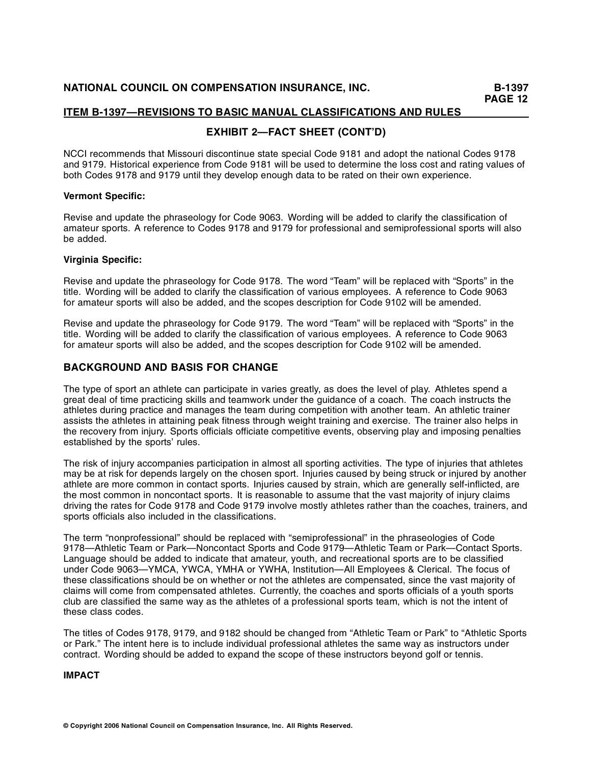## EXHIBIT 2—FACT SHEET (CONT'D)

NCCI recommends that Missouri discontinue state special Code 9181 and adopt the national Codes 9178 and 9179. Historical experience from Code 9181 will be used to determine the loss cost and rating values of both Codes 9178 and 9179 until they develop enough data to be rated on their own experience.

**Vermont Specific:**

Revise and update the phraseology for Code 9063. Wording will be added to clarify the classification of amateur sports. A reference to Codes 9178 and 9179 for professional and semiprofessional sports will also be added.

**Virginia Specific:**

Revise and update the phraseology for Code 9178. The word "Team" will be replaced with "Sports" in the title. Wording will be added to clarify the classification of various employees. A reference to Code 9063 for amateur sports will also be added, and the scopes description for Code 9102 will be amended.

Revise and update the phraseology for Code 9179. The word "Team" will be replaced with "Sports" in the title. Wording will be added to clarify the classification of various employees. A reference to Code 9063 for amateur sports will also be added, and the scopes description for Code 9102 will be amended.

## BACKGROUND AND BASIS FOR CHANGE

The type of sport an athlete can participate in varies greatly, as does the level of play. Athletes spend a great deal of time practicing skills and teamwork under the guidance of a coach. The coach instructs the athletes during practice and manages the team during competition with another team. An athletic trainer assists the athletes in attaining peak fitness through weight training and exercise. The trainer also helps in the recovery from injury. Sports officials officiate competitive events, observing play and imposing penalties established by the sports' rules.

The risk of injury accompanies participation in almost all sporting activities. The type of injuries that athletes may be at risk for depends largely on the chosen sport. Injuries caused by being struck or injured by another athlete are more common in contact sports. Injuries caused by strain, which are generally self-inflicted, are the most common in noncontact sports. It is reasonable to assume that the vast majority of injury claims driving the rates for Code 9178 and Code 9179 involve mostly athletes rather than the coaches, trainers, and sports officials also included in the classifications.

The term "nonprofessional" should be replaced with "semiprofessional" in the phraseologies of Code 9178—Athletic Team or Park—Noncontact Sports and Code 9179—Athletic Team or Park—Contact Sports. Language should be added to indicate that amateur, youth, and recreational sports are to be classified under Code 9063—YMCA, YWCA, YMHA or YWHA, Institution—All Employees & Clerical. The focus of these classifications should be on whether or not the athletes are compensated, since the vast majority of claims will come from compensated athletes. Currently, the coaches and sports officials of a youth sports club are classified the same way as the athletes of a professional sports team, which is not the intent of these class codes.

The titles of Codes 9178, 9179, and 9182 should be changed from "Athletic Team or Park" to "Athletic Sports or Park." The intent here is to include individual professional athletes the same way as instructors under contract. Wording should be added to expand the scope of these instructors beyond golf or tennis.

**IMPACT**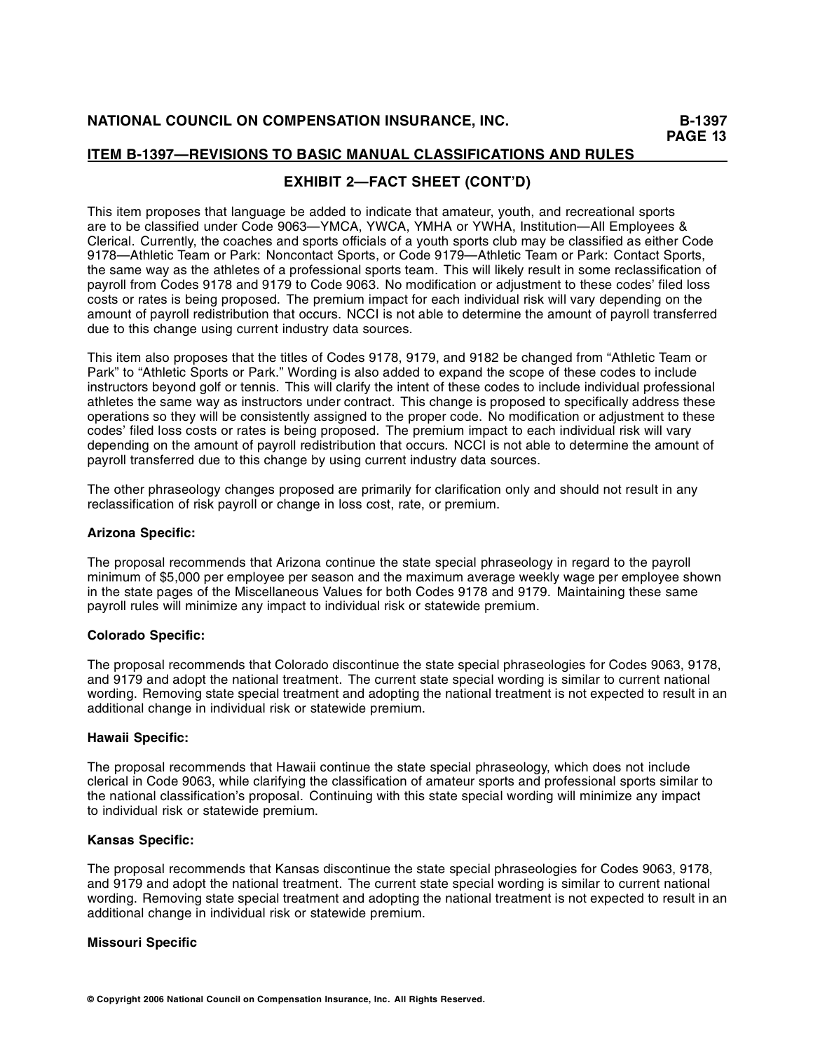## EXHIBIT 2—FACT SHEET (CONT'D)

This item proposes that language be added to indicate that amateur, youth, and recreational sports are to be classified under Code 9063—YMCA, YWCA, YMHA or YWHA, Institution—All Employees & Clerical. Currently, the coaches and sports officials of a youth sports club may be classified as either Code 9178—Athletic Team or Park: Noncontact Sports, or Code 9179—Athletic Team or Park: Contact Sports, the same way as the athletes of a professional sports team. This will likely result in some reclassification of payroll from Codes 9178 and 9179 to Code 9063. No modification or adjustment to these codes' filed loss costs or rates is being proposed. The premium impact for each individual risk will vary depending on the amount of payroll redistribution that occurs. NCCI is not able to determine the amount of payroll transferred due to this change using current industry data sources.

This item also proposes that the titles of Codes 9178, 9179, and 9182 be changed from "Athletic Team or Park" to "Athletic Sports or Park." Wording is also added to expand the scope of these codes to include instructors beyond golf or tennis. This will clarify the intent of these codes to include individual professional athletes the same way as instructors under contract. This change is proposed to specifically address these operations so they will be consistently assigned to the proper code. No modification or adjustment to these codes' filed loss costs or rates is being proposed. The premium impact to each individual risk will vary depending on the amount of payroll redistribution that occurs. NCCI is not able to determine the amount of payroll transferred due to this change by using current industry data sources.

The other phraseology changes proposed are primarily for clarification only and should not result in any reclassification of risk payroll or change in loss cost, rate, or premium.

**Arizona Specific:**

The proposal recommends that Arizona continue the state special phraseology in regard to the payroll minimum of $5,000 per employee per season and the maximum average weekly wage per employee shown in the state pages of the Miscellaneous Values for both Codes 9178 and 9179. Maintaining these same payroll rules will minimize any impact to individual risk or statewide premium.

**Colorado Specific:**

The proposal recommends that Colorado discontinue the state special phraseologies for Codes 9063, 9178, and 9179 and adopt the national treatment. The current state special wording is similar to current national wording. Removing state special treatment and adopting the national treatment is not expected to result in an additional change in individual risk or statewide premium.

**Hawaii Specific:**

The proposal recommends that Hawaii continue the state special phraseology, which does not include clerical in Code 9063, while clarifying the classification of amateur sports and professional sports similar to the national classification's proposal. Continuing with this state special wording will minimize any impact to individual risk or statewide premium.

**Kansas Specific:**

The proposal recommends that Kansas discontinue the state special phraseologies for Codes 9063, 9178, and 9179 and adopt the national treatment. The current state special wording is similar to current national wording. Removing state special treatment and adopting the national treatment is not expected to result in an additional change in individual risk or statewide premium.

**Missouri Specific**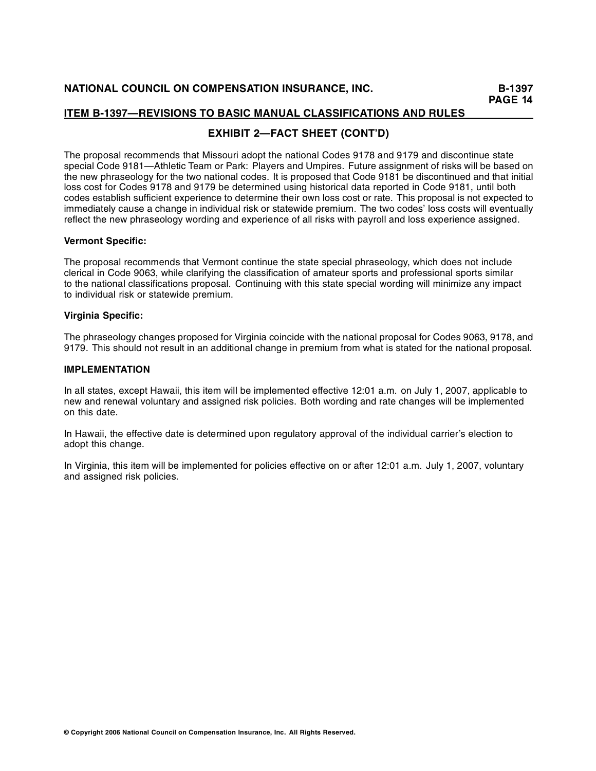## EXHIBIT 2—FACT SHEET (CONT'D)

The proposal recommends that Missouri adopt the national Codes 9178 and 9179 and discontinue state special Code 9181—Athletic Team or Park: Players and Umpires. Future assignment of risks will be based on the new phraseology for the two national codes. It is proposed that Code 9181 be discontinued and that initial loss cost for Codes 9178 and 9179 be determined using historical data reported in Code 9181, until both codes establish sufficient experience to determine their own loss cost or rate. This proposal is not expected to immediately cause a change in individual risk or statewide premium. The two codes' loss costs will eventually reflect the new phraseology wording and experience of all risks with payroll and loss experience assigned.

**Vermont Specific:**

The proposal recommends that Vermont continue the state special phraseology, which does not include clerical in Code 9063, while clarifying the classification of amateur sports and professional sports similar to the national classifications proposal. Continuing with this state special wording will minimize any impact to individual risk or statewide premium.

**Virginia Specific:**

The phraseology changes proposed for Virginia coincide with the national proposal for Codes 9063, 9178, and 9179. This should not result in an additional change in premium from what is stated for the national proposal.

**IMPLEMENTATION**

In all states, except Hawaii, this item will be implemented effective 12:01 a.m. on July 1, 2007, applicable to new and renewal voluntary and assigned risk policies. Both wording and rate changes will be implemented on this date.

In Hawaii, the effective date is determined upon regulatory approval of the individual carrier's election to adopt this change.

In Virginia, this item will be implemented for policies effective on or after 12:01 a.m. July 1, 2007, voluntary and assigned risk policies.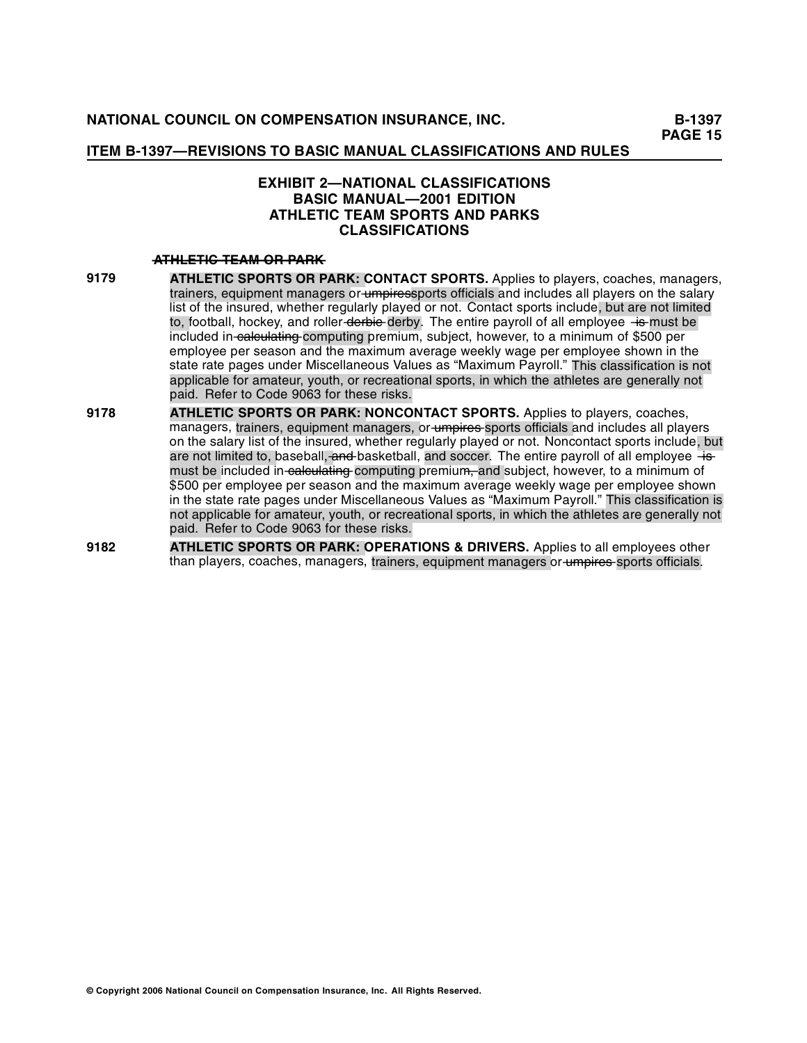# EXHIBIT 2—NATIONAL CLASSIFICATIONS
## BASIC MANUAL—2001 EDITION
## ATHLETIC TEAM SPORTS AND PARKS CLASSIFICATIONS

~~ATHLETIC TEAM OR PARK~~

**9179** **ATHLETIC SPORTS OR PARK: CONTACT SPORTS.** Applies to players, coaches, managers, trainers, equipment managers or ~~umpires~~sports officials and includes all players on the salary list of the insured, whether regularly played or not. Contact sports include, but are not limited to, football, hockey, and roller ~~derbie~~ derby. The entire payroll of all employee ~~is~~ must be included in ~~calculating~~ computing premium, subject, however, to a minimum of $500 per employee per season and the maximum average weekly wage per employee shown in the state rate pages under Miscellaneous Values as "Maximum Payroll." This classification is not applicable for amateur, youth, or recreational sports, in which the athletes are generally not paid. Refer to Code 9063 for these risks.

**9178** **ATHLETIC SPORTS OR PARK: NONCONTACT SPORTS.** Applies to players, coaches, managers, trainers, equipment managers, or ~~umpires~~ sports officials and includes all players on the salary list of the insured, whether regularly played or not. Noncontact sports include, but are not limited to, baseball, ~~and~~ basketball, and soccer. The entire payroll of all employee ~~is~~ must be included in ~~calculating~~ computing premium~~, and~~ subject, however, to a minimum of $500 per employee per season and the maximum average weekly wage per employee shown in the state rate pages under Miscellaneous Values as "Maximum Payroll." This classification is not applicable for amateur, youth, or recreational sports, in which the athletes are generally not paid. Refer to Code 9063 for these risks.

**9182** **ATHLETIC SPORTS OR PARK: OPERATIONS & DRIVERS.** Applies to all employees other than players, coaches, managers, trainers, equipment managers or ~~umpires~~ sports officials.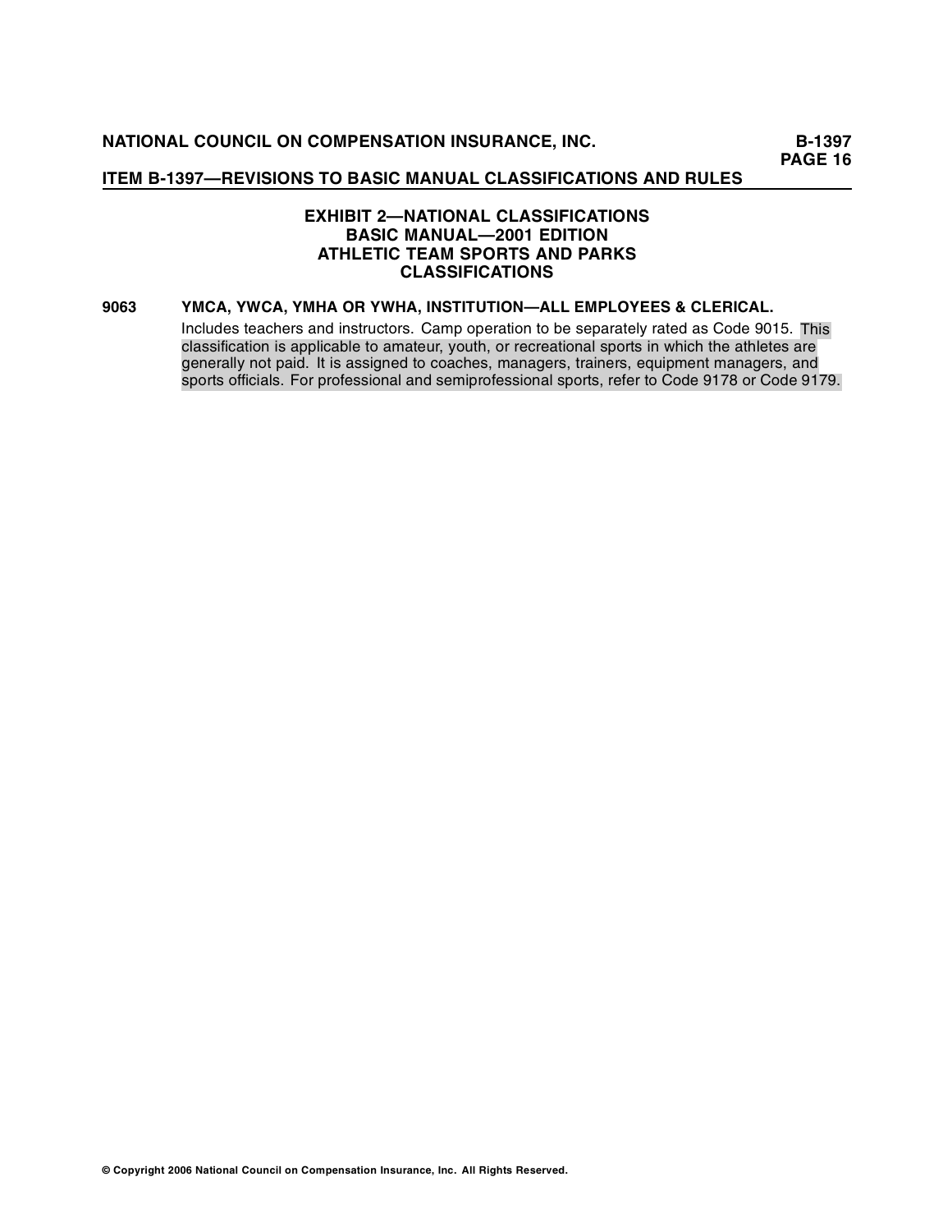## EXHIBIT 2—NATIONAL CLASSIFICATIONS
## BASIC MANUAL—2001 EDITION
## ATHLETIC TEAM SPORTS AND PARKS CLASSIFICATIONS

**9063 YMCA, YWCA, YMHA OR YWHA, INSTITUTION—ALL EMPLOYEES & CLERICAL.**

Includes teachers and instructors. Camp operation to be separately rated as Code 9015. This classification is applicable to amateur, youth, or recreational sports in which the athletes are generally not paid. It is assigned to coaches, managers, trainers, equipment managers, and sports officials. For professional and semiprofessional sports, refer to Code 9178 or Code 9179.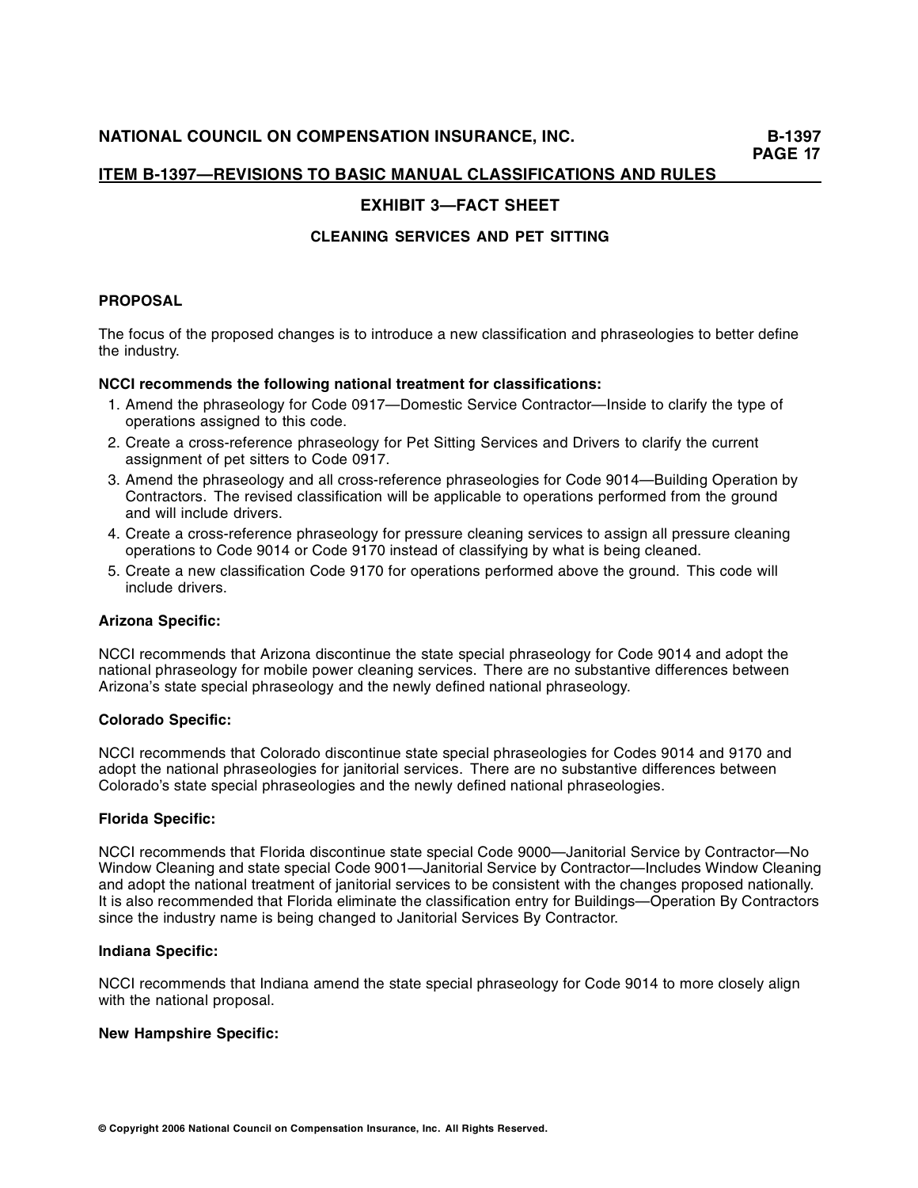## ITEM B-1397—REVISIONS TO BASIC MANUAL CLASSIFICATIONS AND RULES

### EXHIBIT 3—FACT SHEET

#### CLEANING SERVICES AND PET SITTING

**PROPOSAL**

The focus of the proposed changes is to introduce a new classification and phraseologies to better define the industry.

**NCCI recommends the following national treatment for classifications:**

1. Amend the phraseology for Code 0917—Domestic Service Contractor—Inside to clarify the type of operations assigned to this code.
2. Create a cross-reference phraseology for Pet Sitting Services and Drivers to clarify the current assignment of pet sitters to Code 0917.
3. Amend the phraseology and all cross-reference phraseologies for Code 9014—Building Operation by Contractors. The revised classification will be applicable to operations performed from the ground and will include drivers.
4. Create a cross-reference phraseology for pressure cleaning services to assign all pressure cleaning operations to Code 9014 or Code 9170 instead of classifying by what is being cleaned.
5. Create a new classification Code 9170 for operations performed above the ground. This code will include drivers.

**Arizona Specific:**

NCCI recommends that Arizona discontinue the state special phraseology for Code 9014 and adopt the national phraseology for mobile power cleaning services. There are no substantive differences between Arizona's state special phraseology and the newly defined national phraseology.

**Colorado Specific:**

NCCI recommends that Colorado discontinue state special phraseologies for Codes 9014 and 9170 and adopt the national phraseologies for janitorial services. There are no substantive differences between Colorado's state special phraseologies and the newly defined national phraseologies.

**Florida Specific:**

NCCI recommends that Florida discontinue state special Code 9000—Janitorial Service by Contractor—No Window Cleaning and state special Code 9001—Janitorial Service by Contractor—Includes Window Cleaning and adopt the national treatment of janitorial services to be consistent with the changes proposed nationally. It is also recommended that Florida eliminate the classification entry for Buildings—Operation By Contractors since the industry name is being changed to Janitorial Services By Contractor.

**Indiana Specific:**

NCCI recommends that Indiana amend the state special phraseology for Code 9014 to more closely align with the national proposal.

**New Hampshire Specific:**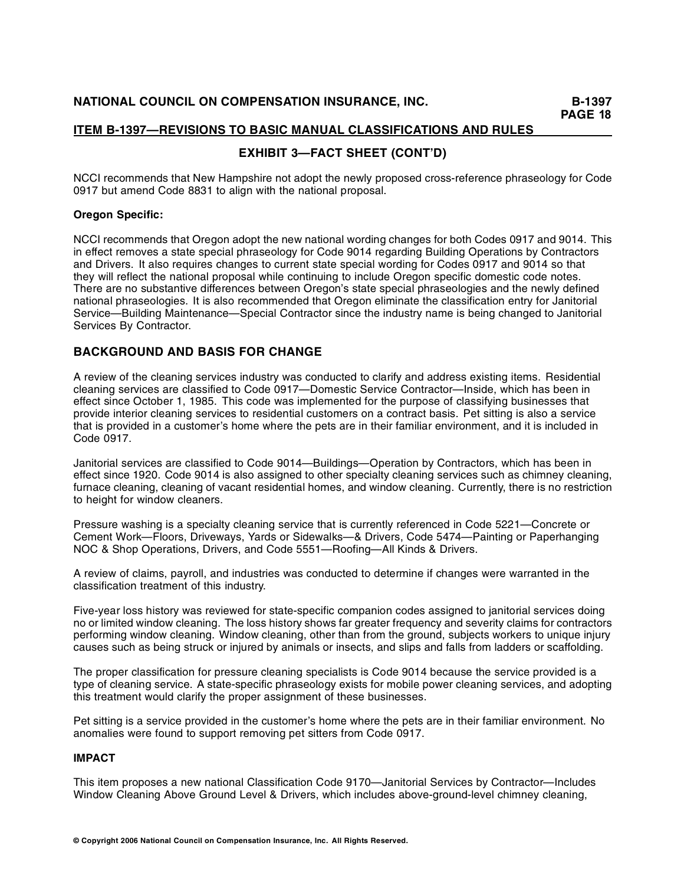## EXHIBIT 3—FACT SHEET (CONT'D)

NCCI recommends that New Hampshire not adopt the newly proposed cross-reference phraseology for Code 0917 but amend Code 8831 to align with the national proposal.

**Oregon Specific:**

NCCI recommends that Oregon adopt the new national wording changes for both Codes 0917 and 9014. This in effect removes a state special phraseology for Code 9014 regarding Building Operations by Contractors and Drivers. It also requires changes to current state special wording for Codes 0917 and 9014 so that they will reflect the national proposal while continuing to include Oregon specific domestic code notes. There are no substantive differences between Oregon's state special phraseologies and the newly defined national phraseologies. It is also recommended that Oregon eliminate the classification entry for Janitorial Service—Building Maintenance—Special Contractor since the industry name is being changed to Janitorial Services By Contractor.

## BACKGROUND AND BASIS FOR CHANGE

A review of the cleaning services industry was conducted to clarify and address existing items. Residential cleaning services are classified to Code 0917—Domestic Service Contractor—Inside, which has been in effect since October 1, 1985. This code was implemented for the purpose of classifying businesses that provide interior cleaning services to residential customers on a contract basis. Pet sitting is also a service that is provided in a customer's home where the pets are in their familiar environment, and it is included in Code 0917.

Janitorial services are classified to Code 9014—Buildings—Operation by Contractors, which has been in effect since 1920. Code 9014 is also assigned to other specialty cleaning services such as chimney cleaning, furnace cleaning, cleaning of vacant residential homes, and window cleaning. Currently, there is no restriction to height for window cleaners.

Pressure washing is a specialty cleaning service that is currently referenced in Code 5221—Concrete or Cement Work—Floors, Driveways, Yards or Sidewalks—& Drivers, Code 5474—Painting or Paperhanging NOC & Shop Operations, Drivers, and Code 5551—Roofing—All Kinds & Drivers.

A review of claims, payroll, and industries was conducted to determine if changes were warranted in the classification treatment of this industry.

Five-year loss history was reviewed for state-specific companion codes assigned to janitorial services doing no or limited window cleaning. The loss history shows far greater frequency and severity claims for contractors performing window cleaning. Window cleaning, other than from the ground, subjects workers to unique injury causes such as being struck or injured by animals or insects, and slips and falls from ladders or scaffolding.

The proper classification for pressure cleaning specialists is Code 9014 because the service provided is a type of cleaning service. A state-specific phraseology exists for mobile power cleaning services, and adopting this treatment would clarify the proper assignment of these businesses.

Pet sitting is a service provided in the customer's home where the pets are in their familiar environment. No anomalies were found to support removing pet sitters from Code 0917.

### IMPACT

This item proposes a new national Classification Code 9170—Janitorial Services by Contractor—Includes Window Cleaning Above Ground Level & Drivers, which includes above-ground-level chimney cleaning,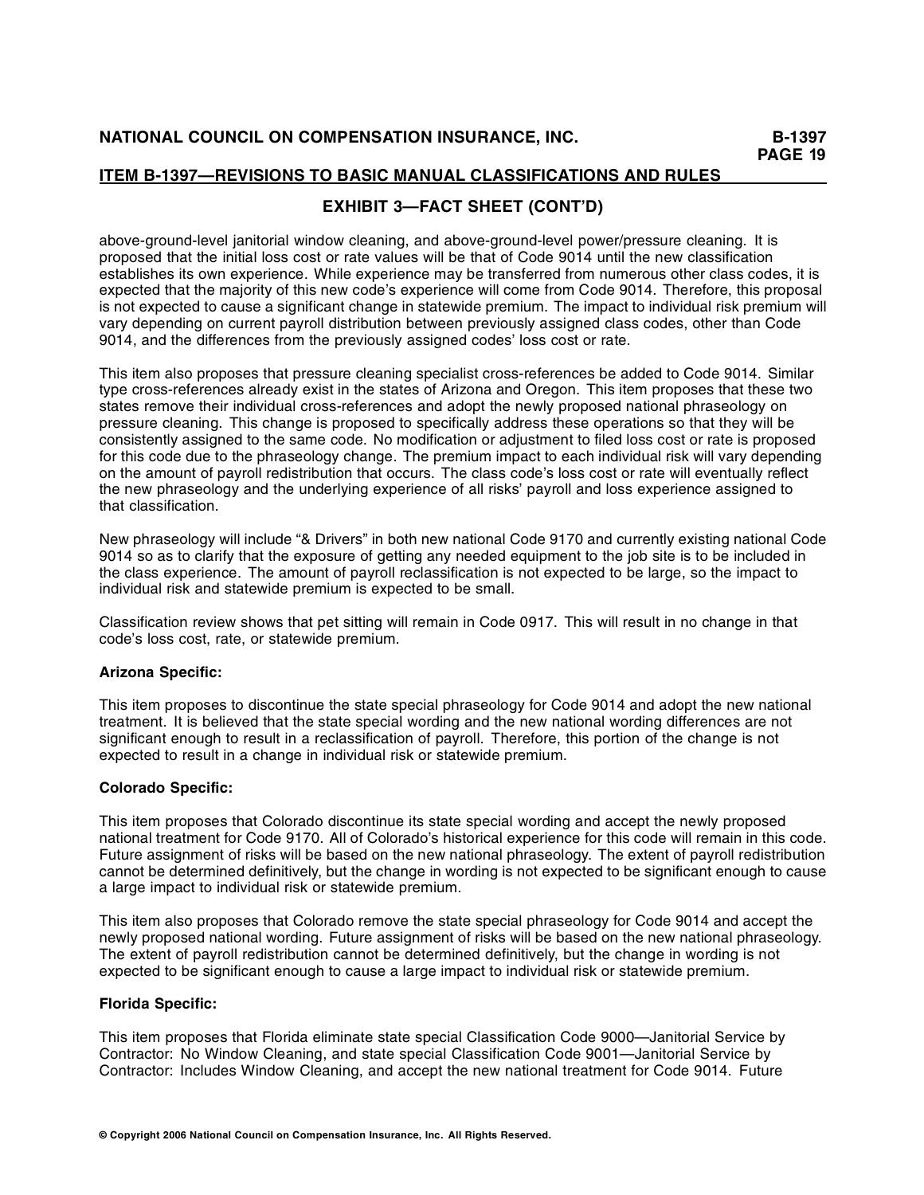## EXHIBIT 3—FACT SHEET (CONT'D)

above-ground-level janitorial window cleaning, and above-ground-level power/pressure cleaning. It is proposed that the initial loss cost or rate values will be that of Code 9014 until the new classification establishes its own experience. While experience may be transferred from numerous other class codes, it is expected that the majority of this new code's experience will come from Code 9014. Therefore, this proposal is not expected to cause a significant change in statewide premium. The impact to individual risk premium will vary depending on current payroll distribution between previously assigned class codes, other than Code 9014, and the differences from the previously assigned codes' loss cost or rate.

This item also proposes that pressure cleaning specialist cross-references be added to Code 9014. Similar type cross-references already exist in the states of Arizona and Oregon. This item proposes that these two states remove their individual cross-references and adopt the newly proposed national phraseology on pressure cleaning. This change is proposed to specifically address these operations so that they will be consistently assigned to the same code. No modification or adjustment to filed loss cost or rate is proposed for this code due to the phraseology change. The premium impact to each individual risk will vary depending on the amount of payroll redistribution that occurs. The class code's loss cost or rate will eventually reflect the new phraseology and the underlying experience of all risks' payroll and loss experience assigned to that classification.

New phraseology will include "& Drivers" in both new national Code 9170 and currently existing national Code 9014 so as to clarify that the exposure of getting any needed equipment to the job site is to be included in the class experience. The amount of payroll reclassification is not expected to be large, so the impact to individual risk and statewide premium is expected to be small.

Classification review shows that pet sitting will remain in Code 0917. This will result in no change in that code's loss cost, rate, or statewide premium.

**Arizona Specific:**

This item proposes to discontinue the state special phraseology for Code 9014 and adopt the new national treatment. It is believed that the state special wording and the new national wording differences are not significant enough to result in a reclassification of payroll. Therefore, this portion of the change is not expected to result in a change in individual risk or statewide premium.

**Colorado Specific:**

This item proposes that Colorado discontinue its state special wording and accept the newly proposed national treatment for Code 9170. All of Colorado's historical experience for this code will remain in this code. Future assignment of risks will be based on the new national phraseology. The extent of payroll redistribution cannot be determined definitively, but the change in wording is not expected to be significant enough to cause a large impact to individual risk or statewide premium.

This item also proposes that Colorado remove the state special phraseology for Code 9014 and accept the newly proposed national wording. Future assignment of risks will be based on the new national phraseology. The extent of payroll redistribution cannot be determined definitively, but the change in wording is not expected to be significant enough to cause a large impact to individual risk or statewide premium.

**Florida Specific:**

This item proposes that Florida eliminate state special Classification Code 9000—Janitorial Service by Contractor: No Window Cleaning, and state special Classification Code 9001—Janitorial Service by Contractor: Includes Window Cleaning, and accept the new national treatment for Code 9014. Future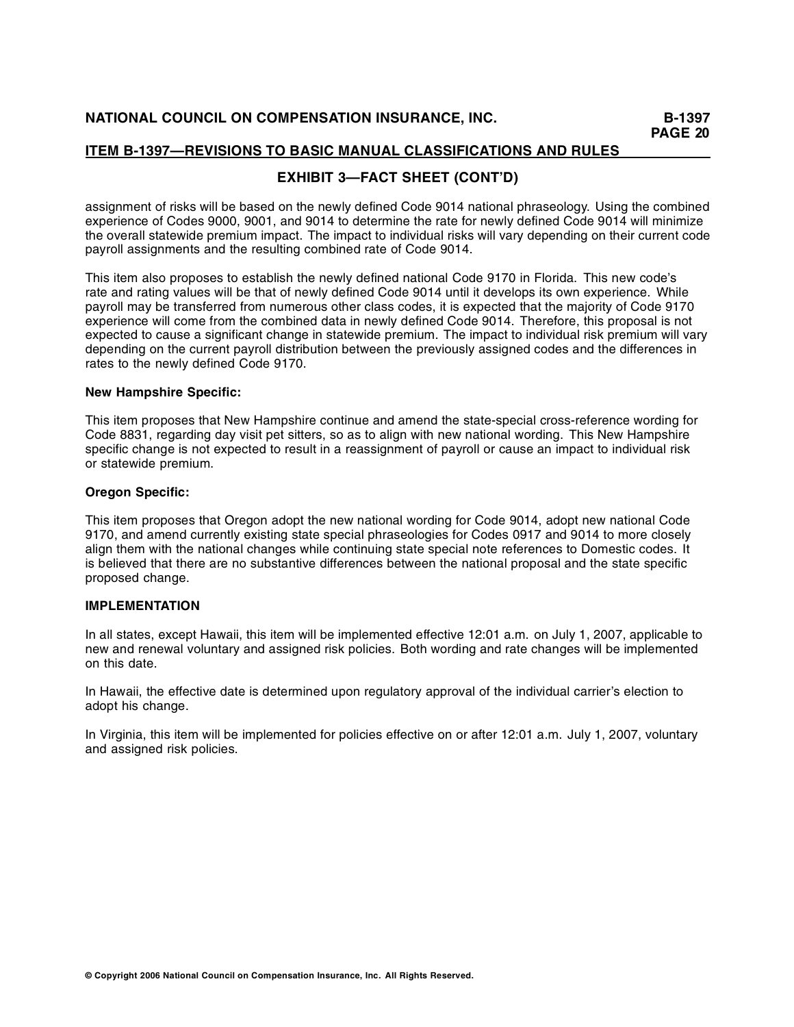## EXHIBIT 3—FACT SHEET (CONT'D)

assignment of risks will be based on the newly defined Code 9014 national phraseology. Using the combined experience of Codes 9000, 9001, and 9014 to determine the rate for newly defined Code 9014 will minimize the overall statewide premium impact. The impact to individual risks will vary depending on their current code payroll assignments and the resulting combined rate of Code 9014.

This item also proposes to establish the newly defined national Code 9170 in Florida. This new code's rate and rating values will be that of newly defined Code 9014 until it develops its own experience. While payroll may be transferred from numerous other class codes, it is expected that the majority of Code 9170 experience will come from the combined data in newly defined Code 9014. Therefore, this proposal is not expected to cause a significant change in statewide premium. The impact to individual risk premium will vary depending on the current payroll distribution between the previously assigned codes and the differences in rates to the newly defined Code 9170.

**New Hampshire Specific:**

This item proposes that New Hampshire continue and amend the state-special cross-reference wording for Code 8831, regarding day visit pet sitters, so as to align with new national wording. This New Hampshire specific change is not expected to result in a reassignment of payroll or cause an impact to individual risk or statewide premium.

**Oregon Specific:**

This item proposes that Oregon adopt the new national wording for Code 9014, adopt new national Code 9170, and amend currently existing state special phraseologies for Codes 0917 and 9014 to more closely align them with the national changes while continuing state special note references to Domestic codes. It is believed that there are no substantive differences between the national proposal and the state specific proposed change.

**IMPLEMENTATION**

In all states, except Hawaii, this item will be implemented effective 12:01 a.m. on July 1, 2007, applicable to new and renewal voluntary and assigned risk policies. Both wording and rate changes will be implemented on this date.

In Hawaii, the effective date is determined upon regulatory approval of the individual carrier's election to adopt his change.

In Virginia, this item will be implemented for policies effective on or after 12:01 a.m. July 1, 2007, voluntary and assigned risk policies.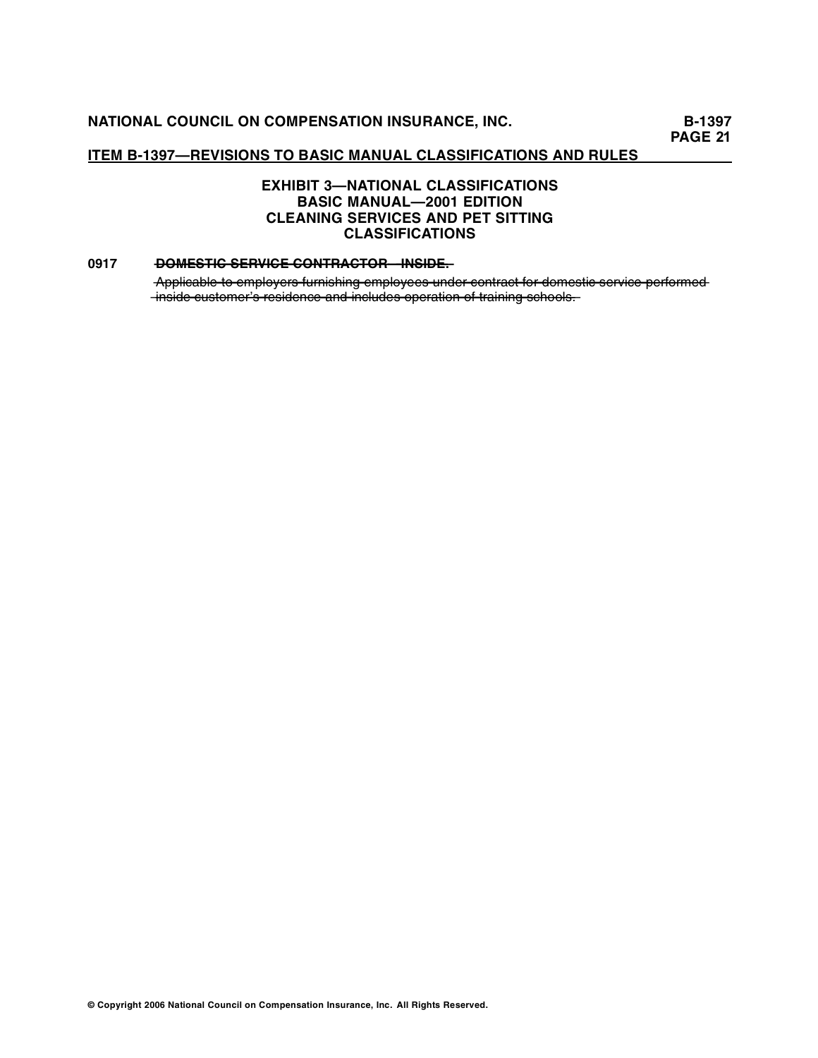### EXHIBIT 3—NATIONAL CLASSIFICATIONS
### BASIC MANUAL—2001 EDITION
### CLEANING SERVICES AND PET SITTING CLASSIFICATIONS

**0917** ~~**DOMESTIC SERVICE CONTRACTOR—INSIDE.**~~

~~Applicable to employers furnishing employees under contract for domestic service performed inside customer's residence and includes operation of training schools.~~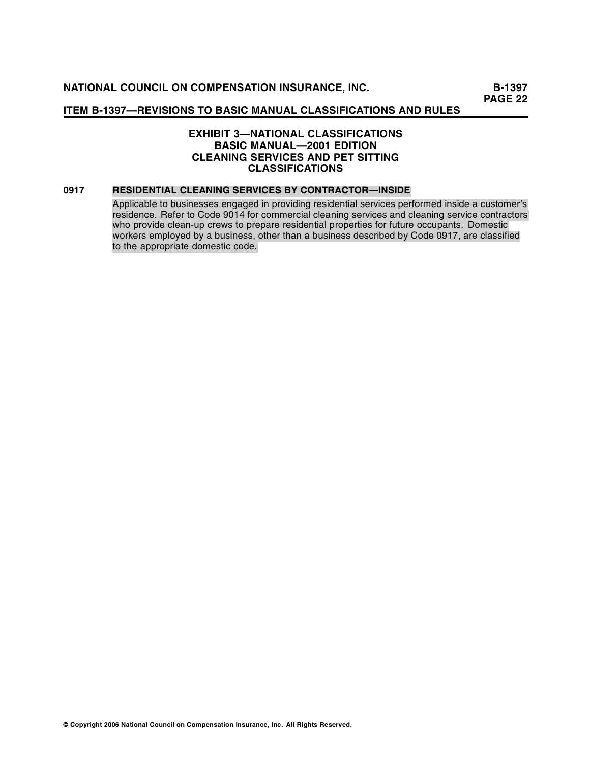## EXHIBIT 3—NATIONAL CLASSIFICATIONS
## BASIC MANUAL—2001 EDITION
## CLEANING SERVICES AND PET SITTING CLASSIFICATIONS

**0917 RESIDENTIAL CLEANING SERVICES BY CONTRACTOR—INSIDE**

Applicable to businesses engaged in providing residential services performed inside a customer's residence. Refer to Code 9014 for commercial cleaning services and cleaning service contractors who provide clean-up crews to prepare residential properties for future occupants. Domestic workers employed by a business, other than a business described by Code 0917, are classified to the appropriate domestic code.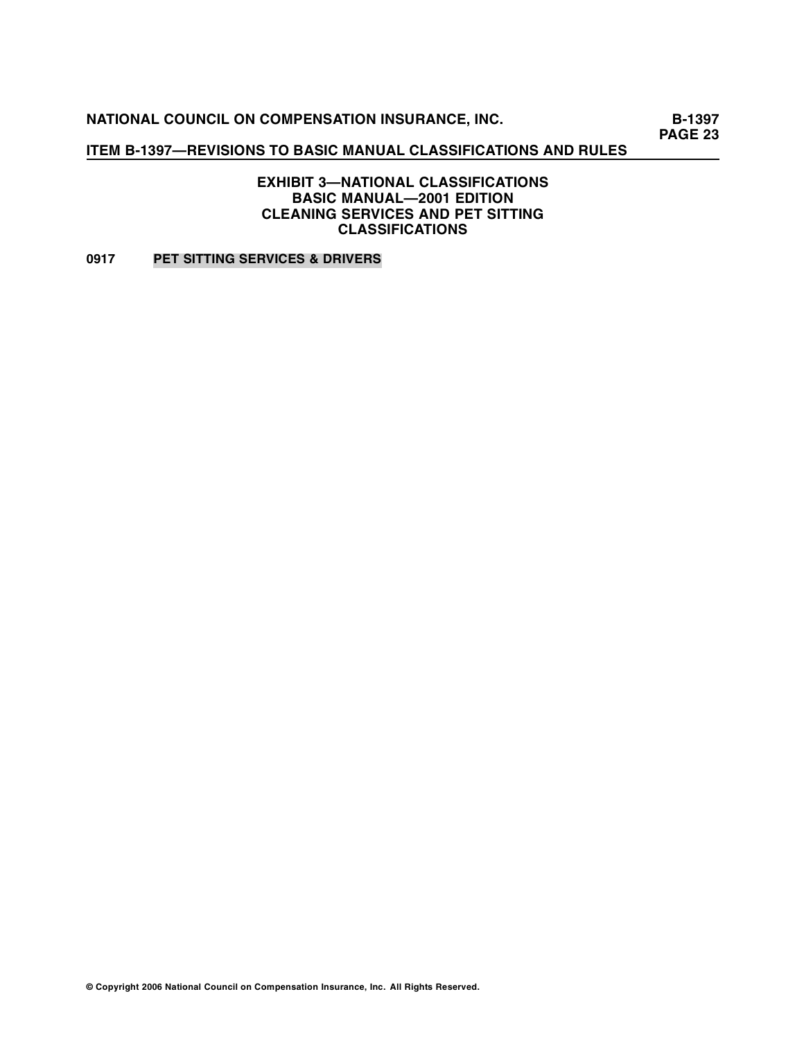## EXHIBIT 3—NATIONAL CLASSIFICATIONS
## BASIC MANUAL—2001 EDITION
## CLEANING SERVICES AND PET SITTING CLASSIFICATIONS

**0917** **PET SITTING SERVICES & DRIVERS**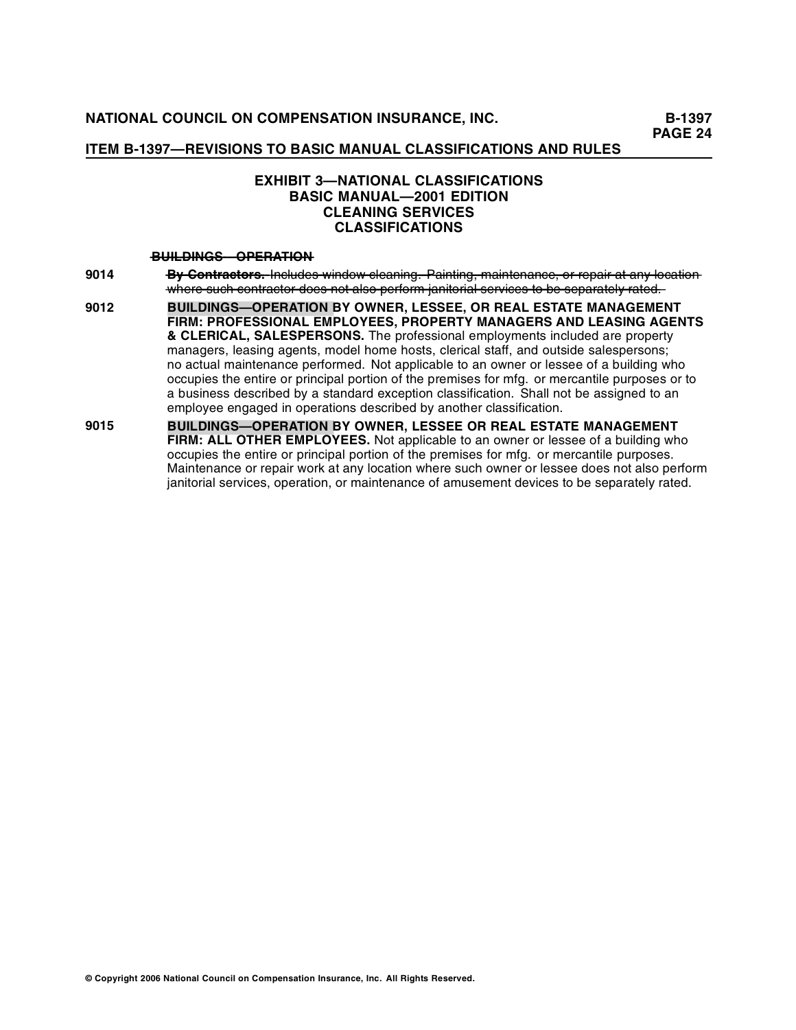## EXHIBIT 3—NATIONAL CLASSIFICATIONS
## BASIC MANUAL—2001 EDITION
## CLEANING SERVICES
## CLASSIFICATIONS

~~**BUILDINGS—OPERATION**~~

**9014** ~~**By Contractors.** Includes window cleaning. Painting, maintenance, or repair at any location where such contractor does not also perform janitorial services to be separately rated.~~

**9012** **BUILDINGS—OPERATION BY OWNER, LESSEE, OR REAL ESTATE MANAGEMENT FIRM: PROFESSIONAL EMPLOYEES, PROPERTY MANAGERS AND LEASING AGENTS & CLERICAL, SALESPERSONS.** The professional employments included are property managers, leasing agents, model home hosts, clerical staff, and outside salespersons; no actual maintenance performed. Not applicable to an owner or lessee of a building who occupies the entire or principal portion of the premises for mfg. or mercantile purposes or to a business described by a standard exception classification. Shall not be assigned to an employee engaged in operations described by another classification.

**9015** **BUILDINGS—OPERATION BY OWNER, LESSEE OR REAL ESTATE MANAGEMENT FIRM: ALL OTHER EMPLOYEES.** Not applicable to an owner or lessee of a building who occupies the entire or principal portion of the premises for mfg. or mercantile purposes. Maintenance or repair work at any location where such owner or lessee does not also perform janitorial services, operation, or maintenance of amusement devices to be separately rated.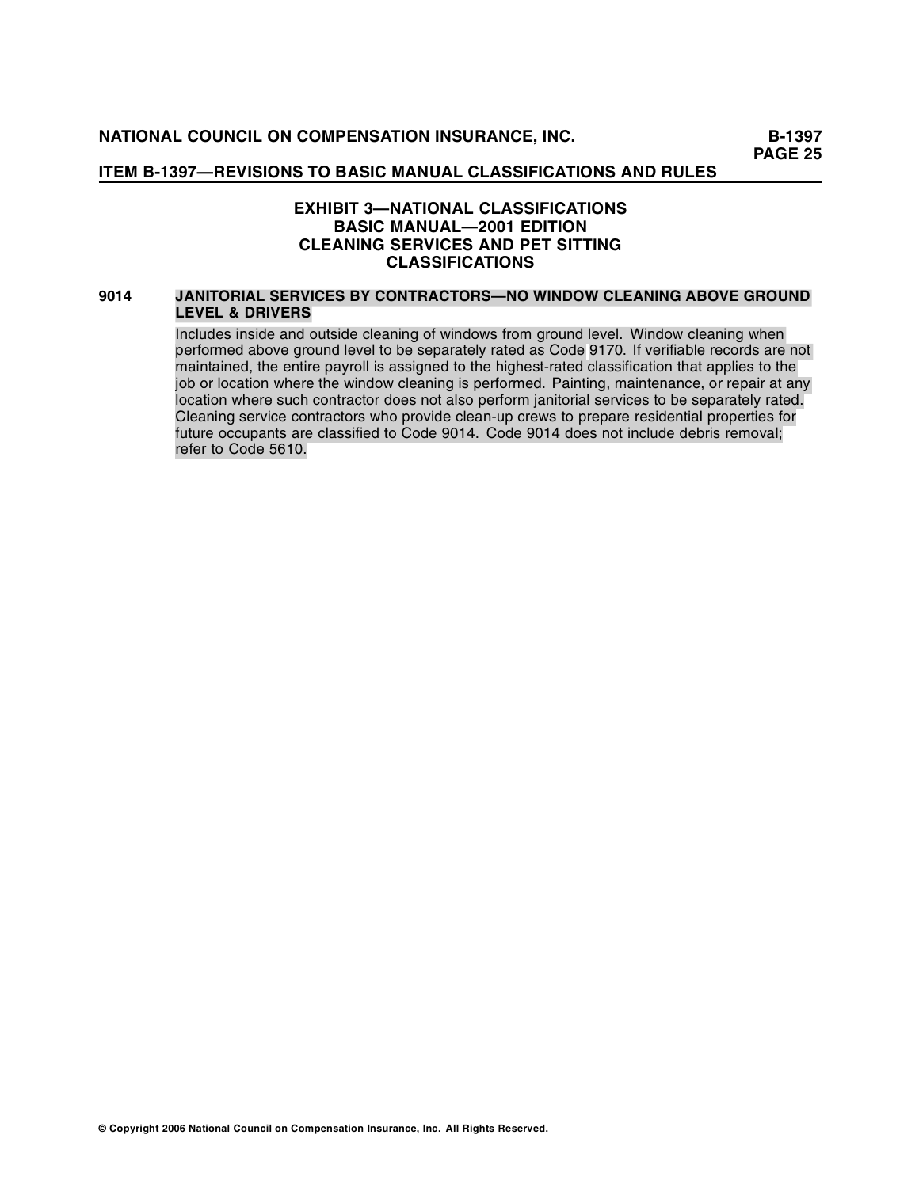## EXHIBIT 3—NATIONAL CLASSIFICATIONS
## BASIC MANUAL—2001 EDITION
## CLEANING SERVICES AND PET SITTING CLASSIFICATIONS

**9014 JANITORIAL SERVICES BY CONTRACTORS—NO WINDOW CLEANING ABOVE GROUND LEVEL & DRIVERS**

Includes inside and outside cleaning of windows from ground level. Window cleaning when performed above ground level to be separately rated as Code 9170. If verifiable records are not maintained, the entire payroll is assigned to the highest-rated classification that applies to the job or location where the window cleaning is performed. Painting, maintenance, or repair at any location where such contractor does not also perform janitorial services to be separately rated. Cleaning service contractors who provide clean-up crews to prepare residential properties for future occupants are classified to Code 9014. Code 9014 does not include debris removal; refer to Code 5610.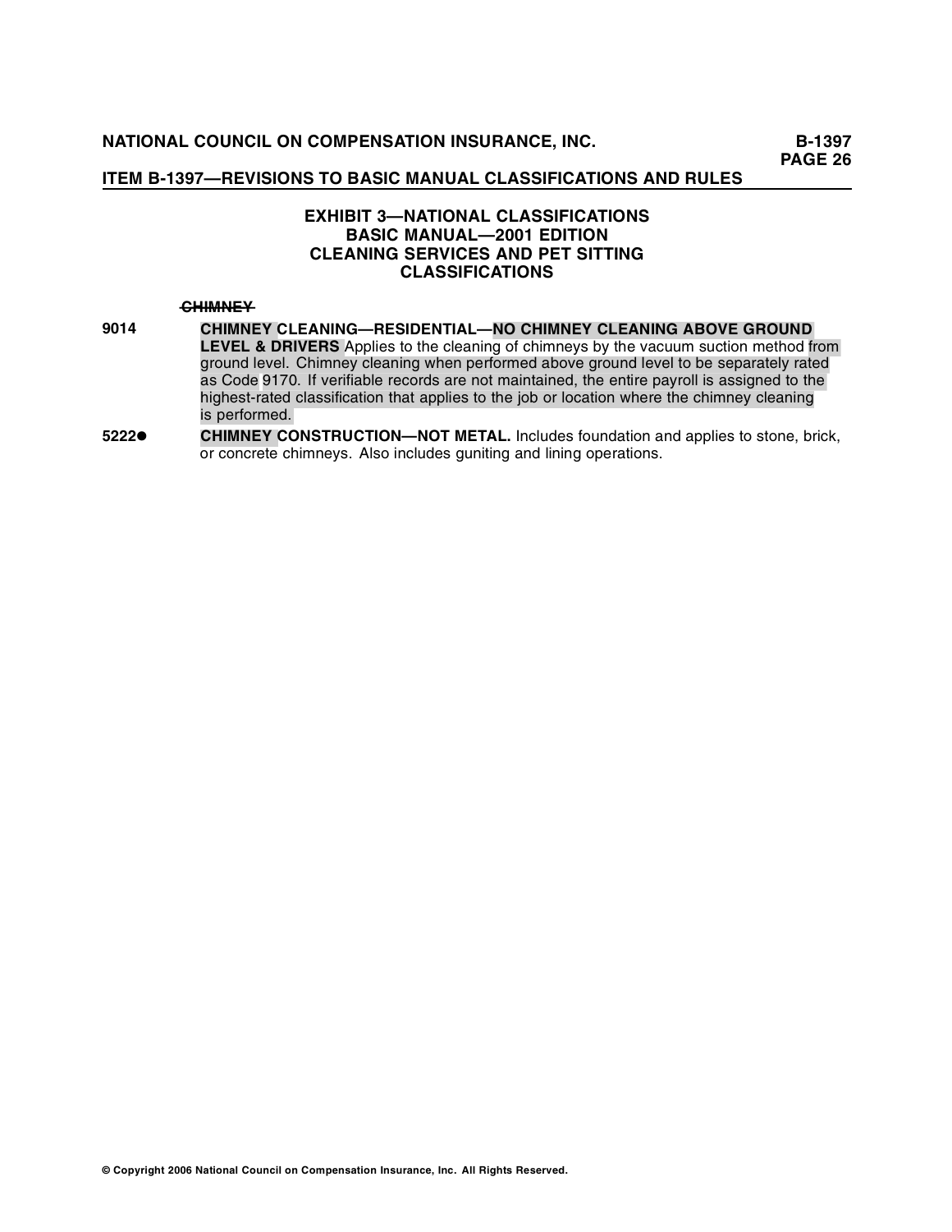**ITEM B-1397—REVISIONS TO BASIC MANUAL CLASSIFICATIONS AND RULES**

## EXHIBIT 3—NATIONAL CLASSIFICATIONS BASIC MANUAL—2001 EDITION CLEANING SERVICES AND PET SITTING CLASSIFICATIONS

~~CHIMNEY~~

**9014** **CHIMNEY CLEANING—RESIDENTIAL—NO CHIMNEY CLEANING ABOVE GROUND LEVEL & DRIVERS** Applies to the cleaning of chimneys by the vacuum suction method from ground level. Chimney cleaning when performed above ground level to be separately rated as Code 9170. If verifiable records are not maintained, the entire payroll is assigned to the highest-rated classification that applies to the job or location where the chimney cleaning is performed.

**5222●** **CHIMNEY CONSTRUCTION—NOT METAL.** Includes foundation and applies to stone, brick, or concrete chimneys. Also includes guniting and lining operations.

© Copyright 2006 National Council on Compensation Insurance, Inc. All Rights Reserved.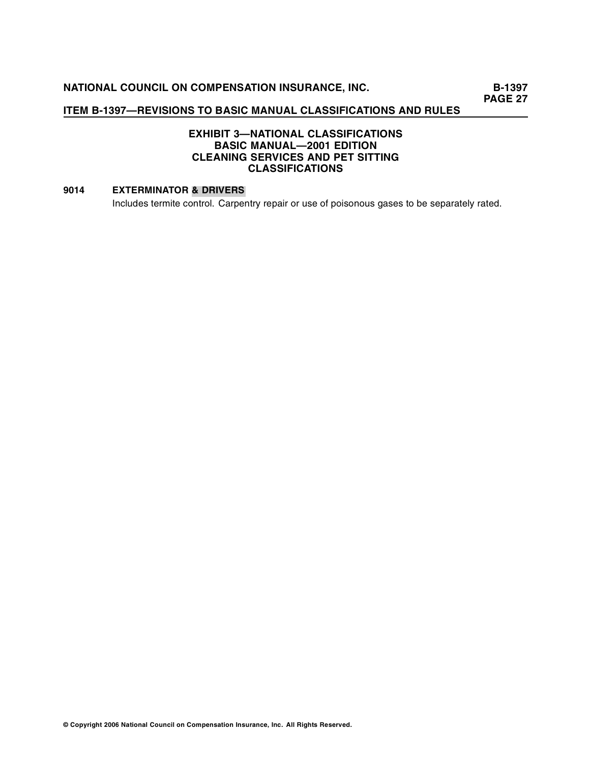## EXHIBIT 3—NATIONAL CLASSIFICATIONS
## BASIC MANUAL—2001 EDITION
## CLEANING SERVICES AND PET SITTING CLASSIFICATIONS

**9014 EXTERMINATOR & DRIVERS**

Includes termite control. Carpentry repair or use of poisonous gases to be separately rated.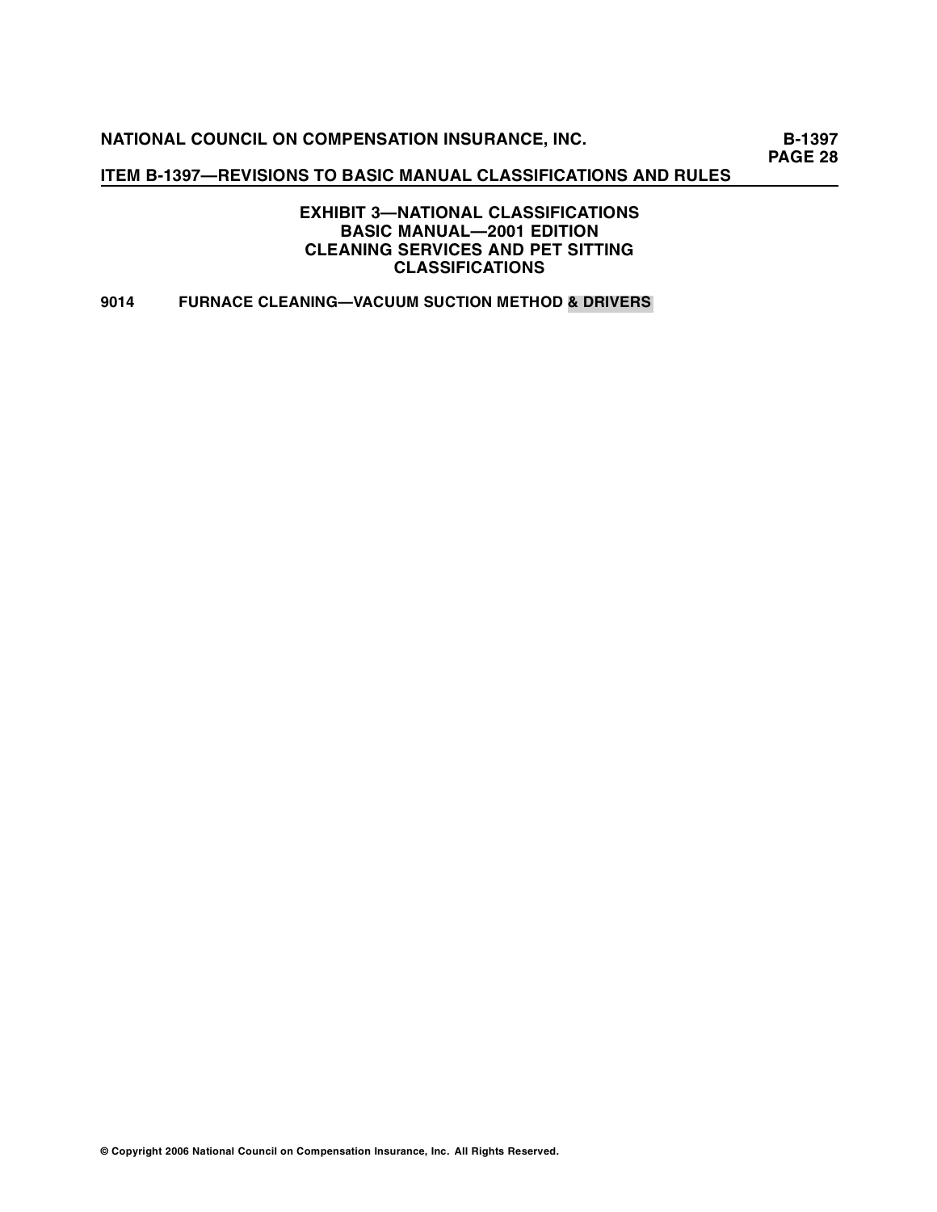## EXHIBIT 3—NATIONAL CLASSIFICATIONS
## BASIC MANUAL—2001 EDITION
## CLEANING SERVICES AND PET SITTING CLASSIFICATIONS

**9014 FURNACE CLEANING—VACUUM SUCTION METHOD & DRIVERS**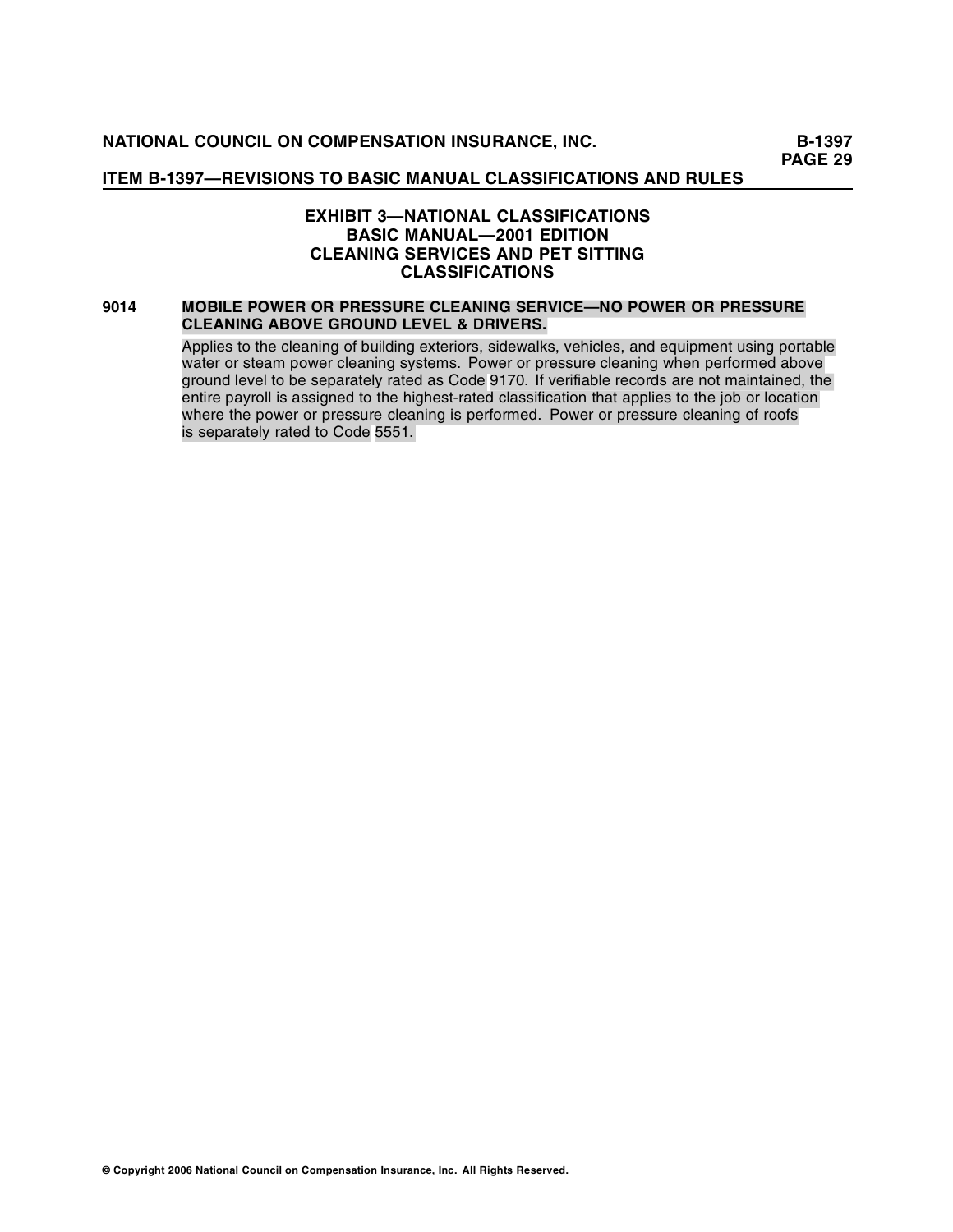## EXHIBIT 3—NATIONAL CLASSIFICATIONS
## BASIC MANUAL—2001 EDITION
## CLEANING SERVICES AND PET SITTING CLASSIFICATIONS

**9014 MOBILE POWER OR PRESSURE CLEANING SERVICE—NO POWER OR PRESSURE CLEANING ABOVE GROUND LEVEL & DRIVERS.**

Applies to the cleaning of building exteriors, sidewalks, vehicles, and equipment using portable water or steam power cleaning systems. Power or pressure cleaning when performed above ground level to be separately rated as Code 9170. If verifiable records are not maintained, the entire payroll is assigned to the highest-rated classification that applies to the job or location where the power or pressure cleaning is performed. Power or pressure cleaning of roofs is separately rated to Code 5551.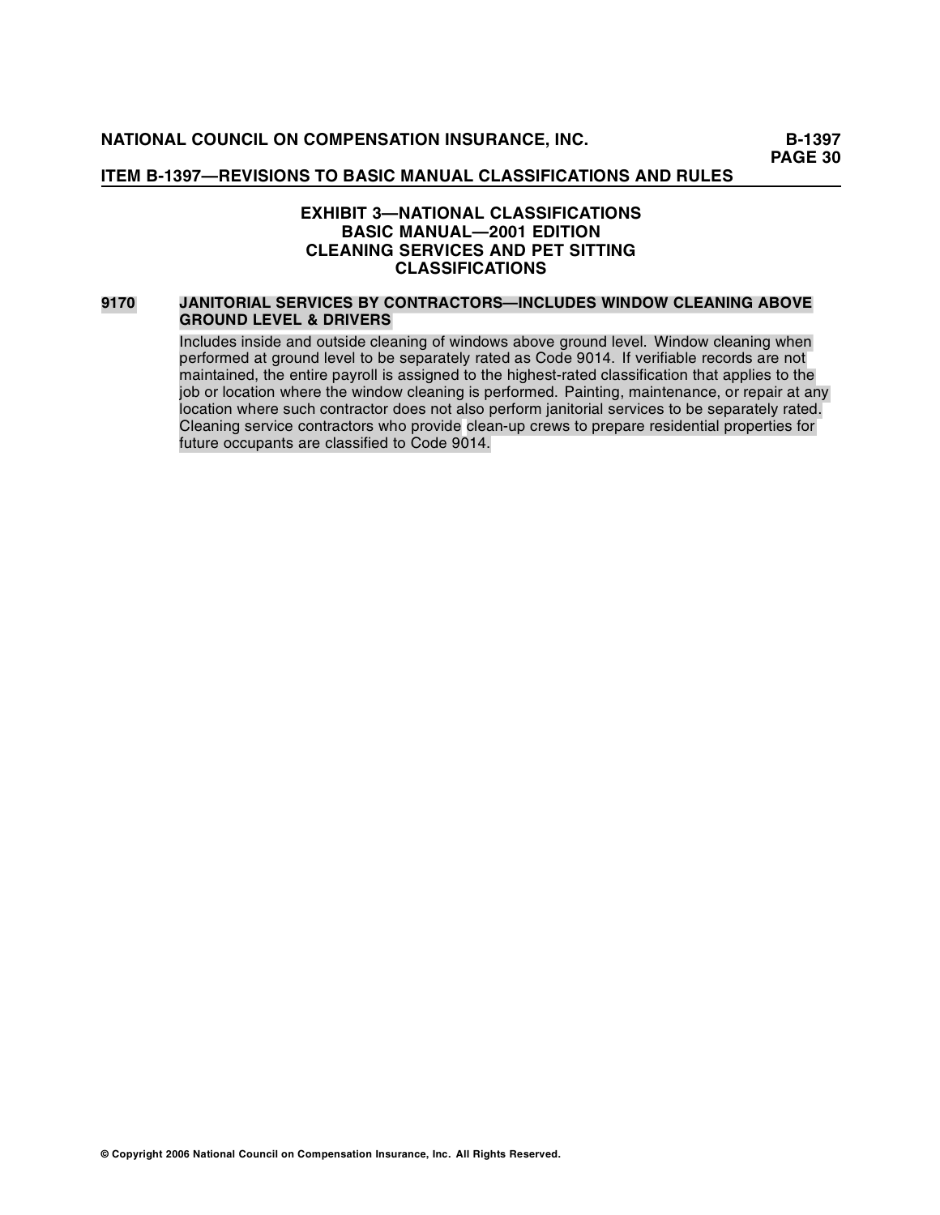## EXHIBIT 3—NATIONAL CLASSIFICATIONS
## BASIC MANUAL—2001 EDITION
## CLEANING SERVICES AND PET SITTING CLASSIFICATIONS

**9170 JANITORIAL SERVICES BY CONTRACTORS—INCLUDES WINDOW CLEANING ABOVE GROUND LEVEL & DRIVERS**

Includes inside and outside cleaning of windows above ground level. Window cleaning when performed at ground level to be separately rated as Code 9014. If verifiable records are not maintained, the entire payroll is assigned to the highest-rated classification that applies to the job or location where the window cleaning is performed. Painting, maintenance, or repair at any location where such contractor does not also perform janitorial services to be separately rated. Cleaning service contractors who provide clean-up crews to prepare residential properties for future occupants are classified to Code 9014.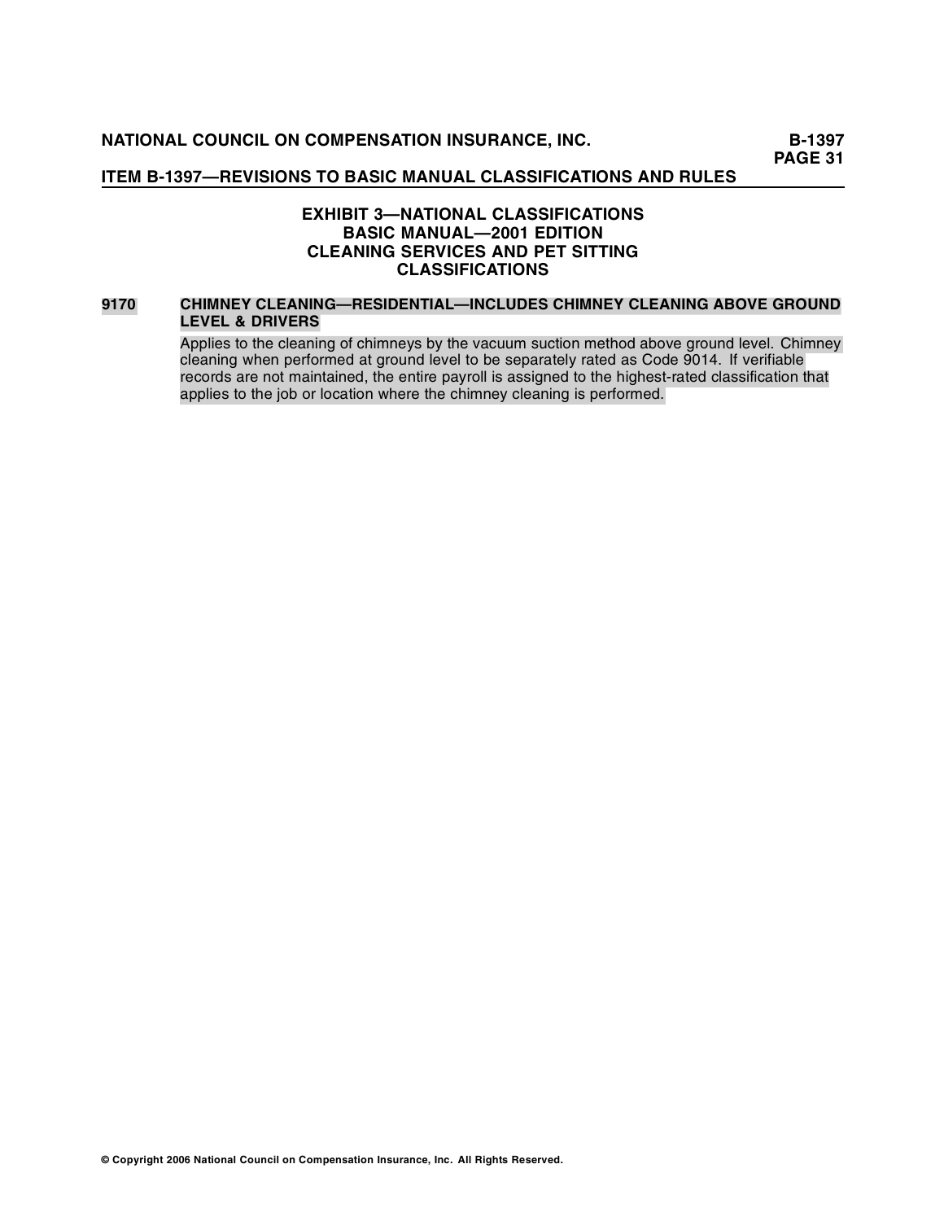## EXHIBIT 3—NATIONAL CLASSIFICATIONS
## BASIC MANUAL—2001 EDITION
## CLEANING SERVICES AND PET SITTING CLASSIFICATIONS

**9170 CHIMNEY CLEANING—RESIDENTIAL—INCLUDES CHIMNEY CLEANING ABOVE GROUND LEVEL & DRIVERS**

Applies to the cleaning of chimneys by the vacuum suction method above ground level. Chimney cleaning when performed at ground level to be separately rated as Code 9014. If verifiable records are not maintained, the entire payroll is assigned to the highest-rated classification that applies to the job or location where the chimney cleaning is performed.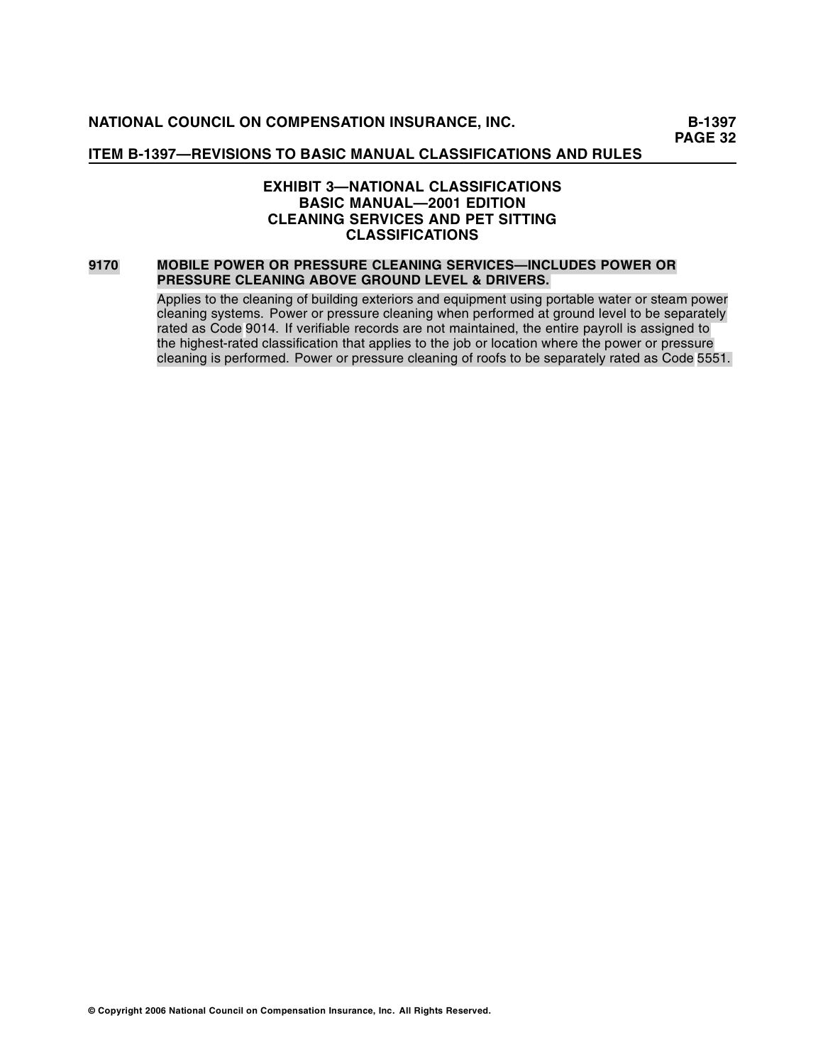## EXHIBIT 3—NATIONAL CLASSIFICATIONS
## BASIC MANUAL—2001 EDITION
## CLEANING SERVICES AND PET SITTING CLASSIFICATIONS

**9170 MOBILE POWER OR PRESSURE CLEANING SERVICES—INCLUDES POWER OR PRESSURE CLEANING ABOVE GROUND LEVEL & DRIVERS.**

Applies to the cleaning of building exteriors and equipment using portable water or steam power cleaning systems. Power or pressure cleaning when performed at ground level to be separately rated as Code 9014. If verifiable records are not maintained, the entire payroll is assigned to the highest-rated classification that applies to the job or location where the power or pressure cleaning is performed. Power or pressure cleaning of roofs to be separately rated as Code 5551.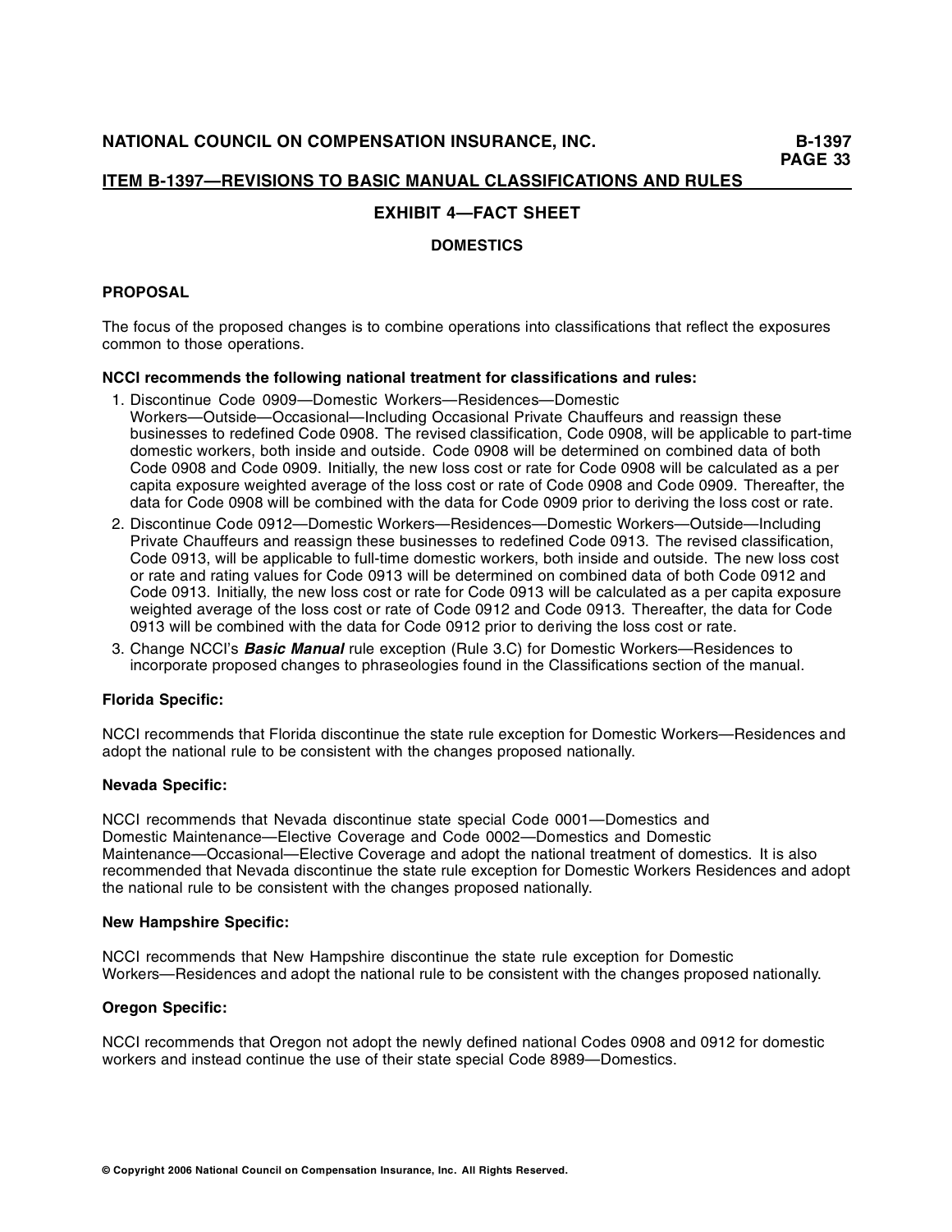## ITEM B-1397—REVISIONS TO BASIC MANUAL CLASSIFICATIONS AND RULES

### EXHIBIT 4—FACT SHEET

#### DOMESTICS

**PROPOSAL**

The focus of the proposed changes is to combine operations into classifications that reflect the exposures common to those operations.

**NCCI recommends the following national treatment for classifications and rules:**

1. Discontinue Code 0909—Domestic Workers—Residences—Domestic Workers—Outside—Occasional—Including Occasional Private Chauffeurs and reassign these businesses to redefined Code 0908. The revised classification, Code 0908, will be applicable to part-time domestic workers, both inside and outside. Code 0908 will be determined on combined data of both Code 0908 and Code 0909. Initially, the new loss cost or rate for Code 0908 will be calculated as a per capita exposure weighted average of the loss cost or rate of Code 0908 and Code 0909. Thereafter, the data for Code 0908 will be combined with the data for Code 0909 prior to deriving the loss cost or rate.
2. Discontinue Code 0912—Domestic Workers—Residences—Domestic Workers—Outside—Including Private Chauffeurs and reassign these businesses to redefined Code 0913. The revised classification, Code 0913, will be applicable to full-time domestic workers, both inside and outside. The new loss cost or rate and rating values for Code 0913 will be determined on combined data of both Code 0912 and Code 0913. Initially, the new loss cost or rate for Code 0913 will be calculated as a per capita exposure weighted average of the loss cost or rate of Code 0912 and Code 0913. Thereafter, the data for Code 0913 will be combined with the data for Code 0912 prior to deriving the loss cost or rate.
3. Change NCCI's ***Basic Manual*** rule exception (Rule 3.C) for Domestic Workers—Residences to incorporate proposed changes to phraseologies found in the Classifications section of the manual.

**Florida Specific:**

NCCI recommends that Florida discontinue the state rule exception for Domestic Workers—Residences and adopt the national rule to be consistent with the changes proposed nationally.

**Nevada Specific:**

NCCI recommends that Nevada discontinue state special Code 0001—Domestics and Domestic Maintenance—Elective Coverage and Code 0002—Domestics and Domestic Maintenance—Occasional—Elective Coverage and adopt the national treatment of domestics. It is also recommended that Nevada discontinue the state rule exception for Domestic Workers Residences and adopt the national rule to be consistent with the changes proposed nationally.

**New Hampshire Specific:**

NCCI recommends that New Hampshire discontinue the state rule exception for Domestic Workers—Residences and adopt the national rule to be consistent with the changes proposed nationally.

**Oregon Specific:**

NCCI recommends that Oregon not adopt the newly defined national Codes 0908 and 0912 for domestic workers and instead continue the use of their state special Code 8989—Domestics.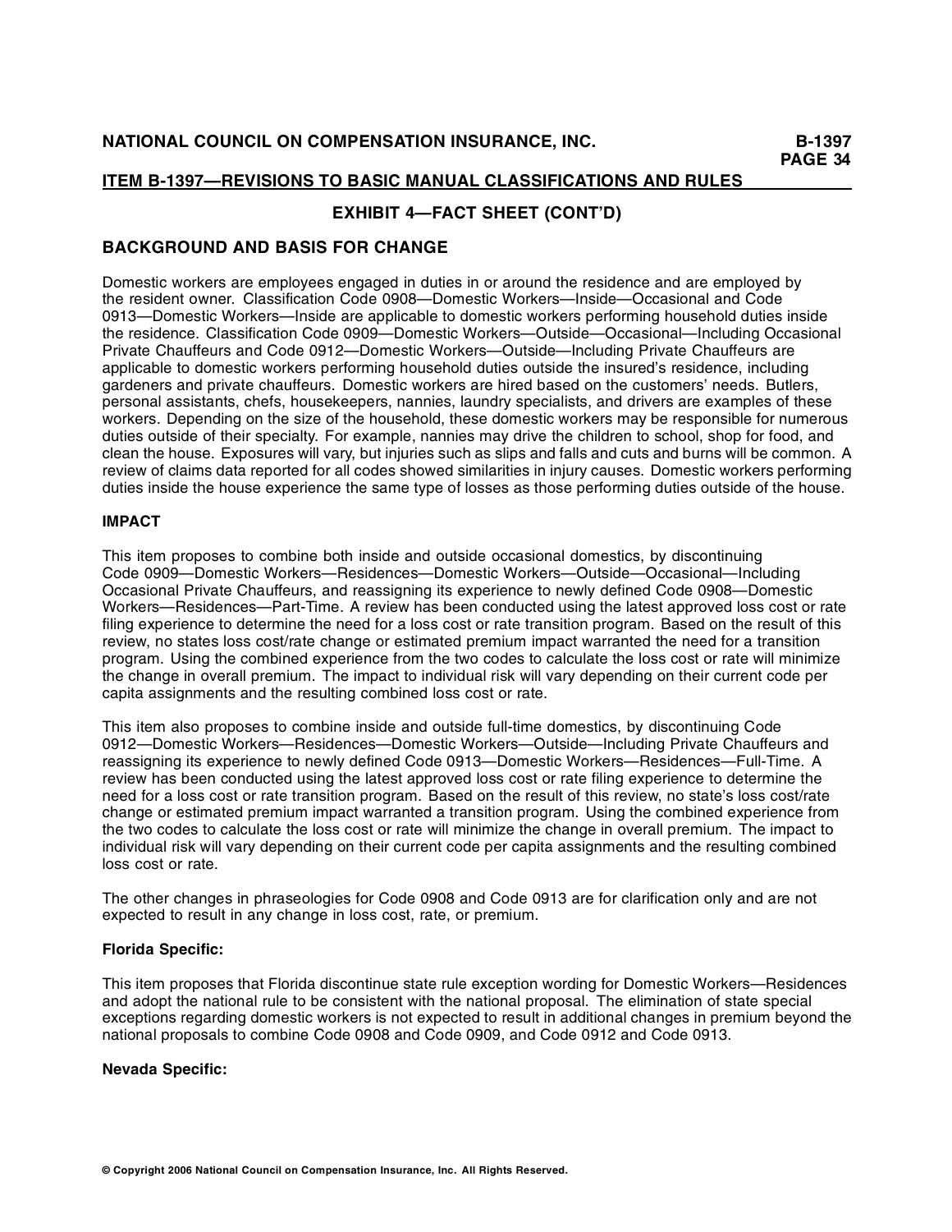## ITEM B-1397—REVISIONS TO BASIC MANUAL CLASSIFICATIONS AND RULES

### EXHIBIT 4—FACT SHEET (CONT'D)

## BACKGROUND AND BASIS FOR CHANGE

Domestic workers are employees engaged in duties in or around the residence and are employed by the resident owner. Classification Code 0908—Domestic Workers—Inside—Occasional and Code 0913—Domestic Workers—Inside are applicable to domestic workers performing household duties inside the residence. Classification Code 0909—Domestic Workers—Outside—Occasional—Including Occasional Private Chauffeurs and Code 0912—Domestic Workers—Outside—Including Private Chauffeurs are applicable to domestic workers performing household duties outside the insured's residence, including gardeners and private chauffeurs. Domestic workers are hired based on the customers' needs. Butlers, personal assistants, chefs, housekeepers, nannies, laundry specialists, and drivers are examples of these workers. Depending on the size of the household, these domestic workers may be responsible for numerous duties outside of their specialty. For example, nannies may drive the children to school, shop for food, and clean the house. Exposures will vary, but injuries such as slips and falls and cuts and burns will be common. A review of claims data reported for all codes showed similarities in injury causes. Domestic workers performing duties inside the house experience the same type of losses as those performing duties outside of the house.

### IMPACT

This item proposes to combine both inside and outside occasional domestics, by discontinuing Code 0909—Domestic Workers—Residences—Domestic Workers—Outside—Occasional—Including Occasional Private Chauffeurs, and reassigning its experience to newly defined Code 0908—Domestic Workers—Residences—Part-Time. A review has been conducted using the latest approved loss cost or rate filing experience to determine the need for a loss cost or rate transition program. Based on the result of this review, no states loss cost/rate change or estimated premium impact warranted the need for a transition program. Using the combined experience from the two codes to calculate the loss cost or rate will minimize the change in overall premium. The impact to individual risk will vary depending on their current code per capita assignments and the resulting combined loss cost or rate.

This item also proposes to combine inside and outside full-time domestics, by discontinuing Code 0912—Domestic Workers—Residences—Domestic Workers—Outside—Including Private Chauffeurs and reassigning its experience to newly defined Code 0913—Domestic Workers—Residences—Full-Time. A review has been conducted using the latest approved loss cost or rate filing experience to determine the need for a loss cost or rate transition program. Based on the result of this review, no state's loss cost/rate change or estimated premium impact warranted a transition program. Using the combined experience from the two codes to calculate the loss cost or rate will minimize the change in overall premium. The impact to individual risk will vary depending on their current code per capita assignments and the resulting combined loss cost or rate.

The other changes in phraseologies for Code 0908 and Code 0913 are for clarification only and are not expected to result in any change in loss cost, rate, or premium.

#### Florida Specific:

This item proposes that Florida discontinue state rule exception wording for Domestic Workers—Residences and adopt the national rule to be consistent with the national proposal. The elimination of state special exceptions regarding domestic workers is not expected to result in additional changes in premium beyond the national proposals to combine Code 0908 and Code 0909, and Code 0912 and Code 0913.

#### Nevada Specific: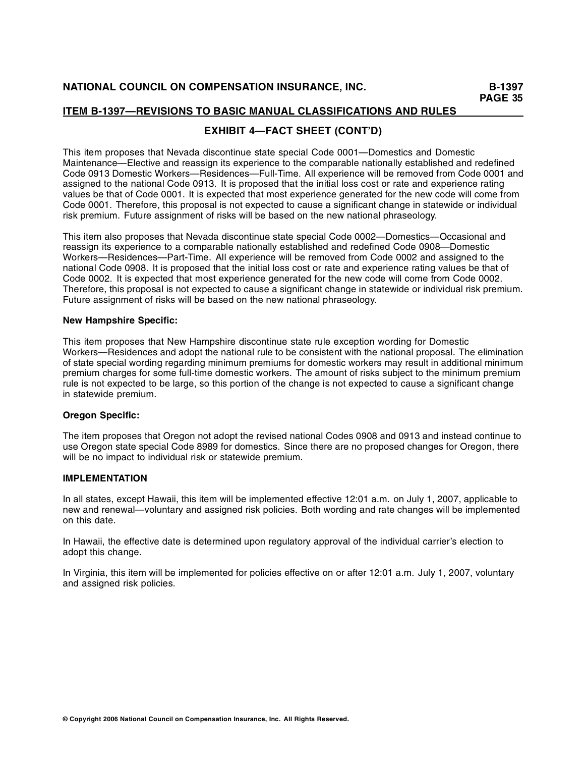## EXHIBIT 4—FACT SHEET (CONT'D)

This item proposes that Nevada discontinue state special Code 0001—Domestics and Domestic Maintenance—Elective and reassign its experience to the comparable nationally established and redefined Code 0913 Domestic Workers—Residences—Full-Time. All experience will be removed from Code 0001 and assigned to the national Code 0913. It is proposed that the initial loss cost or rate and experience rating values be that of Code 0001. It is expected that most experience generated for the new code will come from Code 0001. Therefore, this proposal is not expected to cause a significant change in statewide or individual risk premium. Future assignment of risks will be based on the new national phraseology.

This item also proposes that Nevada discontinue state special Code 0002—Domestics—Occasional and reassign its experience to a comparable nationally established and redefined Code 0908—Domestic Workers—Residences—Part-Time. All experience will be removed from Code 0002 and assigned to the national Code 0908. It is proposed that the initial loss cost or rate and experience rating values be that of Code 0002. It is expected that most experience generated for the new code will come from Code 0002. Therefore, this proposal is not expected to cause a significant change in statewide or individual risk premium. Future assignment of risks will be based on the new national phraseology.

**New Hampshire Specific:**

This item proposes that New Hampshire discontinue state rule exception wording for Domestic Workers—Residences and adopt the national rule to be consistent with the national proposal. The elimination of state special wording regarding minimum premiums for domestic workers may result in additional minimum premium charges for some full-time domestic workers. The amount of risks subject to the minimum premium rule is not expected to be large, so this portion of the change is not expected to cause a significant change in statewide premium.

**Oregon Specific:**

The item proposes that Oregon not adopt the revised national Codes 0908 and 0913 and instead continue to use Oregon state special Code 8989 for domestics. Since there are no proposed changes for Oregon, there will be no impact to individual risk or statewide premium.

**IMPLEMENTATION**

In all states, except Hawaii, this item will be implemented effective 12:01 a.m. on July 1, 2007, applicable to new and renewal—voluntary and assigned risk policies. Both wording and rate changes will be implemented on this date.

In Hawaii, the effective date is determined upon regulatory approval of the individual carrier's election to adopt this change.

In Virginia, this item will be implemented for policies effective on or after 12:01 a.m. July 1, 2007, voluntary and assigned risk policies.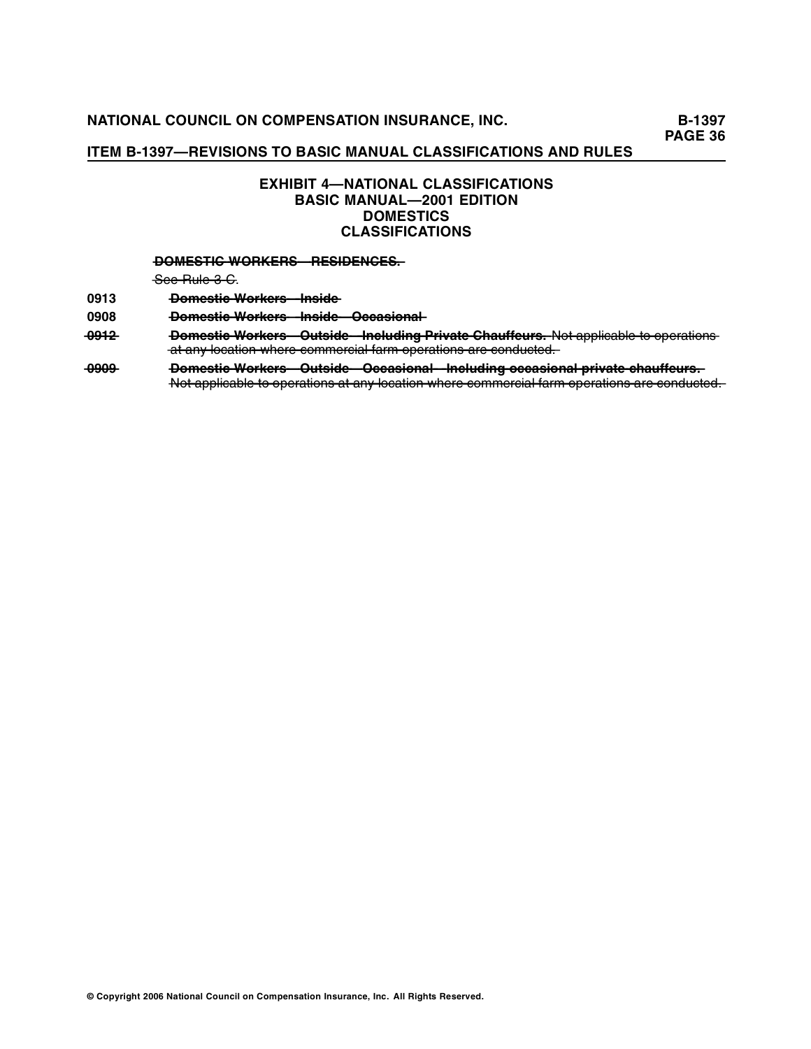## EXHIBIT 4—NATIONAL CLASSIFICATIONS
## BASIC MANUAL—2001 EDITION
## DOMESTICS
## CLASSIFICATIONS

~~**DOMESTIC WORKERS—RESIDENCES.**~~

~~See Rule 3-C.~~

0913 ~~**Domestic Workers—Inside**~~

0908 ~~**Domestic Workers—Inside—Occasional**~~

~~0912~~ ~~**Domestic Workers—Outside—Including Private Chauffeurs.** Not applicable to operations at any location where commercial farm operations are conducted.~~

~~0909~~ ~~**Domestic Workers—Outside—Occasional—Including occasional private chauffeurs.** Not applicable to operations at any location where commercial farm operations are conducted.~~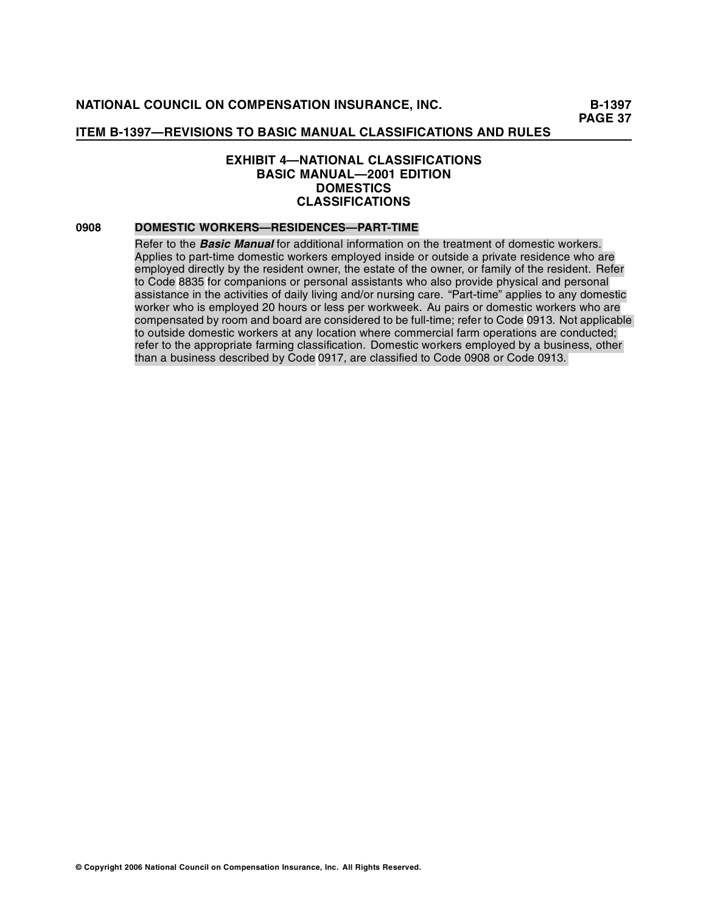## EXHIBIT 4—NATIONAL CLASSIFICATIONS
## BASIC MANUAL—2001 EDITION
## DOMESTICS
## CLASSIFICATIONS

**0908 DOMESTIC WORKERS—RESIDENCES—PART-TIME**

Refer to the ***Basic Manual*** for additional information on the treatment of domestic workers. Applies to part-time domestic workers employed inside or outside a private residence who are employed directly by the resident owner, the estate of the owner, or family of the resident. Refer to Code 8835 for companions or personal assistants who also provide physical and personal assistance in the activities of daily living and/or nursing care. "Part-time" applies to any domestic worker who is employed 20 hours or less per workweek. Au pairs or domestic workers who are compensated by room and board are considered to be full-time; refer to Code 0913. Not applicable to outside domestic workers at any location where commercial farm operations are conducted; refer to the appropriate farming classification. Domestic workers employed by a business, other than a business described by Code 0917, are classified to Code 0908 or Code 0913.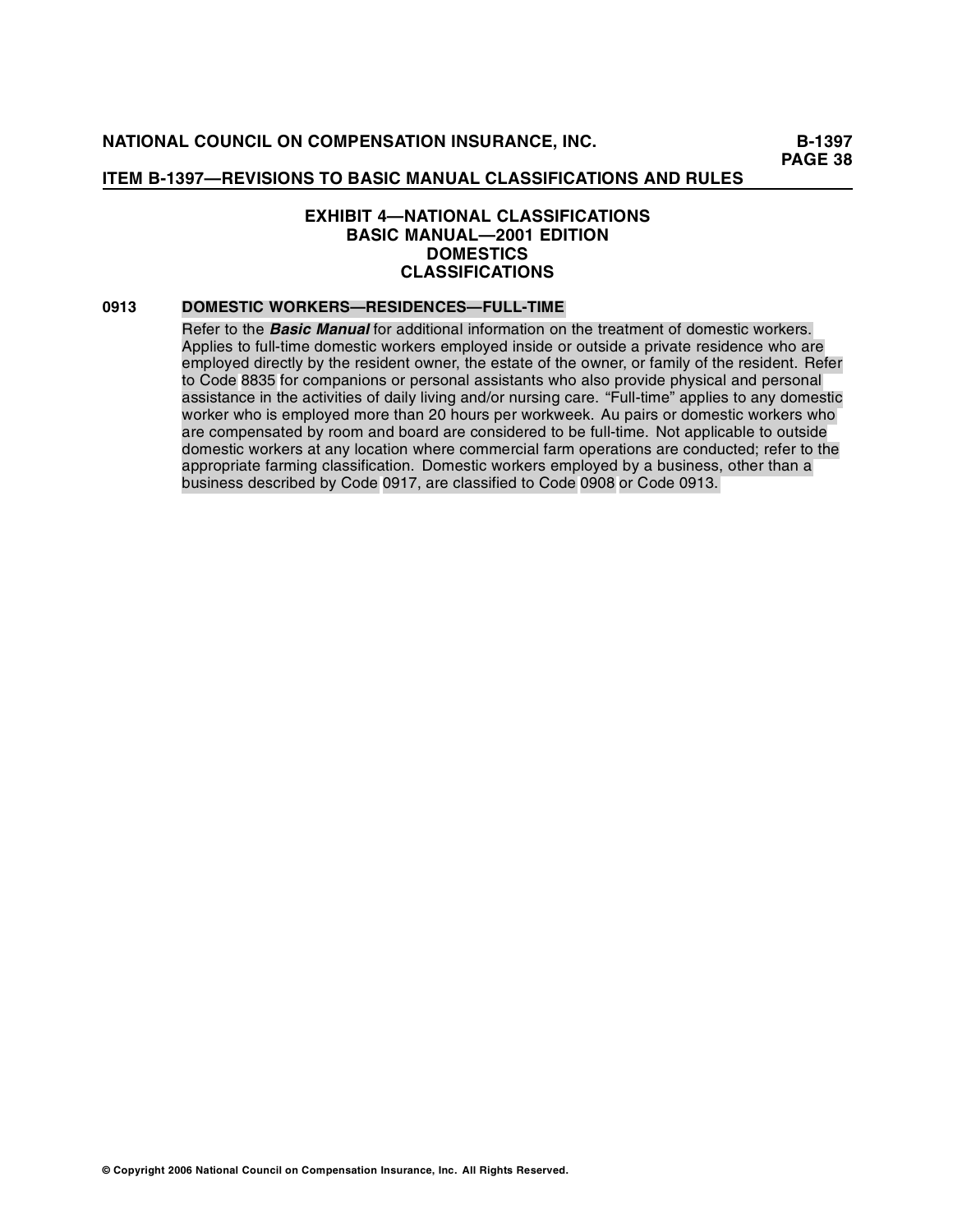## EXHIBIT 4—NATIONAL CLASSIFICATIONS
## BASIC MANUAL—2001 EDITION
## DOMESTICS
## CLASSIFICATIONS

**0913** **DOMESTIC WORKERS—RESIDENCES—FULL-TIME**

Refer to the ***Basic Manual*** for additional information on the treatment of domestic workers. Applies to full-time domestic workers employed inside or outside a private residence who are employed directly by the resident owner, the estate of the owner, or family of the resident. Refer to Code 8835 for companions or personal assistants who also provide physical and personal assistance in the activities of daily living and/or nursing care. "Full-time" applies to any domestic worker who is employed more than 20 hours per workweek. Au pairs or domestic workers who are compensated by room and board are considered to be full-time. Not applicable to outside domestic workers at any location where commercial farm operations are conducted; refer to the appropriate farming classification. Domestic workers employed by a business, other than a business described by Code 0917, are classified to Code 0908 or Code 0913.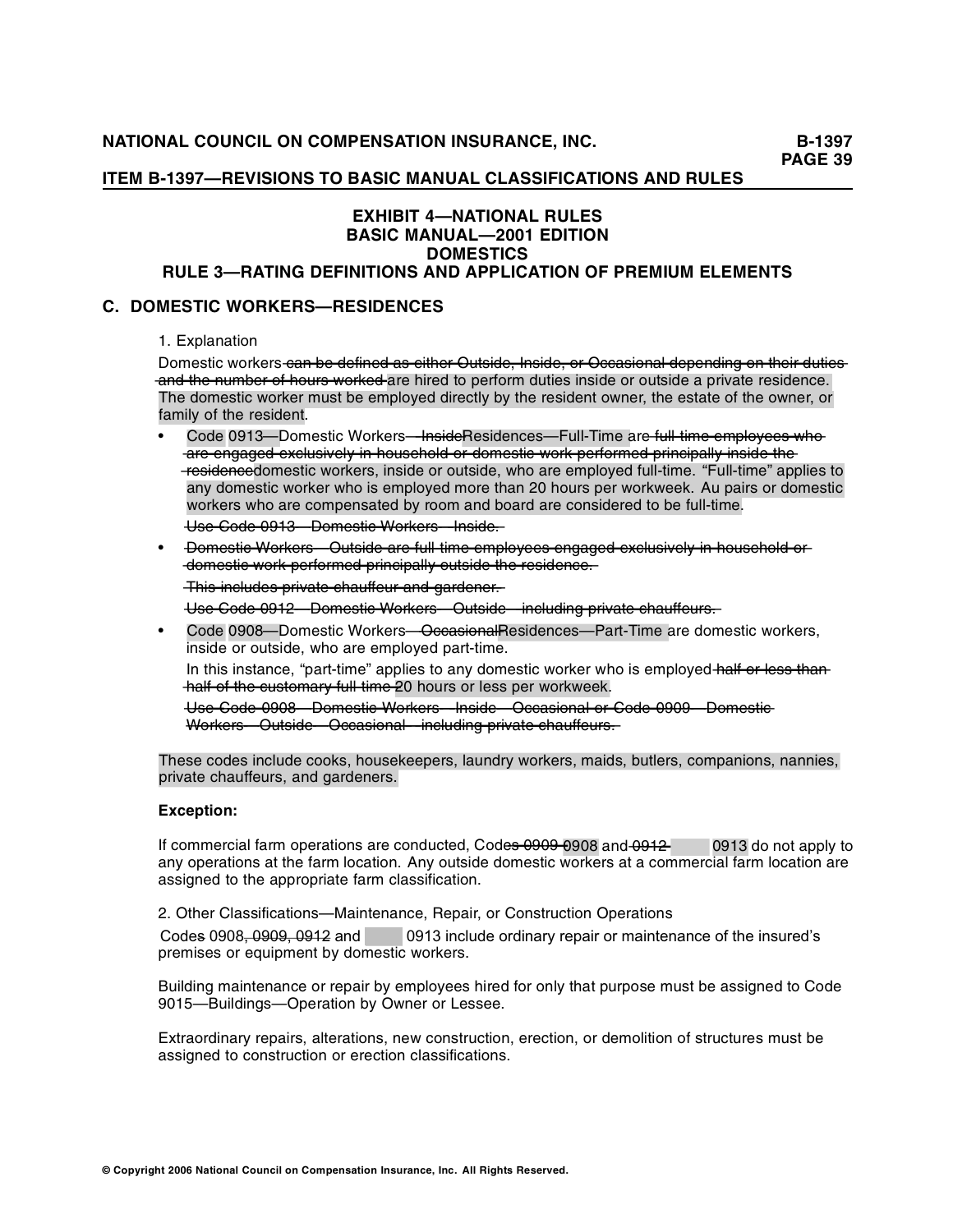## EXHIBIT 4—NATIONAL RULES
## BASIC MANUAL—2001 EDITION
## DOMESTICS
## RULE 3—RATING DEFINITIONS AND APPLICATION OF PREMIUM ELEMENTS

### C. DOMESTIC WORKERS—RESIDENCES

1. Explanation

Domestic workers ~~can be defined as either Outside, Inside, or Occasional depending on their duties and the number of hours worked~~ are hired to perform duties inside or outside a private residence. The domestic worker must be employed directly by the resident owner, the estate of the owner, or family of the resident.

- Code 0913—Domestic Workers—~~Inside~~Residences—Full-Time are ~~full-time employees who are engaged exclusively in household or domestic work performed principally inside the residence~~domestic workers, inside or outside, who are employed full-time. "Full-time" applies to any domestic worker who is employed more than 20 hours per workweek. Au pairs or domestic workers who are compensated by room and board are considered to be full-time.

  ~~Use Code 0913—Domestic Workers—Inside.~~

- ~~Domestic Workers—Outside are full-time employees engaged exclusively in household or domestic work performed principally outside the residence.~~

  ~~This includes private chauffeur and gardener.~~

  ~~Use Code 0912—Domestic Workers—Outside—including private chauffeurs.~~

- Code 0908—Domestic Workers—~~Occasional~~Residences—Part-Time are domestic workers, inside or outside, who are employed part-time.

  In this instance, "part-time" applies to any domestic worker who is employed ~~half or less than half of the customary full-time~~ 20 hours or less per workweek.

  ~~Use Code 0908—Domestic Workers—Inside—Occasional or Code 0909—Domestic Workers—Outside—Occasional—including private chauffeurs.~~

These codes include cooks, housekeepers, laundry workers, maids, butlers, companions, nannies, private chauffeurs, and gardeners.

**Exception:**

If commercial farm operations are conducted, Cod~~es 0909~~ 0908 and ~~0912~~ 0913 do not apply to any operations at the farm location. Any outside domestic workers at a commercial farm location are assigned to the appropriate farm classification.

2. Other Classifications—Maintenance, Repair, or Construction Operations

Code~~s~~ 0908~~, 0909, 0912~~ and 0913 include ordinary repair or maintenance of the insured's premises or equipment by domestic workers.

Building maintenance or repair by employees hired for only that purpose must be assigned to Code 9015—Buildings—Operation by Owner or Lessee.

Extraordinary repairs, alterations, new construction, erection, or demolition of structures must be assigned to construction or erection classifications.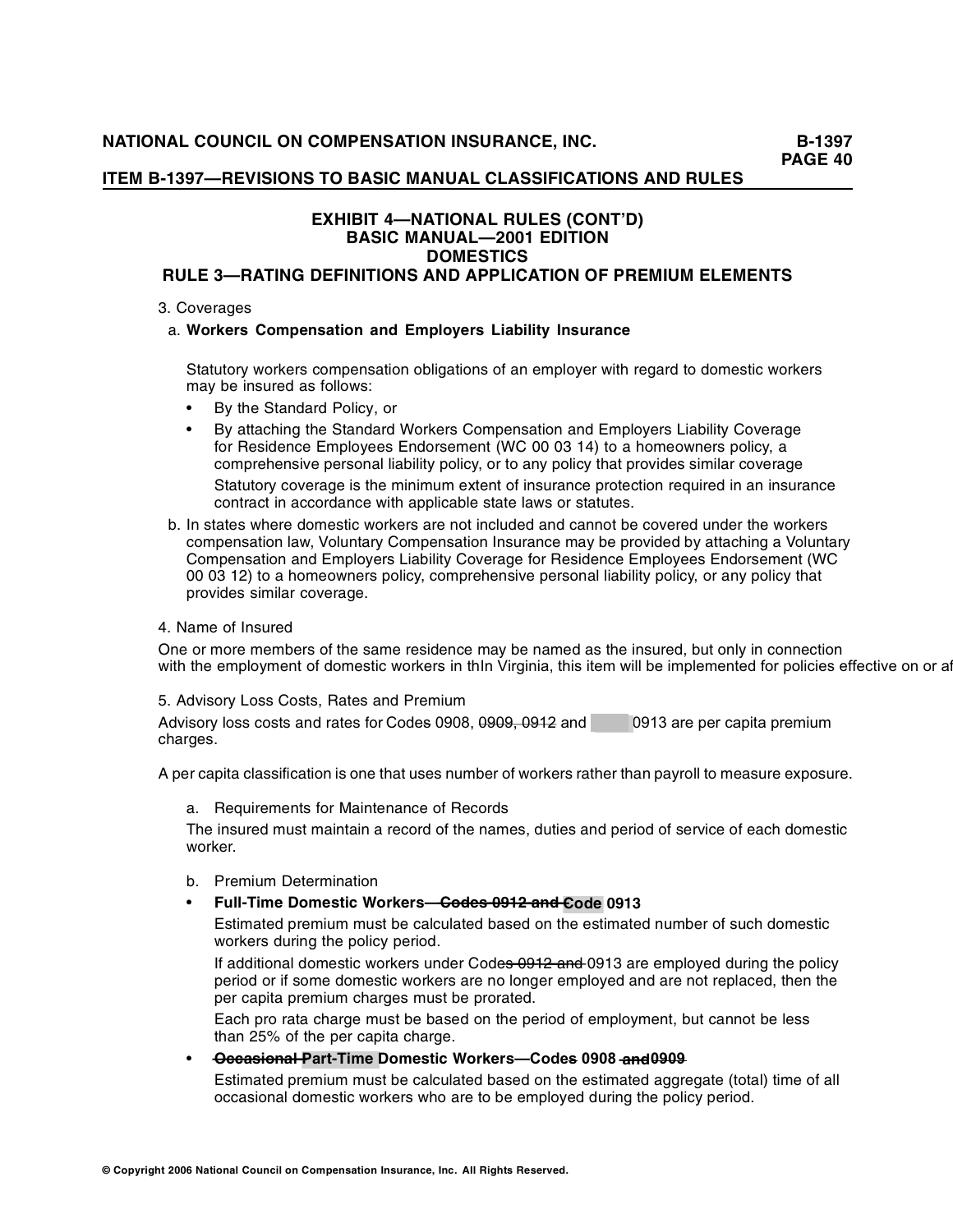**EXHIBIT 4—NATIONAL RULES (CONT'D)**
**BASIC MANUAL—2001 EDITION**
**DOMESTICS**
**RULE 3—RATING DEFINITIONS AND APPLICATION OF PREMIUM ELEMENTS**

3. Coverages

a. **Workers Compensation and Employers Liability Insurance**

Statutory workers compensation obligations of an employer with regard to domestic workers may be insured as follows:

- By the Standard Policy, or
- By attaching the Standard Workers Compensation and Employers Liability Coverage for Residence Employees Endorsement (WC 00 03 14) to a homeowners policy, a comprehensive personal liability policy, or to any policy that provides similar coverage

  Statutory coverage is the minimum extent of insurance protection required in an insurance contract in accordance with applicable state laws or statutes.

b. In states where domestic workers are not included and cannot be covered under the workers compensation law, Voluntary Compensation Insurance may be provided by attaching a Voluntary Compensation and Employers Liability Coverage for Residence Employees Endorsement (WC 00 03 12) to a homeowners policy, comprehensive personal liability policy, or any policy that provides similar coverage.

4. Name of Insured

One or more members of the same residence may be named as the insured, but only in connection with the employment of domestic workers in thIn Virginia, this item will be implemented for policies effective on or af

5. Advisory Loss Costs, Rates and Premium

Advisory loss costs and rates for Codes 0908, ~~0909, 0912~~ and 0913 are per capita premium charges.

A per capita classification is one that uses number of workers rather than payroll to measure exposure.

a. Requirements for Maintenance of Records

The insured must maintain a record of the names, duties and period of service of each domestic worker.

b. Premium Determination

- **Full-Time Domestic Workers—~~Codes 0912 and~~ Code 0913**

  Estimated premium must be calculated based on the estimated number of such domestic workers during the policy period.

  If additional domestic workers under Code~~s 0912 and~~ 0913 are employed during the policy period or if some domestic workers are no longer employed and are not replaced, then the per capita premium charges must be prorated.

  Each pro rata charge must be based on the period of employment, but cannot be less than 25% of the per capita charge.

- **~~Occasional~~ Part-Time Domestic Workers—Code~~s~~ 0908 ~~and 0909~~**

  Estimated premium must be calculated based on the estimated aggregate (total) time of all occasional domestic workers who are to be employed during the policy period.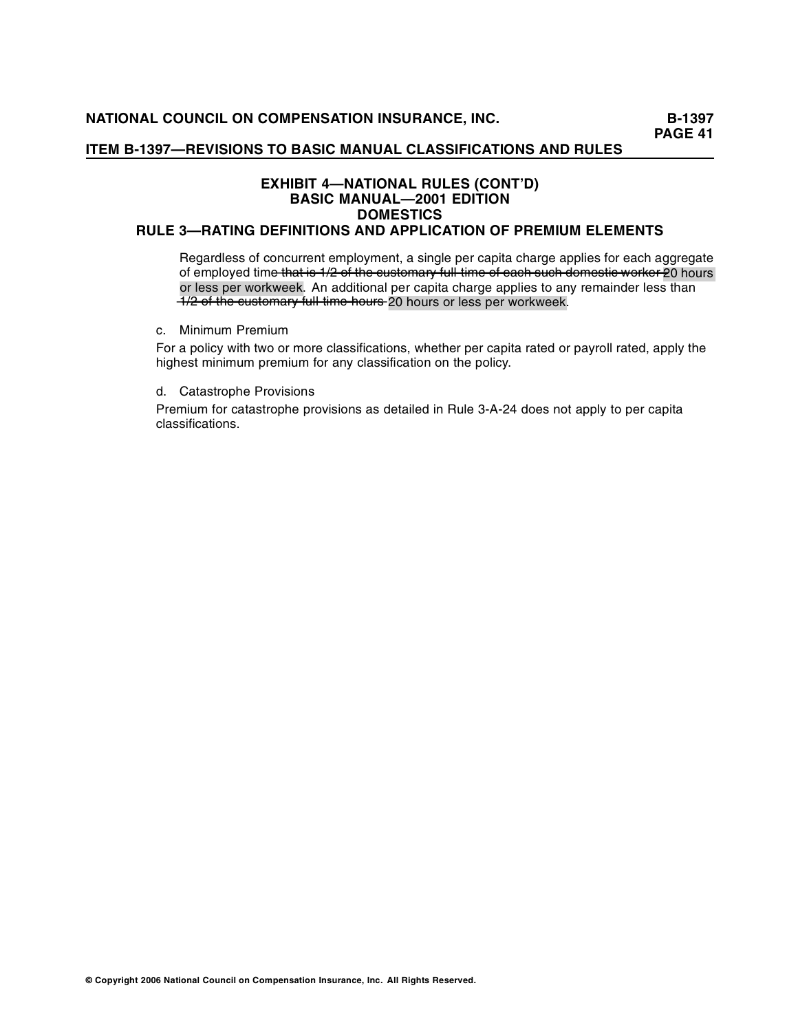## EXHIBIT 4—NATIONAL RULES (CONT'D)
## BASIC MANUAL—2001 EDITION
## DOMESTICS
## RULE 3—RATING DEFINITIONS AND APPLICATION OF PREMIUM ELEMENTS

Regardless of concurrent employment, a single per capita charge applies for each aggregate of employed time ~~that is 1/2 of the customary full-time of each such domestic worker~~ 20 hours or less per workweek. An additional per capita charge applies to any remainder less than ~~1/2 of the customary full-time hours~~ 20 hours or less per workweek.

c. Minimum Premium

For a policy with two or more classifications, whether per capita rated or payroll rated, apply the highest minimum premium for any classification on the policy.

d. Catastrophe Provisions

Premium for catastrophe provisions as detailed in Rule 3-A-24 does not apply to per capita classifications.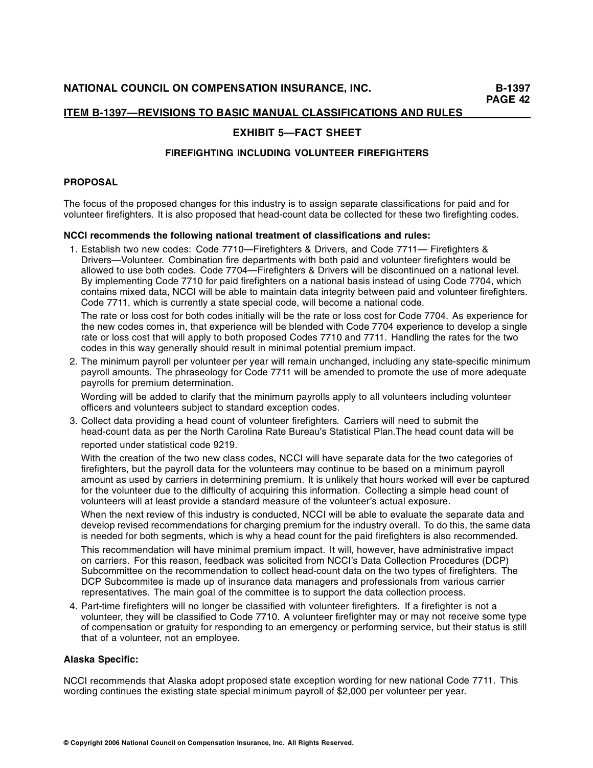## ITEM B-1397—REVISIONS TO BASIC MANUAL CLASSIFICATIONS AND RULES

### EXHIBIT 5—FACT SHEET

#### FIREFIGHTING INCLUDING VOLUNTEER FIREFIGHTERS

**PROPOSAL**

The focus of the proposed changes for this industry is to assign separate classifications for paid and for volunteer firefighters. It is also proposed that head-count data be collected for these two firefighting codes.

**NCCI recommends the following national treatment of classifications and rules:**

1. Establish two new codes: Code 7710—Firefighters & Drivers, and Code 7711— Firefighters & Drivers—Volunteer. Combination fire departments with both paid and volunteer firefighters would be allowed to use both codes. Code 7704—Firefighters & Drivers will be discontinued on a national level. By implementing Code 7710 for paid firefighters on a national basis instead of using Code 7704, which contains mixed data, NCCI will be able to maintain data integrity between paid and volunteer firefighters. Code 7711, which is currently a state special code, will become a national code.

   The rate or loss cost for both codes initially will be the rate or loss cost for Code 7704. As experience for the new codes comes in, that experience will be blended with Code 7704 experience to develop a single rate or loss cost that will apply to both proposed Codes 7710 and 7711. Handling the rates for the two codes in this way generally should result in minimal potential premium impact.

2. The minimum payroll per volunteer per year will remain unchanged, including any state-specific minimum payroll amounts. The phraseology for Code 7711 will be amended to promote the use of more adequate payrolls for premium determination.

   Wording will be added to clarify that the minimum payrolls apply to all volunteers including volunteer officers and volunteers subject to standard exception codes.

3. Collect data providing a head count of volunteer firefighters. Carriers will need to submit the head-count data as per the North Carolina Rate Bureau's Statistical Plan.The head count data will be reported under statistical code 9219.

   With the creation of the two new class codes, NCCI will have separate data for the two categories of firefighters, but the payroll data for the volunteers may continue to be based on a minimum payroll amount as used by carriers in determining premium. It is unlikely that hours worked will ever be captured for the volunteer due to the difficulty of acquiring this information. Collecting a simple head count of volunteers will at least provide a standard measure of the volunteer's actual exposure.

   When the next review of this industry is conducted, NCCI will be able to evaluate the separate data and develop revised recommendations for charging premium for the industry overall. To do this, the same data is needed for both segments, which is why a head count for the paid firefighters is also recommended.

   This recommendation will have minimal premium impact. It will, however, have administrative impact on carriers. For this reason, feedback was solicited from NCCI's Data Collection Procedures (DCP) Subcommittee on the recommendation to collect head-count data on the two types of firefighters. The DCP Subcommitee is made up of insurance data managers and professionals from various carrier representatives. The main goal of the committee is to support the data collection process.

4. Part-time firefighters will no longer be classified with volunteer firefighters. If a firefighter is not a volunteer, they will be classified to Code 7710. A volunteer firefighter may or may not receive some type of compensation or gratuity for responding to an emergency or performing service, but their status is still that of a volunteer, not an employee.

**Alaska Specific:**

NCCI recommends that Alaska adopt proposed state exception wording for new national Code 7711. This wording continues the existing state special minimum payroll of $2,000 per volunteer per year.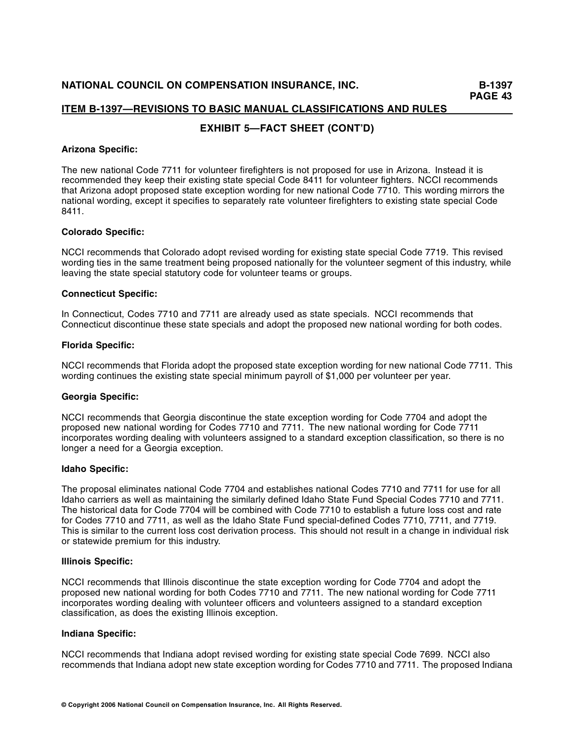## EXHIBIT 5—FACT SHEET (CONT'D)

**Arizona Specific:**

The new national Code 7711 for volunteer firefighters is not proposed for use in Arizona. Instead it is recommended they keep their existing state special Code 8411 for volunteer fighters. NCCI recommends that Arizona adopt proposed state exception wording for new national Code 7710. This wording mirrors the national wording, except it specifies to separately rate volunteer firefighters to existing state special Code 8411.

**Colorado Specific:**

NCCI recommends that Colorado adopt revised wording for existing state special Code 7719. This revised wording ties in the same treatment being proposed nationally for the volunteer segment of this industry, while leaving the state special statutory code for volunteer teams or groups.

**Connecticut Specific:**

In Connecticut, Codes 7710 and 7711 are already used as state specials. NCCI recommends that Connecticut discontinue these state specials and adopt the proposed new national wording for both codes.

**Florida Specific:**

NCCI recommends that Florida adopt the proposed state exception wording for new national Code 7711. This wording continues the existing state special minimum payroll of $1,000 per volunteer per year.

**Georgia Specific:**

NCCI recommends that Georgia discontinue the state exception wording for Code 7704 and adopt the proposed new national wording for Codes 7710 and 7711. The new national wording for Code 7711 incorporates wording dealing with volunteers assigned to a standard exception classification, so there is no longer a need for a Georgia exception.

**Idaho Specific:**

The proposal eliminates national Code 7704 and establishes national Codes 7710 and 7711 for use for all Idaho carriers as well as maintaining the similarly defined Idaho State Fund Special Codes 7710 and 7711. The historical data for Code 7704 will be combined with Code 7710 to establish a future loss cost and rate for Codes 7710 and 7711, as well as the Idaho State Fund special-defined Codes 7710, 7711, and 7719. This is similar to the current loss cost derivation process. This should not result in a change in individual risk or statewide premium for this industry.

**Illinois Specific:**

NCCI recommends that Illinois discontinue the state exception wording for Code 7704 and adopt the proposed new national wording for both Codes 7710 and 7711. The new national wording for Code 7711 incorporates wording dealing with volunteer officers and volunteers assigned to a standard exception classification, as does the existing Illinois exception.

**Indiana Specific:**

NCCI recommends that Indiana adopt revised wording for existing state special Code 7699. NCCI also recommends that Indiana adopt new state exception wording for Codes 7710 and 7711. The proposed Indiana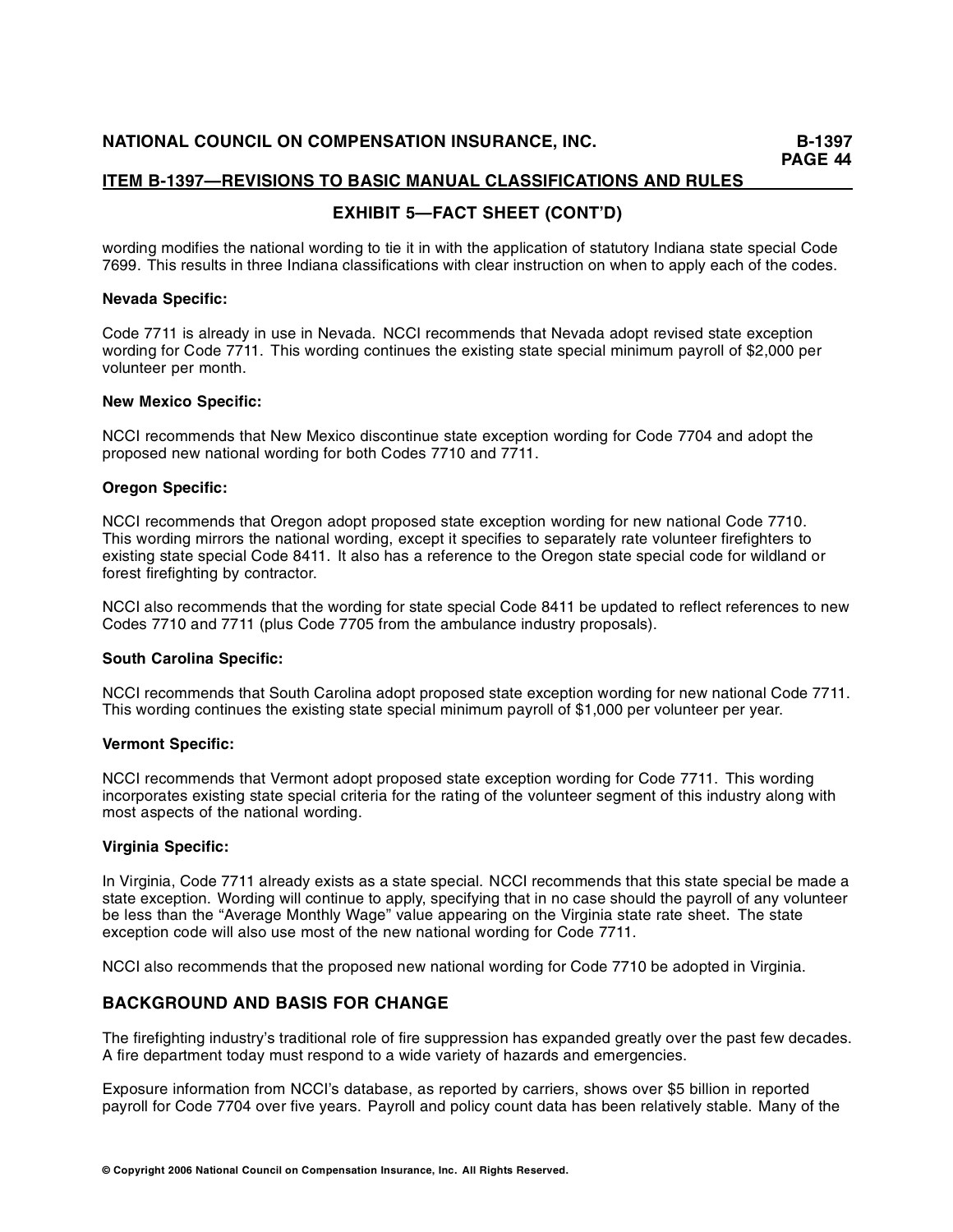## EXHIBIT 5—FACT SHEET (CONT'D)

wording modifies the national wording to tie it in with the application of statutory Indiana state special Code 7699. This results in three Indiana classifications with clear instruction on when to apply each of the codes.

**Nevada Specific:**

Code 7711 is already in use in Nevada. NCCI recommends that Nevada adopt revised state exception wording for Code 7711. This wording continues the existing state special minimum payroll of $2,000 per volunteer per month.

**New Mexico Specific:**

NCCI recommends that New Mexico discontinue state exception wording for Code 7704 and adopt the proposed new national wording for both Codes 7710 and 7711.

**Oregon Specific:**

NCCI recommends that Oregon adopt proposed state exception wording for new national Code 7710. This wording mirrors the national wording, except it specifies to separately rate volunteer firefighters to existing state special Code 8411. It also has a reference to the Oregon state special code for wildland or forest firefighting by contractor.

NCCI also recommends that the wording for state special Code 8411 be updated to reflect references to new Codes 7710 and 7711 (plus Code 7705 from the ambulance industry proposals).

**South Carolina Specific:**

NCCI recommends that South Carolina adopt proposed state exception wording for new national Code 7711. This wording continues the existing state special minimum payroll of $1,000 per volunteer per year.

**Vermont Specific:**

NCCI recommends that Vermont adopt proposed state exception wording for Code 7711. This wording incorporates existing state special criteria for the rating of the volunteer segment of this industry along with most aspects of the national wording.

**Virginia Specific:**

In Virginia, Code 7711 already exists as a state special. NCCI recommends that this state special be made a state exception. Wording will continue to apply, specifying that in no case should the payroll of any volunteer be less than the "Average Monthly Wage" value appearing on the Virginia state rate sheet. The state exception code will also use most of the new national wording for Code 7711.

NCCI also recommends that the proposed new national wording for Code 7710 be adopted in Virginia.

## BACKGROUND AND BASIS FOR CHANGE

The firefighting industry's traditional role of fire suppression has expanded greatly over the past few decades. A fire department today must respond to a wide variety of hazards and emergencies.

Exposure information from NCCI's database, as reported by carriers, shows over $5 billion in reported payroll for Code 7704 over five years. Payroll and policy count data has been relatively stable. Many of the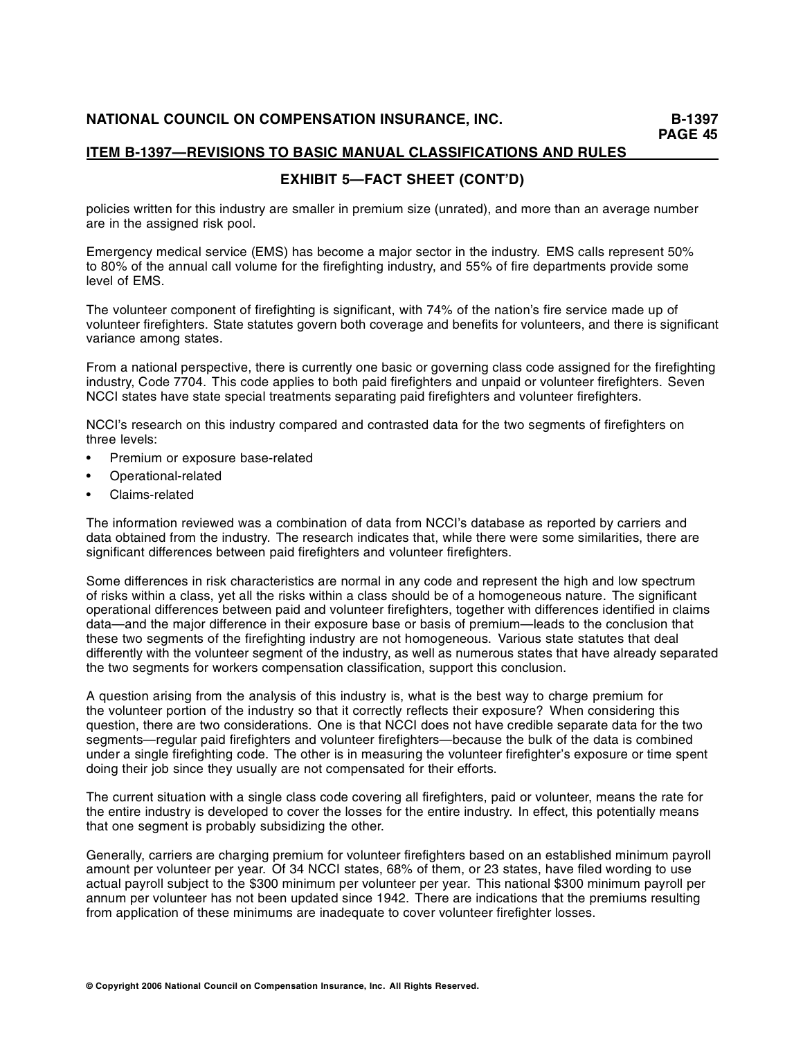## EXHIBIT 5—FACT SHEET (CONT'D)

policies written for this industry are smaller in premium size (unrated), and more than an average number are in the assigned risk pool.

Emergency medical service (EMS) has become a major sector in the industry. EMS calls represent 50% to 80% of the annual call volume for the firefighting industry, and 55% of fire departments provide some level of EMS.

The volunteer component of firefighting is significant, with 74% of the nation's fire service made up of volunteer firefighters. State statutes govern both coverage and benefits for volunteers, and there is significant variance among states.

From a national perspective, there is currently one basic or governing class code assigned for the firefighting industry, Code 7704. This code applies to both paid firefighters and unpaid or volunteer firefighters. Seven NCCI states have state special treatments separating paid firefighters and volunteer firefighters.

NCCI's research on this industry compared and contrasted data for the two segments of firefighters on three levels:

- Premium or exposure base-related
- Operational-related
- Claims-related

The information reviewed was a combination of data from NCCI's database as reported by carriers and data obtained from the industry. The research indicates that, while there were some similarities, there are significant differences between paid firefighters and volunteer firefighters.

Some differences in risk characteristics are normal in any code and represent the high and low spectrum of risks within a class, yet all the risks within a class should be of a homogeneous nature. The significant operational differences between paid and volunteer firefighters, together with differences identified in claims data—and the major difference in their exposure base or basis of premium—leads to the conclusion that these two segments of the firefighting industry are not homogeneous. Various state statutes that deal differently with the volunteer segment of the industry, as well as numerous states that have already separated the two segments for workers compensation classification, support this conclusion.

A question arising from the analysis of this industry is, what is the best way to charge premium for the volunteer portion of the industry so that it correctly reflects their exposure? When considering this question, there are two considerations. One is that NCCI does not have credible separate data for the two segments—regular paid firefighters and volunteer firefighters—because the bulk of the data is combined under a single firefighting code. The other is in measuring the volunteer firefighter's exposure or time spent doing their job since they usually are not compensated for their efforts.

The current situation with a single class code covering all firefighters, paid or volunteer, means the rate for the entire industry is developed to cover the losses for the entire industry. In effect, this potentially means that one segment is probably subsidizing the other.

Generally, carriers are charging premium for volunteer firefighters based on an established minimum payroll amount per volunteer per year. Of 34 NCCI states, 68% of them, or 23 states, have filed wording to use actual payroll subject to the $300 minimum per volunteer per year. This national $300 minimum payroll per annum per volunteer has not been updated since 1942. There are indications that the premiums resulting from application of these minimums are inadequate to cover volunteer firefighter losses.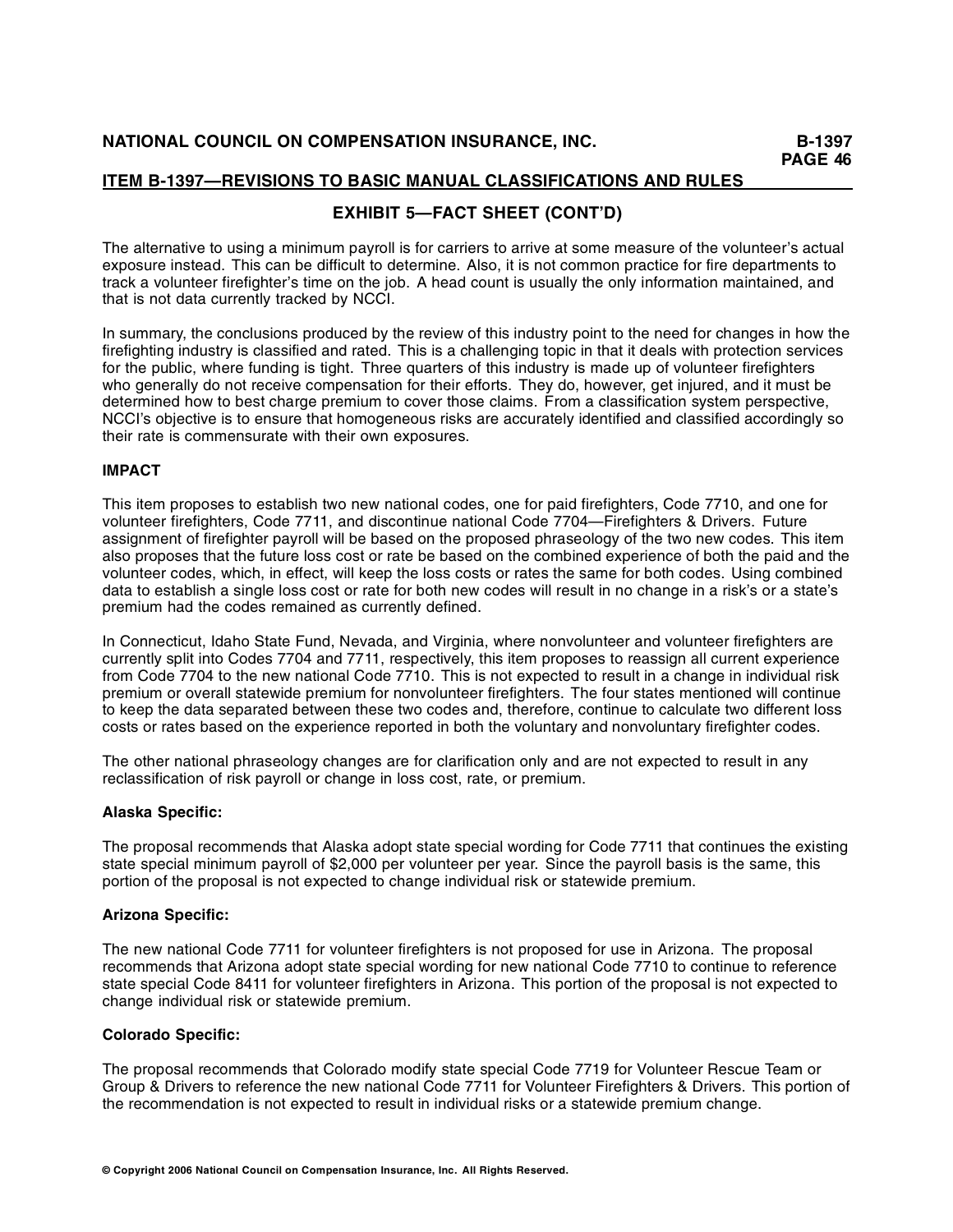## EXHIBIT 5—FACT SHEET (CONT'D)

The alternative to using a minimum payroll is for carriers to arrive at some measure of the volunteer's actual exposure instead. This can be difficult to determine. Also, it is not common practice for fire departments to track a volunteer firefighter's time on the job. A head count is usually the only information maintained, and that is not data currently tracked by NCCI.

In summary, the conclusions produced by the review of this industry point to the need for changes in how the firefighting industry is classified and rated. This is a challenging topic in that it deals with protection services for the public, where funding is tight. Three quarters of this industry is made up of volunteer firefighters who generally do not receive compensation for their efforts. They do, however, get injured, and it must be determined how to best charge premium to cover those claims. From a classification system perspective, NCCI's objective is to ensure that homogeneous risks are accurately identified and classified accordingly so their rate is commensurate with their own exposures.

**IMPACT**

This item proposes to establish two new national codes, one for paid firefighters, Code 7710, and one for volunteer firefighters, Code 7711, and discontinue national Code 7704—Firefighters & Drivers. Future assignment of firefighter payroll will be based on the proposed phraseology of the two new codes. This item also proposes that the future loss cost or rate be based on the combined experience of both the paid and the volunteer codes, which, in effect, will keep the loss costs or rates the same for both codes. Using combined data to establish a single loss cost or rate for both new codes will result in no change in a risk's or a state's premium had the codes remained as currently defined.

In Connecticut, Idaho State Fund, Nevada, and Virginia, where nonvolunteer and volunteer firefighters are currently split into Codes 7704 and 7711, respectively, this item proposes to reassign all current experience from Code 7704 to the new national Code 7710. This is not expected to result in a change in individual risk premium or overall statewide premium for nonvolunteer firefighters. The four states mentioned will continue to keep the data separated between these two codes and, therefore, continue to calculate two different loss costs or rates based on the experience reported in both the voluntary and nonvoluntary firefighter codes.

The other national phraseology changes are for clarification only and are not expected to result in any reclassification of risk payroll or change in loss cost, rate, or premium.

**Alaska Specific:**

The proposal recommends that Alaska adopt state special wording for Code 7711 that continues the existing state special minimum payroll of $2,000 per volunteer per year. Since the payroll basis is the same, this portion of the proposal is not expected to change individual risk or statewide premium.

**Arizona Specific:**

The new national Code 7711 for volunteer firefighters is not proposed for use in Arizona. The proposal recommends that Arizona adopt state special wording for new national Code 7710 to continue to reference state special Code 8411 for volunteer firefighters in Arizona. This portion of the proposal is not expected to change individual risk or statewide premium.

**Colorado Specific:**

The proposal recommends that Colorado modify state special Code 7719 for Volunteer Rescue Team or Group & Drivers to reference the new national Code 7711 for Volunteer Firefighters & Drivers. This portion of the recommendation is not expected to result in individual risks or a statewide premium change.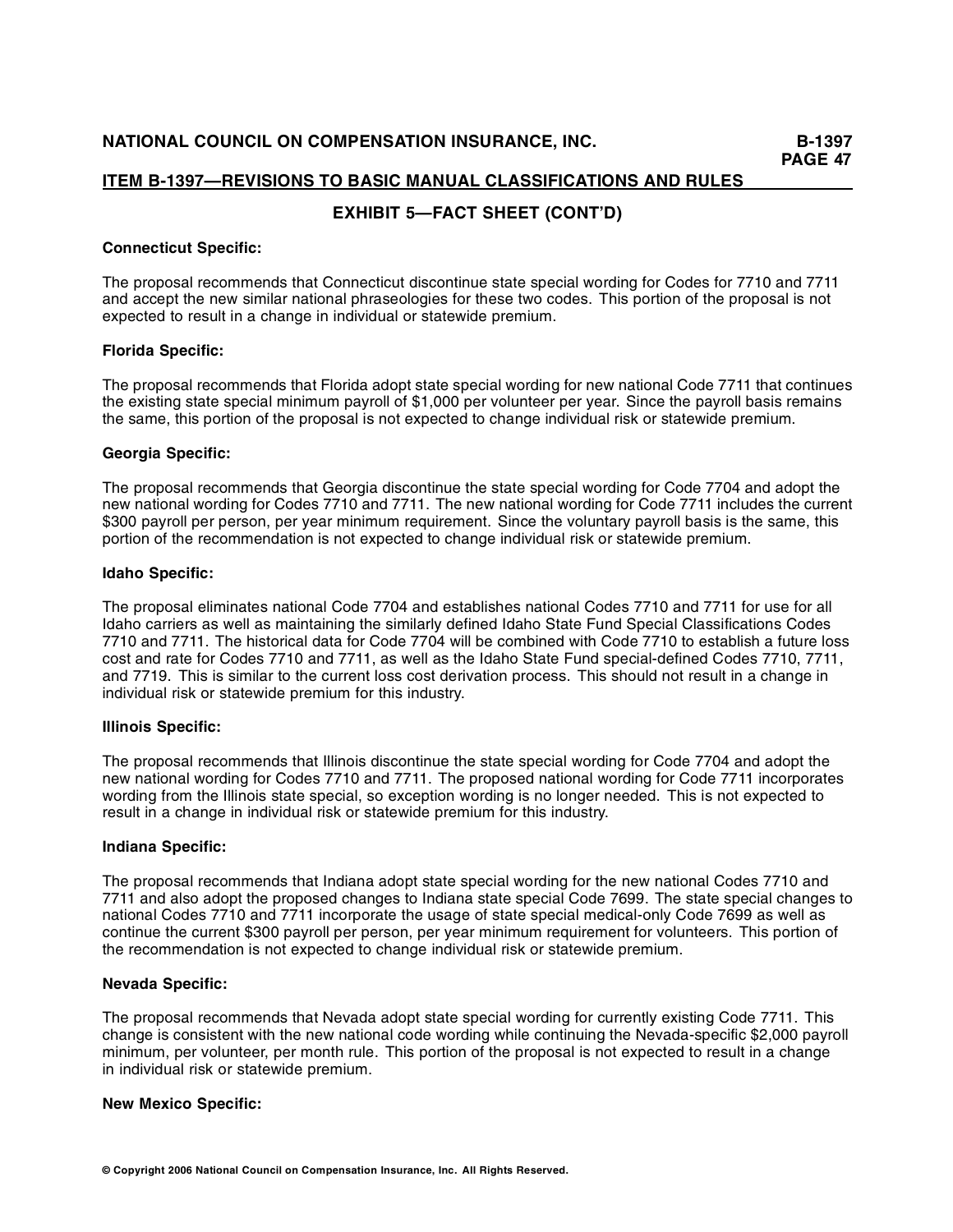## EXHIBIT 5—FACT SHEET (CONT'D)

**Connecticut Specific:**

The proposal recommends that Connecticut discontinue state special wording for Codes for 7710 and 7711 and accept the new similar national phraseologies for these two codes. This portion of the proposal is not expected to result in a change in individual or statewide premium.

**Florida Specific:**

The proposal recommends that Florida adopt state special wording for new national Code 7711 that continues the existing state special minimum payroll of $1,000 per volunteer per year. Since the payroll basis remains the same, this portion of the proposal is not expected to change individual risk or statewide premium.

**Georgia Specific:**

The proposal recommends that Georgia discontinue the state special wording for Code 7704 and adopt the new national wording for Codes 7710 and 7711. The new national wording for Code 7711 includes the current $300 payroll per person, per year minimum requirement. Since the voluntary payroll basis is the same, this portion of the recommendation is not expected to change individual risk or statewide premium.

**Idaho Specific:**

The proposal eliminates national Code 7704 and establishes national Codes 7710 and 7711 for use for all Idaho carriers as well as maintaining the similarly defined Idaho State Fund Special Classifications Codes 7710 and 7711. The historical data for Code 7704 will be combined with Code 7710 to establish a future loss cost and rate for Codes 7710 and 7711, as well as the Idaho State Fund special-defined Codes 7710, 7711, and 7719. This is similar to the current loss cost derivation process. This should not result in a change in individual risk or statewide premium for this industry.

**Illinois Specific:**

The proposal recommends that Illinois discontinue the state special wording for Code 7704 and adopt the new national wording for Codes 7710 and 7711. The proposed national wording for Code 7711 incorporates wording from the Illinois state special, so exception wording is no longer needed. This is not expected to result in a change in individual risk or statewide premium for this industry.

**Indiana Specific:**

The proposal recommends that Indiana adopt state special wording for the new national Codes 7710 and 7711 and also adopt the proposed changes to Indiana state special Code 7699. The state special changes to national Codes 7710 and 7711 incorporate the usage of state special medical-only Code 7699 as well as continue the current $300 payroll per person, per year minimum requirement for volunteers. This portion of the recommendation is not expected to change individual risk or statewide premium.

**Nevada Specific:**

The proposal recommends that Nevada adopt state special wording for currently existing Code 7711. This change is consistent with the new national code wording while continuing the Nevada-specific $2,000 payroll minimum, per volunteer, per month rule. This portion of the proposal is not expected to result in a change in individual risk or statewide premium.

**New Mexico Specific:**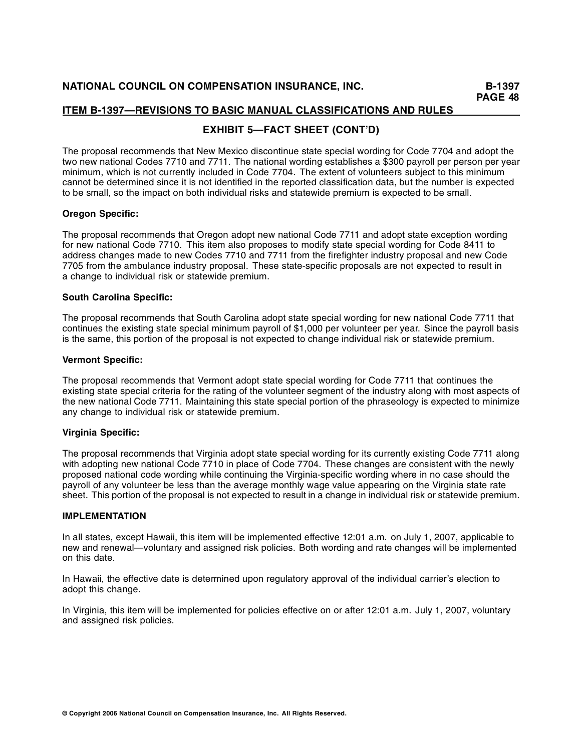## EXHIBIT 5—FACT SHEET (CONT'D)

The proposal recommends that New Mexico discontinue state special wording for Code 7704 and adopt the two new national Codes 7710 and 7711. The national wording establishes a $300 payroll per person per year minimum, which is not currently included in Code 7704. The extent of volunteers subject to this minimum cannot be determined since it is not identified in the reported classification data, but the number is expected to be small, so the impact on both individual risks and statewide premium is expected to be small.

**Oregon Specific:**

The proposal recommends that Oregon adopt new national Code 7711 and adopt state exception wording for new national Code 7710. This item also proposes to modify state special wording for Code 8411 to address changes made to new Codes 7710 and 7711 from the firefighter industry proposal and new Code 7705 from the ambulance industry proposal. These state-specific proposals are not expected to result in a change to individual risk or statewide premium.

**South Carolina Specific:**

The proposal recommends that South Carolina adopt state special wording for new national Code 7711 that continues the existing state special minimum payroll of $1,000 per volunteer per year. Since the payroll basis is the same, this portion of the proposal is not expected to change individual risk or statewide premium.

**Vermont Specific:**

The proposal recommends that Vermont adopt state special wording for Code 7711 that continues the existing state special criteria for the rating of the volunteer segment of the industry along with most aspects of the new national Code 7711. Maintaining this state special portion of the phraseology is expected to minimize any change to individual risk or statewide premium.

**Virginia Specific:**

The proposal recommends that Virginia adopt state special wording for its currently existing Code 7711 along with adopting new national Code 7710 in place of Code 7704. These changes are consistent with the newly proposed national code wording while continuing the Virginia-specific wording where in no case should the payroll of any volunteer be less than the average monthly wage value appearing on the Virginia state rate sheet. This portion of the proposal is not expected to result in a change in individual risk or statewide premium.

**IMPLEMENTATION**

In all states, except Hawaii, this item will be implemented effective 12:01 a.m. on July 1, 2007, applicable to new and renewal—voluntary and assigned risk policies. Both wording and rate changes will be implemented on this date.

In Hawaii, the effective date is determined upon regulatory approval of the individual carrier's election to adopt this change.

In Virginia, this item will be implemented for policies effective on or after 12:01 a.m. July 1, 2007, voluntary and assigned risk policies.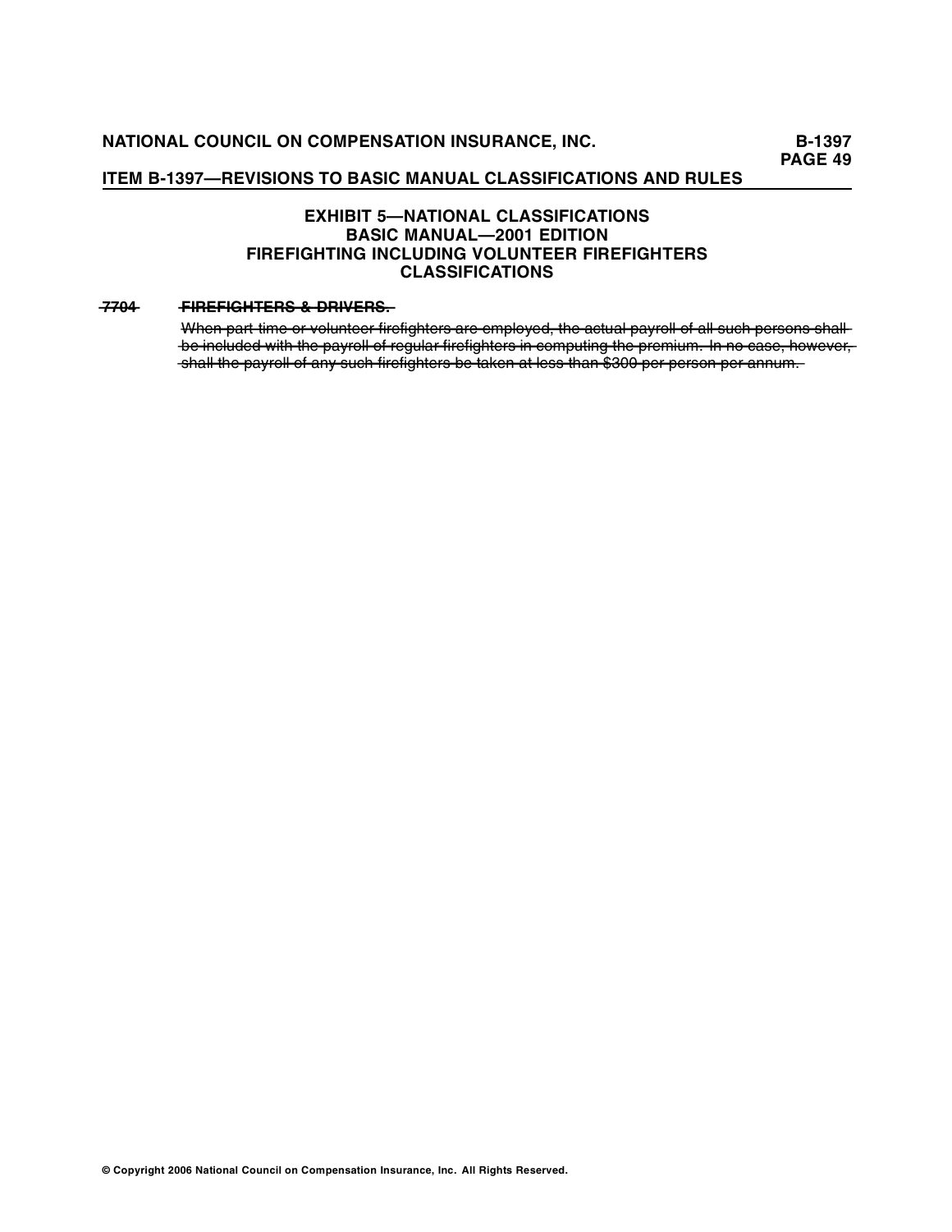## EXHIBIT 5—NATIONAL CLASSIFICATIONS
## BASIC MANUAL—2001 EDITION
## FIREFIGHTING INCLUDING VOLUNTEER FIREFIGHTERS CLASSIFICATIONS

~~**7704**~~ ~~**FIREFIGHTERS & DRIVERS.**~~

~~When part-time or volunteer firefighters are employed, the actual payroll of all such persons shall be included with the payroll of regular firefighters in computing the premium. In no case, however, shall the payroll of any such firefighters be taken at less than $300 per person per annum.~~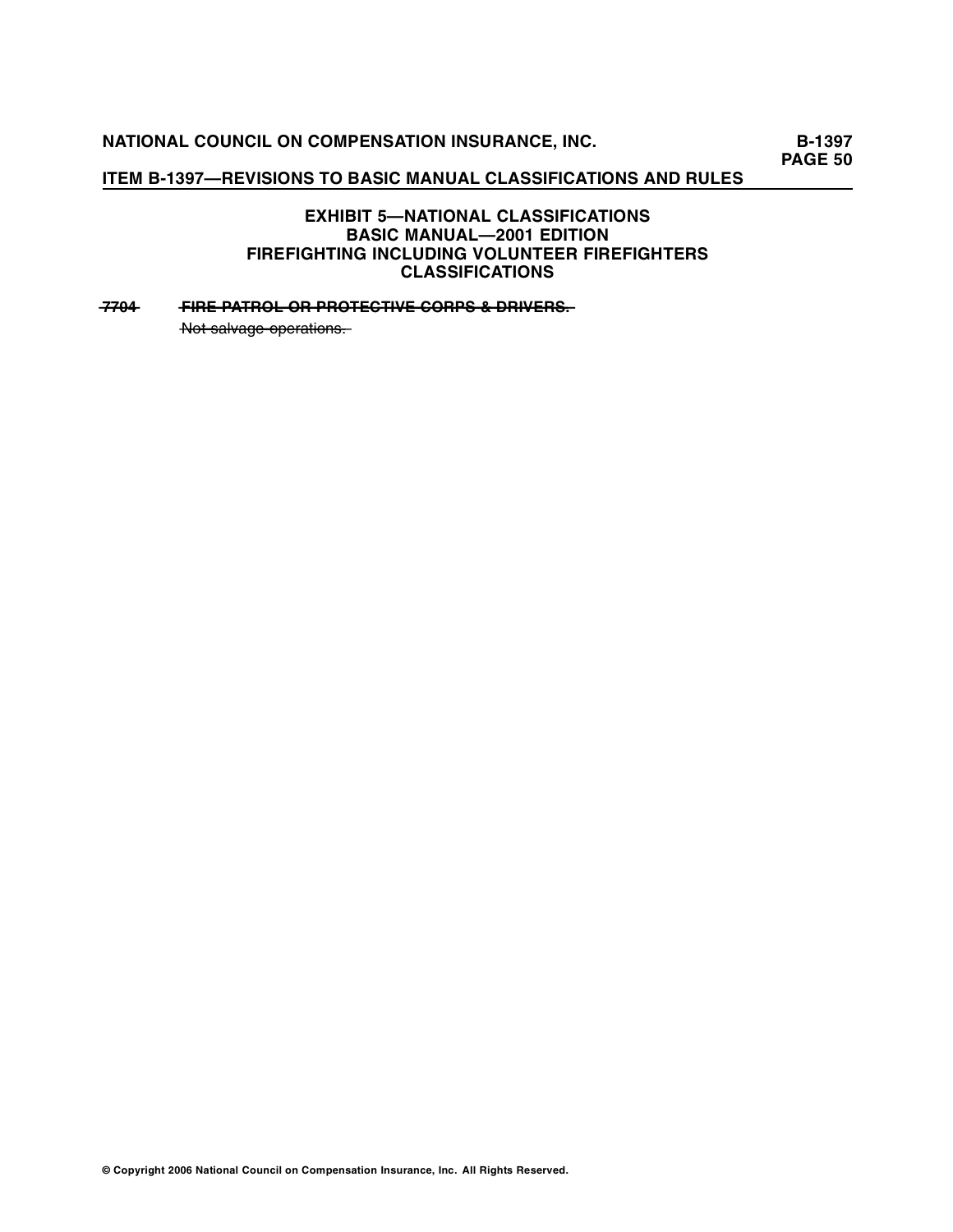## EXHIBIT 5—NATIONAL CLASSIFICATIONS
## BASIC MANUAL—2001 EDITION
## FIREFIGHTING INCLUDING VOLUNTEER FIREFIGHTERS
## CLASSIFICATIONS

~~7704~~ **~~FIRE PATROL OR PROTECTIVE CORPS & DRIVERS.~~**

~~Not salvage operations.~~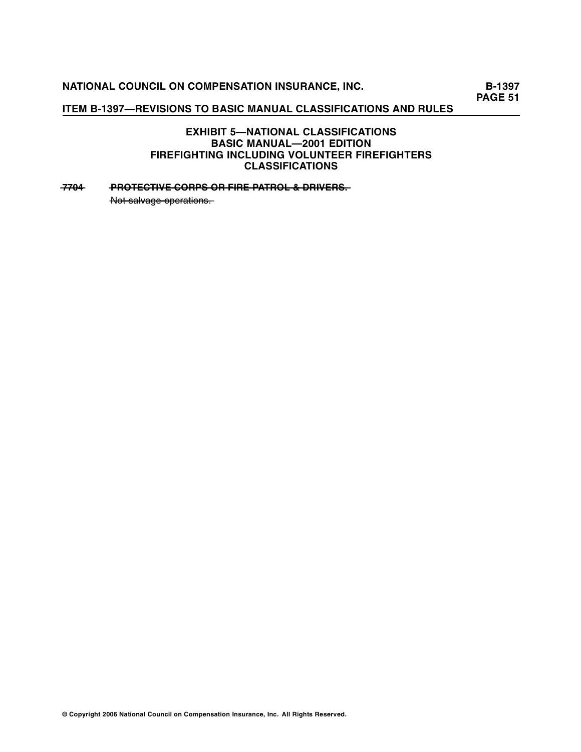**EXHIBIT 5—NATIONAL CLASSIFICATIONS**
**BASIC MANUAL—2001 EDITION**
**FIREFIGHTING INCLUDING VOLUNTEER FIREFIGHTERS CLASSIFICATIONS**

~~**7704**~~ ~~**PROTECTIVE CORPS OR FIRE PATROL & DRIVERS.**~~

~~Not salvage operations.~~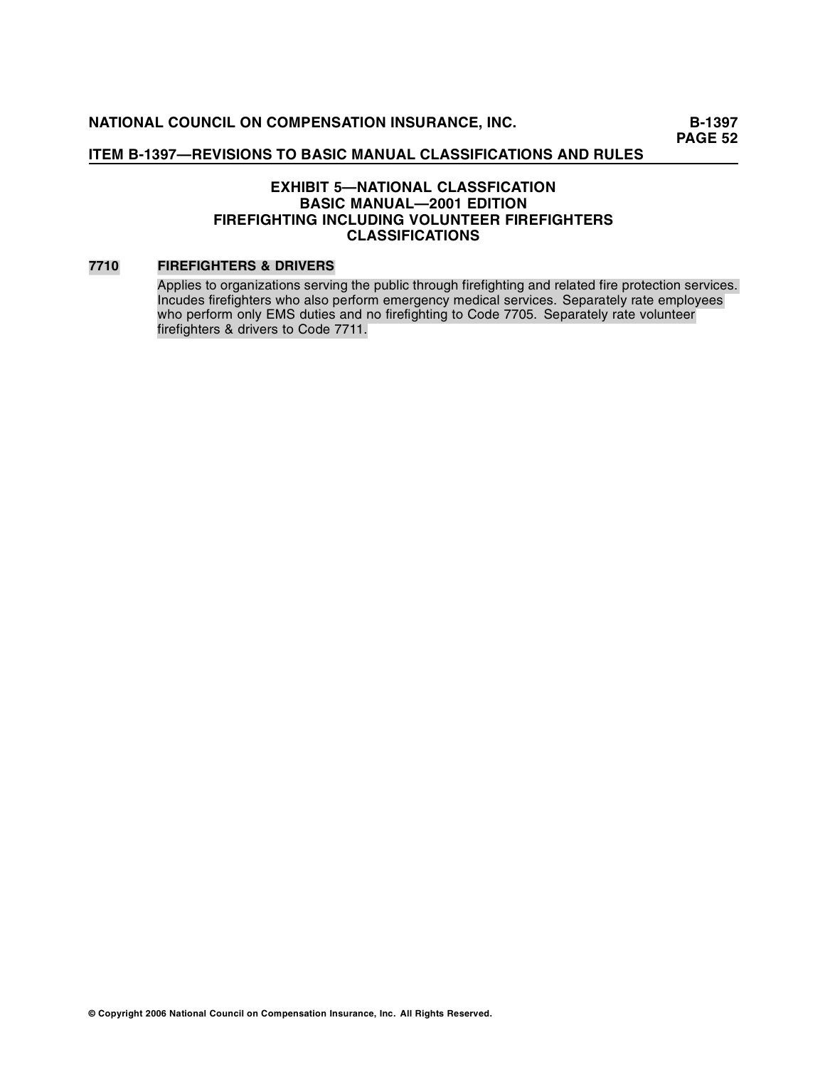## EXHIBIT 5—NATIONAL CLASSFICATION
## BASIC MANUAL—2001 EDITION
## FIREFIGHTING INCLUDING VOLUNTEER FIREFIGHTERS
## CLASSIFICATIONS

**7710 FIREFIGHTERS & DRIVERS**

Applies to organizations serving the public through firefighting and related fire protection services. Incudes firefighters who also perform emergency medical services. Separately rate employees who perform only EMS duties and no firefighting to Code 7705. Separately rate volunteer firefighters & drivers to Code 7711.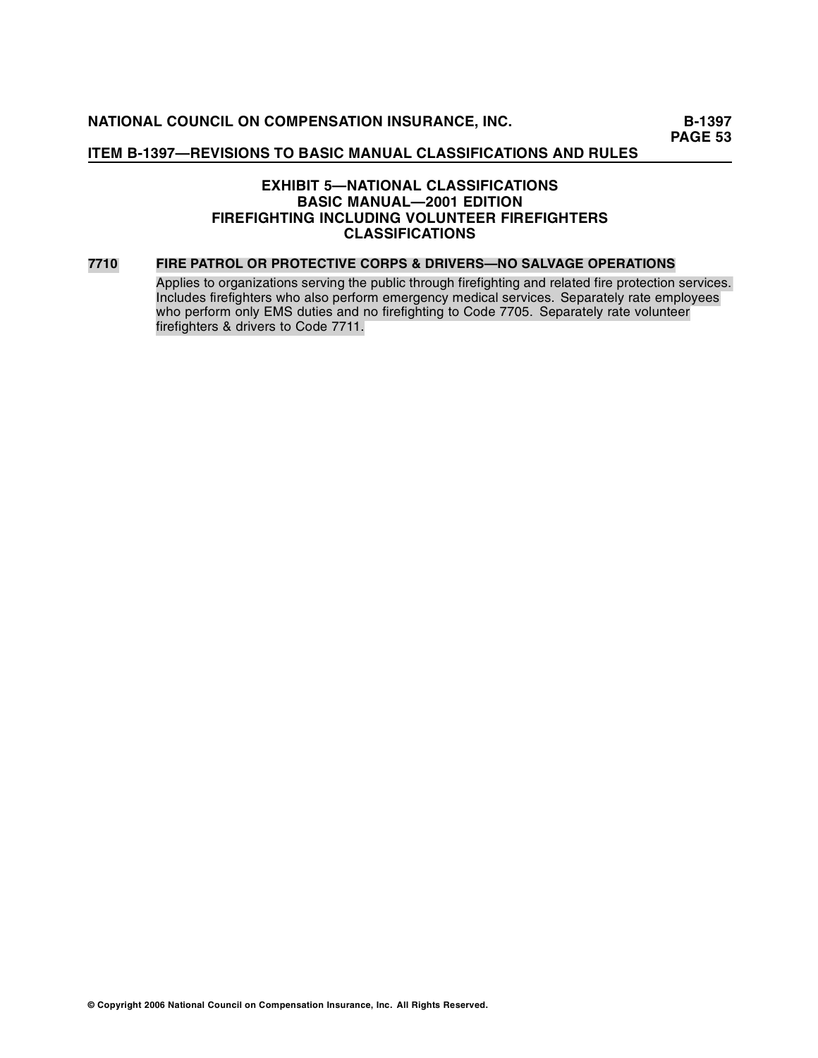## EXHIBIT 5—NATIONAL CLASSIFICATIONS
## BASIC MANUAL—2001 EDITION
## FIREFIGHTING INCLUDING VOLUNTEER FIREFIGHTERS CLASSIFICATIONS

**7710 FIRE PATROL OR PROTECTIVE CORPS & DRIVERS—NO SALVAGE OPERATIONS**

Applies to organizations serving the public through firefighting and related fire protection services. Includes firefighters who also perform emergency medical services. Separately rate employees who perform only EMS duties and no firefighting to Code 7705. Separately rate volunteer firefighters & drivers to Code 7711.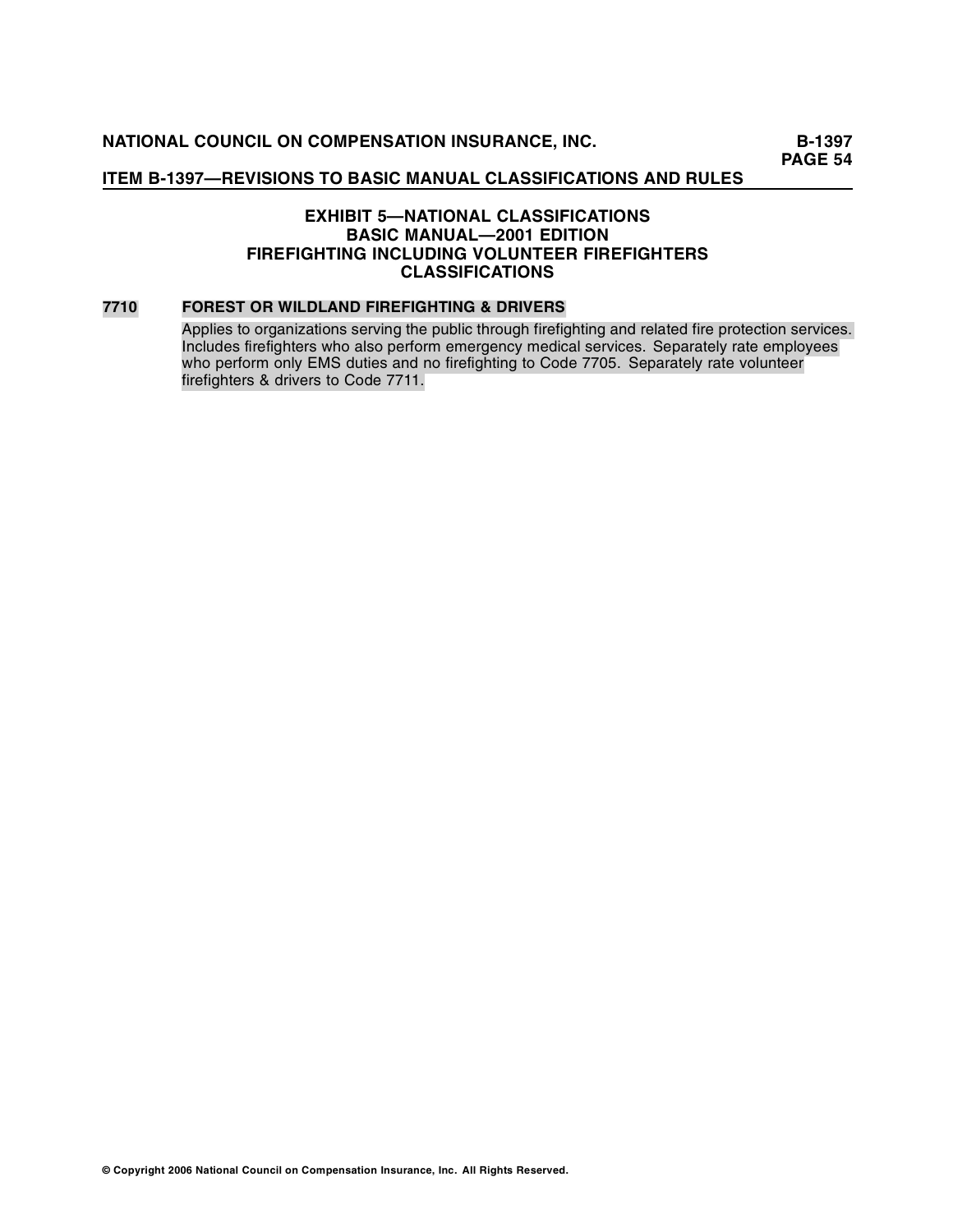## EXHIBIT 5—NATIONAL CLASSIFICATIONS
## BASIC MANUAL—2001 EDITION
## FIREFIGHTING INCLUDING VOLUNTEER FIREFIGHTERS CLASSIFICATIONS

**7710** **FOREST OR WILDLAND FIREFIGHTING & DRIVERS**

Applies to organizations serving the public through firefighting and related fire protection services. Includes firefighters who also perform emergency medical services. Separately rate employees who perform only EMS duties and no firefighting to Code 7705. Separately rate volunteer firefighters & drivers to Code 7711.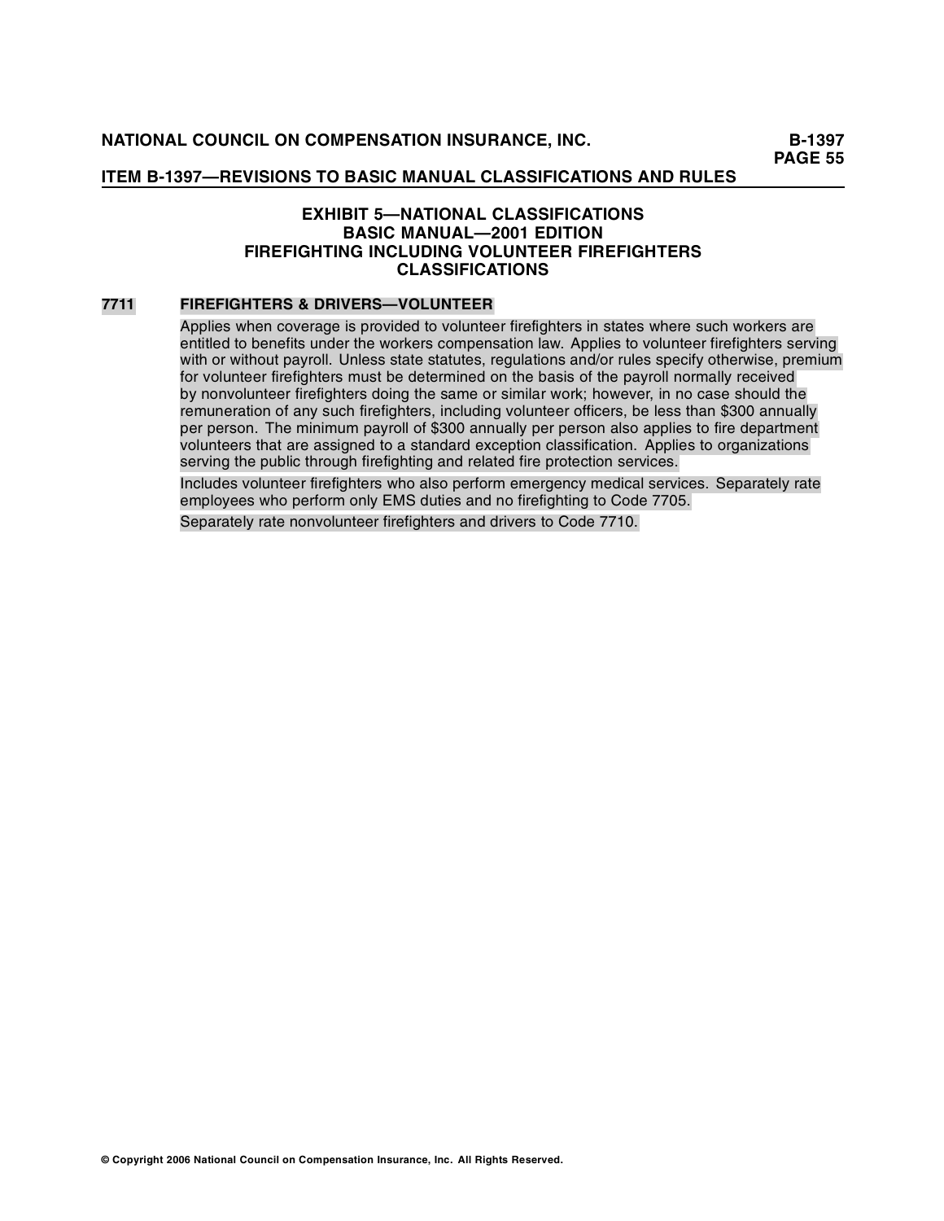## EXHIBIT 5—NATIONAL CLASSIFICATIONS
## BASIC MANUAL—2001 EDITION
## FIREFIGHTING INCLUDING VOLUNTEER FIREFIGHTERS CLASSIFICATIONS

**7711 FIREFIGHTERS & DRIVERS—VOLUNTEER**

Applies when coverage is provided to volunteer firefighters in states where such workers are entitled to benefits under the workers compensation law. Applies to volunteer firefighters serving with or without payroll. Unless state statutes, regulations and/or rules specify otherwise, premium for volunteer firefighters must be determined on the basis of the payroll normally received by nonvolunteer firefighters doing the same or similar work; however, in no case should the remuneration of any such firefighters, including volunteer officers, be less than $300 annually per person. The minimum payroll of $300 annually per person also applies to fire department volunteers that are assigned to a standard exception classification. Applies to organizations serving the public through firefighting and related fire protection services.

Includes volunteer firefighters who also perform emergency medical services. Separately rate employees who perform only EMS duties and no firefighting to Code 7705.

Separately rate nonvolunteer firefighters and drivers to Code 7710.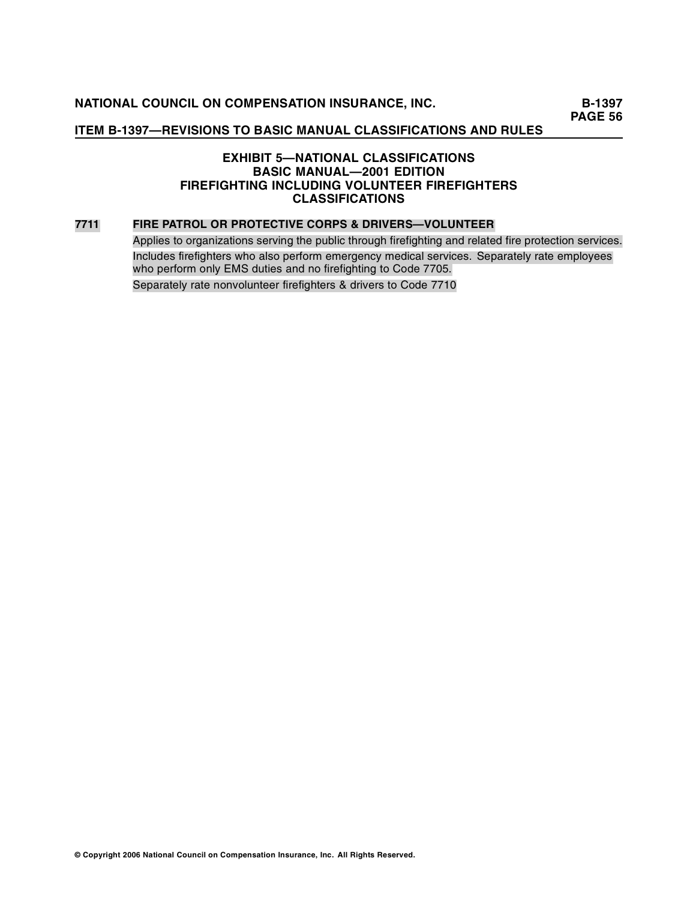## EXHIBIT 5—NATIONAL CLASSIFICATIONS
## BASIC MANUAL—2001 EDITION
## FIREFIGHTING INCLUDING VOLUNTEER FIREFIGHTERS CLASSIFICATIONS

**7711 FIRE PATROL OR PROTECTIVE CORPS & DRIVERS—VOLUNTEER**

Applies to organizations serving the public through firefighting and related fire protection services.

Includes firefighters who also perform emergency medical services. Separately rate employees who perform only EMS duties and no firefighting to Code 7705.

Separately rate nonvolunteer firefighters & drivers to Code 7710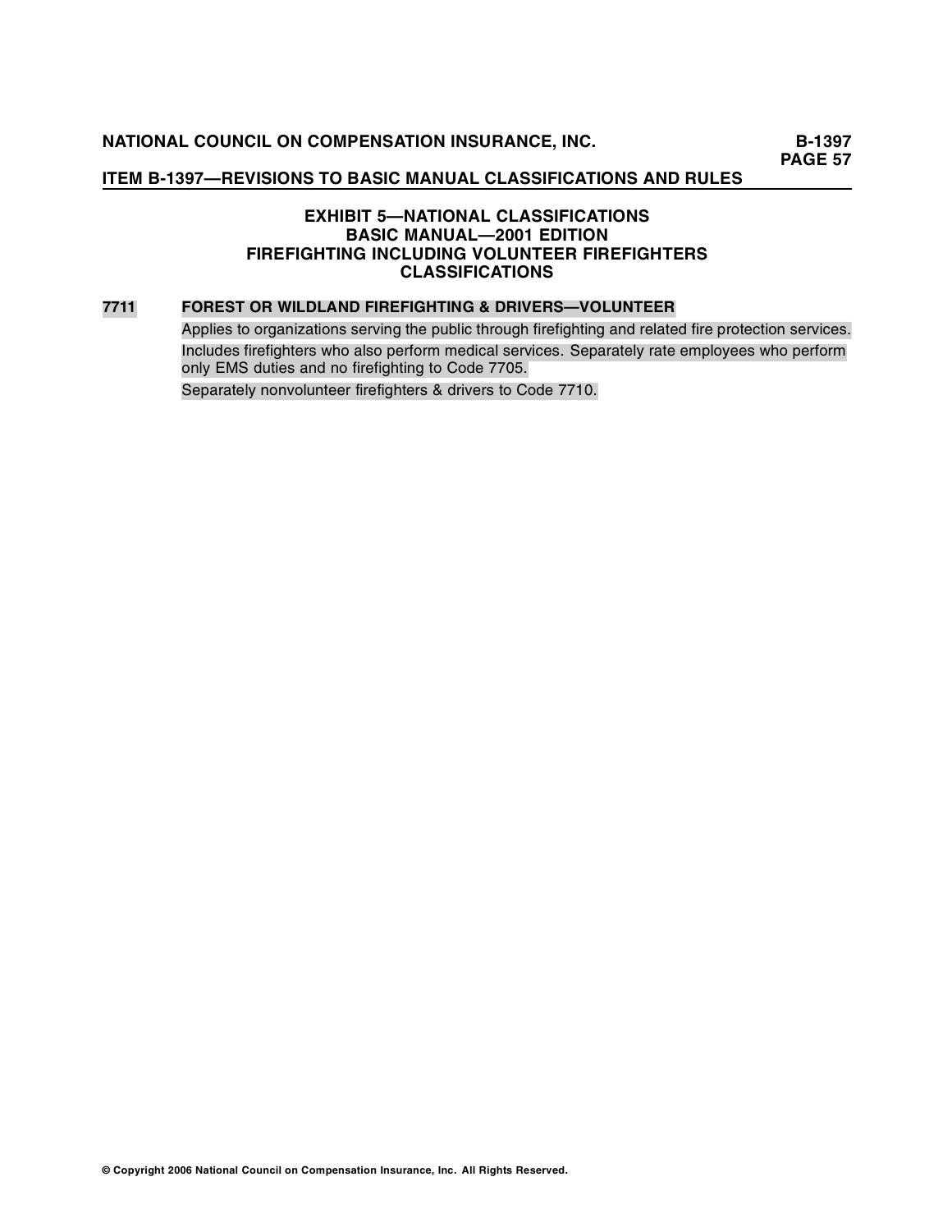## EXHIBIT 5—NATIONAL CLASSIFICATIONS
## BASIC MANUAL—2001 EDITION
## FIREFIGHTING INCLUDING VOLUNTEER FIREFIGHTERS
## CLASSIFICATIONS

**7711 FOREST OR WILDLAND FIREFIGHTING & DRIVERS—VOLUNTEER**

Applies to organizations serving the public through firefighting and related fire protection services.

Includes firefighters who also perform medical services. Separately rate employees who perform only EMS duties and no firefighting to Code 7705.

Separately nonvolunteer firefighters & drivers to Code 7710.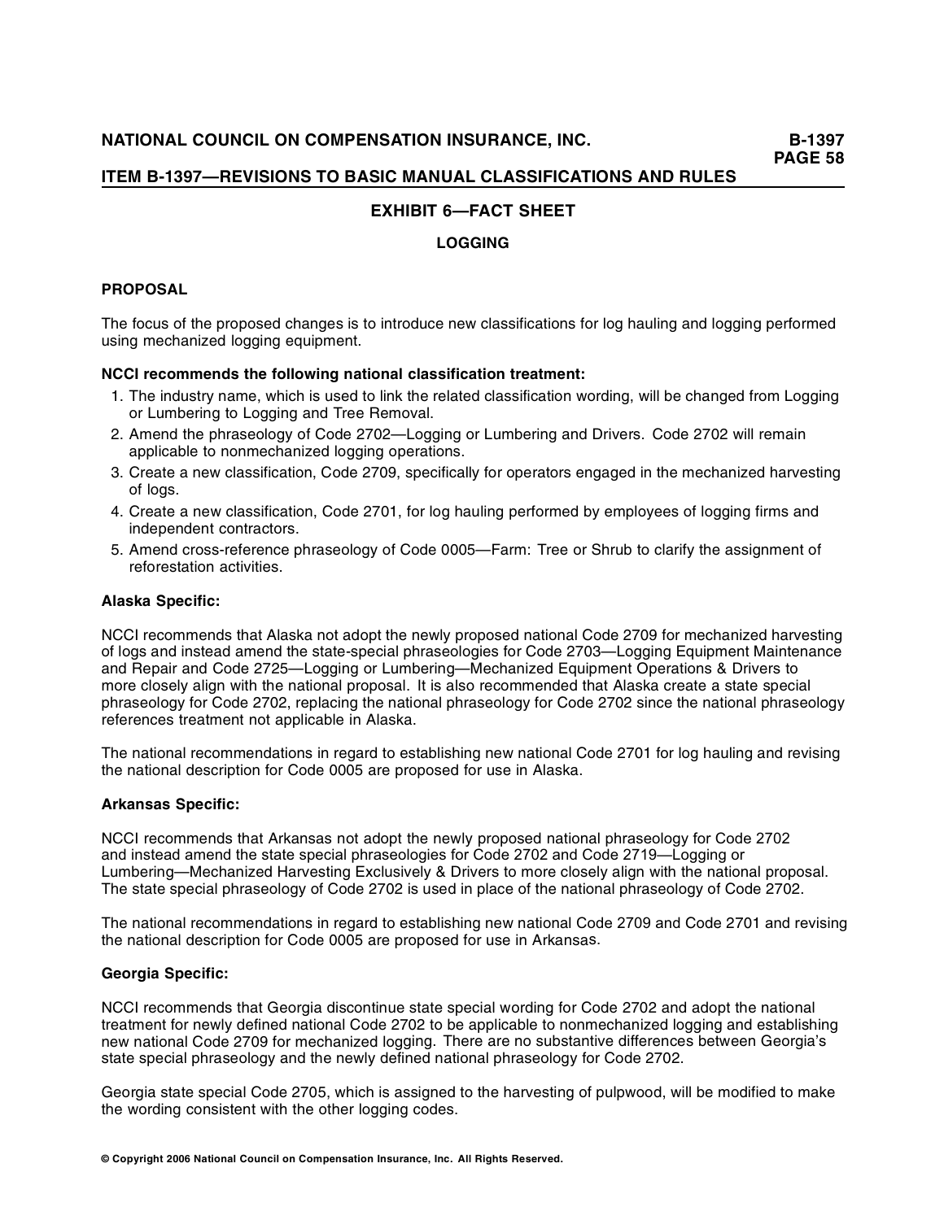## EXHIBIT 6—FACT SHEET

### LOGGING

#### PROPOSAL

The focus of the proposed changes is to introduce new classifications for log hauling and logging performed using mechanized logging equipment.

**NCCI recommends the following national classification treatment:**

1. The industry name, which is used to link the related classification wording, will be changed from Logging or Lumbering to Logging and Tree Removal.
2. Amend the phraseology of Code 2702—Logging or Lumbering and Drivers. Code 2702 will remain applicable to nonmechanized logging operations.
3. Create a new classification, Code 2709, specifically for operators engaged in the mechanized harvesting of logs.
4. Create a new classification, Code 2701, for log hauling performed by employees of logging firms and independent contractors.
5. Amend cross-reference phraseology of Code 0005—Farm: Tree or Shrub to clarify the assignment of reforestation activities.

#### Alaska Specific:

NCCI recommends that Alaska not adopt the newly proposed national Code 2709 for mechanized harvesting of logs and instead amend the state-special phraseologies for Code 2703—Logging Equipment Maintenance and Repair and Code 2725—Logging or Lumbering—Mechanized Equipment Operations & Drivers to more closely align with the national proposal. It is also recommended that Alaska create a state special phraseology for Code 2702, replacing the national phraseology for Code 2702 since the national phraseology references treatment not applicable in Alaska.

The national recommendations in regard to establishing new national Code 2701 for log hauling and revising the national description for Code 0005 are proposed for use in Alaska.

#### Arkansas Specific:

NCCI recommends that Arkansas not adopt the newly proposed national phraseology for Code 2702 and instead amend the state special phraseologies for Code 2702 and Code 2719—Logging or Lumbering—Mechanized Harvesting Exclusively & Drivers to more closely align with the national proposal. The state special phraseology of Code 2702 is used in place of the national phraseology of Code 2702.

The national recommendations in regard to establishing new national Code 2709 and Code 2701 and revising the national description for Code 0005 are proposed for use in Arkansas.

#### Georgia Specific:

NCCI recommends that Georgia discontinue state special wording for Code 2702 and adopt the national treatment for newly defined national Code 2702 to be applicable to nonmechanized logging and establishing new national Code 2709 for mechanized logging. There are no substantive differences between Georgia's state special phraseology and the newly defined national phraseology for Code 2702.

Georgia state special Code 2705, which is assigned to the harvesting of pulpwood, will be modified to make the wording consistent with the other logging codes.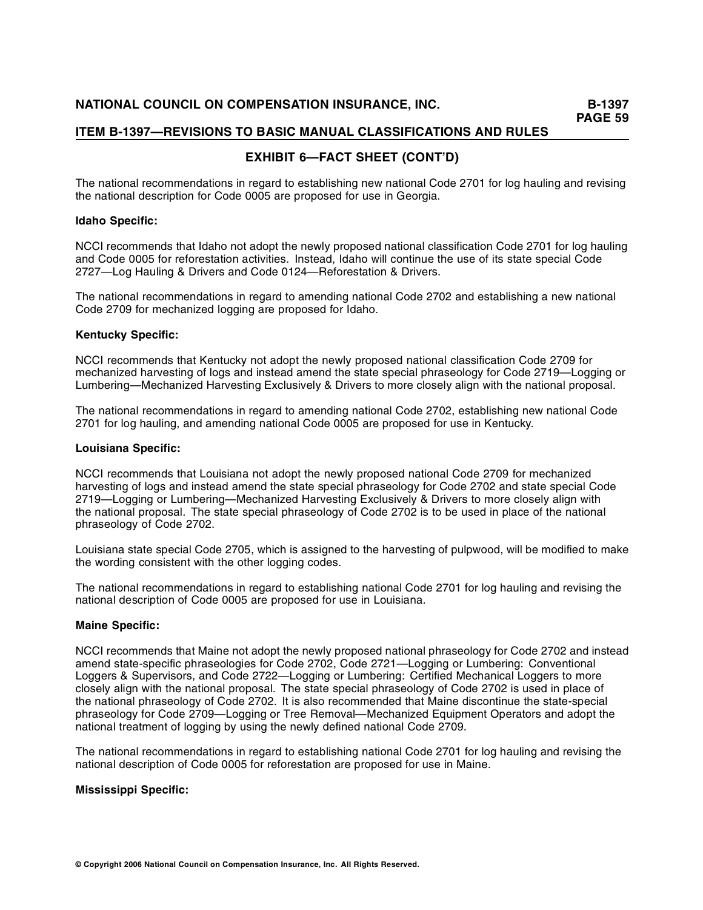## EXHIBIT 6—FACT SHEET (CONT'D)

The national recommendations in regard to establishing new national Code 2701 for log hauling and revising the national description for Code 0005 are proposed for use in Georgia.

**Idaho Specific:**

NCCI recommends that Idaho not adopt the newly proposed national classification Code 2701 for log hauling and Code 0005 for reforestation activities. Instead, Idaho will continue the use of its state special Code 2727—Log Hauling & Drivers and Code 0124—Reforestation & Drivers.

The national recommendations in regard to amending national Code 2702 and establishing a new national Code 2709 for mechanized logging are proposed for Idaho.

**Kentucky Specific:**

NCCI recommends that Kentucky not adopt the newly proposed national classification Code 2709 for mechanized harvesting of logs and instead amend the state special phraseology for Code 2719—Logging or Lumbering—Mechanized Harvesting Exclusively & Drivers to more closely align with the national proposal.

The national recommendations in regard to amending national Code 2702, establishing new national Code 2701 for log hauling, and amending national Code 0005 are proposed for use in Kentucky.

**Louisiana Specific:**

NCCI recommends that Louisiana not adopt the newly proposed national Code 2709 for mechanized harvesting of logs and instead amend the state special phraseology for Code 2702 and state special Code 2719—Logging or Lumbering—Mechanized Harvesting Exclusively & Drivers to more closely align with the national proposal. The state special phraseology of Code 2702 is to be used in place of the national phraseology of Code 2702.

Louisiana state special Code 2705, which is assigned to the harvesting of pulpwood, will be modified to make the wording consistent with the other logging codes.

The national recommendations in regard to establishing national Code 2701 for log hauling and revising the national description of Code 0005 are proposed for use in Louisiana.

**Maine Specific:**

NCCI recommends that Maine not adopt the newly proposed national phraseology for Code 2702 and instead amend state-specific phraseologies for Code 2702, Code 2721—Logging or Lumbering: Conventional Loggers & Supervisors, and Code 2722—Logging or Lumbering: Certified Mechanical Loggers to more closely align with the national proposal. The state special phraseology of Code 2702 is used in place of the national phraseology of Code 2702. It is also recommended that Maine discontinue the state-special phraseology for Code 2709—Logging or Tree Removal—Mechanized Equipment Operators and adopt the national treatment of logging by using the newly defined national Code 2709.

The national recommendations in regard to establishing national Code 2701 for log hauling and revising the national description of Code 0005 for reforestation are proposed for use in Maine.

**Mississippi Specific:**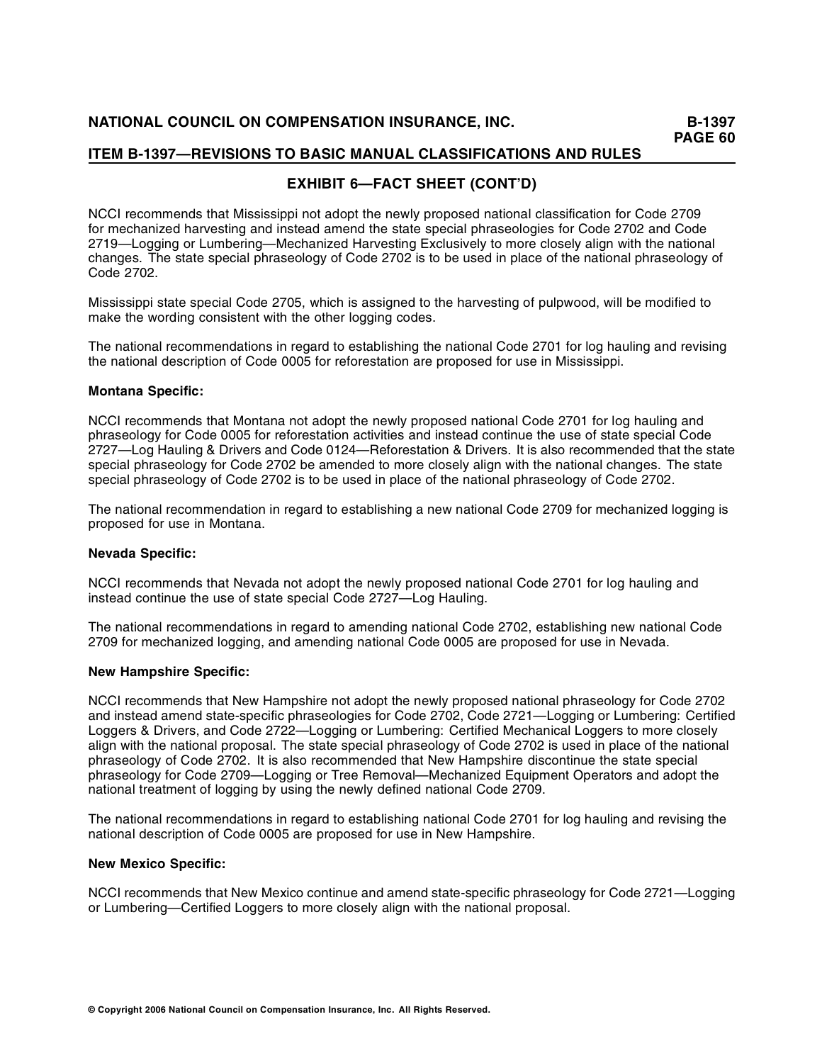## EXHIBIT 6—FACT SHEET (CONT'D)

NCCI recommends that Mississippi not adopt the newly proposed national classification for Code 2709 for mechanized harvesting and instead amend the state special phraseologies for Code 2702 and Code 2719—Logging or Lumbering—Mechanized Harvesting Exclusively to more closely align with the national changes. The state special phraseology of Code 2702 is to be used in place of the national phraseology of Code 2702.

Mississippi state special Code 2705, which is assigned to the harvesting of pulpwood, will be modified to make the wording consistent with the other logging codes.

The national recommendations in regard to establishing the national Code 2701 for log hauling and revising the national description of Code 0005 for reforestation are proposed for use in Mississippi.

**Montana Specific:**

NCCI recommends that Montana not adopt the newly proposed national Code 2701 for log hauling and phraseology for Code 0005 for reforestation activities and instead continue the use of state special Code 2727—Log Hauling & Drivers and Code 0124—Reforestation & Drivers. It is also recommended that the state special phraseology for Code 2702 be amended to more closely align with the national changes. The state special phraseology of Code 2702 is to be used in place of the national phraseology of Code 2702.

The national recommendation in regard to establishing a new national Code 2709 for mechanized logging is proposed for use in Montana.

**Nevada Specific:**

NCCI recommends that Nevada not adopt the newly proposed national Code 2701 for log hauling and instead continue the use of state special Code 2727—Log Hauling.

The national recommendations in regard to amending national Code 2702, establishing new national Code 2709 for mechanized logging, and amending national Code 0005 are proposed for use in Nevada.

**New Hampshire Specific:**

NCCI recommends that New Hampshire not adopt the newly proposed national phraseology for Code 2702 and instead amend state-specific phraseologies for Code 2702, Code 2721—Logging or Lumbering: Certified Loggers & Drivers, and Code 2722—Logging or Lumbering: Certified Mechanical Loggers to more closely align with the national proposal. The state special phraseology of Code 2702 is used in place of the national phraseology of Code 2702. It is also recommended that New Hampshire discontinue the state special phraseology for Code 2709—Logging or Tree Removal—Mechanized Equipment Operators and adopt the national treatment of logging by using the newly defined national Code 2709.

The national recommendations in regard to establishing national Code 2701 for log hauling and revising the national description of Code 0005 are proposed for use in New Hampshire.

**New Mexico Specific:**

NCCI recommends that New Mexico continue and amend state-specific phraseology for Code 2721—Logging or Lumbering—Certified Loggers to more closely align with the national proposal.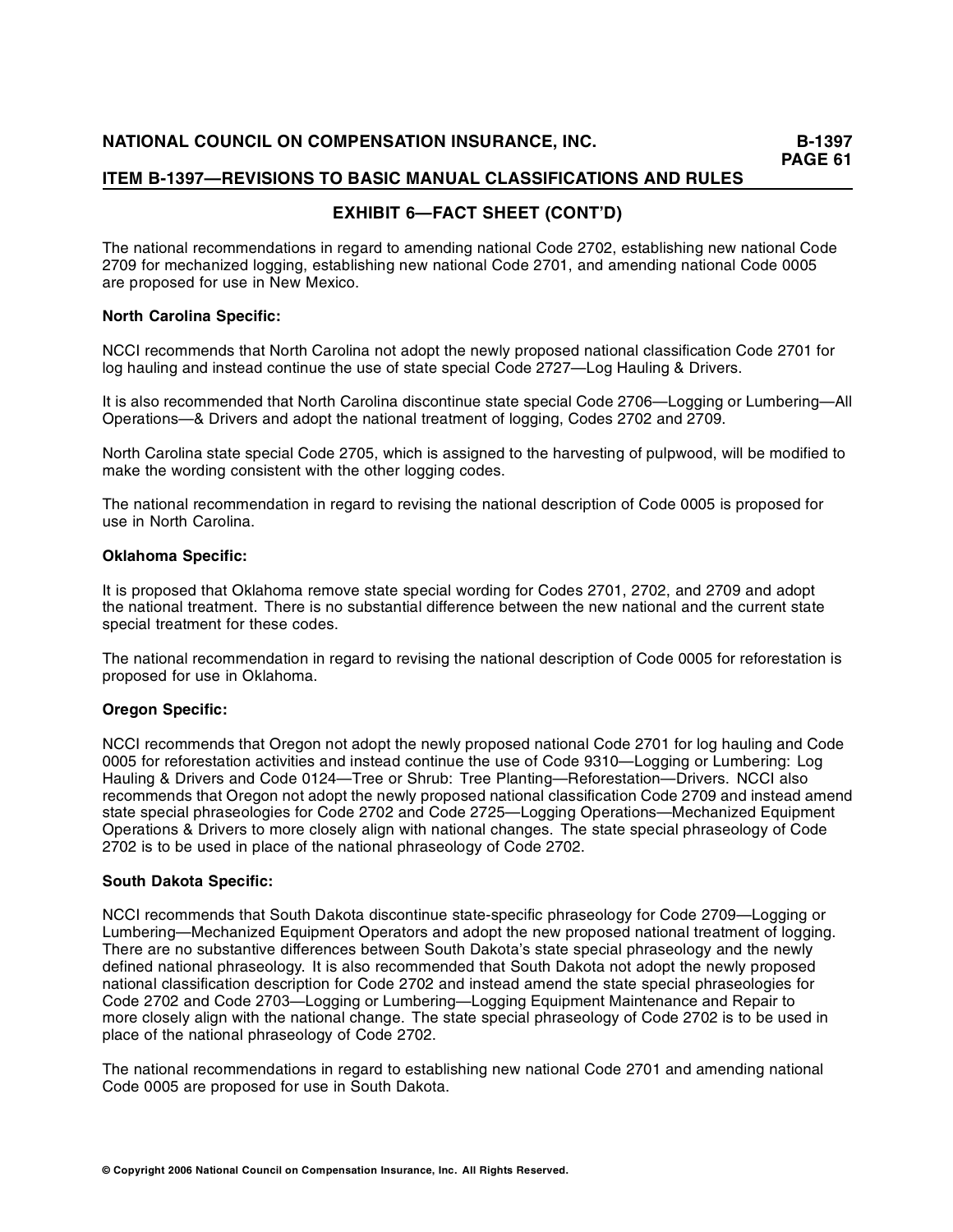## EXHIBIT 6—FACT SHEET (CONT'D)

The national recommendations in regard to amending national Code 2702, establishing new national Code 2709 for mechanized logging, establishing new national Code 2701, and amending national Code 0005 are proposed for use in New Mexico.

**North Carolina Specific:**

NCCI recommends that North Carolina not adopt the newly proposed national classification Code 2701 for log hauling and instead continue the use of state special Code 2727—Log Hauling & Drivers.

It is also recommended that North Carolina discontinue state special Code 2706—Logging or Lumbering—All Operations—& Drivers and adopt the national treatment of logging, Codes 2702 and 2709.

North Carolina state special Code 2705, which is assigned to the harvesting of pulpwood, will be modified to make the wording consistent with the other logging codes.

The national recommendation in regard to revising the national description of Code 0005 is proposed for use in North Carolina.

**Oklahoma Specific:**

It is proposed that Oklahoma remove state special wording for Codes 2701, 2702, and 2709 and adopt the national treatment. There is no substantial difference between the new national and the current state special treatment for these codes.

The national recommendation in regard to revising the national description of Code 0005 for reforestation is proposed for use in Oklahoma.

**Oregon Specific:**

NCCI recommends that Oregon not adopt the newly proposed national Code 2701 for log hauling and Code 0005 for reforestation activities and instead continue the use of Code 9310—Logging or Lumbering: Log Hauling & Drivers and Code 0124—Tree or Shrub: Tree Planting—Reforestation—Drivers. NCCI also recommends that Oregon not adopt the newly proposed national classification Code 2709 and instead amend state special phraseologies for Code 2702 and Code 2725—Logging Operations—Mechanized Equipment Operations & Drivers to more closely align with national changes. The state special phraseology of Code 2702 is to be used in place of the national phraseology of Code 2702.

**South Dakota Specific:**

NCCI recommends that South Dakota discontinue state-specific phraseology for Code 2709—Logging or Lumbering—Mechanized Equipment Operators and adopt the new proposed national treatment of logging. There are no substantive differences between South Dakota's state special phraseology and the newly defined national phraseology. It is also recommended that South Dakota not adopt the newly proposed national classification description for Code 2702 and instead amend the state special phraseologies for Code 2702 and Code 2703—Logging or Lumbering—Logging Equipment Maintenance and Repair to more closely align with the national change. The state special phraseology of Code 2702 is to be used in place of the national phraseology of Code 2702.

The national recommendations in regard to establishing new national Code 2701 and amending national Code 0005 are proposed for use in South Dakota.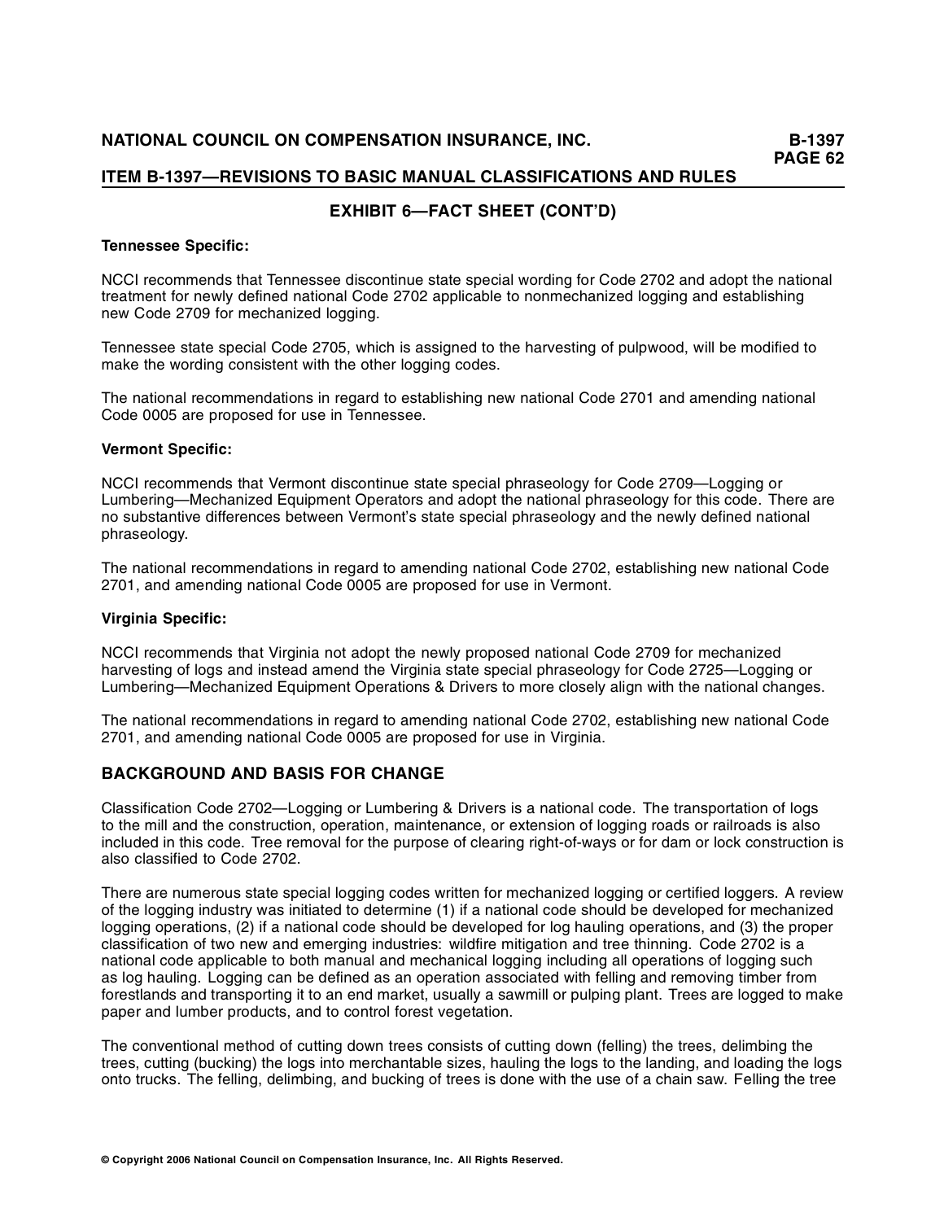## EXHIBIT 6—FACT SHEET (CONT'D)

**Tennessee Specific:**

NCCI recommends that Tennessee discontinue state special wording for Code 2702 and adopt the national treatment for newly defined national Code 2702 applicable to nonmechanized logging and establishing new Code 2709 for mechanized logging.

Tennessee state special Code 2705, which is assigned to the harvesting of pulpwood, will be modified to make the wording consistent with the other logging codes.

The national recommendations in regard to establishing new national Code 2701 and amending national Code 0005 are proposed for use in Tennessee.

**Vermont Specific:**

NCCI recommends that Vermont discontinue state special phraseology for Code 2709—Logging or Lumbering—Mechanized Equipment Operators and adopt the national phraseology for this code. There are no substantive differences between Vermont's state special phraseology and the newly defined national phraseology.

The national recommendations in regard to amending national Code 2702, establishing new national Code 2701, and amending national Code 0005 are proposed for use in Vermont.

**Virginia Specific:**

NCCI recommends that Virginia not adopt the newly proposed national Code 2709 for mechanized harvesting of logs and instead amend the Virginia state special phraseology for Code 2725—Logging or Lumbering—Mechanized Equipment Operations & Drivers to more closely align with the national changes.

The national recommendations in regard to amending national Code 2702, establishing new national Code 2701, and amending national Code 0005 are proposed for use in Virginia.

## BACKGROUND AND BASIS FOR CHANGE

Classification Code 2702—Logging or Lumbering & Drivers is a national code. The transportation of logs to the mill and the construction, operation, maintenance, or extension of logging roads or railroads is also included in this code. Tree removal for the purpose of clearing right-of-ways or for dam or lock construction is also classified to Code 2702.

There are numerous state special logging codes written for mechanized logging or certified loggers. A review of the logging industry was initiated to determine (1) if a national code should be developed for mechanized logging operations, (2) if a national code should be developed for log hauling operations, and (3) the proper classification of two new and emerging industries: wildfire mitigation and tree thinning. Code 2702 is a national code applicable to both manual and mechanical logging including all operations of logging such as log hauling. Logging can be defined as an operation associated with felling and removing timber from forestlands and transporting it to an end market, usually a sawmill or pulping plant. Trees are logged to make paper and lumber products, and to control forest vegetation.

The conventional method of cutting down trees consists of cutting down (felling) the trees, delimbing the trees, cutting (bucking) the logs into merchantable sizes, hauling the logs to the landing, and loading the logs onto trucks. The felling, delimbing, and bucking of trees is done with the use of a chain saw. Felling the tree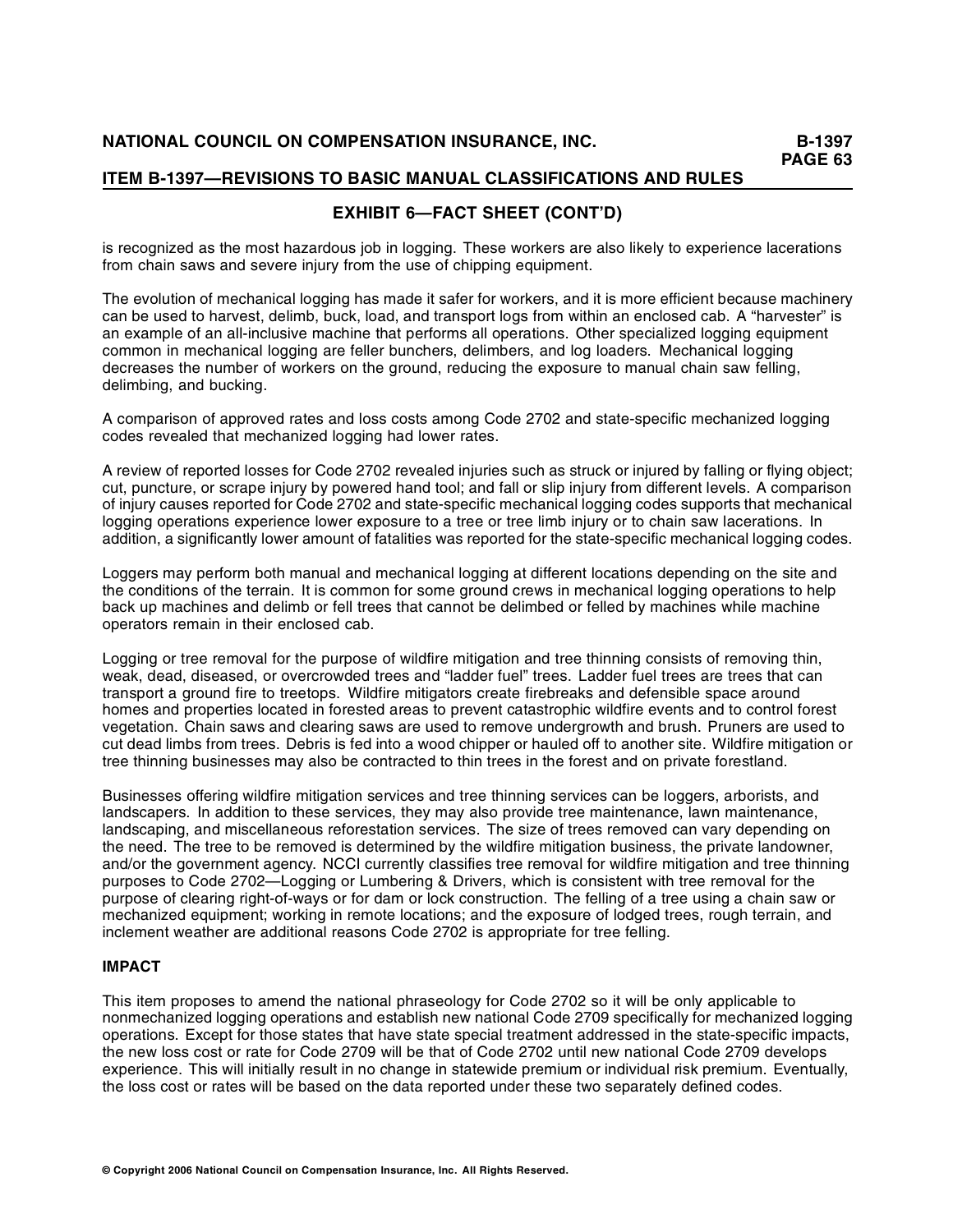## EXHIBIT 6—FACT SHEET (CONT'D)

is recognized as the most hazardous job in logging. These workers are also likely to experience lacerations from chain saws and severe injury from the use of chipping equipment.

The evolution of mechanical logging has made it safer for workers, and it is more efficient because machinery can be used to harvest, delimb, buck, load, and transport logs from within an enclosed cab. A "harvester" is an example of an all-inclusive machine that performs all operations. Other specialized logging equipment common in mechanical logging are feller bunchers, delimbers, and log loaders. Mechanical logging decreases the number of workers on the ground, reducing the exposure to manual chain saw felling, delimbing, and bucking.

A comparison of approved rates and loss costs among Code 2702 and state-specific mechanized logging codes revealed that mechanized logging had lower rates.

A review of reported losses for Code 2702 revealed injuries such as struck or injured by falling or flying object; cut, puncture, or scrape injury by powered hand tool; and fall or slip injury from different levels. A comparison of injury causes reported for Code 2702 and state-specific mechanical logging codes supports that mechanical logging operations experience lower exposure to a tree or tree limb injury or to chain saw lacerations. In addition, a significantly lower amount of fatalities was reported for the state-specific mechanical logging codes.

Loggers may perform both manual and mechanical logging at different locations depending on the site and the conditions of the terrain. It is common for some ground crews in mechanical logging operations to help back up machines and delimb or fell trees that cannot be delimbed or felled by machines while machine operators remain in their enclosed cab.

Logging or tree removal for the purpose of wildfire mitigation and tree thinning consists of removing thin, weak, dead, diseased, or overcrowded trees and "ladder fuel" trees. Ladder fuel trees are trees that can transport a ground fire to treetops. Wildfire mitigators create firebreaks and defensible space around homes and properties located in forested areas to prevent catastrophic wildfire events and to control forest vegetation. Chain saws and clearing saws are used to remove undergrowth and brush. Pruners are used to cut dead limbs from trees. Debris is fed into a wood chipper or hauled off to another site. Wildfire mitigation or tree thinning businesses may also be contracted to thin trees in the forest and on private forestland.

Businesses offering wildfire mitigation services and tree thinning services can be loggers, arborists, and landscapers. In addition to these services, they may also provide tree maintenance, lawn maintenance, landscaping, and miscellaneous reforestation services. The size of trees removed can vary depending on the need. The tree to be removed is determined by the wildfire mitigation business, the private landowner, and/or the government agency. NCCI currently classifies tree removal for wildfire mitigation and tree thinning purposes to Code 2702—Logging or Lumbering & Drivers, which is consistent with tree removal for the purpose of clearing right-of-ways or for dam or lock construction. The felling of a tree using a chain saw or mechanized equipment; working in remote locations; and the exposure of lodged trees, rough terrain, and inclement weather are additional reasons Code 2702 is appropriate for tree felling.

**IMPACT**

This item proposes to amend the national phraseology for Code 2702 so it will be only applicable to nonmechanized logging operations and establish new national Code 2709 specifically for mechanized logging operations. Except for those states that have state special treatment addressed in the state-specific impacts, the new loss cost or rate for Code 2709 will be that of Code 2702 until new national Code 2709 develops experience. This will initially result in no change in statewide premium or individual risk premium. Eventually, the loss cost or rates will be based on the data reported under these two separately defined codes.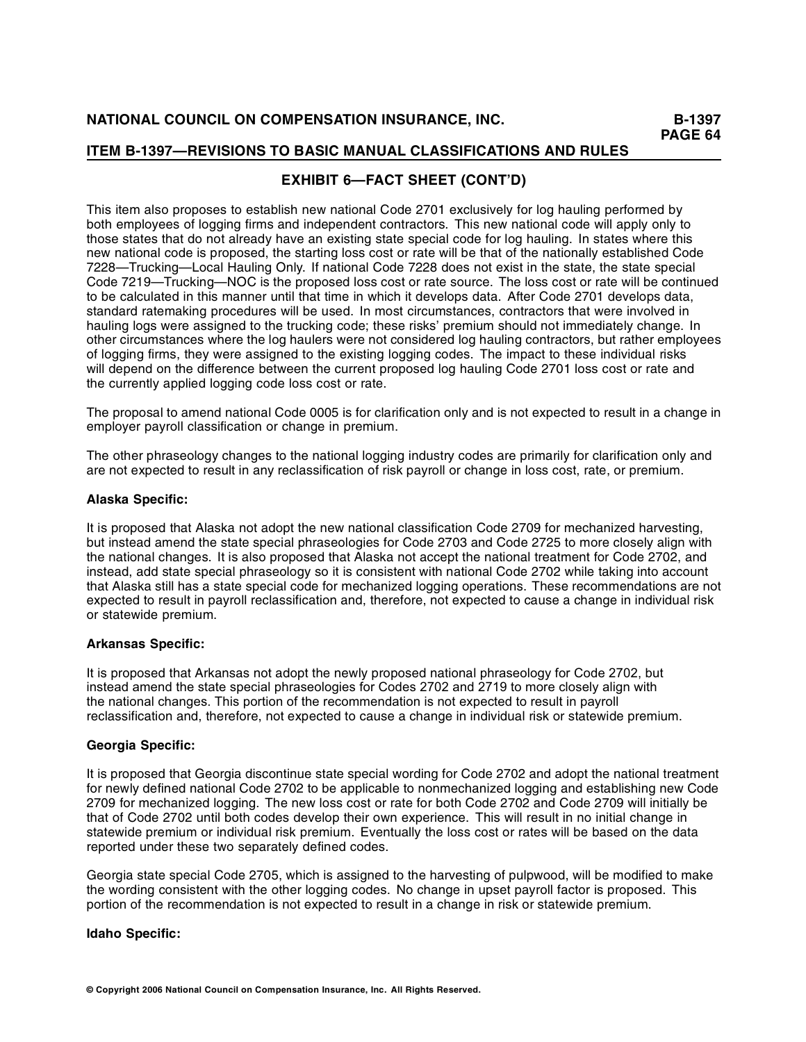## EXHIBIT 6—FACT SHEET (CONT'D)

This item also proposes to establish new national Code 2701 exclusively for log hauling performed by both employees of logging firms and independent contractors. This new national code will apply only to those states that do not already have an existing state special code for log hauling. In states where this new national code is proposed, the starting loss cost or rate will be that of the nationally established Code 7228—Trucking—Local Hauling Only. If national Code 7228 does not exist in the state, the state special Code 7219—Trucking—NOC is the proposed loss cost or rate source. The loss cost or rate will be continued to be calculated in this manner until that time in which it develops data. After Code 2701 develops data, standard ratemaking procedures will be used. In most circumstances, contractors that were involved in hauling logs were assigned to the trucking code; these risks' premium should not immediately change. In other circumstances where the log haulers were not considered log hauling contractors, but rather employees of logging firms, they were assigned to the existing logging codes. The impact to these individual risks will depend on the difference between the current proposed log hauling Code 2701 loss cost or rate and the currently applied logging code loss cost or rate.

The proposal to amend national Code 0005 is for clarification only and is not expected to result in a change in employer payroll classification or change in premium.

The other phraseology changes to the national logging industry codes are primarily for clarification only and are not expected to result in any reclassification of risk payroll or change in loss cost, rate, or premium.

**Alaska Specific:**

It is proposed that Alaska not adopt the new national classification Code 2709 for mechanized harvesting, but instead amend the state special phraseologies for Code 2703 and Code 2725 to more closely align with the national changes. It is also proposed that Alaska not accept the national treatment for Code 2702, and instead, add state special phraseology so it is consistent with national Code 2702 while taking into account that Alaska still has a state special code for mechanized logging operations. These recommendations are not expected to result in payroll reclassification and, therefore, not expected to cause a change in individual risk or statewide premium.

**Arkansas Specific:**

It is proposed that Arkansas not adopt the newly proposed national phraseology for Code 2702, but instead amend the state special phraseologies for Codes 2702 and 2719 to more closely align with the national changes. This portion of the recommendation is not expected to result in payroll reclassification and, therefore, not expected to cause a change in individual risk or statewide premium.

**Georgia Specific:**

It is proposed that Georgia discontinue state special wording for Code 2702 and adopt the national treatment for newly defined national Code 2702 to be applicable to nonmechanized logging and establishing new Code 2709 for mechanized logging. The new loss cost or rate for both Code 2702 and Code 2709 will initially be that of Code 2702 until both codes develop their own experience. This will result in no initial change in statewide premium or individual risk premium. Eventually the loss cost or rates will be based on the data reported under these two separately defined codes.

Georgia state special Code 2705, which is assigned to the harvesting of pulpwood, will be modified to make the wording consistent with the other logging codes. No change in upset payroll factor is proposed. This portion of the recommendation is not expected to result in a change in risk or statewide premium.

**Idaho Specific:**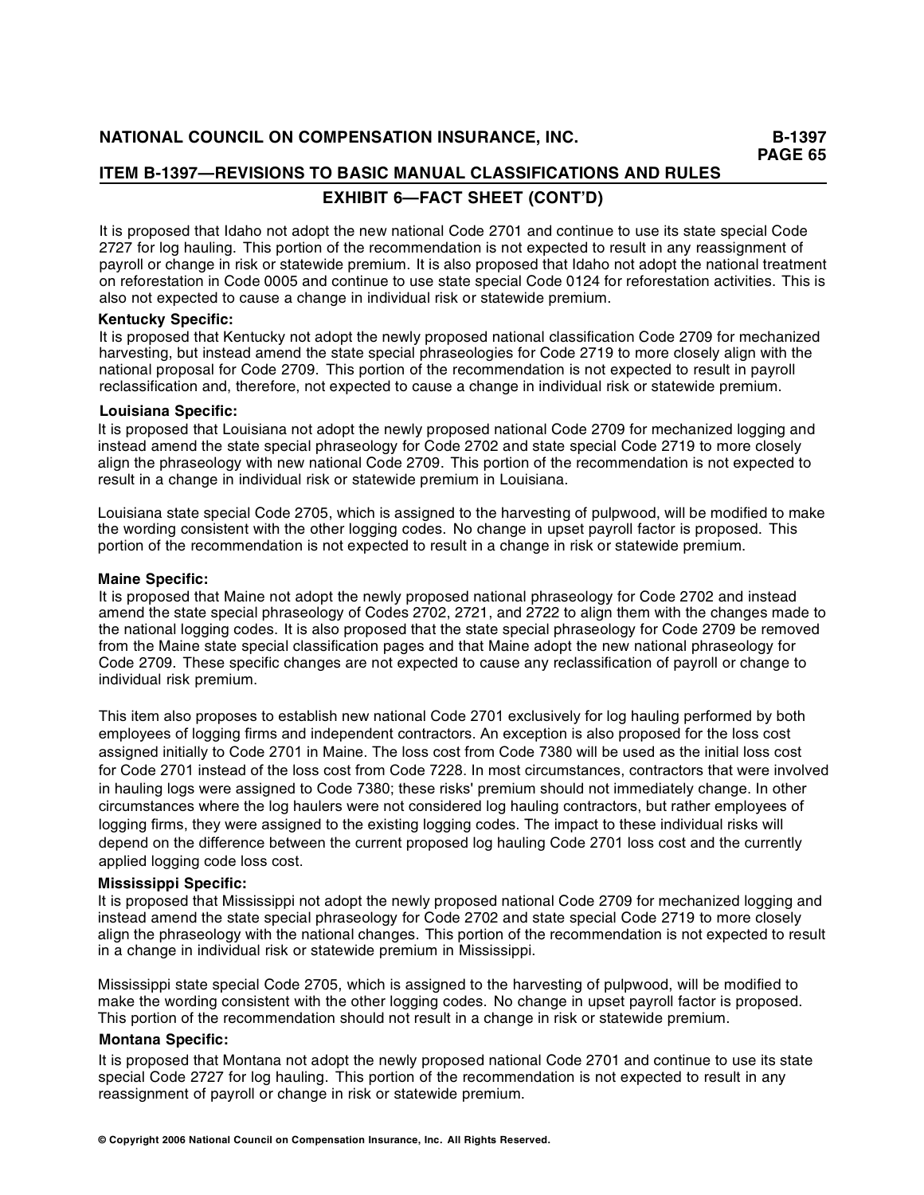## EXHIBIT 6—FACT SHEET (CONT'D)

It is proposed that Idaho not adopt the new national Code 2701 and continue to use its state special Code 2727 for log hauling. This portion of the recommendation is not expected to result in any reassignment of payroll or change in risk or statewide premium. It is also proposed that Idaho not adopt the national treatment on reforestation in Code 0005 and continue to use state special Code 0124 for reforestation activities. This is also not expected to cause a change in individual risk or statewide premium.

**Kentucky Specific:**
It is proposed that Kentucky not adopt the newly proposed national classification Code 2709 for mechanized harvesting, but instead amend the state special phraseologies for Code 2719 to more closely align with the national proposal for Code 2709. This portion of the recommendation is not expected to result in payroll reclassification and, therefore, not expected to cause a change in individual risk or statewide premium.

**Louisiana Specific:**
It is proposed that Louisiana not adopt the newly proposed national Code 2709 for mechanized logging and instead amend the state special phraseology for Code 2702 and state special Code 2719 to more closely align the phraseology with new national Code 2709. This portion of the recommendation is not expected to result in a change in individual risk or statewide premium in Louisiana.

Louisiana state special Code 2705, which is assigned to the harvesting of pulpwood, will be modified to make the wording consistent with the other logging codes. No change in upset payroll factor is proposed. This portion of the recommendation is not expected to result in a change in risk or statewide premium.

**Maine Specific:**
It is proposed that Maine not adopt the newly proposed national phraseology for Code 2702 and instead amend the state special phraseology of Codes 2702, 2721, and 2722 to align them with the changes made to the national logging codes. It is also proposed that the state special phraseology for Code 2709 be removed from the Maine state special classification pages and that Maine adopt the new national phraseology for Code 2709. These specific changes are not expected to cause any reclassification of payroll or change to individual risk premium.

This item also proposes to establish new national Code 2701 exclusively for log hauling performed by both employees of logging firms and independent contractors. An exception is also proposed for the loss cost assigned initially to Code 2701 in Maine. The loss cost from Code 7380 will be used as the initial loss cost for Code 2701 instead of the loss cost from Code 7228. In most circumstances, contractors that were involved in hauling logs were assigned to Code 7380; these risks' premium should not immediately change. In other circumstances where the log haulers were not considered log hauling contractors, but rather employees of logging firms, they were assigned to the existing logging codes. The impact to these individual risks will depend on the difference between the current proposed log hauling Code 2701 loss cost and the currently applied logging code loss cost.

**Mississippi Specific:**
It is proposed that Mississippi not adopt the newly proposed national Code 2709 for mechanized logging and instead amend the state special phraseology for Code 2702 and state special Code 2719 to more closely align the phraseology with the national changes. This portion of the recommendation is not expected to result in a change in individual risk or statewide premium in Mississippi.

Mississippi state special Code 2705, which is assigned to the harvesting of pulpwood, will be modified to make the wording consistent with the other logging codes. No change in upset payroll factor is proposed. This portion of the recommendation should not result in a change in risk or statewide premium.

**Montana Specific:**
It is proposed that Montana not adopt the newly proposed national Code 2701 and continue to use its state special Code 2727 for log hauling. This portion of the recommendation is not expected to result in any reassignment of payroll or change in risk or statewide premium.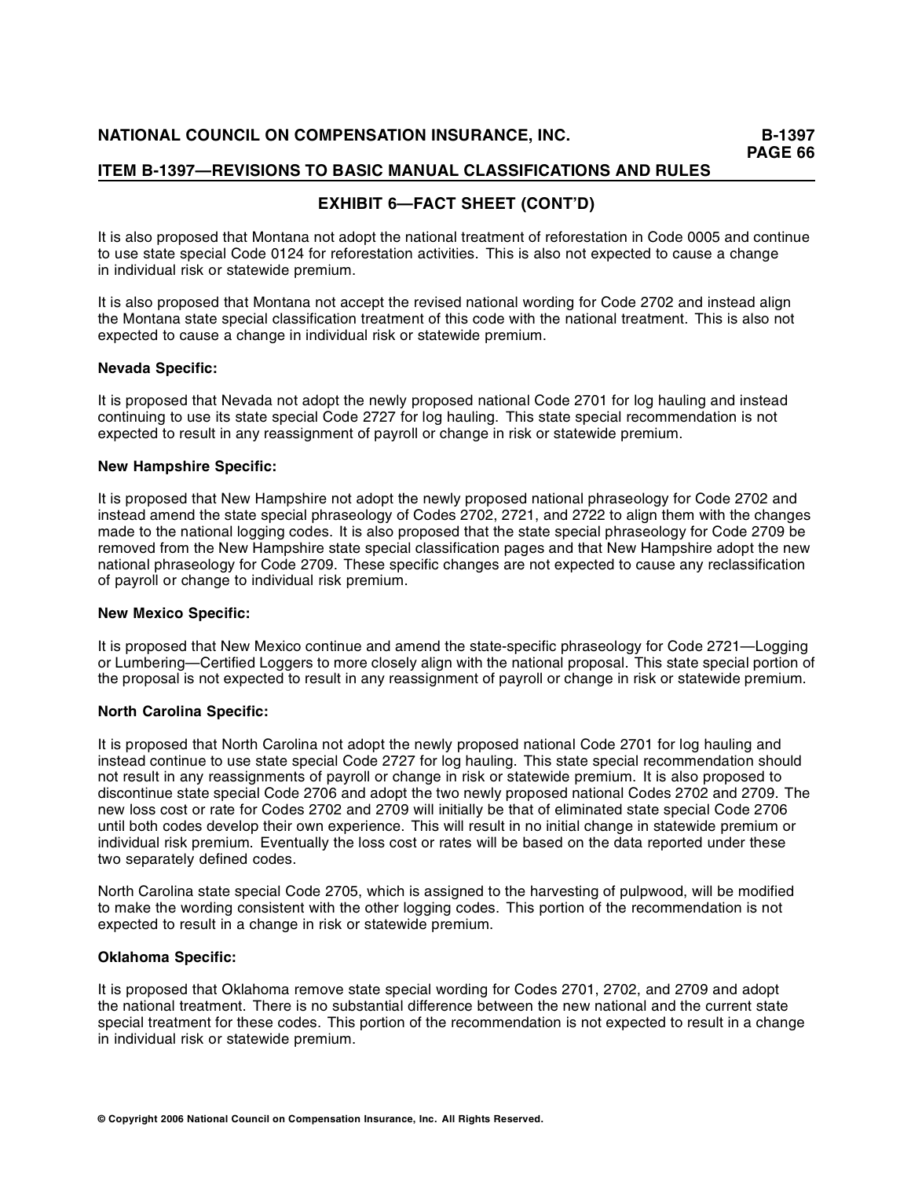## EXHIBIT 6—FACT SHEET (CONT'D)

It is also proposed that Montana not adopt the national treatment of reforestation in Code 0005 and continue to use state special Code 0124 for reforestation activities. This is also not expected to cause a change in individual risk or statewide premium.

It is also proposed that Montana not accept the revised national wording for Code 2702 and instead align the Montana state special classification treatment of this code with the national treatment. This is also not expected to cause a change in individual risk or statewide premium.

**Nevada Specific:**

It is proposed that Nevada not adopt the newly proposed national Code 2701 for log hauling and instead continuing to use its state special Code 2727 for log hauling. This state special recommendation is not expected to result in any reassignment of payroll or change in risk or statewide premium.

**New Hampshire Specific:**

It is proposed that New Hampshire not adopt the newly proposed national phraseology for Code 2702 and instead amend the state special phraseology of Codes 2702, 2721, and 2722 to align them with the changes made to the national logging codes. It is also proposed that the state special phraseology for Code 2709 be removed from the New Hampshire state special classification pages and that New Hampshire adopt the new national phraseology for Code 2709. These specific changes are not expected to cause any reclassification of payroll or change to individual risk premium.

**New Mexico Specific:**

It is proposed that New Mexico continue and amend the state-specific phraseology for Code 2721—Logging or Lumbering—Certified Loggers to more closely align with the national proposal. This state special portion of the proposal is not expected to result in any reassignment of payroll or change in risk or statewide premium.

**North Carolina Specific:**

It is proposed that North Carolina not adopt the newly proposed national Code 2701 for log hauling and instead continue to use state special Code 2727 for log hauling. This state special recommendation should not result in any reassignments of payroll or change in risk or statewide premium. It is also proposed to discontinue state special Code 2706 and adopt the two newly proposed national Codes 2702 and 2709. The new loss cost or rate for Codes 2702 and 2709 will initially be that of eliminated state special Code 2706 until both codes develop their own experience. This will result in no initial change in statewide premium or individual risk premium. Eventually the loss cost or rates will be based on the data reported under these two separately defined codes.

North Carolina state special Code 2705, which is assigned to the harvesting of pulpwood, will be modified to make the wording consistent with the other logging codes. This portion of the recommendation is not expected to result in a change in risk or statewide premium.

**Oklahoma Specific:**

It is proposed that Oklahoma remove state special wording for Codes 2701, 2702, and 2709 and adopt the national treatment. There is no substantial difference between the new national and the current state special treatment for these codes. This portion of the recommendation is not expected to result in a change in individual risk or statewide premium.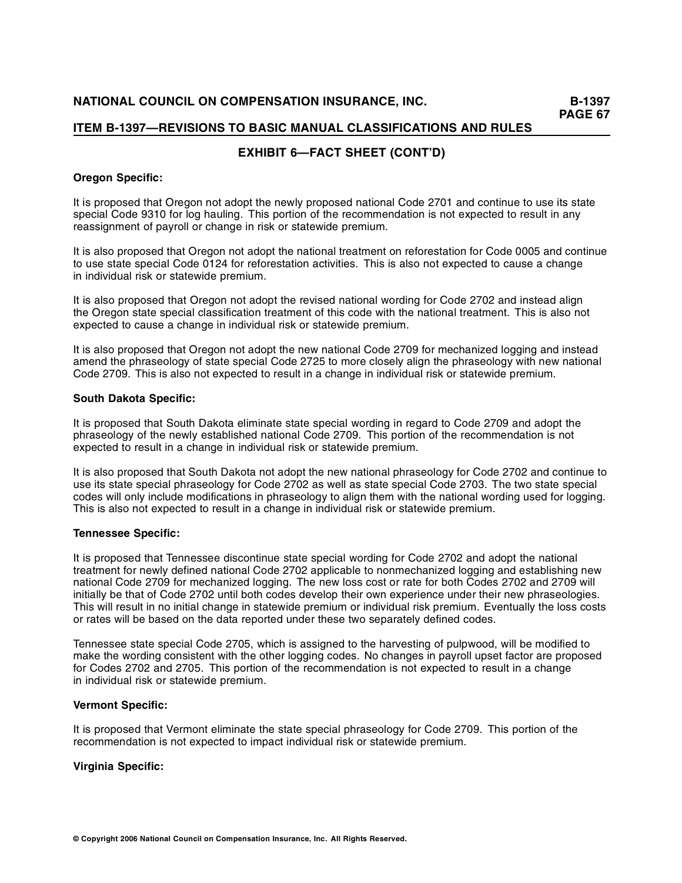## EXHIBIT 6—FACT SHEET (CONT'D)

**Oregon Specific:**

It is proposed that Oregon not adopt the newly proposed national Code 2701 and continue to use its state special Code 9310 for log hauling. This portion of the recommendation is not expected to result in any reassignment of payroll or change in risk or statewide premium.

It is also proposed that Oregon not adopt the national treatment on reforestation for Code 0005 and continue to use state special Code 0124 for reforestation activities. This is also not expected to cause a change in individual risk or statewide premium.

It is also proposed that Oregon not adopt the revised national wording for Code 2702 and instead align the Oregon state special classification treatment of this code with the national treatment. This is also not expected to cause a change in individual risk or statewide premium.

It is also proposed that Oregon not adopt the new national Code 2709 for mechanized logging and instead amend the phraseology of state special Code 2725 to more closely align the phraseology with new national Code 2709. This is also not expected to result in a change in individual risk or statewide premium.

**South Dakota Specific:**

It is proposed that South Dakota eliminate state special wording in regard to Code 2709 and adopt the phraseology of the newly established national Code 2709. This portion of the recommendation is not expected to result in a change in individual risk or statewide premium.

It is also proposed that South Dakota not adopt the new national phraseology for Code 2702 and continue to use its state special phraseology for Code 2702 as well as state special Code 2703. The two state special codes will only include modifications in phraseology to align them with the national wording used for logging. This is also not expected to result in a change in individual risk or statewide premium.

**Tennessee Specific:**

It is proposed that Tennessee discontinue state special wording for Code 2702 and adopt the national treatment for newly defined national Code 2702 applicable to nonmechanized logging and establishing new national Code 2709 for mechanized logging. The new loss cost or rate for both Codes 2702 and 2709 will initially be that of Code 2702 until both codes develop their own experience under their new phraseologies. This will result in no initial change in statewide premium or individual risk premium. Eventually the loss costs or rates will be based on the data reported under these two separately defined codes.

Tennessee state special Code 2705, which is assigned to the harvesting of pulpwood, will be modified to make the wording consistent with the other logging codes. No changes in payroll upset factor are proposed for Codes 2702 and 2705. This portion of the recommendation is not expected to result in a change in individual risk or statewide premium.

**Vermont Specific:**

It is proposed that Vermont eliminate the state special phraseology for Code 2709. This portion of the recommendation is not expected to impact individual risk or statewide premium.

**Virginia Specific:**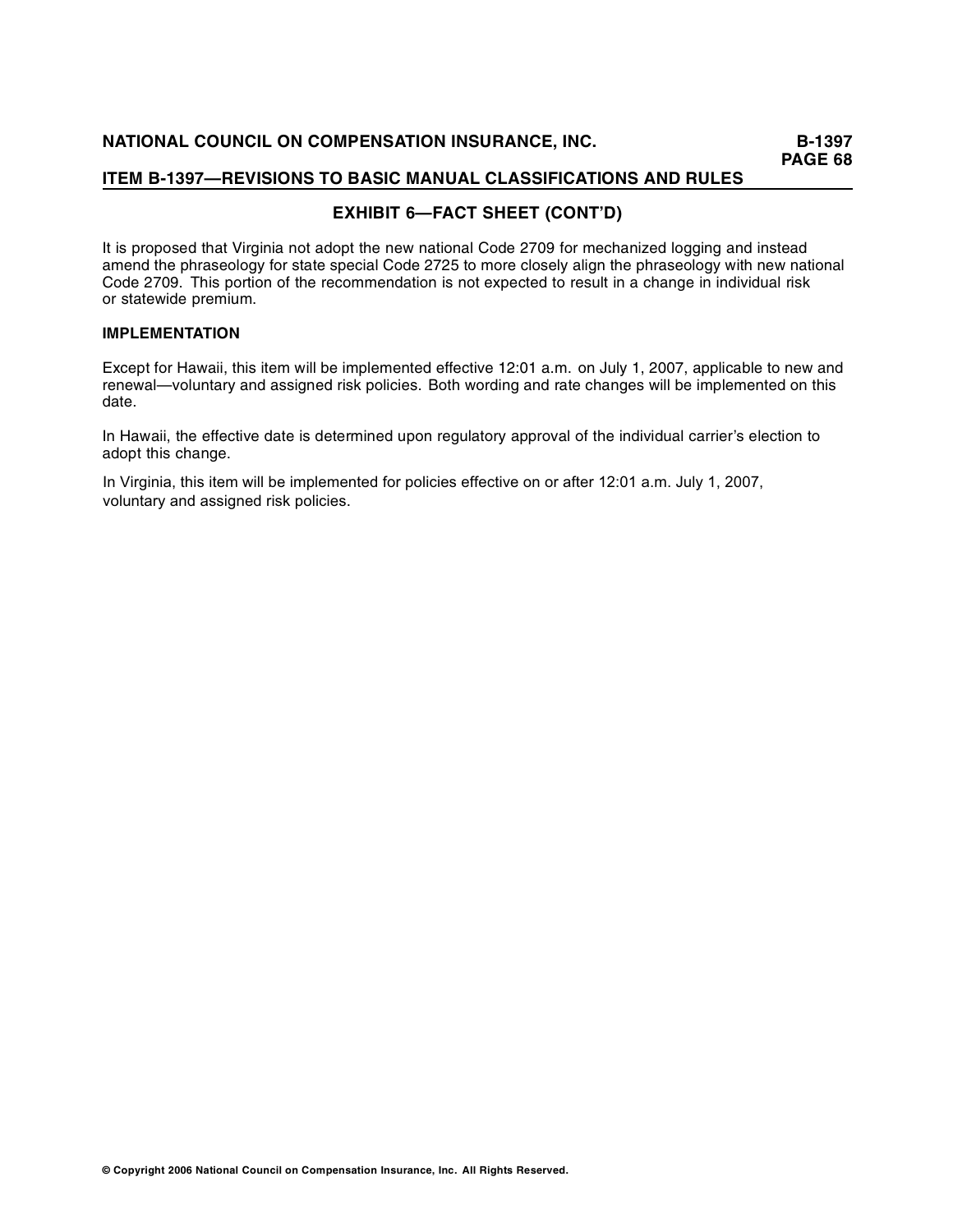## EXHIBIT 6—FACT SHEET (CONT'D)

It is proposed that Virginia not adopt the new national Code 2709 for mechanized logging and instead amend the phraseology for state special Code 2725 to more closely align the phraseology with new national Code 2709. This portion of the recommendation is not expected to result in a change in individual risk or statewide premium.

### IMPLEMENTATION

Except for Hawaii, this item will be implemented effective 12:01 a.m. on July 1, 2007, applicable to new and renewal—voluntary and assigned risk policies. Both wording and rate changes will be implemented on this date.

In Hawaii, the effective date is determined upon regulatory approval of the individual carrier's election to adopt this change.

In Virginia, this item will be implemented for policies effective on or after 12:01 a.m. July 1, 2007, voluntary and assigned risk policies.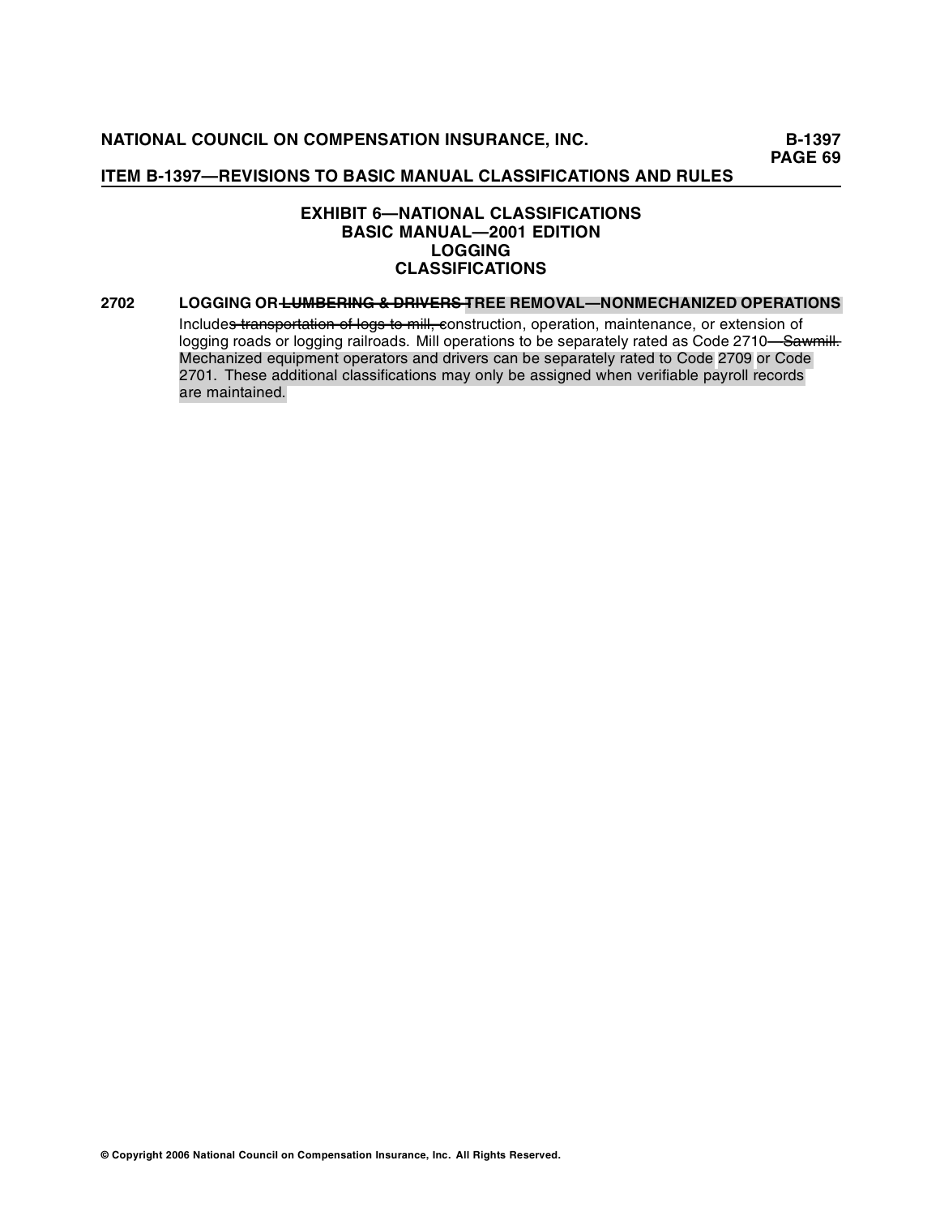**NATIONAL COUNCIL ON COMPENSATION INSURANCE, INC.**

**ITEM B-1397—REVISIONS TO BASIC MANUAL CLASSIFICATIONS AND RULES**

## EXHIBIT 6—NATIONAL CLASSIFICATIONS
## BASIC MANUAL—2001 EDITION
## LOGGING
## CLASSIFICATIONS

**2702 LOGGING OR ~~LUMBERING & DRIVERS~~ TREE REMOVAL—NONMECHANIZED OPERATIONS**

Include~~s transportation of logs to mill, c~~onstruction, operation, maintenance, or extension of logging roads or logging railroads. Mill operations to be separately rated as Code 2710~~—Sawmill.~~ Mechanized equipment operators and drivers can be separately rated to Code 2709 or Code 2701. These additional classifications may only be assigned when verifiable payroll records are maintained.

© Copyright 2006 National Council on Compensation Insurance, Inc. All Rights Reserved.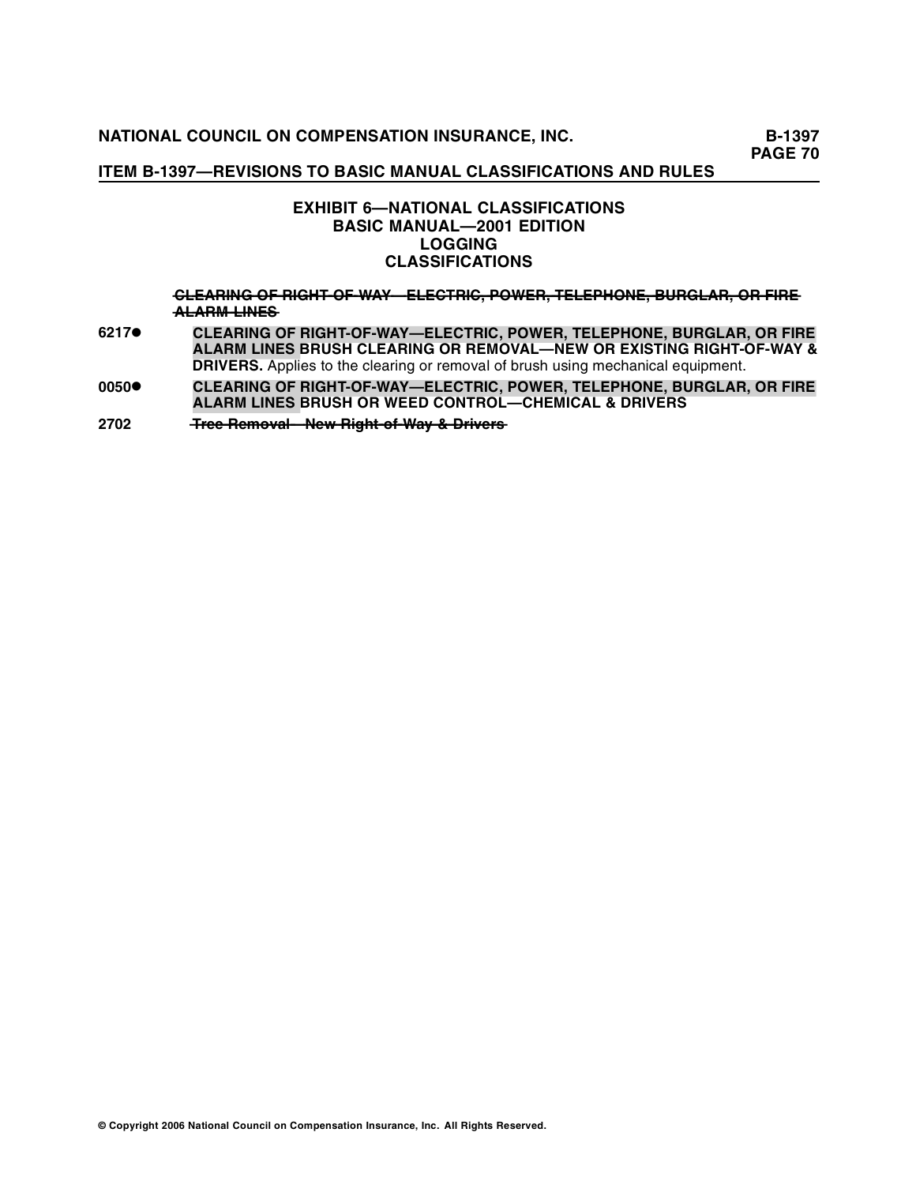### EXHIBIT 6—NATIONAL CLASSIFICATIONS
### BASIC MANUAL—2001 EDITION
### LOGGING
### CLASSIFICATIONS

~~**CLEARING OF RIGHT-OF-WAY—ELECTRIC, POWER, TELEPHONE, BURGLAR, OR FIRE ALARM LINES**~~

**6217●** **CLEARING OF RIGHT-OF-WAY—ELECTRIC, POWER, TELEPHONE, BURGLAR, OR FIRE ALARM LINES BRUSH CLEARING OR REMOVAL—NEW OR EXISTING RIGHT-OF-WAY & DRIVERS.** Applies to the clearing or removal of brush using mechanical equipment.

**0050●** **CLEARING OF RIGHT-OF-WAY—ELECTRIC, POWER, TELEPHONE, BURGLAR, OR FIRE ALARM LINES BRUSH OR WEED CONTROL—CHEMICAL & DRIVERS**

**2702** ~~**Tree Removal—New Right-of-Way & Drivers**~~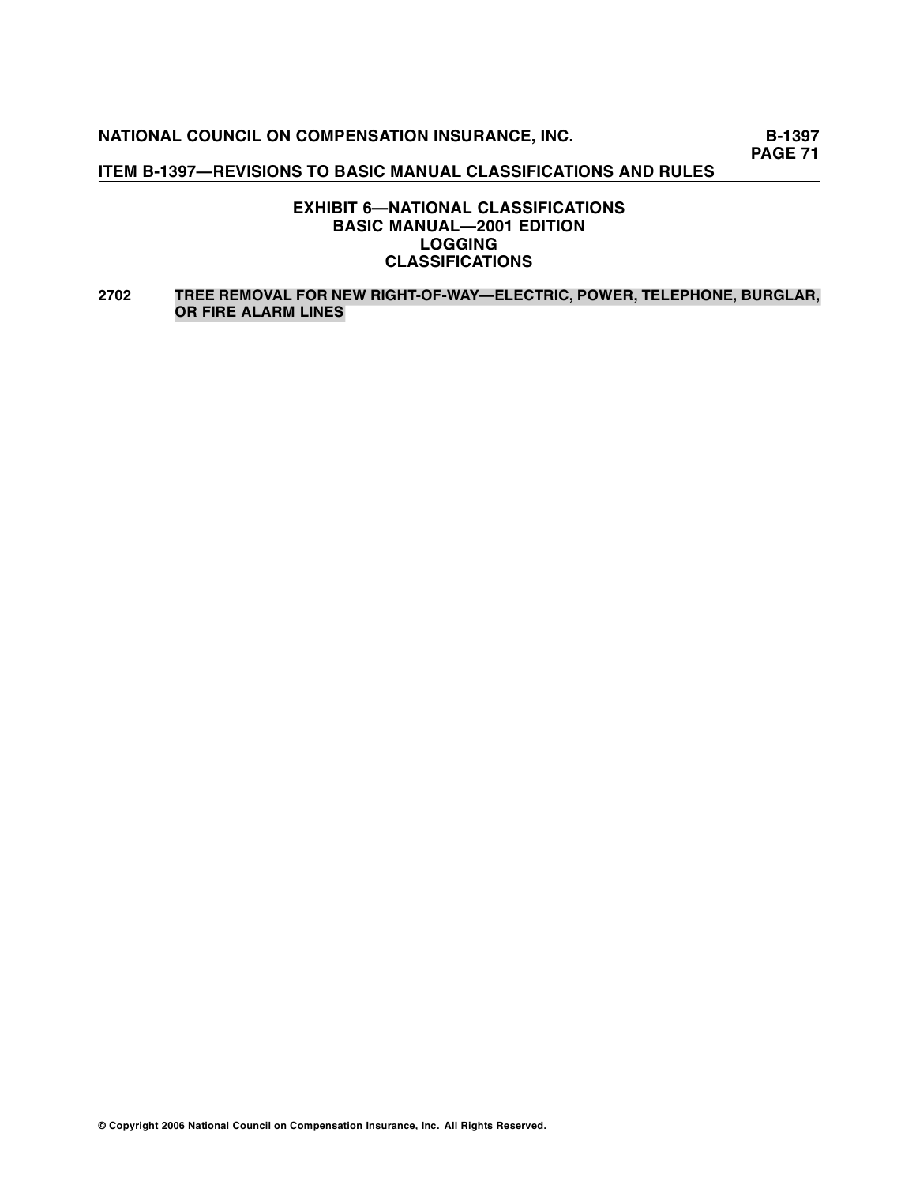## EXHIBIT 6—NATIONAL CLASSIFICATIONS
## BASIC MANUAL—2001 EDITION
## LOGGING
## CLASSIFICATIONS

**2702** **TREE REMOVAL FOR NEW RIGHT-OF-WAY—ELECTRIC, POWER, TELEPHONE, BURGLAR, OR FIRE ALARM LINES**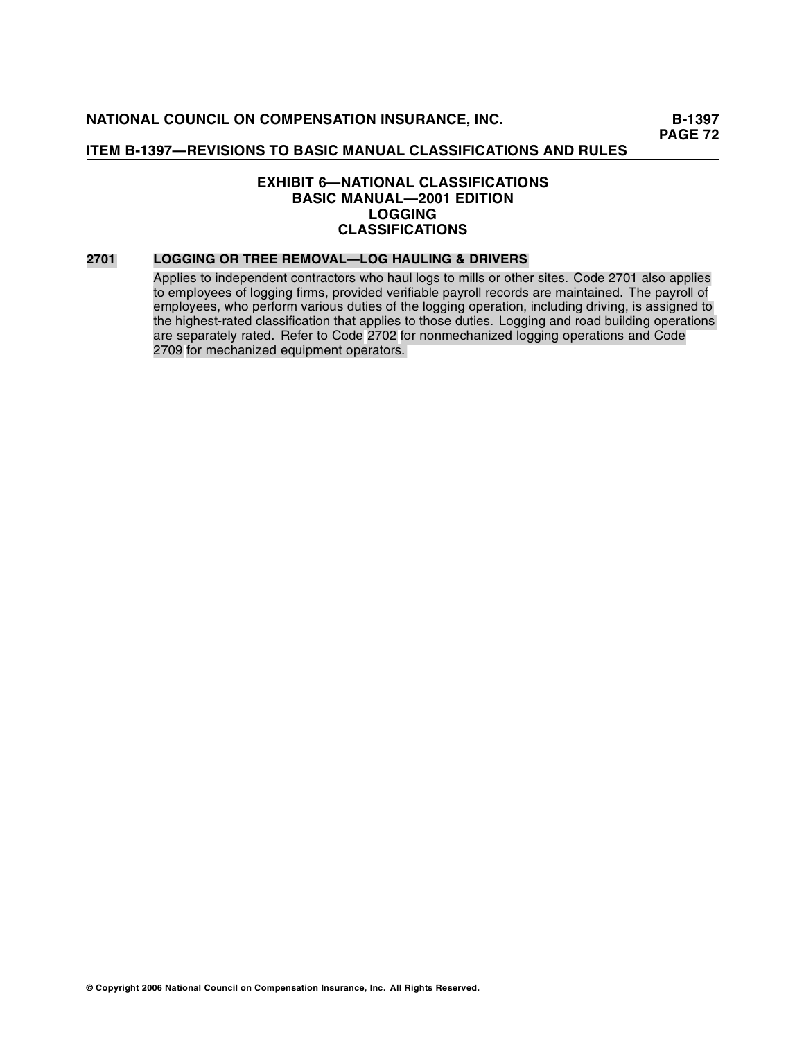## EXHIBIT 6—NATIONAL CLASSIFICATIONS
## BASIC MANUAL—2001 EDITION
## LOGGING
## CLASSIFICATIONS

**2701 LOGGING OR TREE REMOVAL—LOG HAULING & DRIVERS**

Applies to independent contractors who haul logs to mills or other sites. Code 2701 also applies to employees of logging firms, provided verifiable payroll records are maintained. The payroll of employees, who perform various duties of the logging operation, including driving, is assigned to the highest-rated classification that applies to those duties. Logging and road building operations are separately rated. Refer to Code 2702 for nonmechanized logging operations and Code 2709 for mechanized equipment operators.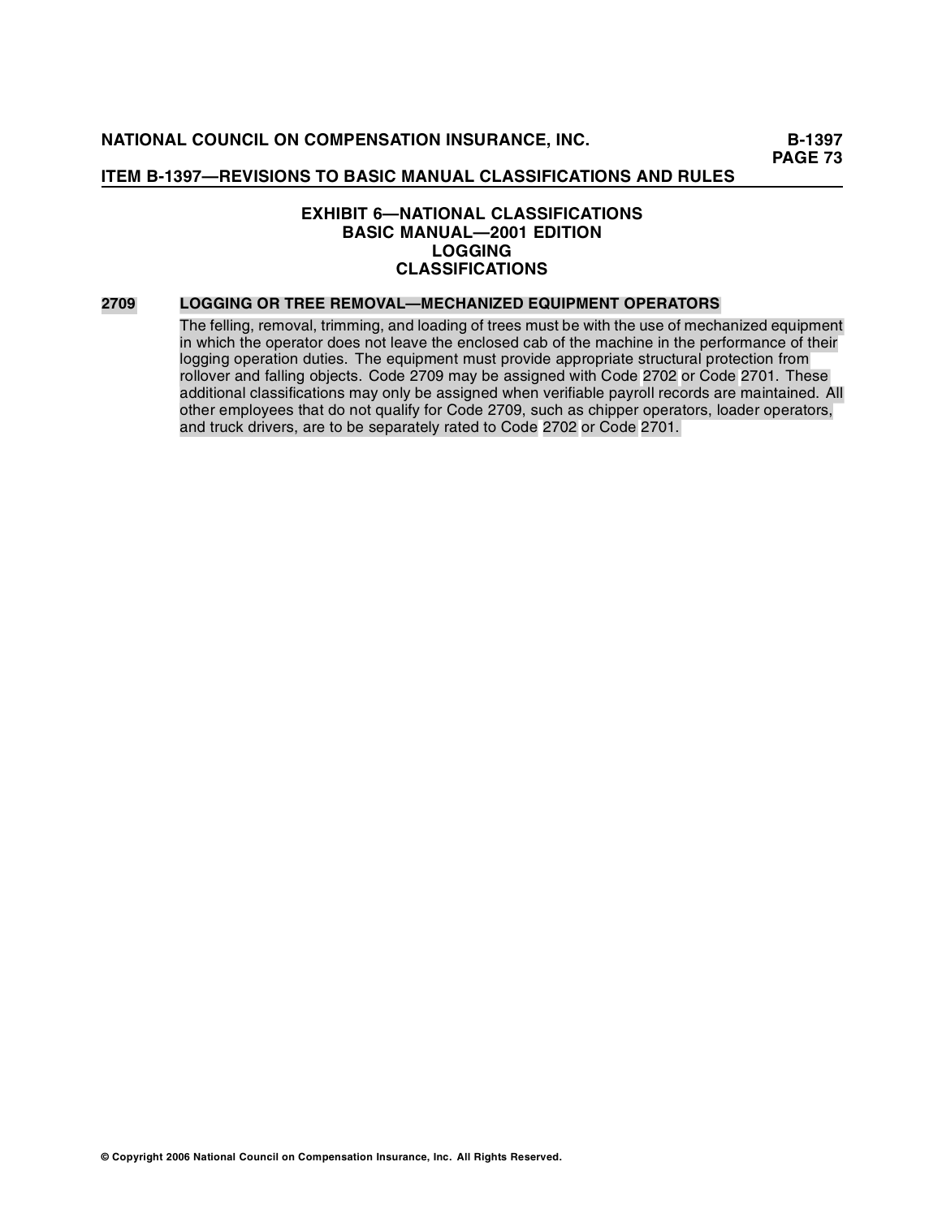## EXHIBIT 6—NATIONAL CLASSIFICATIONS
## BASIC MANUAL—2001 EDITION
## LOGGING
## CLASSIFICATIONS

**2709 LOGGING OR TREE REMOVAL—MECHANIZED EQUIPMENT OPERATORS**

The felling, removal, trimming, and loading of trees must be with the use of mechanized equipment in which the operator does not leave the enclosed cab of the machine in the performance of their logging operation duties. The equipment must provide appropriate structural protection from rollover and falling objects. Code 2709 may be assigned with Code 2702 or Code 2701. These additional classifications may only be assigned when verifiable payroll records are maintained. All other employees that do not qualify for Code 2709, such as chipper operators, loader operators, and truck drivers, are to be separately rated to Code 2702 or Code 2701.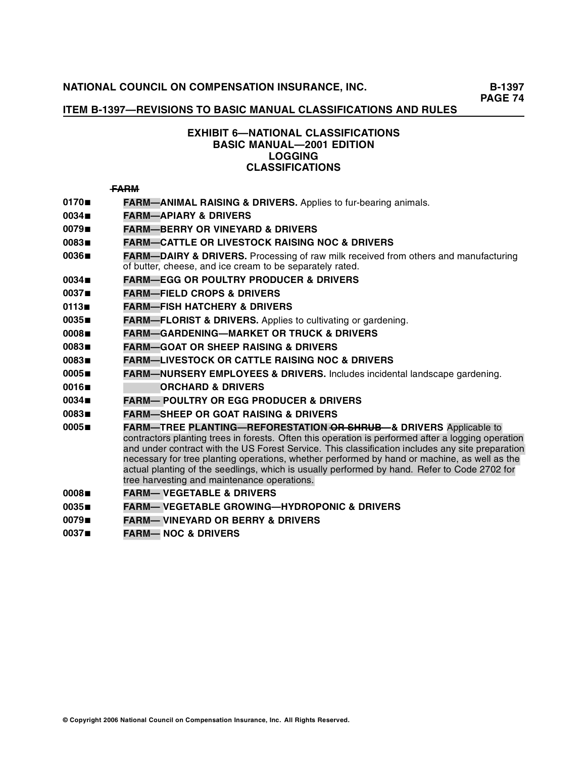ITEM B-1397—REVISIONS TO BASIC MANUAL CLASSIFICATIONS AND RULES

### EXHIBIT 6—NATIONAL CLASSIFICATIONS
### BASIC MANUAL—2001 EDITION
### LOGGING
### CLASSIFICATIONS

~~**FARM**~~

**0170■** **FARM—ANIMAL RAISING & DRIVERS.** Applies to fur-bearing animals.

**0034■** **FARM—APIARY & DRIVERS**

**0079■** **FARM—BERRY OR VINEYARD & DRIVERS**

**0083■** **FARM—CATTLE OR LIVESTOCK RAISING NOC & DRIVERS**

**0036■** **FARM—DAIRY & DRIVERS.** Processing of raw milk received from others and manufacturing of butter, cheese, and ice cream to be separately rated.

**0034■** **FARM—EGG OR POULTRY PRODUCER & DRIVERS**

**0037■** **FARM—FIELD CROPS & DRIVERS**

**0113■** **FARM—FISH HATCHERY & DRIVERS**

**0035■** **FARM—FLORIST & DRIVERS.** Applies to cultivating or gardening.

**0008■** **FARM—GARDENING—MARKET OR TRUCK & DRIVERS**

**0083■** **FARM—GOAT OR SHEEP RAISING & DRIVERS**

**0083■** **FARM—LIVESTOCK OR CATTLE RAISING NOC & DRIVERS**

**0005■** **FARM—NURSERY EMPLOYEES & DRIVERS.** Includes incidental landscape gardening.

**0016■** **ORCHARD & DRIVERS**

**0034■** **FARM— POULTRY OR EGG PRODUCER & DRIVERS**

**0083■** **FARM—SHEEP OR GOAT RAISING & DRIVERS**

**0005■** **FARM—TREE PLANTING—REFORESTATION ~~OR SHRUB—~~& DRIVERS** Applicable to contractors planting trees in forests. Often this operation is performed after a logging operation and under contract with the US Forest Service. This classification includes any site preparation necessary for tree planting operations, whether performed by hand or machine, as well as the actual planting of the seedlings, which is usually performed by hand. Refer to Code 2702 for tree harvesting and maintenance operations.

**0008■** **FARM— VEGETABLE & DRIVERS**

**0035■** **FARM— VEGETABLE GROWING—HYDROPONIC & DRIVERS**

**0079■** **FARM— VINEYARD OR BERRY & DRIVERS**

**0037■** **FARM— NOC & DRIVERS**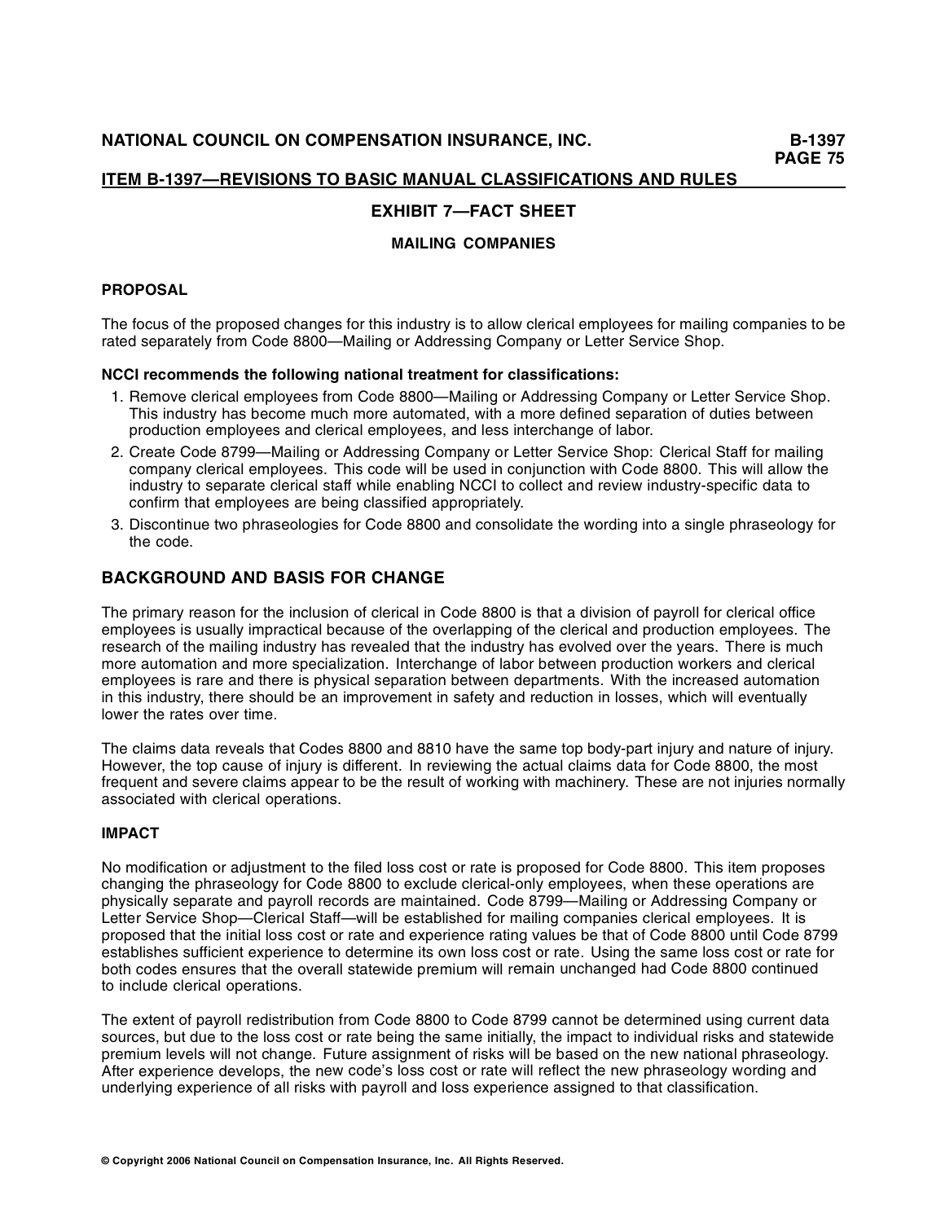## ITEM B-1397—REVISIONS TO BASIC MANUAL CLASSIFICATIONS AND RULES

### EXHIBIT 7—FACT SHEET

#### MAILING COMPANIES

**PROPOSAL**

The focus of the proposed changes for this industry is to allow clerical employees for mailing companies to be rated separately from Code 8800—Mailing or Addressing Company or Letter Service Shop.

**NCCI recommends the following national treatment for classifications:**

1. Remove clerical employees from Code 8800—Mailing or Addressing Company or Letter Service Shop. This industry has become much more automated, with a more defined separation of duties between production employees and clerical employees, and less interchange of labor.
2. Create Code 8799—Mailing or Addressing Company or Letter Service Shop: Clerical Staff for mailing company clerical employees. This code will be used in conjunction with Code 8800. This will allow the industry to separate clerical staff while enabling NCCI to collect and review industry-specific data to confirm that employees are being classified appropriately.
3. Discontinue two phraseologies for Code 8800 and consolidate the wording into a single phraseology for the code.

## BACKGROUND AND BASIS FOR CHANGE

The primary reason for the inclusion of clerical in Code 8800 is that a division of payroll for clerical office employees is usually impractical because of the overlapping of the clerical and production employees. The research of the mailing industry has revealed that the industry has evolved over the years. There is much more automation and more specialization. Interchange of labor between production workers and clerical employees is rare and there is physical separation between departments. With the increased automation in this industry, there should be an improvement in safety and reduction in losses, which will eventually lower the rates over time.

The claims data reveals that Codes 8800 and 8810 have the same top body-part injury and nature of injury. However, the top cause of injury is different. In reviewing the actual claims data for Code 8800, the most frequent and severe claims appear to be the result of working with machinery. These are not injuries normally associated with clerical operations.

**IMPACT**

No modification or adjustment to the filed loss cost or rate is proposed for Code 8800. This item proposes changing the phraseology for Code 8800 to exclude clerical-only employees, when these operations are physically separate and payroll records are maintained. Code 8799—Mailing or Addressing Company or Letter Service Shop—Clerical Staff—will be established for mailing companies clerical employees. It is proposed that the initial loss cost or rate and experience rating values be that of Code 8800 until Code 8799 establishes sufficient experience to determine its own loss cost or rate. Using the same loss cost or rate for both codes ensures that the overall statewide premium will remain unchanged had Code 8800 continued to include clerical operations.

The extent of payroll redistribution from Code 8800 to Code 8799 cannot be determined using current data sources, but due to the loss cost or rate being the same initially, the impact to individual risks and statewide premium levels will not change. Future assignment of risks will be based on the new national phraseology. After experience develops, the new code's loss cost or rate will reflect the new phraseology wording and underlying experience of all risks with payroll and loss experience assigned to that classification.

© Copyright 2006 National Council on Compensation Insurance, Inc. All Rights Reserved.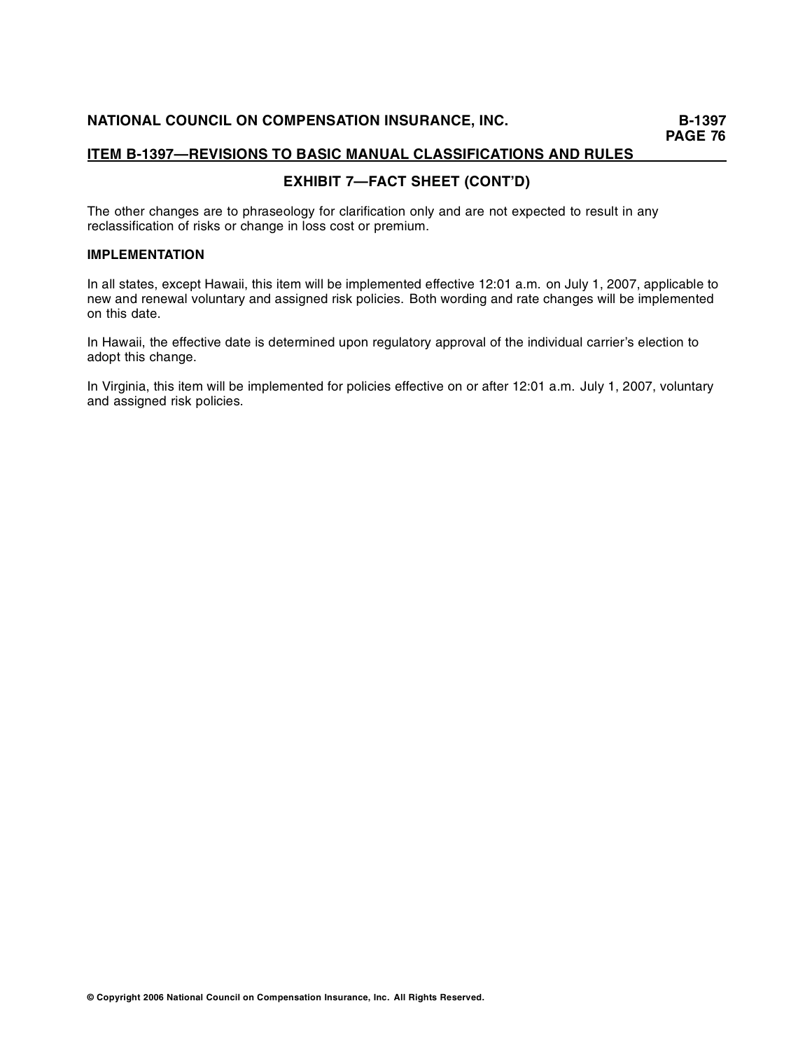## EXHIBIT 7—FACT SHEET (CONT'D)

The other changes are to phraseology for clarification only and are not expected to result in any reclassification of risks or change in loss cost or premium.

**IMPLEMENTATION**

In all states, except Hawaii, this item will be implemented effective 12:01 a.m. on July 1, 2007, applicable to new and renewal voluntary and assigned risk policies. Both wording and rate changes will be implemented on this date.

In Hawaii, the effective date is determined upon regulatory approval of the individual carrier's election to adopt this change.

In Virginia, this item will be implemented for policies effective on or after 12:01 a.m. July 1, 2007, voluntary and assigned risk policies.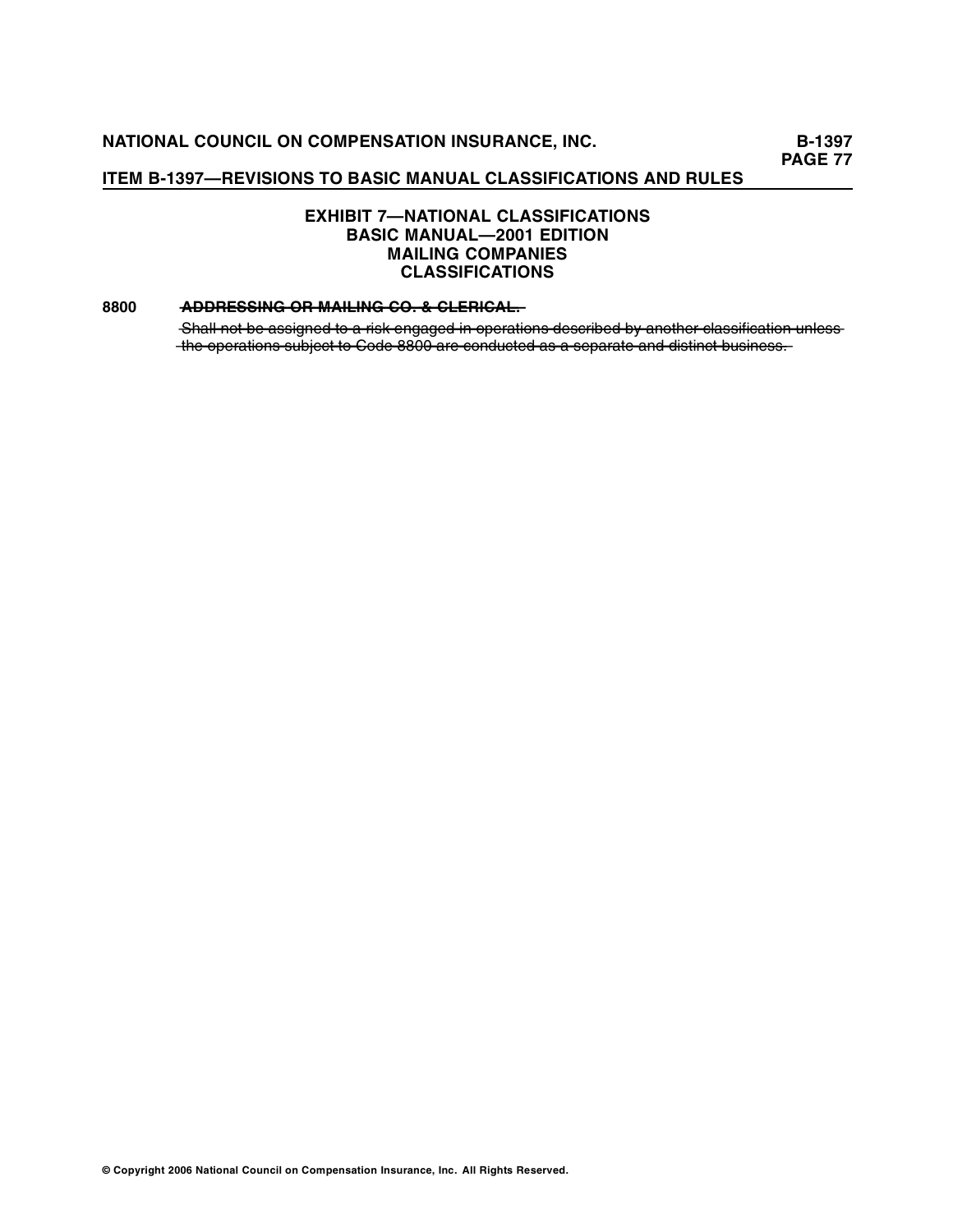## EXHIBIT 7—NATIONAL CLASSIFICATIONS
## BASIC MANUAL—2001 EDITION
## MAILING COMPANIES
## CLASSIFICATIONS

**8800** ~~**ADDRESSING OR MAILING CO. & CLERICAL.**~~

~~Shall not be assigned to a risk engaged in operations described by another classification unless the operations subject to Code 8800 are conducted as a separate and distinct business.~~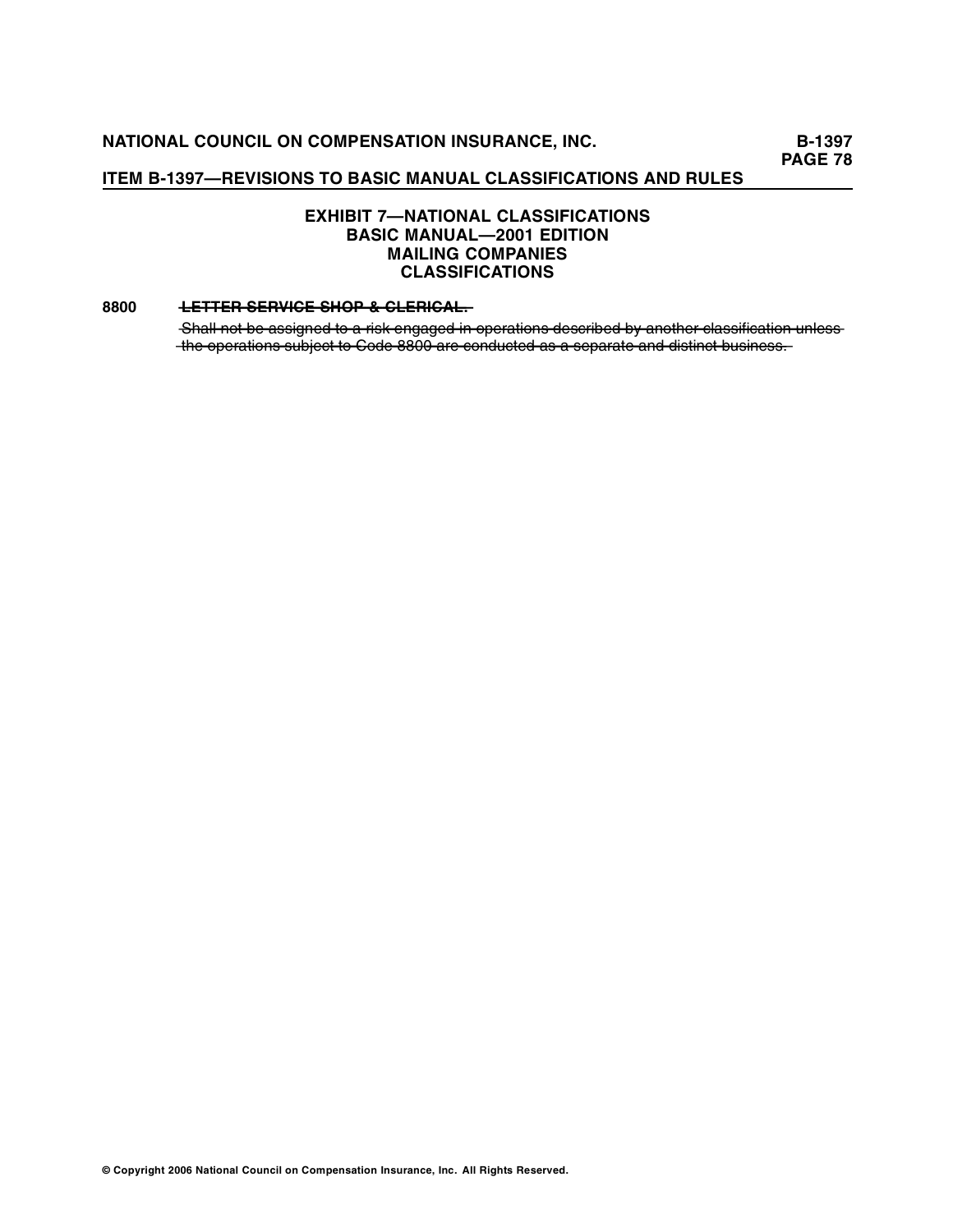## EXHIBIT 7—NATIONAL CLASSIFICATIONS
## BASIC MANUAL—2001 EDITION
## MAILING COMPANIES
## CLASSIFICATIONS

**8800** ~~**LETTER SERVICE SHOP & CLERICAL.**~~

~~Shall not be assigned to a risk engaged in operations described by another classification unless the operations subject to Code 8800 are conducted as a separate and distinct business.~~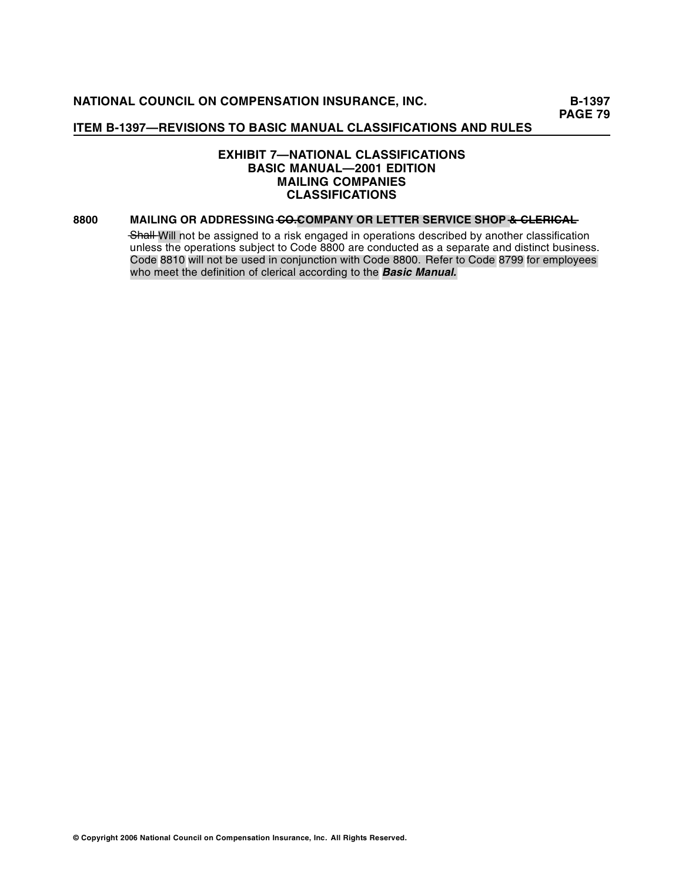## EXHIBIT 7—NATIONAL CLASSIFICATIONS
## BASIC MANUAL—2001 EDITION
## MAILING COMPANIES
## CLASSIFICATIONS

**8800 MAILING OR ADDRESSING ~~CO.~~COMPANY OR LETTER SERVICE SHOP ~~& CLERICAL~~**

~~Shall~~ Will not be assigned to a risk engaged in operations described by another classification unless the operations subject to Code 8800 are conducted as a separate and distinct business. Code 8810 will not be used in conjunction with Code 8800. Refer to Code 8799 for employees who meet the definition of clerical according to the ***Basic Manual.***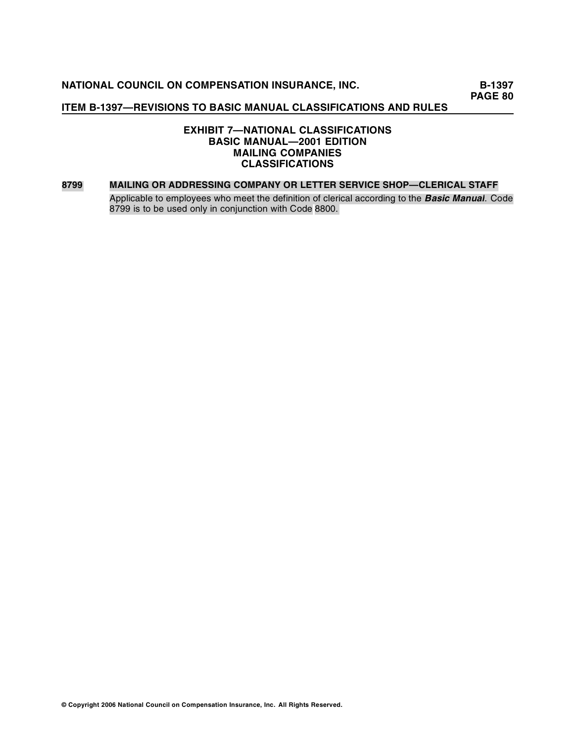# EXHIBIT 7—NATIONAL CLASSIFICATIONS
## BASIC MANUAL—2001 EDITION
## MAILING COMPANIES
## CLASSIFICATIONS

**8799** **MAILING OR ADDRESSING COMPANY OR LETTER SERVICE SHOP—CLERICAL STAFF**

Applicable to employees who meet the definition of clerical according to the ***Basic Manual***. Code 8799 is to be used only in conjunction with Code 8800.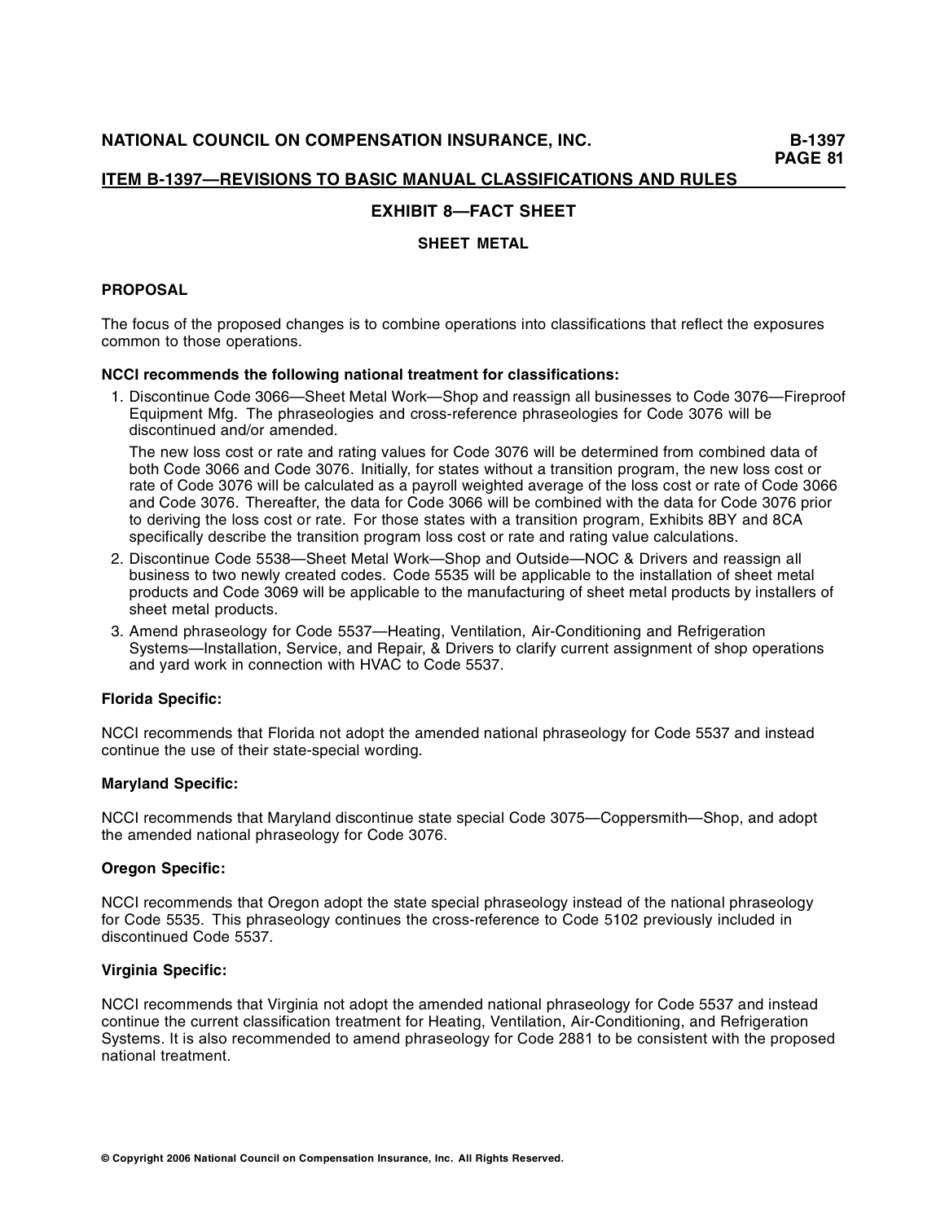## ITEM B-1397—REVISIONS TO BASIC MANUAL CLASSIFICATIONS AND RULES

### EXHIBIT 8—FACT SHEET

#### SHEET METAL

**PROPOSAL**

The focus of the proposed changes is to combine operations into classifications that reflect the exposures common to those operations.

**NCCI recommends the following national treatment for classifications:**

1. Discontinue Code 3066—Sheet Metal Work—Shop and reassign all businesses to Code 3076—Fireproof Equipment Mfg. The phraseologies and cross-reference phraseologies for Code 3076 will be discontinued and/or amended.

   The new loss cost or rate and rating values for Code 3076 will be determined from combined data of both Code 3066 and Code 3076. Initially, for states without a transition program, the new loss cost or rate of Code 3076 will be calculated as a payroll weighted average of the loss cost or rate of Code 3066 and Code 3076. Thereafter, the data for Code 3066 will be combined with the data for Code 3076 prior to deriving the loss cost or rate. For those states with a transition program, Exhibits 8BY and 8CA specifically describe the transition program loss cost or rate and rating value calculations.

2. Discontinue Code 5538—Sheet Metal Work—Shop and Outside—NOC & Drivers and reassign all business to two newly created codes. Code 5535 will be applicable to the installation of sheet metal products and Code 3069 will be applicable to the manufacturing of sheet metal products by installers of sheet metal products.

3. Amend phraseology for Code 5537—Heating, Ventilation, Air-Conditioning and Refrigeration Systems—Installation, Service, and Repair, & Drivers to clarify current assignment of shop operations and yard work in connection with HVAC to Code 5537.

**Florida Specific:**

NCCI recommends that Florida not adopt the amended national phraseology for Code 5537 and instead continue the use of their state-special wording.

**Maryland Specific:**

NCCI recommends that Maryland discontinue state special Code 3075—Coppersmith—Shop, and adopt the amended national phraseology for Code 3076.

**Oregon Specific:**

NCCI recommends that Oregon adopt the state special phraseology instead of the national phraseology for Code 5535. This phraseology continues the cross-reference to Code 5102 previously included in discontinued Code 5537.

**Virginia Specific:**

NCCI recommends that Virginia not adopt the amended national phraseology for Code 5537 and instead continue the current classification treatment for Heating, Ventilation, Air-Conditioning, and Refrigeration Systems. It is also recommended to amend phraseology for Code 2881 to be consistent with the proposed national treatment.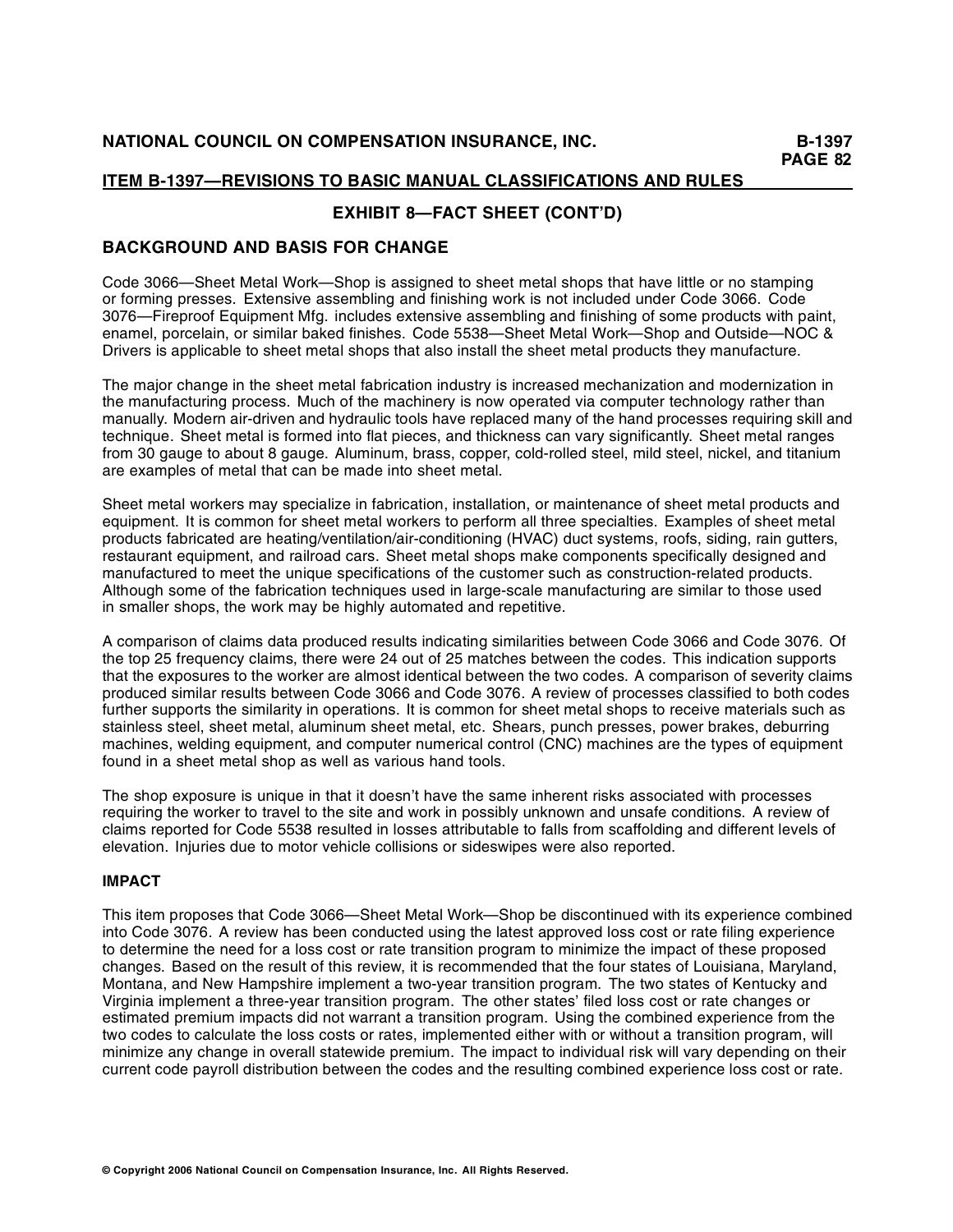## ITEM B-1397—REVISIONS TO BASIC MANUAL CLASSIFICATIONS AND RULES

### EXHIBIT 8—FACT SHEET (CONT'D)

## BACKGROUND AND BASIS FOR CHANGE

Code 3066—Sheet Metal Work—Shop is assigned to sheet metal shops that have little or no stamping or forming presses. Extensive assembling and finishing work is not included under Code 3066. Code 3076—Fireproof Equipment Mfg. includes extensive assembling and finishing of some products with paint, enamel, porcelain, or similar baked finishes. Code 5538—Sheet Metal Work—Shop and Outside—NOC & Drivers is applicable to sheet metal shops that also install the sheet metal products they manufacture.

The major change in the sheet metal fabrication industry is increased mechanization and modernization in the manufacturing process. Much of the machinery is now operated via computer technology rather than manually. Modern air-driven and hydraulic tools have replaced many of the hand processes requiring skill and technique. Sheet metal is formed into flat pieces, and thickness can vary significantly. Sheet metal ranges from 30 gauge to about 8 gauge. Aluminum, brass, copper, cold-rolled steel, mild steel, nickel, and titanium are examples of metal that can be made into sheet metal.

Sheet metal workers may specialize in fabrication, installation, or maintenance of sheet metal products and equipment. It is common for sheet metal workers to perform all three specialties. Examples of sheet metal products fabricated are heating/ventilation/air-conditioning (HVAC) duct systems, roofs, siding, rain gutters, restaurant equipment, and railroad cars. Sheet metal shops make components specifically designed and manufactured to meet the unique specifications of the customer such as construction-related products. Although some of the fabrication techniques used in large-scale manufacturing are similar to those used in smaller shops, the work may be highly automated and repetitive.

A comparison of claims data produced results indicating similarities between Code 3066 and Code 3076. Of the top 25 frequency claims, there were 24 out of 25 matches between the codes. This indication supports that the exposures to the worker are almost identical between the two codes. A comparison of severity claims produced similar results between Code 3066 and Code 3076. A review of processes classified to both codes further supports the similarity in operations. It is common for sheet metal shops to receive materials such as stainless steel, sheet metal, aluminum sheet metal, etc. Shears, punch presses, power brakes, deburring machines, welding equipment, and computer numerical control (CNC) machines are the types of equipment found in a sheet metal shop as well as various hand tools.

The shop exposure is unique in that it doesn't have the same inherent risks associated with processes requiring the worker to travel to the site and work in possibly unknown and unsafe conditions. A review of claims reported for Code 5538 resulted in losses attributable to falls from scaffolding and different levels of elevation. Injuries due to motor vehicle collisions or sideswipes were also reported.

### IMPACT

This item proposes that Code 3066—Sheet Metal Work—Shop be discontinued with its experience combined into Code 3076. A review has been conducted using the latest approved loss cost or rate filing experience to determine the need for a loss cost or rate transition program to minimize the impact of these proposed changes. Based on the result of this review, it is recommended that the four states of Louisiana, Maryland, Montana, and New Hampshire implement a two-year transition program. The two states of Kentucky and Virginia implement a three-year transition program. The other states' filed loss cost or rate changes or estimated premium impacts did not warrant a transition program. Using the combined experience from the two codes to calculate the loss costs or rates, implemented either with or without a transition program, will minimize any change in overall statewide premium. The impact to individual risk will vary depending on their current code payroll distribution between the codes and the resulting combined experience loss cost or rate.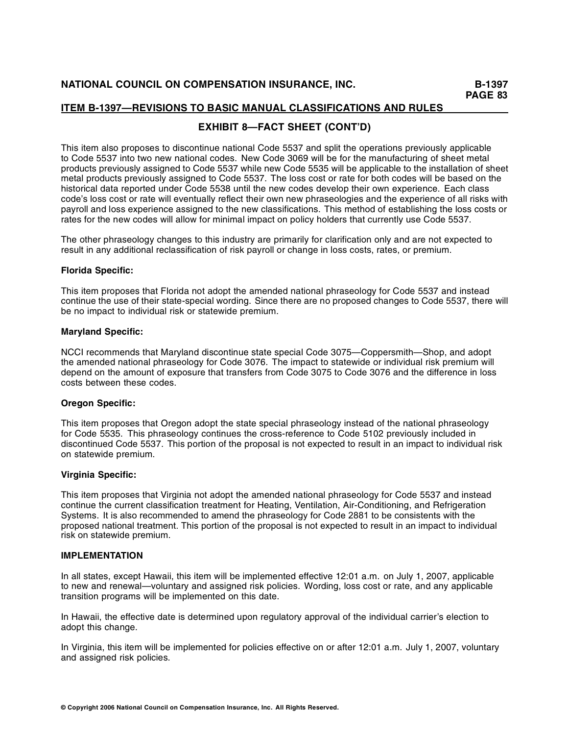## ITEM B-1397—REVISIONS TO BASIC MANUAL CLASSIFICATIONS AND RULES

### EXHIBIT 8—FACT SHEET (CONT'D)

This item also proposes to discontinue national Code 5537 and split the operations previously applicable to Code 5537 into two new national codes. New Code 3069 will be for the manufacturing of sheet metal products previously assigned to Code 5537 while new Code 5535 will be applicable to the installation of sheet metal products previously assigned to Code 5537. The loss cost or rate for both codes will be based on the historical data reported under Code 5538 until the new codes develop their own experience. Each class code's loss cost or rate will eventually reflect their own new phraseologies and the experience of all risks with payroll and loss experience assigned to the new classifications. This method of establishing the loss costs or rates for the new codes will allow for minimal impact on policy holders that currently use Code 5537.

The other phraseology changes to this industry are primarily for clarification only and are not expected to result in any additional reclassification of risk payroll or change in loss costs, rates, or premium.

**Florida Specific:**

This item proposes that Florida not adopt the amended national phraseology for Code 5537 and instead continue the use of their state-special wording. Since there are no proposed changes to Code 5537, there will be no impact to individual risk or statewide premium.

**Maryland Specific:**

NCCI recommends that Maryland discontinue state special Code 3075—Coppersmith—Shop, and adopt the amended national phraseology for Code 3076. The impact to statewide or individual risk premium will depend on the amount of exposure that transfers from Code 3075 to Code 3076 and the difference in loss costs between these codes.

**Oregon Specific:**

This item proposes that Oregon adopt the state special phraseology instead of the national phraseology for Code 5535. This phraseology continues the cross-reference to Code 5102 previously included in discontinued Code 5537. This portion of the proposal is not expected to result in an impact to individual risk on statewide premium.

**Virginia Specific:**

This item proposes that Virginia not adopt the amended national phraseology for Code 5537 and instead continue the current classification treatment for Heating, Ventilation, Air-Conditioning, and Refrigeration Systems. It is also recommended to amend the phraseology for Code 2881 to be consistents with the proposed national treatment. This portion of the proposal is not expected to result in an impact to individual risk on statewide premium.

**IMPLEMENTATION**

In all states, except Hawaii, this item will be implemented effective 12:01 a.m. on July 1, 2007, applicable to new and renewal—voluntary and assigned risk policies. Wording, loss cost or rate, and any applicable transition programs will be implemented on this date.

In Hawaii, the effective date is determined upon regulatory approval of the individual carrier's election to adopt this change.

In Virginia, this item will be implemented for policies effective on or after 12:01 a.m. July 1, 2007, voluntary and assigned risk policies.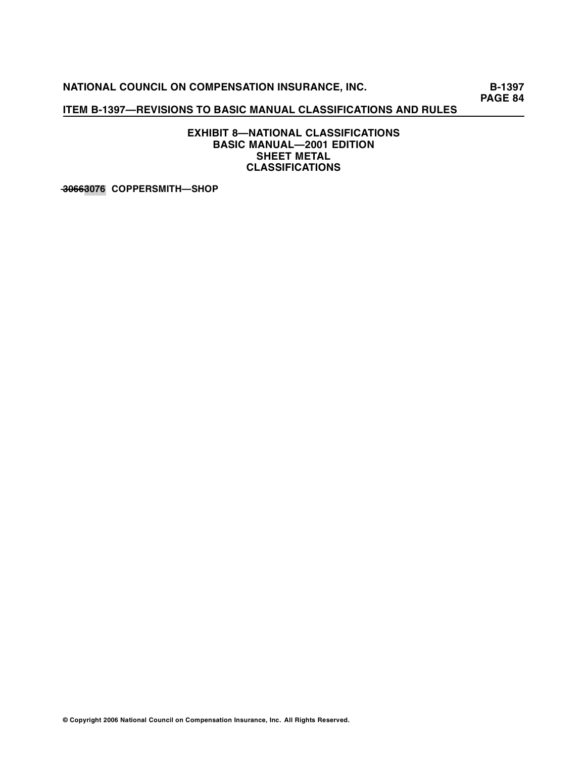## EXHIBIT 8—NATIONAL CLASSIFICATIONS
## BASIC MANUAL—2001 EDITION
## SHEET METAL
## CLASSIFICATIONS

**~~3066~~3076 COPPERSMITH—SHOP**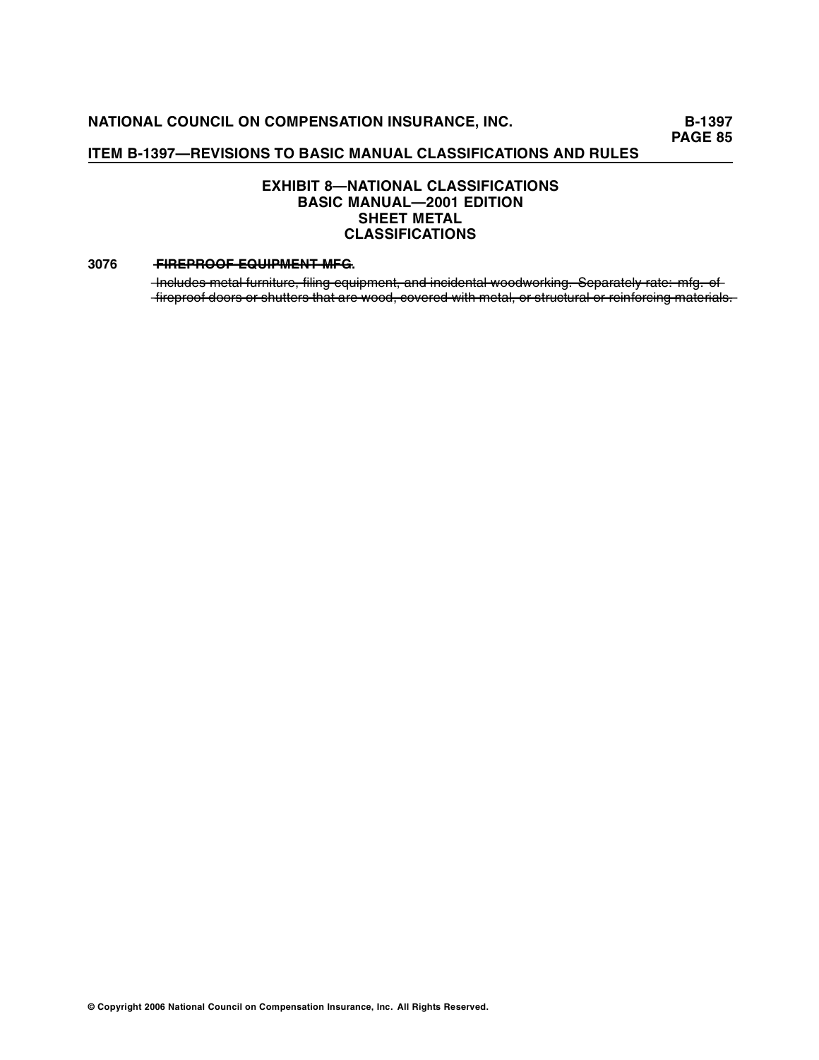## EXHIBIT 8—NATIONAL CLASSIFICATIONS
## BASIC MANUAL—2001 EDITION
## SHEET METAL
## CLASSIFICATIONS

**3076** ~~**FIREPROOF EQUIPMENT MFG**~~**.**

~~Includes metal furniture, filing equipment, and incidental woodworking. Separately rate: mfg. of fireproof doors or shutters that are wood, covered with metal, or structural or reinforcing materials.~~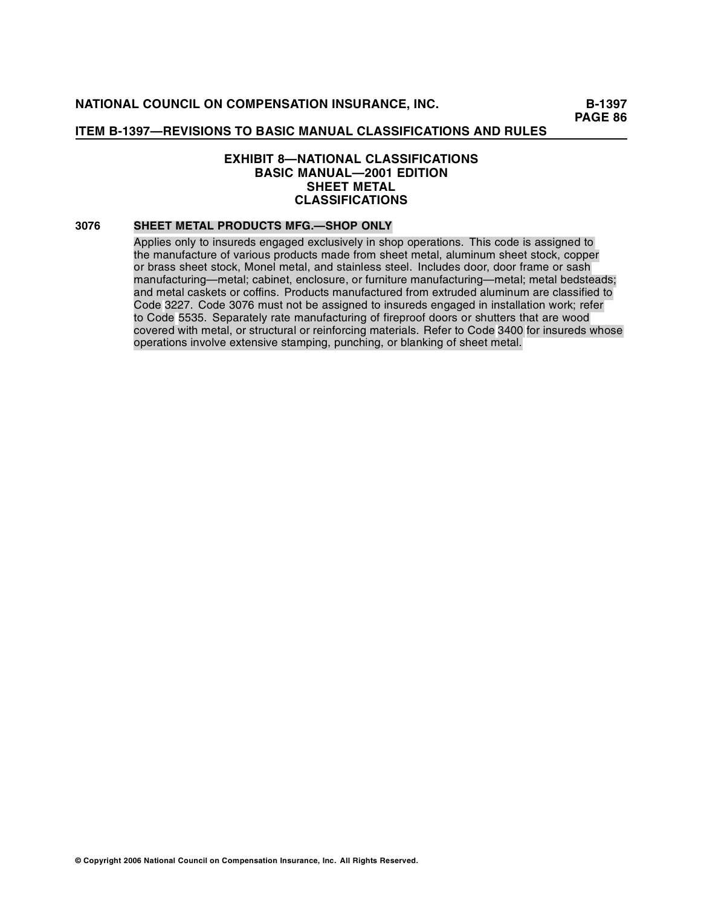## EXHIBIT 8—NATIONAL CLASSIFICATIONS
## BASIC MANUAL—2001 EDITION
## SHEET METAL
## CLASSIFICATIONS

**3076 SHEET METAL PRODUCTS MFG.—SHOP ONLY**

Applies only to insureds engaged exclusively in shop operations. This code is assigned to the manufacture of various products made from sheet metal, aluminum sheet stock, copper or brass sheet stock, Monel metal, and stainless steel. Includes door, door frame or sash manufacturing—metal; cabinet, enclosure, or furniture manufacturing—metal; metal bedsteads; and metal caskets or coffins. Products manufactured from extruded aluminum are classified to Code 3227. Code 3076 must not be assigned to insureds engaged in installation work; refer to Code 5535. Separately rate manufacturing of fireproof doors or shutters that are wood covered with metal, or structural or reinforcing materials. Refer to Code 3400 for insureds whose operations involve extensive stamping, punching, or blanking of sheet metal.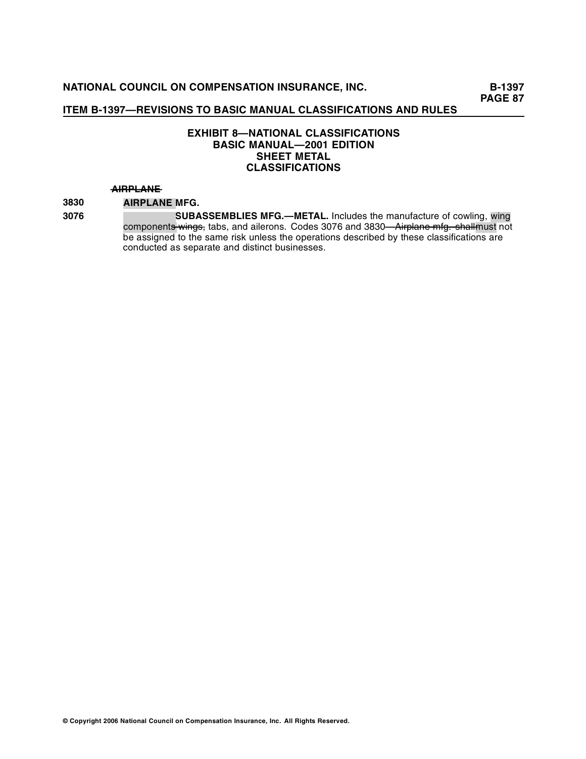# EXHIBIT 8—NATIONAL CLASSIFICATIONS
## BASIC MANUAL—2001 EDITION
## SHEET METAL
## CLASSIFICATIONS

~~**AIRPLANE**~~

**3830** **AIRPLANE MFG.**

**3076** **SUBASSEMBLIES MFG.—METAL.** Includes the manufacture of cowling, wing components ~~wings,~~ tabs, and ailerons. Codes 3076 and 3830~~—Airplane mfg. shall~~must not be assigned to the same risk unless the operations described by these classifications are conducted as separate and distinct businesses.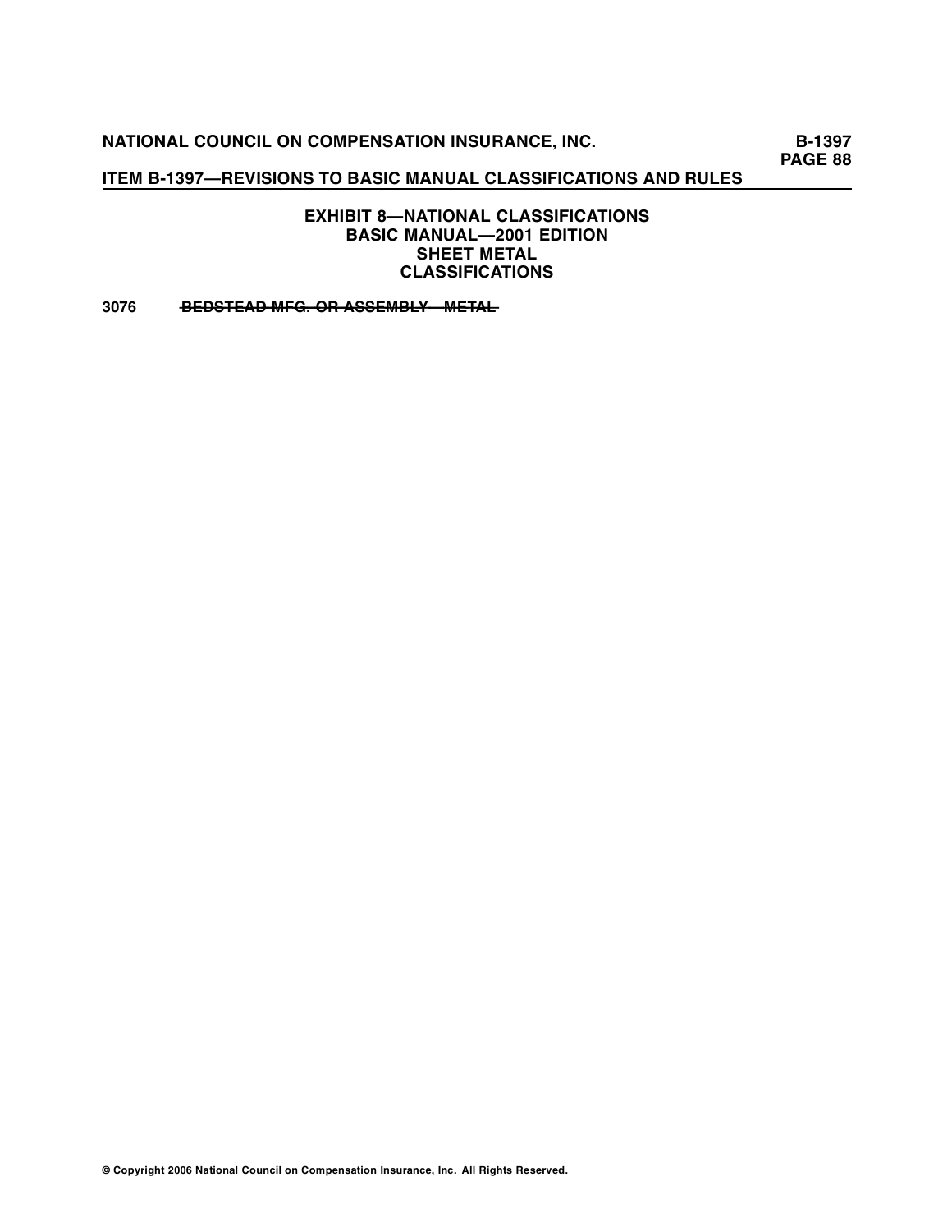### EXHIBIT 8—NATIONAL CLASSIFICATIONS
### BASIC MANUAL—2001 EDITION
### SHEET METAL
### CLASSIFICATIONS

**3076** ~~**BEDSTEAD MFG. OR ASSEMBLY—METAL**~~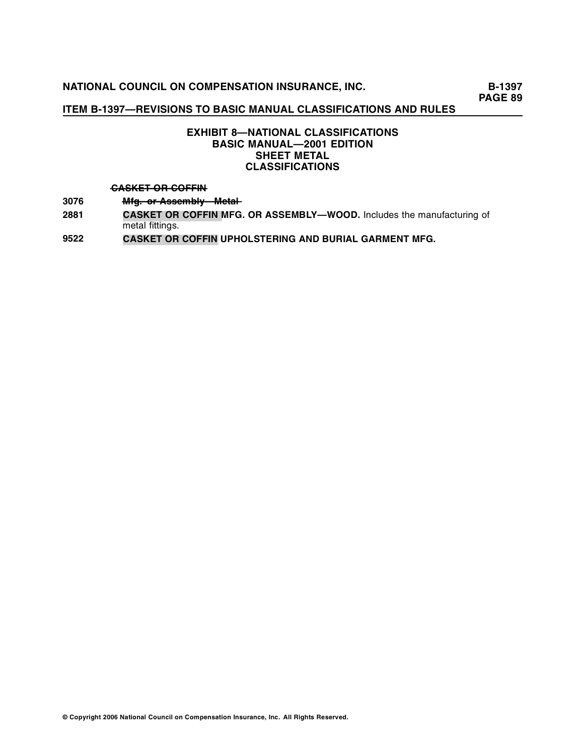## EXHIBIT 8—NATIONAL CLASSIFICATIONS
## BASIC MANUAL—2001 EDITION
## SHEET METAL
## CLASSIFICATIONS

~~**CASKET OR COFFIN**~~

**3076** ~~**Mfg. or Assembly—Metal**~~

**2881** **CASKET OR COFFIN MFG. OR ASSEMBLY—WOOD.** Includes the manufacturing of metal fittings.

**9522** **CASKET OR COFFIN UPHOLSTERING AND BURIAL GARMENT MFG.**

© Copyright 2006 National Council on Compensation Insurance, Inc. All Rights Reserved.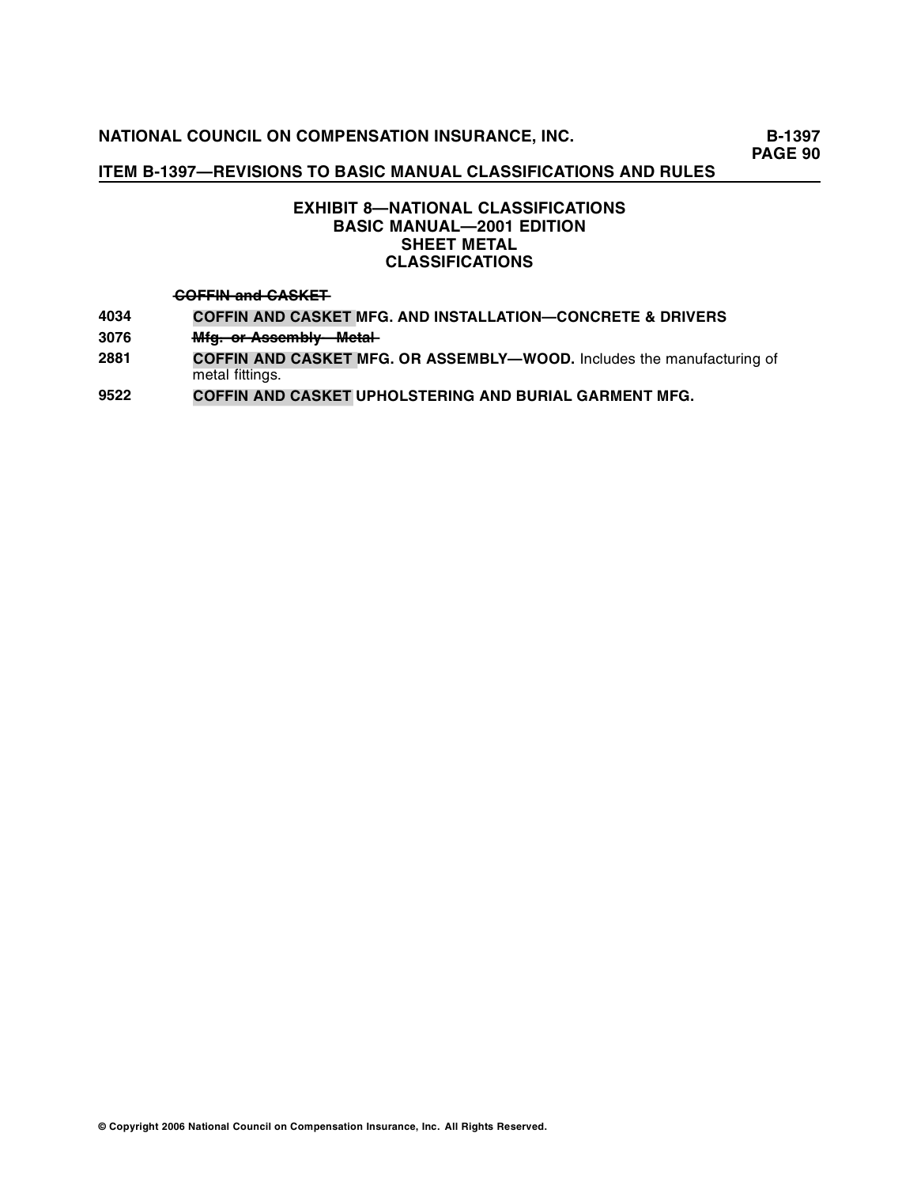## EXHIBIT 8—NATIONAL CLASSIFICATIONS
## BASIC MANUAL—2001 EDITION
## SHEET METAL
## CLASSIFICATIONS

~~COFFIN and CASKET~~

**4034** **COFFIN AND CASKET MFG. AND INSTALLATION—CONCRETE & DRIVERS**

**3076** ~~Mfg. or Assembly—Metal~~

**2881** **COFFIN AND CASKET MFG. OR ASSEMBLY—WOOD.** Includes the manufacturing of metal fittings.

**9522** **COFFIN AND CASKET UPHOLSTERING AND BURIAL GARMENT MFG.**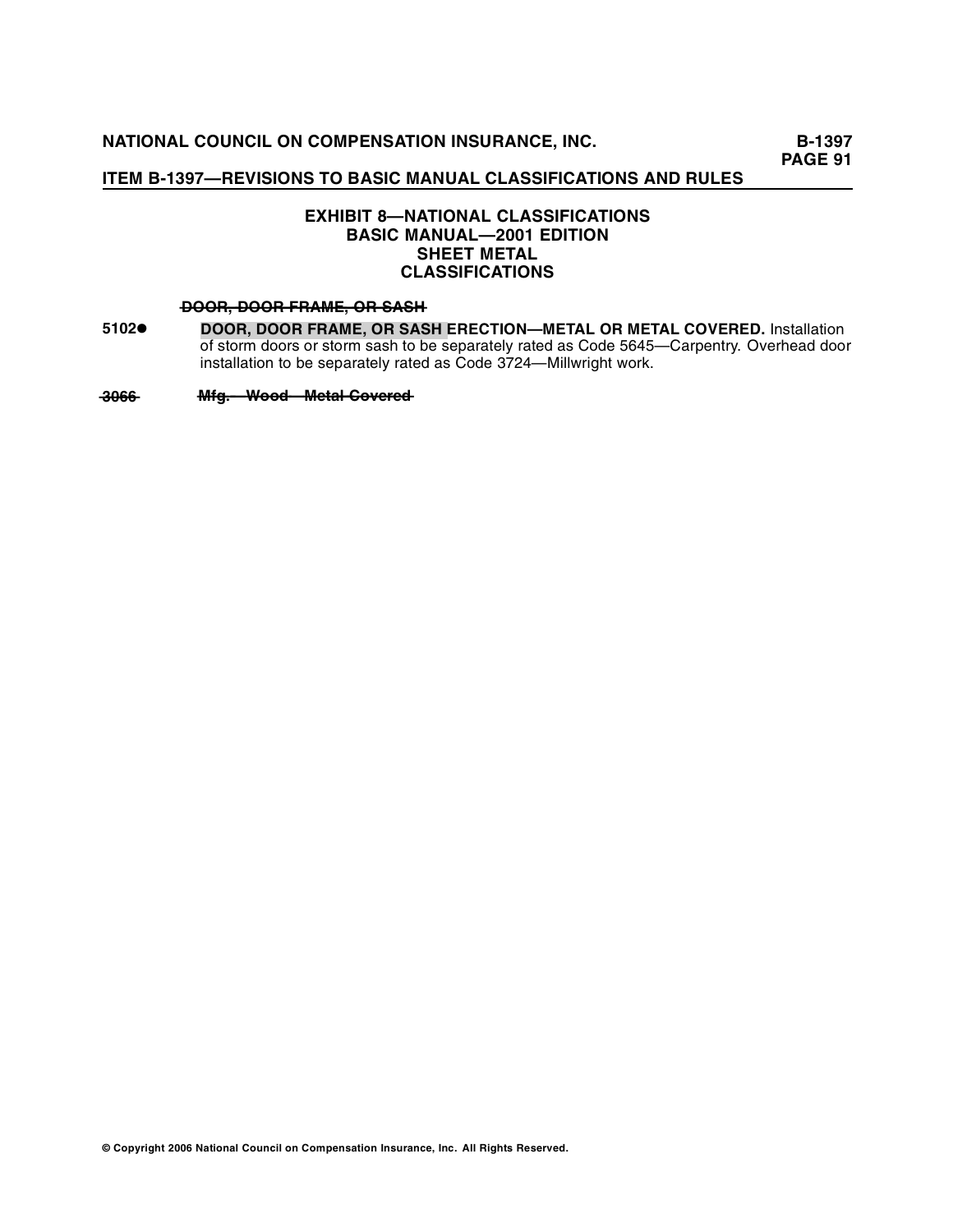## EXHIBIT 8—NATIONAL CLASSIFICATIONS
## BASIC MANUAL—2001 EDITION
## SHEET METAL
## CLASSIFICATIONS

~~**DOOR, DOOR FRAME, OR SASH**~~

**5102●** **DOOR, DOOR FRAME, OR SASH ERECTION—METAL OR METAL COVERED.** Installation of storm doors or storm sash to be separately rated as Code 5645—Carpentry. Overhead door installation to be separately rated as Code 3724—Millwright work.

~~**3066** **Mfg.—Wood—Metal Covered**~~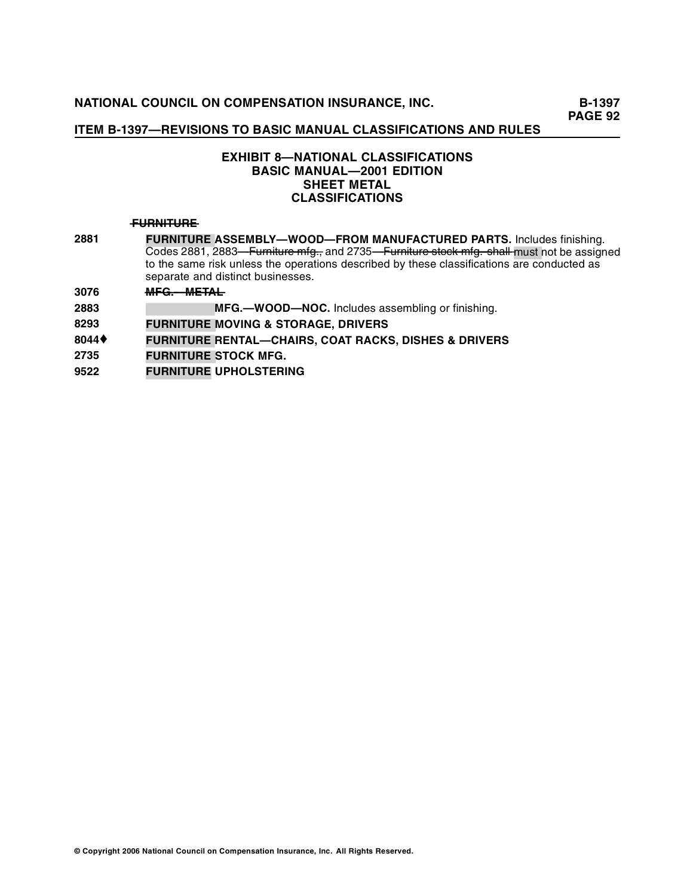## EXHIBIT 8—NATIONAL CLASSIFICATIONS
## BASIC MANUAL—2001 EDITION
## SHEET METAL
## CLASSIFICATIONS

~~**FURNITURE**~~

| | |
|---|---|
| 2881 | **FURNITURE ASSEMBLY—WOOD—FROM MANUFACTURED PARTS.** Includes finishing. Codes 2881, 2883~~—Furniture mfg.,~~ and 2735~~—Furniture stock mfg. shall~~ must not be assigned to the same risk unless the operations described by these classifications are conducted as separate and distinct businesses. |
| 3076 | ~~**MFG.—METAL**~~ |
| 2883 | **MFG.—WOOD—NOC.** Includes assembling or finishing. |
| 8293 | **FURNITURE MOVING & STORAGE, DRIVERS** |
| 8044♦ | **FURNITURE RENTAL—CHAIRS, COAT RACKS, DISHES & DRIVERS** |
| 2735 | **FURNITURE STOCK MFG.** |
| 9522 | **FURNITURE UPHOLSTERING** |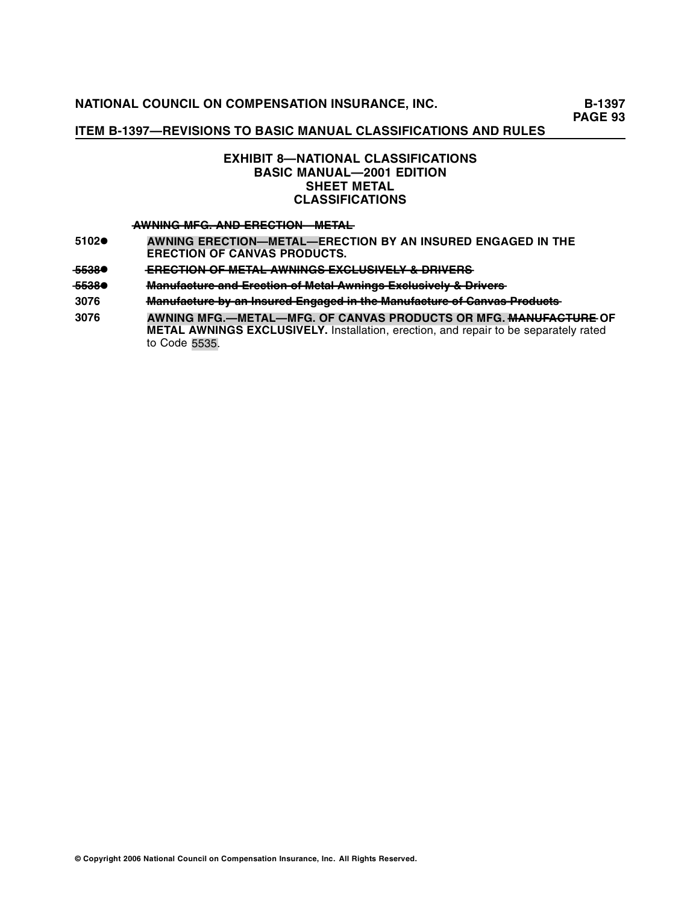**ITEM B-1397—REVISIONS TO BASIC MANUAL CLASSIFICATIONS AND RULES**

## EXHIBIT 8—NATIONAL CLASSIFICATIONS
## BASIC MANUAL—2001 EDITION
## SHEET METAL
## CLASSIFICATIONS

~~AWNING MFG. AND ERECTION—METAL~~

**5102●** **AWNING ERECTION—METAL—ERECTION BY AN INSURED ENGAGED IN THE ERECTION OF CANVAS PRODUCTS.**

~~**5538●**~~ ~~**ERECTION OF METAL AWNINGS EXCLUSIVELY & DRIVERS**~~

~~**5538●**~~ ~~**Manufacture and Erection of Metal Awnings Exclusively & Drivers**~~

**3076** ~~**Manufacture by an Insured Engaged in the Manufacture of Canvas Products**~~

**3076** **AWNING MFG.—METAL—MFG. OF CANVAS PRODUCTS OR MFG.** ~~**MANUFACTURE**~~ **OF METAL AWNINGS EXCLUSIVELY.** Installation, erection, and repair to be separately rated to Code 5535.

© Copyright 2006 National Council on Compensation Insurance, Inc. All Rights Reserved.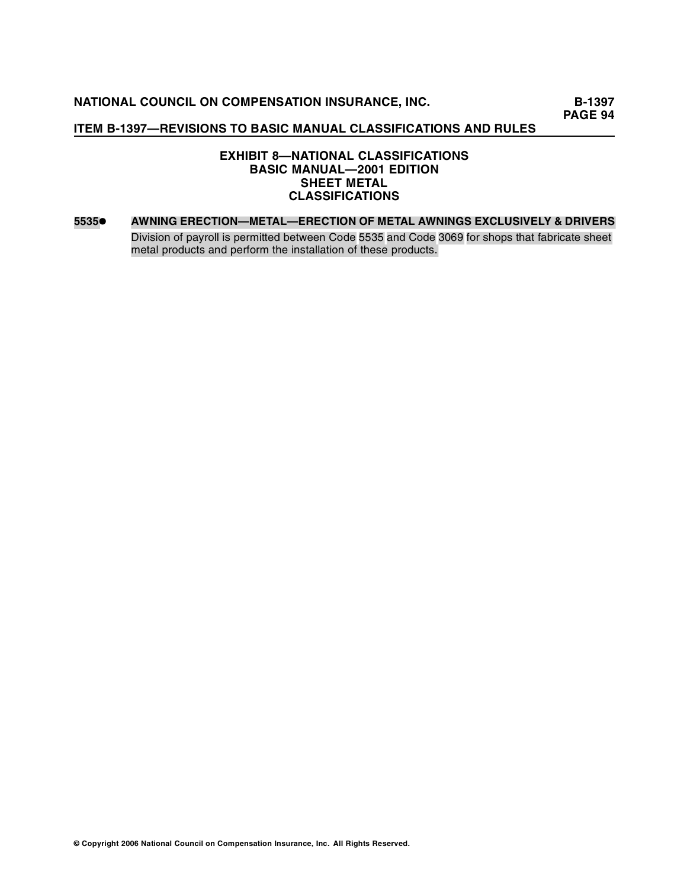## EXHIBIT 8—NATIONAL CLASSIFICATIONS
## BASIC MANUAL—2001 EDITION
## SHEET METAL
## CLASSIFICATIONS

**5535●** **AWNING ERECTION—METAL—ERECTION OF METAL AWNINGS EXCLUSIVELY & DRIVERS**

Division of payroll is permitted between Code 5535 and Code 3069 for shops that fabricate sheet metal products and perform the installation of these products.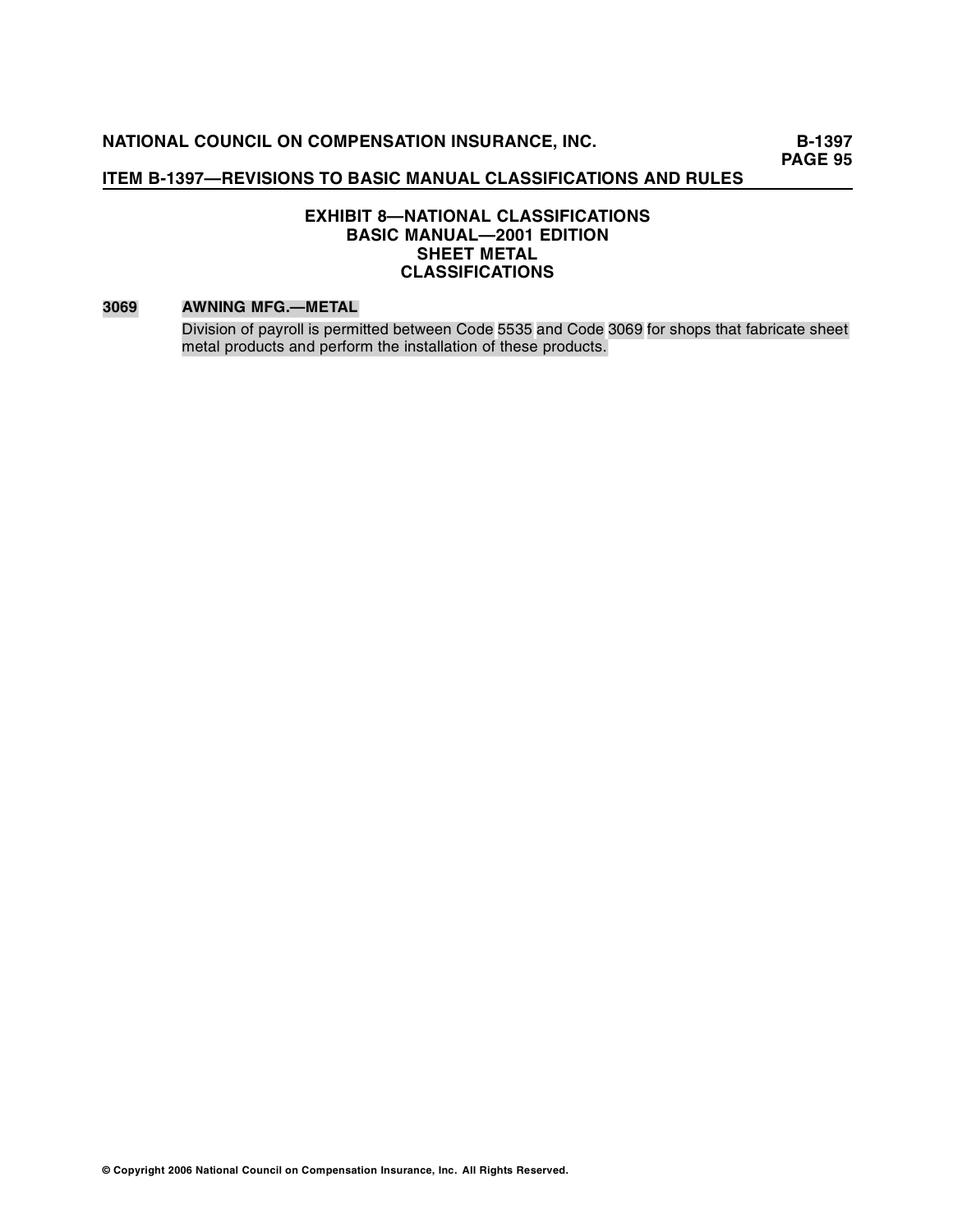## EXHIBIT 8—NATIONAL CLASSIFICATIONS
## BASIC MANUAL—2001 EDITION
## SHEET METAL
## CLASSIFICATIONS

**3069 AWNING MFG.—METAL**

Division of payroll is permitted between Code 5535 and Code 3069 for shops that fabricate sheet metal products and perform the installation of these products.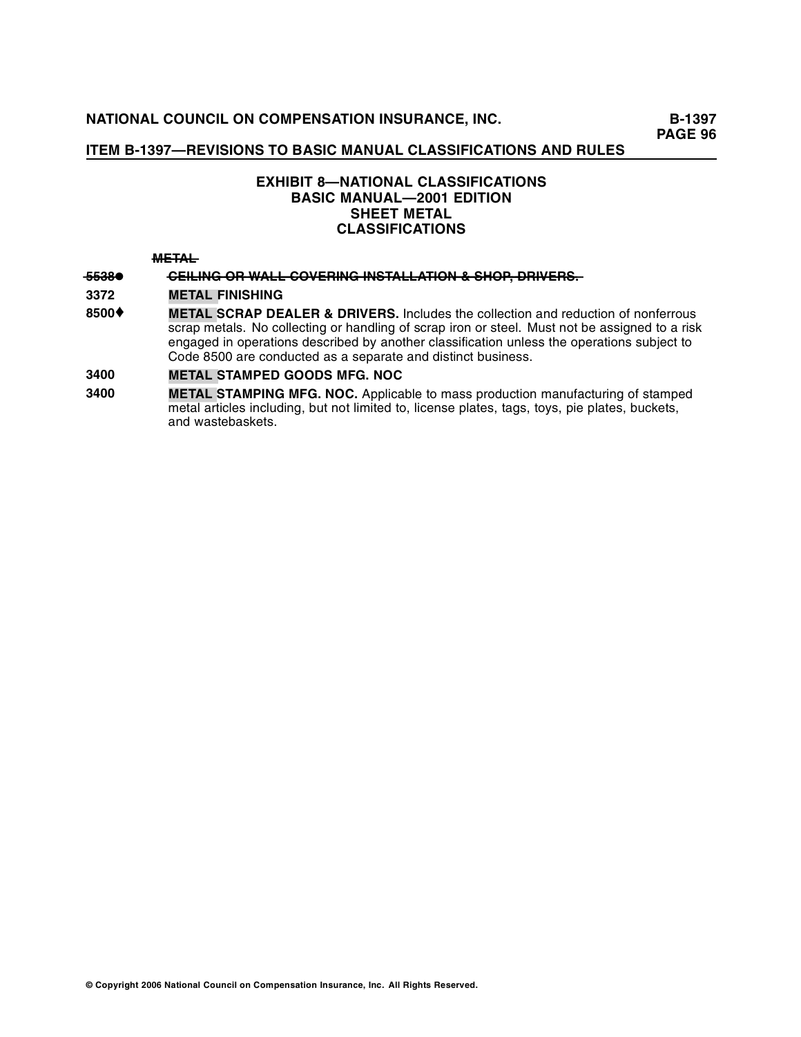### EXHIBIT 8—NATIONAL CLASSIFICATIONS
### BASIC MANUAL—2001 EDITION
### SHEET METAL
### CLASSIFICATIONS

~~**METAL**~~

| | |
|---|---|
| ~~**5538●**~~ | ~~**CEILING OR WALL COVERING INSTALLATION & SHOP, DRIVERS.**~~ |
| **3372** | **METAL FINISHING** |
| **8500♦** | **METAL SCRAP DEALER & DRIVERS.** Includes the collection and reduction of nonferrous scrap metals. No collecting or handling of scrap iron or steel. Must not be assigned to a risk engaged in operations described by another classification unless the operations subject to Code 8500 are conducted as a separate and distinct business. |
| **3400** | **METAL STAMPED GOODS MFG. NOC** |
| **3400** | **METAL STAMPING MFG. NOC.** Applicable to mass production manufacturing of stamped metal articles including, but not limited to, license plates, tags, toys, pie plates, buckets, and wastebaskets. |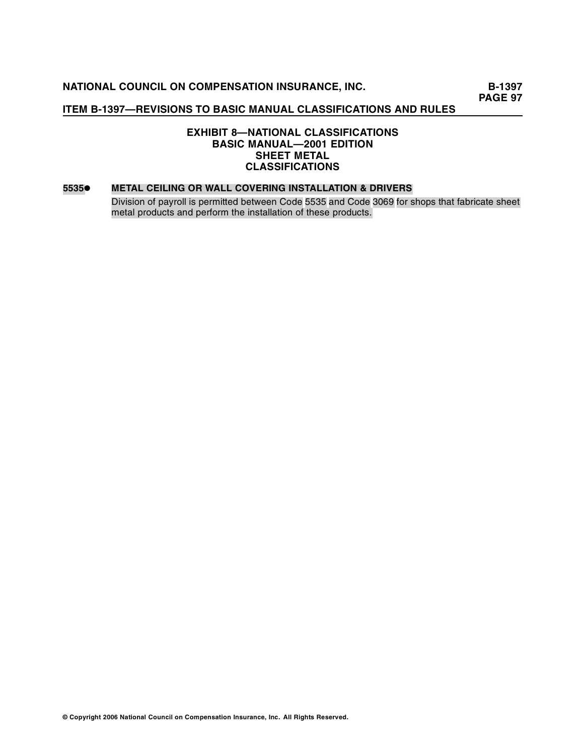## EXHIBIT 8—NATIONAL CLASSIFICATIONS
## BASIC MANUAL—2001 EDITION
## SHEET METAL
## CLASSIFICATIONS

**5535●** **METAL CEILING OR WALL COVERING INSTALLATION & DRIVERS**

Division of payroll is permitted between Code 5535 and Code 3069 for shops that fabricate sheet metal products and perform the installation of these products.

© Copyright 2006 National Council on Compensation Insurance, Inc. All Rights Reserved.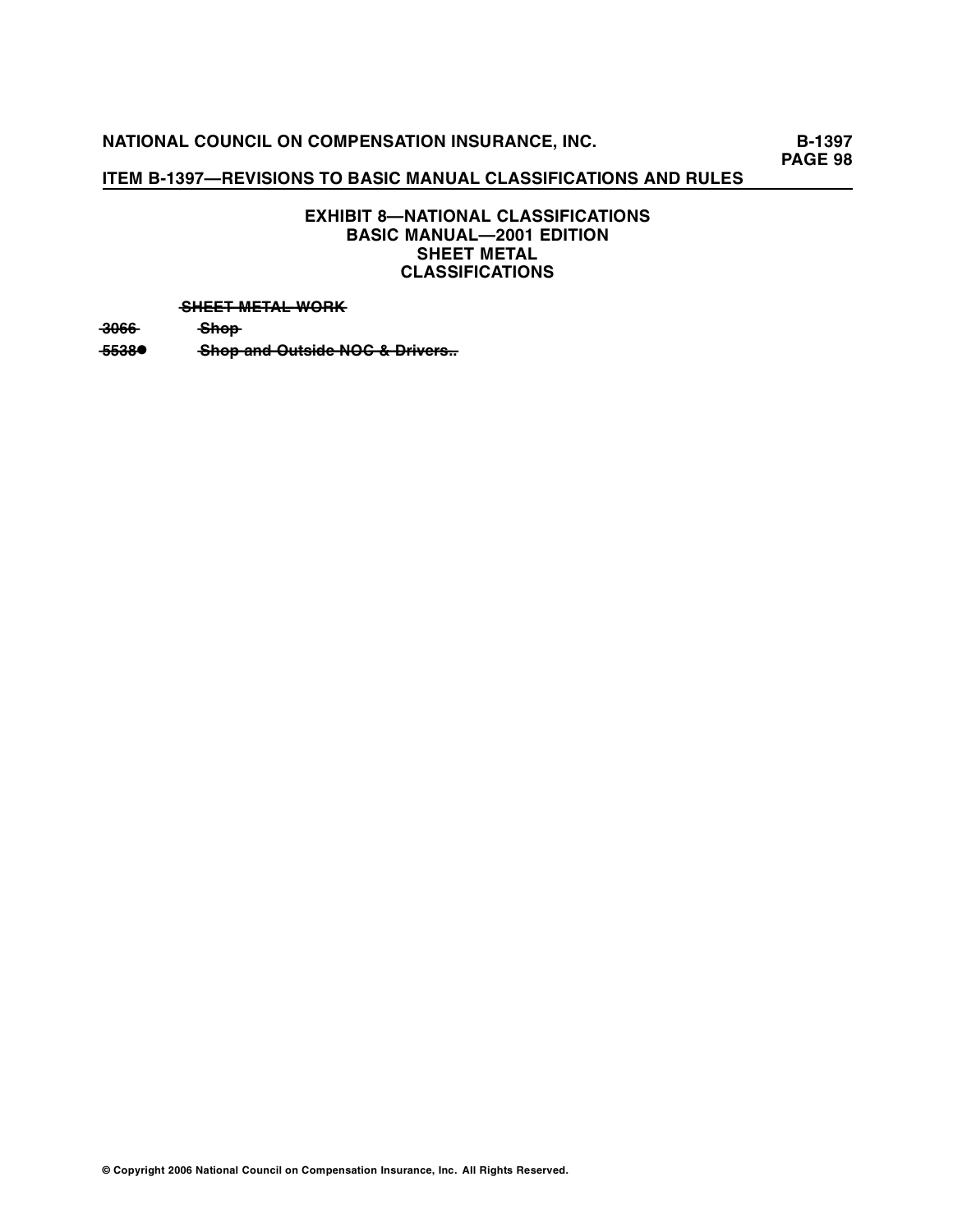### EXHIBIT 8—NATIONAL CLASSIFICATIONS
### BASIC MANUAL—2001 EDITION
### SHEET METAL
### CLASSIFICATIONS

~~SHEET METAL WORK~~

~~3066~~ ~~Shop~~

~~5538●~~ ~~Shop and Outside NOC & Drivers..~~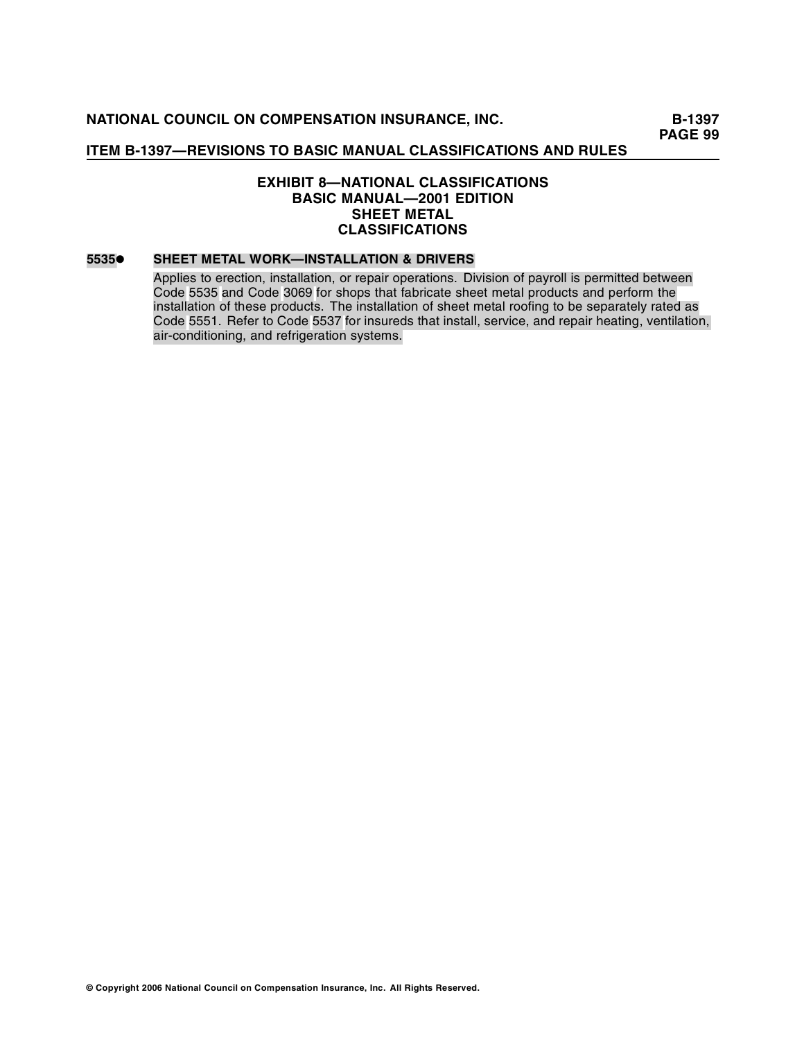## EXHIBIT 8—NATIONAL CLASSIFICATIONS
## BASIC MANUAL—2001 EDITION
## SHEET METAL
## CLASSIFICATIONS

**5535●** **SHEET METAL WORK—INSTALLATION & DRIVERS**

Applies to erection, installation, or repair operations. Division of payroll is permitted between Code 5535 and Code 3069 for shops that fabricate sheet metal products and perform the installation of these products. The installation of sheet metal roofing to be separately rated as Code 5551. Refer to Code 5537 for insureds that install, service, and repair heating, ventilation, air-conditioning, and refrigeration systems.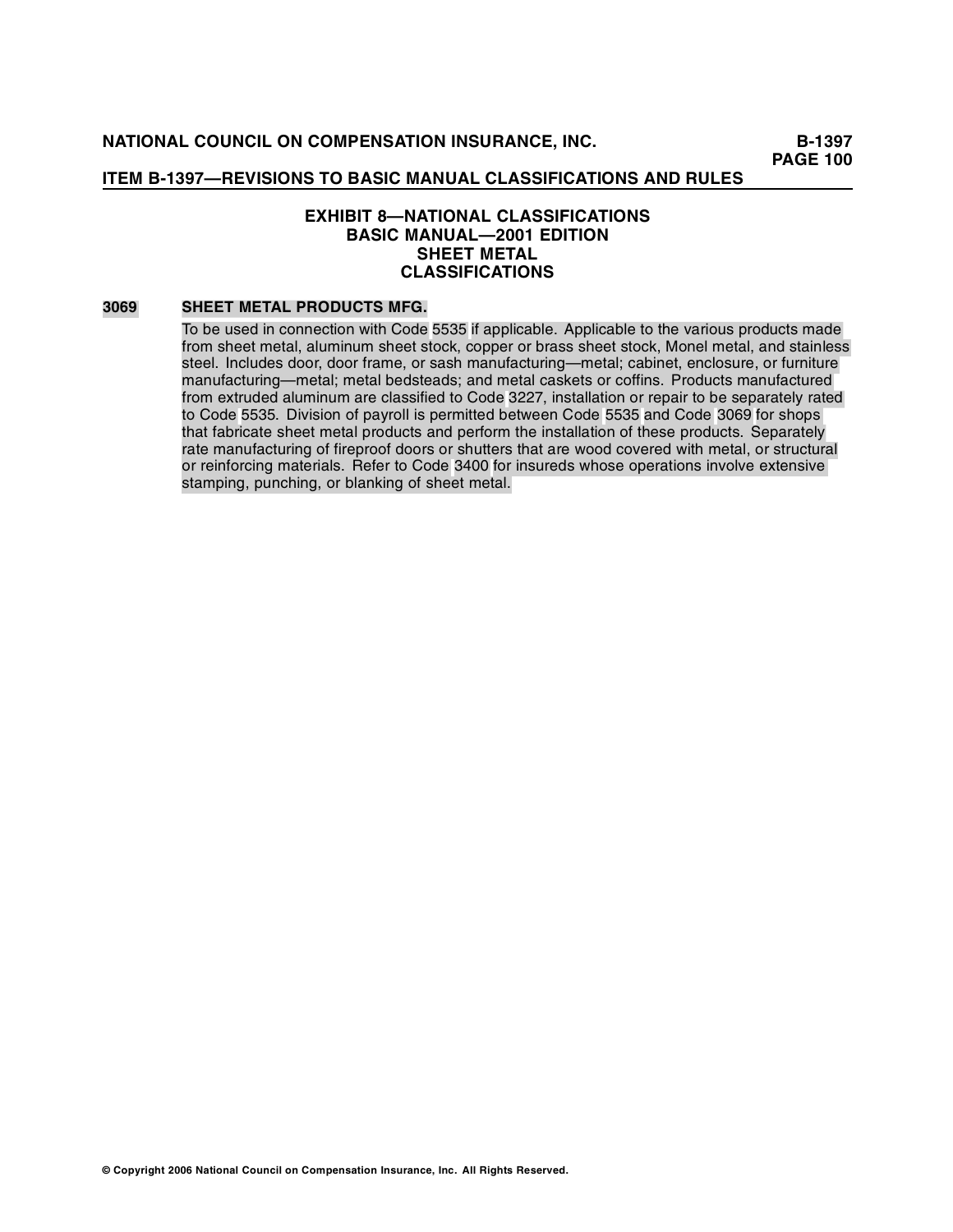## EXHIBIT 8—NATIONAL CLASSIFICATIONS
## BASIC MANUAL—2001 EDITION
## SHEET METAL
## CLASSIFICATIONS

**3069 SHEET METAL PRODUCTS MFG.**

To be used in connection with Code 5535 if applicable. Applicable to the various products made from sheet metal, aluminum sheet stock, copper or brass sheet stock, Monel metal, and stainless steel. Includes door, door frame, or sash manufacturing—metal; cabinet, enclosure, or furniture manufacturing—metal; metal bedsteads; and metal caskets or coffins. Products manufactured from extruded aluminum are classified to Code 3227, installation or repair to be separately rated to Code 5535. Division of payroll is permitted between Code 5535 and Code 3069 for shops that fabricate sheet metal products and perform the installation of these products. Separately rate manufacturing of fireproof doors or shutters that are wood covered with metal, or structural or reinforcing materials. Refer to Code 3400 for insureds whose operations involve extensive stamping, punching, or blanking of sheet metal.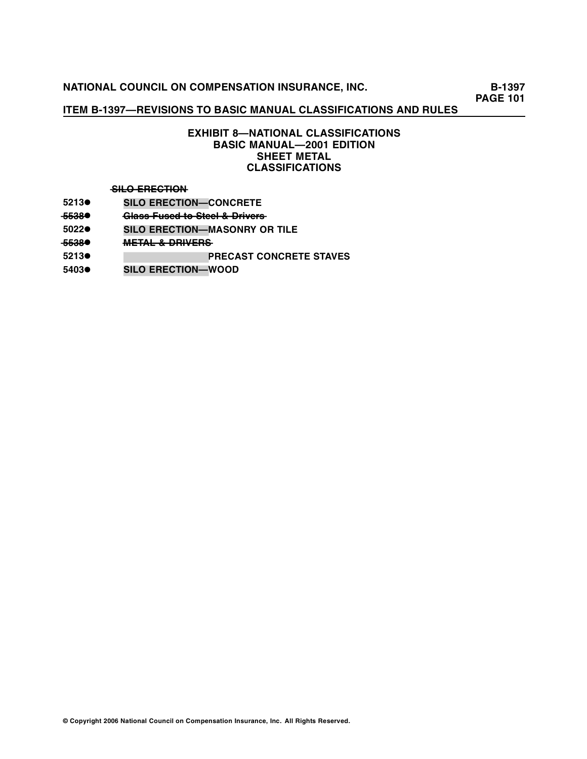### EXHIBIT 8—NATIONAL CLASSIFICATIONS
### BASIC MANUAL—2001 EDITION
### SHEET METAL
### CLASSIFICATIONS

~~SILO ERECTION~~

**5213●** **SILO ERECTION—CONCRETE**

~~5538●~~ ~~Glass Fused to Steel & Drivers~~

**5022●** **SILO ERECTION—MASONRY OR TILE**

~~5538●~~ ~~METAL & DRIVERS~~

**5213●** **PRECAST CONCRETE STAVES**

**5403●** **SILO ERECTION—WOOD**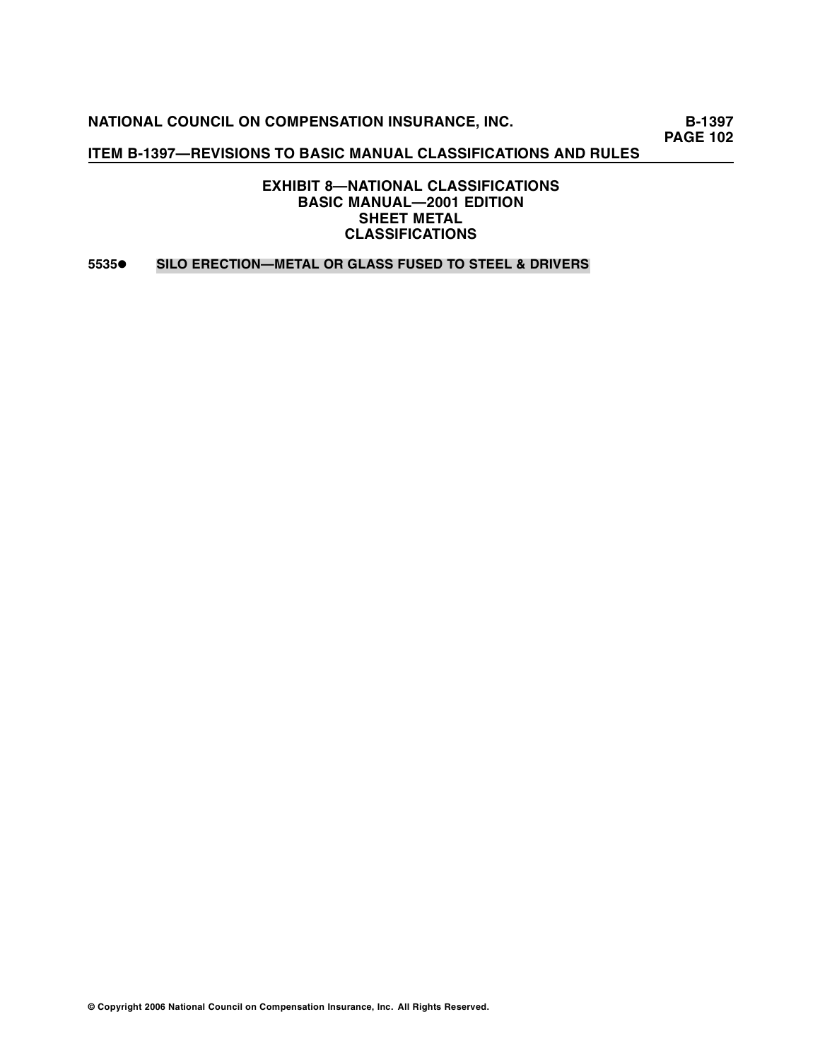# EXHIBIT 8—NATIONAL CLASSIFICATIONS
## BASIC MANUAL—2001 EDITION
## SHEET METAL
## CLASSIFICATIONS

**5535●** **SILO ERECTION—METAL OR GLASS FUSED TO STEEL & DRIVERS**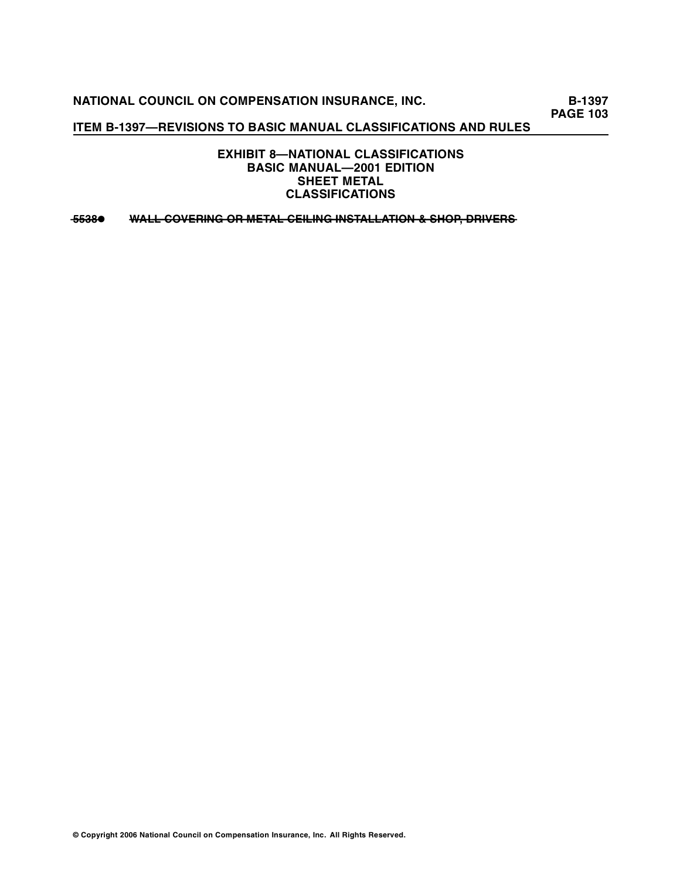## EXHIBIT 8—NATIONAL CLASSIFICATIONS
## BASIC MANUAL—2001 EDITION
## SHEET METAL
## CLASSIFICATIONS

~~5538●~~ ~~WALL COVERING OR METAL CEILING INSTALLATION & SHOP, DRIVERS~~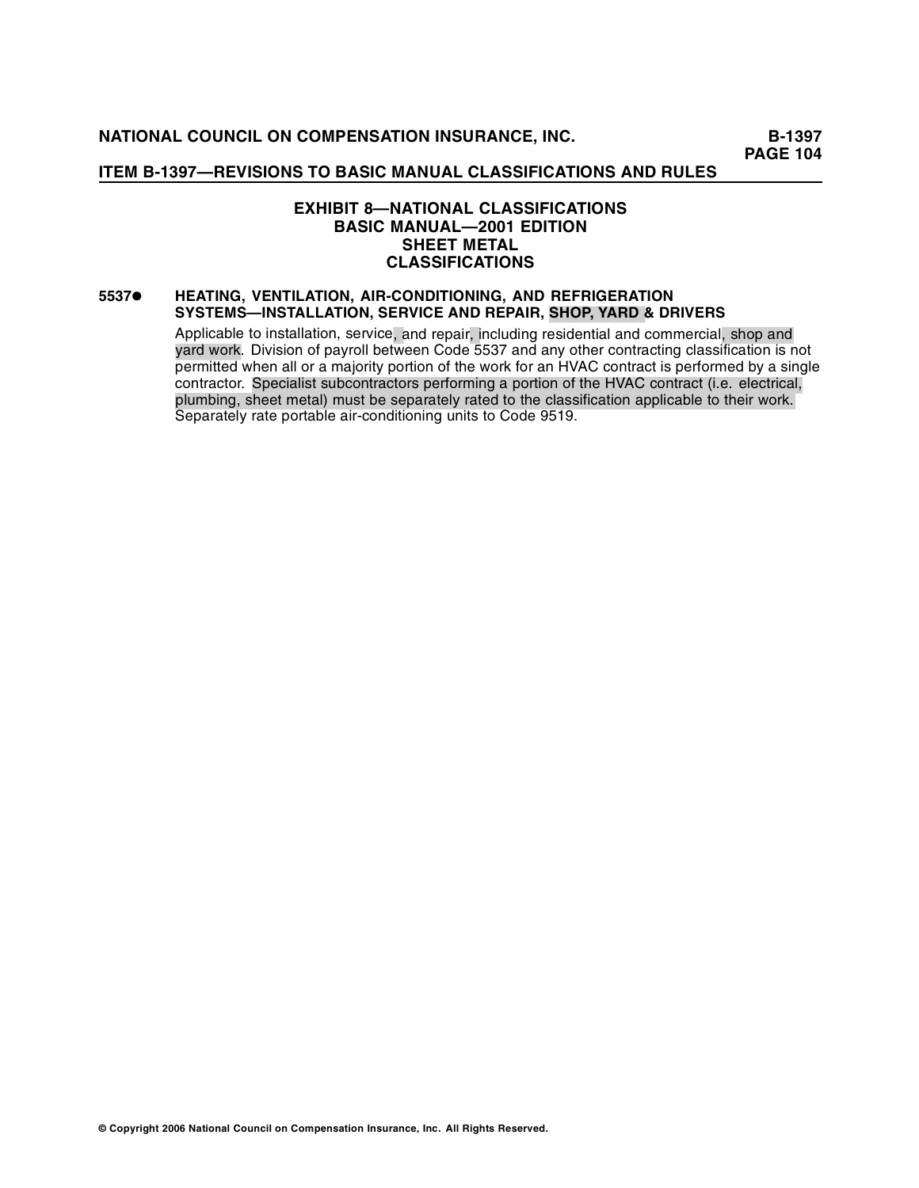## EXHIBIT 8—NATIONAL CLASSIFICATIONS
## BASIC MANUAL—2001 EDITION
## SHEET METAL
## CLASSIFICATIONS

**5537●** **HEATING, VENTILATION, AIR-CONDITIONING, AND REFRIGERATION SYSTEMS—INSTALLATION, SERVICE AND REPAIR, SHOP, YARD & DRIVERS**

Applicable to installation, service, and repair, including residential and commercial, shop and yard work. Division of payroll between Code 5537 and any other contracting classification is not permitted when all or a majority portion of the work for an HVAC contract is performed by a single contractor. Specialist subcontractors performing a portion of the HVAC contract (i.e. electrical, plumbing, sheet metal) must be separately rated to the classification applicable to their work. Separately rate portable air-conditioning units to Code 9519.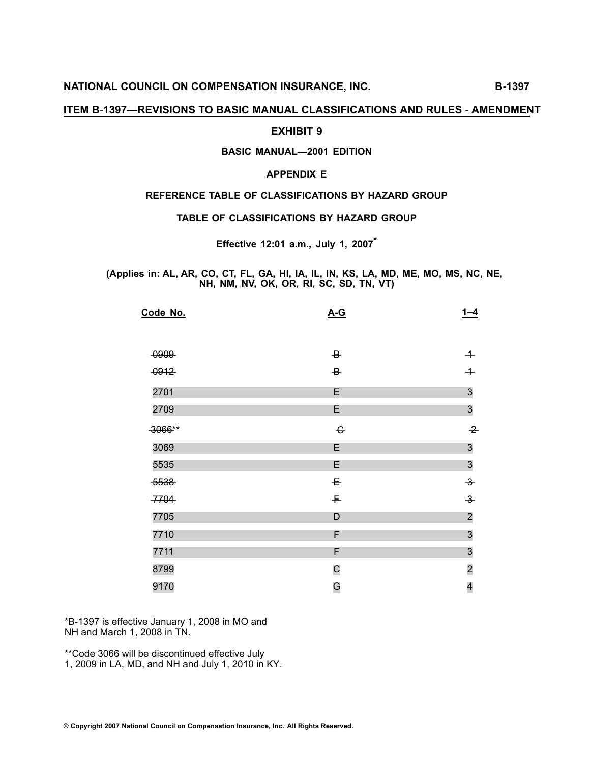**NATIONAL COUNCIL ON COMPENSATION INSURANCE, INC.** **B-1397**

**ITEM B-1397—REVISIONS TO BASIC MANUAL CLASSIFICATIONS AND RULES - AMENDMENT**

## EXHIBIT 9

### BASIC MANUAL—2001 EDITION

### APPENDIX E

### REFERENCE TABLE OF CLASSIFICATIONS BY HAZARD GROUP

### TABLE OF CLASSIFICATIONS BY HAZARD GROUP

**Effective 12:01 a.m., July 1, 2007\***

**(Applies in: AL, AR, CO, CT, FL, GA, HI, IA, IL, IN, KS, LA, MD, ME, MO, MS, NC, NE, NH, NM, NV, OK, OR, RI, SC, SD, TN, VT)**

| Code No. | A-G | 1–4 |
|---|---|---|
| ~~0909~~ | ~~B~~ | ~~1~~ |
| ~~0912~~ | ~~B~~ | ~~1~~ |
| 2701 | E | 3 |
| 2709 | E | 3 |
| ~~3066~~\*\* | ~~C~~ | ~~2~~ |
| 3069 | E | 3 |
| 5535 | E | 3 |
| ~~5538~~ | ~~E~~ | ~~3~~ |
| ~~7704~~ | ~~F~~ | ~~3~~ |
| 7705 | D | 2 |
| 7710 | F | 3 |
| 7711 | F | 3 |
| 8799 | C | 2 |
| 9170 | G | 4 |

\*B-1397 is effective January 1, 2008 in MO and NH and March 1, 2008 in TN.

\*\*Code 3066 will be discontinued effective July 1, 2009 in LA, MD, and NH and July 1, 2010 in KY.

© Copyright 2007 National Council on Compensation Insurance, Inc. All Rights Reserved.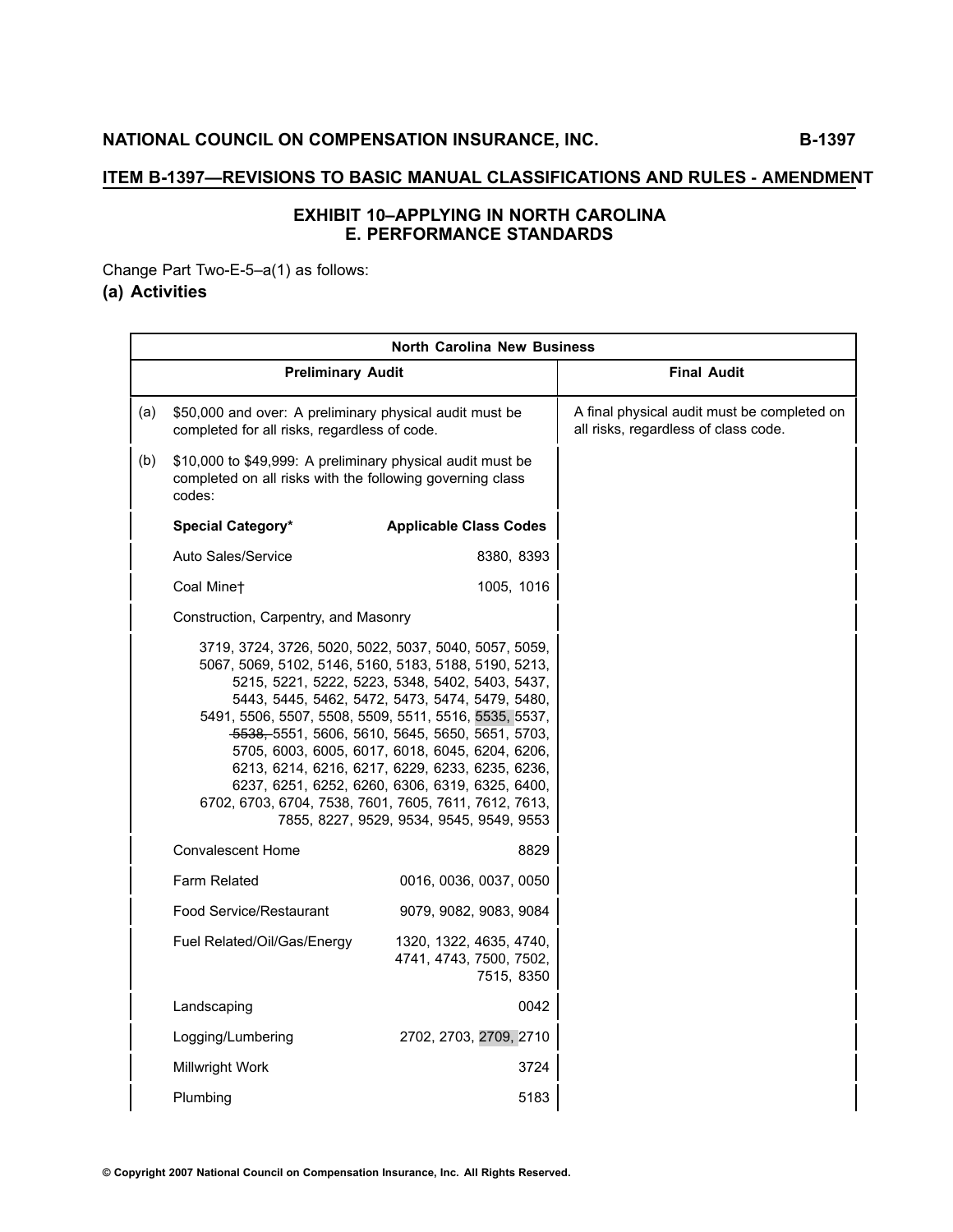## ITEM B-1397—REVISIONS TO BASIC MANUAL CLASSIFICATIONS AND RULES - AMENDMENT

### EXHIBIT 10–APPLYING IN NORTH CAROLINA
### E. PERFORMANCE STANDARDS

Change Part Two-E-5–a(1) as follows:

**(a) Activities**

| North Carolina New Business | | | |
|---|---|---|---|
| **Preliminary Audit** | | | **Final Audit** |
| (a) | $50,000 and over: A preliminary physical audit must be completed for all risks, regardless of code. | | A final physical audit must be completed on all risks, regardless of class code. |
| (b) | $10,000 to $49,999: A preliminary physical audit must be completed on all risks with the following governing class codes: | | |
| | **Special Category*** | **Applicable Class Codes** | |
| | Auto Sales/Service | 8380, 8393 | |
| | Coal Mine† | 1005, 1016 | |
| | Construction, Carpentry, and Masonry | | |
| | 3719, 3724, 3726, 5020, 5022, 5037, 5040, 5057, 5059, 5067, 5069, 5102, 5146, 5160, 5183, 5188, 5190, 5213, 5215, 5221, 5222, 5223, 5348, 5402, 5403, 5437, 5443, 5445, 5462, 5472, 5473, 5474, 5479, 5480, 5491, 5506, 5507, 5508, 5509, 5511, 5516, 5535, 5537, ~~5538,~~ 5551, 5606, 5610, 5645, 5650, 5651, 5703, 5705, 6003, 6005, 6017, 6018, 6045, 6204, 6206, 6213, 6214, 6216, 6217, 6229, 6233, 6235, 6236, 6237, 6251, 6252, 6260, 6306, 6319, 6325, 6400, 6702, 6703, 6704, 7538, 7601, 7605, 7611, 7612, 7613, 7855, 8227, 9529, 9534, 9545, 9549, 9553 | | |
| | Convalescent Home | 8829 | |
| | Farm Related | 0016, 0036, 0037, 0050 | |
| | Food Service/Restaurant | 9079, 9082, 9083, 9084 | |
| | Fuel Related/Oil/Gas/Energy | 1320, 1322, 4635, 4740, 4741, 4743, 7500, 7502, 7515, 8350 | |
| | Landscaping | 0042 | |
| | Logging/Lumbering | 2702, 2703, 2709, 2710 | |
| | Millwright Work | 3724 | |
| | Plumbing | 5183 | |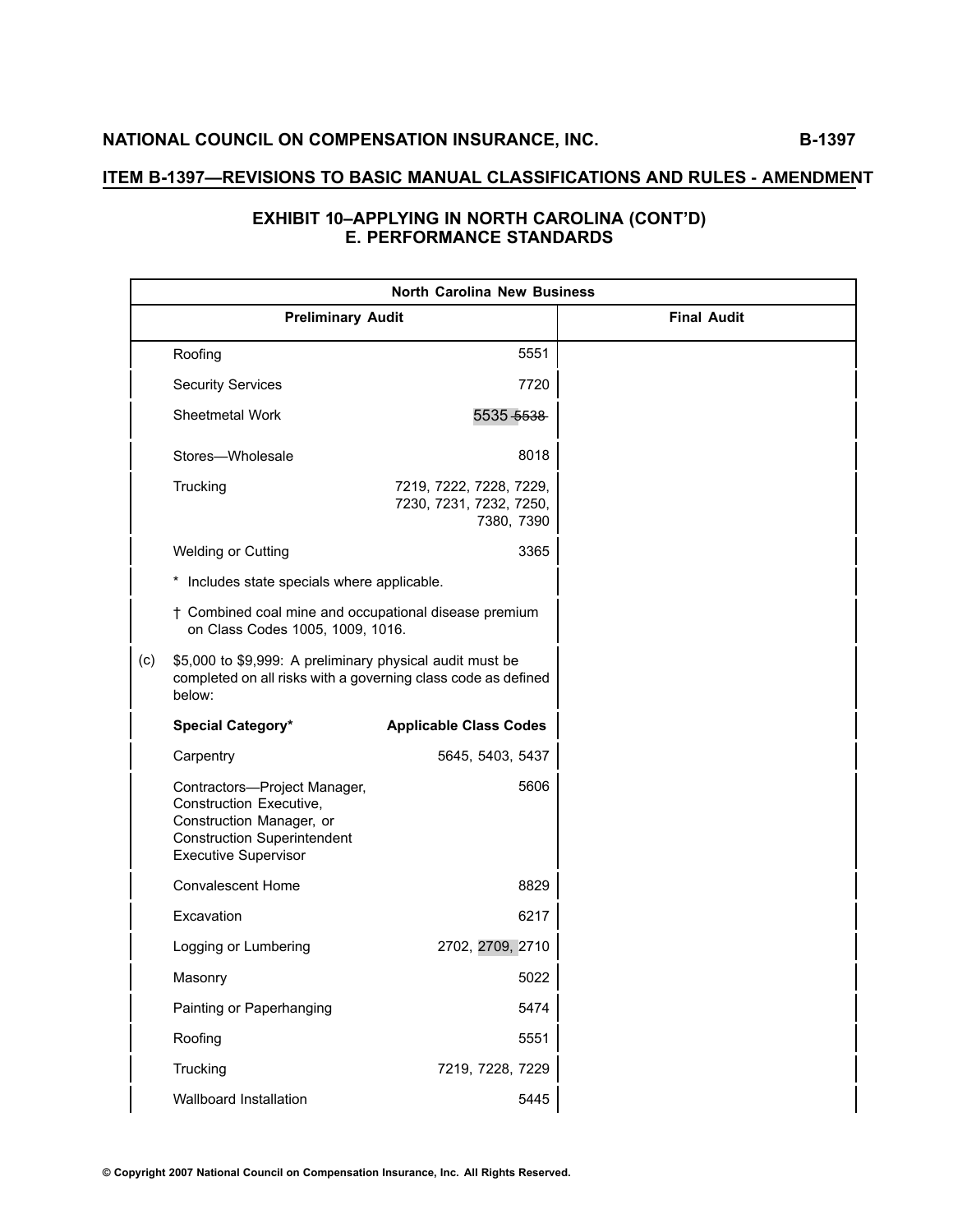## ITEM B-1397—REVISIONS TO BASIC MANUAL CLASSIFICATIONS AND RULES - AMENDMENT

### EXHIBIT 10–APPLYING IN NORTH CAROLINA (CONT'D)
### E. PERFORMANCE STANDARDS

| North Carolina New Business | | |
|---|---|---|
| **Preliminary Audit** | | **Final Audit** |
| Roofing | 5551 | |
| Security Services | 7720 | |
| Sheetmetal Work | 5535 ~~5538~~ | |
| Stores—Wholesale | 8018 | |
| Trucking | 7219, 7222, 7228, 7229, 7230, 7231, 7232, 7250, 7380, 7390 | |
| Welding or Cutting | 3365 | |
| * Includes state specials where applicable. | | |
| † Combined coal mine and occupational disease premium on Class Codes 1005, 1009, 1016. | | |
| (c) $5,000 to $9,999: A preliminary physical audit must be completed on all risks with a governing class code as defined below: | | |
| **Special Category*** | **Applicable Class Codes** | |
| Carpentry | 5645, 5403, 5437 | |
| Contractors—Project Manager, Construction Executive, Construction Manager, or Construction Superintendent Executive Supervisor | 5606 | |
| Convalescent Home | 8829 | |
| Excavation | 6217 | |
| Logging or Lumbering | 2702, 2709, 2710 | |
| Masonry | 5022 | |
| Painting or Paperhanging | 5474 | |
| Roofing | 5551 | |
| Trucking | 7219, 7228, 7229 | |
| Wallboard Installation | 5445 | |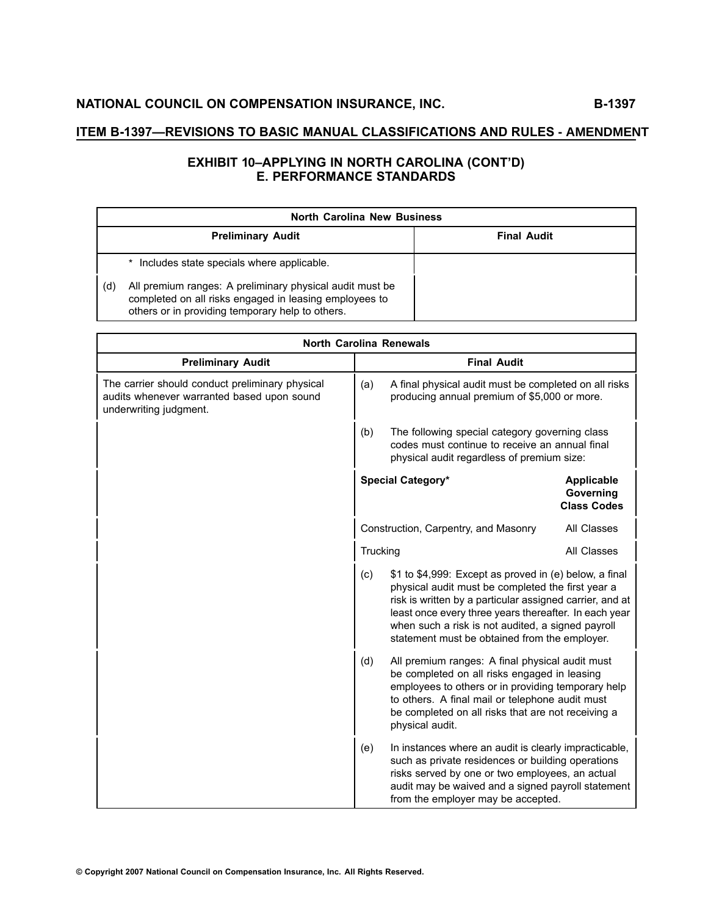## ITEM B-1397—REVISIONS TO BASIC MANUAL CLASSIFICATIONS AND RULES - AMENDMENT

### EXHIBIT 10–APPLYING IN NORTH CAROLINA (CONT'D)
### E. PERFORMANCE STANDARDS

| North Carolina New Business | |
|---|---|
| **Preliminary Audit** | **Final Audit** |
| \* Includes state specials where applicable. | |
| (d) All premium ranges: A preliminary physical audit must be completed on all risks engaged in leasing employees to others or in providing temporary help to others. | |

| North Carolina Renewals | | |
|---|---|---|
| **Preliminary Audit** | **Final Audit** | |
| The carrier should conduct preliminary physical audits whenever warranted based upon sound underwriting judgment. | (a) A final physical audit must be completed on all risks producing annual premium of $5,000 or more. | |
| | (b) The following special category governing class codes must continue to receive an annual final physical audit regardless of premium size: | |
| | **Special Category\*** | **Applicable Governing Class Codes** |
| | Construction, Carpentry, and Masonry | All Classes |
| | Trucking | All Classes |
| | (c) $1 to $4,999: Except as proved in (e) below, a final physical audit must be completed the first year a risk is written by a particular assigned carrier, and at least once every three years thereafter. In each year when such a risk is not audited, a signed payroll statement must be obtained from the employer. | |
| | (d) All premium ranges: A final physical audit must be completed on all risks engaged in leasing employees to others or in providing temporary help to others. A final mail or telephone audit must be completed on all risks that are not receiving a physical audit. | |
| | (e) In instances where an audit is clearly impracticable, such as private residences or building operations risks served by one or two employees, an actual audit may be waived and a signed payroll statement from the employer may be accepted. | |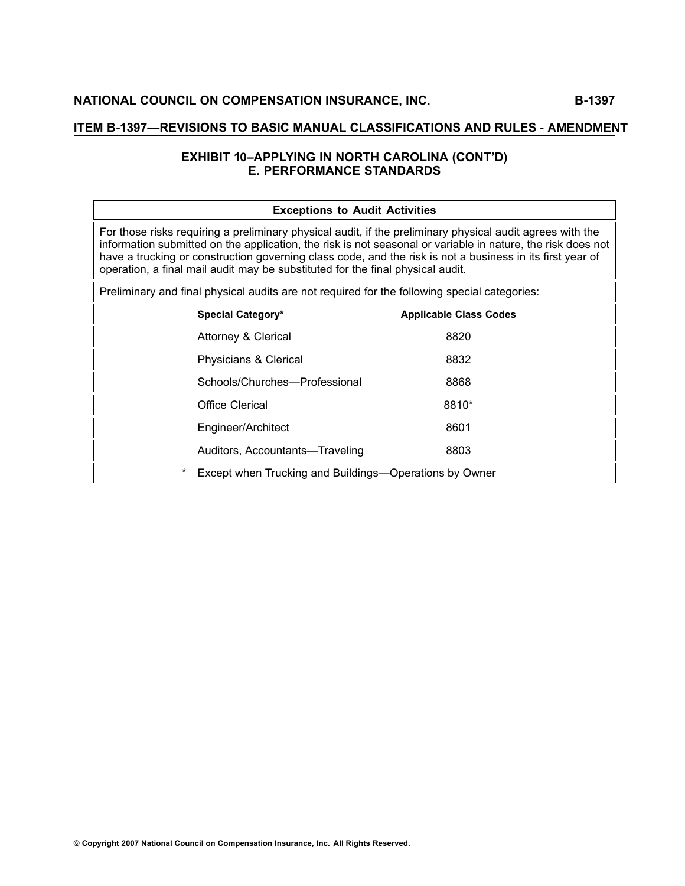## ITEM B-1397—REVISIONS TO BASIC MANUAL CLASSIFICATIONS AND RULES - AMENDMENT

### EXHIBIT 10–APPLYING IN NORTH CAROLINA (CONT'D)
### E. PERFORMANCE STANDARDS

**Exceptions to Audit Activities**

For those risks requiring a preliminary physical audit, if the preliminary physical audit agrees with the information submitted on the application, the risk is not seasonal or variable in nature, the risk does not have a trucking or construction governing class code, and the risk is not a business in its first year of operation, a final mail audit may be substituted for the final physical audit.

Preliminary and final physical audits are not required for the following special categories:

| Special Category* | Applicable Class Codes |
|---|---|
| Attorney & Clerical | 8820 |
| Physicians & Clerical | 8832 |
| Schools/Churches—Professional | 8868 |
| Office Clerical | 8810* |
| Engineer/Architect | 8601 |
| Auditors, Accountants—Traveling | 8803 |

\* Except when Trucking and Buildings—Operations by Owner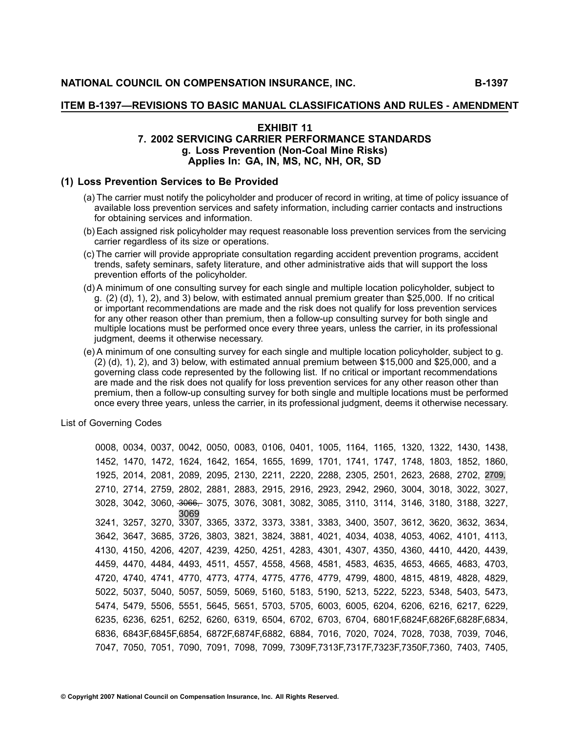**ITEM B-1397—REVISIONS TO BASIC MANUAL CLASSIFICATIONS AND RULES - AMENDMENT**

## EXHIBIT 11
## 7. 2002 SERVICING CARRIER PERFORMANCE STANDARDS
### g. Loss Prevention (Non-Coal Mine Risks)
### Applies In: GA, IN, MS, NC, NH, OR, SD

### (1) Loss Prevention Services to Be Provided

(a) The carrier must notify the policyholder and producer of record in writing, at time of policy issuance of available loss prevention services and safety information, including carrier contacts and instructions for obtaining services and information.

(b) Each assigned risk policyholder may request reasonable loss prevention services from the servicing carrier regardless of its size or operations.

(c) The carrier will provide appropriate consultation regarding accident prevention programs, accident trends, safety seminars, safety literature, and other administrative aids that will support the loss prevention efforts of the policyholder.

(d) A minimum of one consulting survey for each single and multiple location policyholder, subject to g. (2) (d), 1), 2), and 3) below, with estimated annual premium greater than $25,000. If no critical or important recommendations are made and the risk does not qualify for loss prevention services for any other reason other than premium, then a follow-up consulting survey for both single and multiple locations must be performed once every three years, unless the carrier, in its professional judgment, deems it otherwise necessary.

(e) A minimum of one consulting survey for each single and multiple location policyholder, subject to g. (2) (d), 1), 2), and 3) below, with estimated annual premium between $15,000 and $25,000, and a governing class code represented by the following list. If no critical or important recommendations are made and the risk does not qualify for loss prevention services for any other reason other than premium, then a follow-up consulting survey for both single and multiple locations must be performed once every three years, unless the carrier, in its professional judgment, deems it otherwise necessary.

List of Governing Codes

0008, 0034, 0037, 0042, 0050, 0083, 0106, 0401, 1005, 1164, 1165, 1320, 1322, 1430, 1438, 1452, 1470, 1472, 1624, 1642, 1654, 1655, 1699, 1701, 1741, 1747, 1748, 1803, 1852, 1860, 1925, 2014, 2081, 2089, 2095, 2130, 2211, 2220, 2288, 2305, 2501, 2623, 2688, 2702, 2709, 2710, 2714, 2759, 2802, 2881, 2883, 2915, 2916, 2923, 2942, 2960, 3004, 3018, 3022, 3027, 3028, 3042, 3060, ~~3066,~~ 3069 3075, 3076, 3081, 3082, 3085, 3110, 3114, 3146, 3180, 3188, 3227, 3241, 3257, 3270, 3307, 3365, 3372, 3373, 3381, 3383, 3400, 3507, 3612, 3620, 3632, 3634, 3642, 3647, 3685, 3726, 3803, 3821, 3824, 3881, 4021, 4034, 4038, 4053, 4062, 4101, 4113, 4130, 4150, 4206, 4207, 4239, 4250, 4251, 4283, 4301, 4307, 4350, 4360, 4410, 4420, 4439, 4459, 4470, 4484, 4493, 4511, 4557, 4558, 4568, 4581, 4583, 4635, 4653, 4665, 4683, 4703, 4720, 4740, 4741, 4770, 4773, 4774, 4775, 4776, 4779, 4799, 4800, 4815, 4819, 4828, 4829, 5022, 5037, 5040, 5057, 5059, 5069, 5160, 5183, 5190, 5213, 5222, 5223, 5348, 5403, 5473, 5474, 5479, 5506, 5551, 5645, 5651, 5703, 5705, 6003, 6005, 6204, 6206, 6216, 6217, 6229, 6235, 6236, 6251, 6252, 6260, 6319, 6504, 6702, 6703, 6704, 6801F, 6824F, 6826F, 6828F, 6834, 6836, 6843F, 6845F, 6854, 6872F, 6874F, 6882, 6884, 7016, 7020, 7024, 7028, 7038, 7039, 7046, 7047, 7050, 7051, 7090, 7091, 7098, 7099, 7309F, 7313F, 7317F, 7323F, 7350F, 7360, 7403, 7405,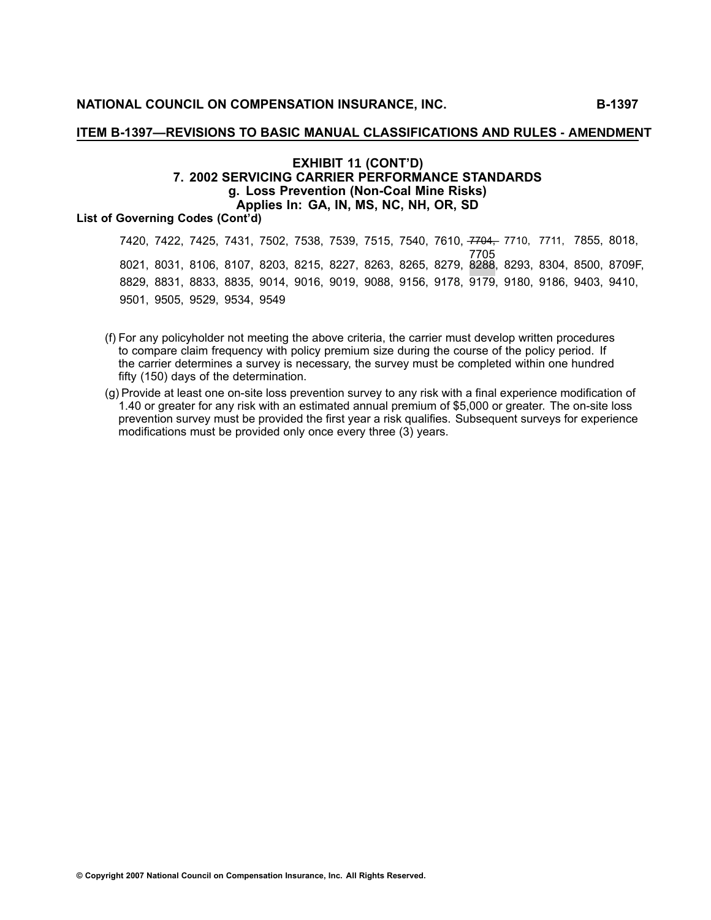## ITEM B-1397—REVISIONS TO BASIC MANUAL CLASSIFICATIONS AND RULES - AMENDMENT

### EXHIBIT 11 (CONT'D)
### 7. 2002 SERVICING CARRIER PERFORMANCE STANDARDS
### g. Loss Prevention (Non-Coal Mine Risks)
### Applies In: GA, IN, MS, NC, NH, OR, SD

**List of Governing Codes (Cont'd)**

7420, 7422, 7425, 7431, 7502, 7538, 7539, 7515, 7540, 7610, ~~7704,~~ 7705 7710, 7711, 7855, 8018, 8021, 8031, 8106, 8107, 8203, 8215, 8227, 8263, 8265, 8279, 8288, 8293, 8304, 8500, 8709F, 8829, 8831, 8833, 8835, 9014, 9016, 9019, 9088, 9156, 9178, 9179, 9180, 9186, 9403, 9410, 9501, 9505, 9529, 9534, 9549

(f) For any policyholder not meeting the above criteria, the carrier must develop written procedures to compare claim frequency with policy premium size during the course of the policy period. If the carrier determines a survey is necessary, the survey must be completed within one hundred fifty (150) days of the determination.

(g) Provide at least one on-site loss prevention survey to any risk with a final experience modification of 1.40 or greater for any risk with an estimated annual premium of $5,000 or greater. The on-site loss prevention survey must be provided the first year a risk qualifies. Subsequent surveys for experience modifications must be provided only once every three (3) years.